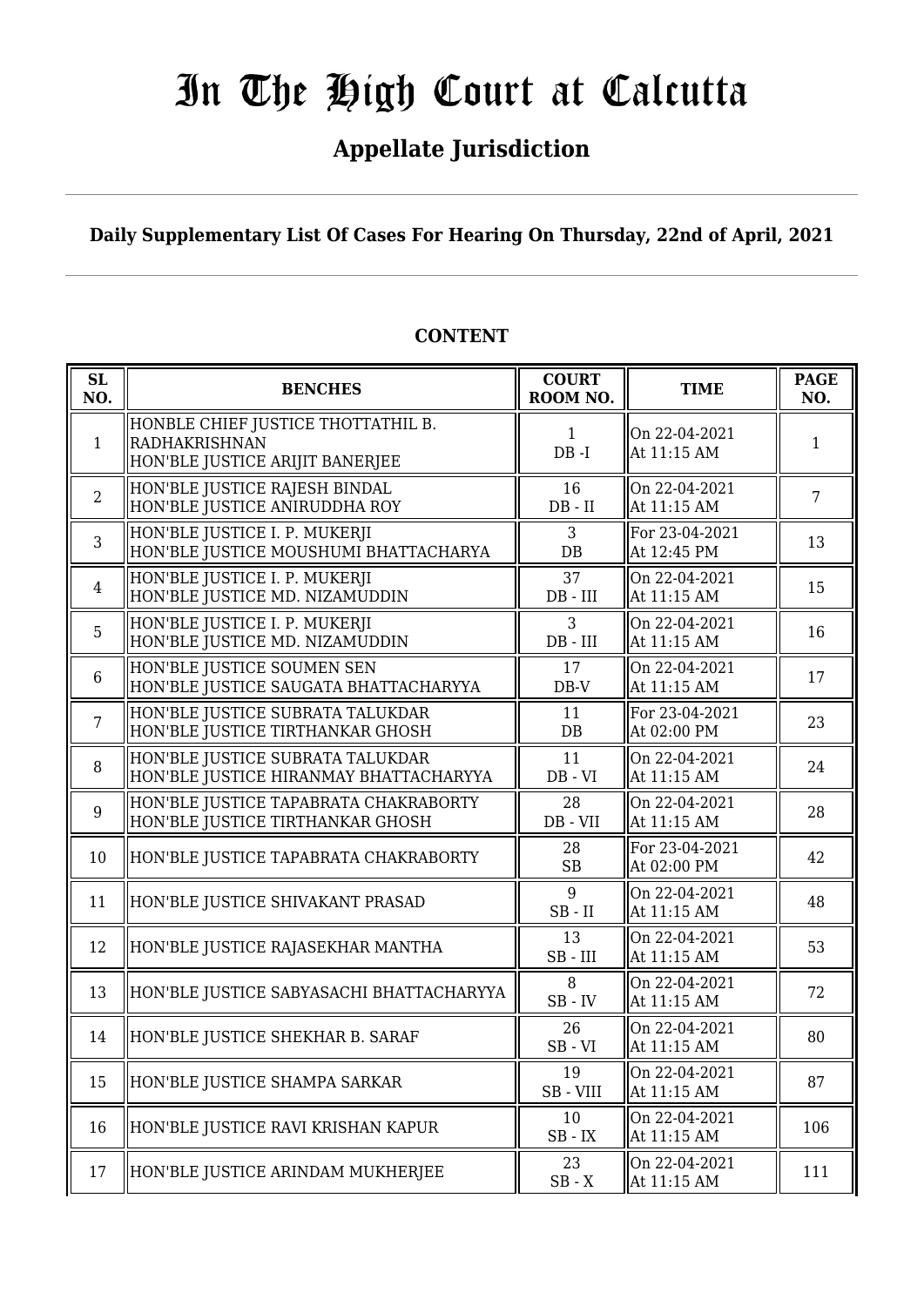# In The High Court at Calcutta

## Appellate Jurisdiction

**Daily Supplementary List Of Cases For Hearing On Thursday, 22nd of April, 2021**

### CONTENT

| SL NO. | BENCHES | COURT ROOM NO. | TIME | PAGE NO. |
|---|---|---|---|---|
| 1 | HONBLE CHIEF JUSTICE THOTTATHIL B. RADHAKRISHNAN<br>HON'BLE JUSTICE ARIJIT BANERJEE | 1<br>DB -I | On 22-04-2021<br>At 11:15 AM | 1 |
| 2 | HON'BLE JUSTICE RAJESH BINDAL<br>HON'BLE JUSTICE ANIRUDDHA ROY | 16<br>DB - II | On 22-04-2021<br>At 11:15 AM | 7 |
| 3 | HON'BLE JUSTICE I. P. MUKERJI<br>HON'BLE JUSTICE MOUSHUMI BHATTACHARYA | 3<br>DB | For 23-04-2021<br>At 12:45 PM | 13 |
| 4 | HON'BLE JUSTICE I. P. MUKERJI<br>HON'BLE JUSTICE MD. NIZAMUDDIN | 37<br>DB - III | On 22-04-2021<br>At 11:15 AM | 15 |
| 5 | HON'BLE JUSTICE I. P. MUKERJI<br>HON'BLE JUSTICE MD. NIZAMUDDIN | 3<br>DB - III | On 22-04-2021<br>At 11:15 AM | 16 |
| 6 | HON'BLE JUSTICE SOUMEN SEN<br>HON'BLE JUSTICE SAUGATA BHATTACHARYYA | 17<br>DB-V | On 22-04-2021<br>At 11:15 AM | 17 |
| 7 | HON'BLE JUSTICE SUBRATA TALUKDAR<br>HON'BLE JUSTICE TIRTHANKAR GHOSH | 11<br>DB | For 23-04-2021<br>At 02:00 PM | 23 |
| 8 | HON'BLE JUSTICE SUBRATA TALUKDAR<br>HON'BLE JUSTICE HIRANMAY BHATTACHARYYA | 11<br>DB - VI | On 22-04-2021<br>At 11:15 AM | 24 |
| 9 | HON'BLE JUSTICE TAPABRATA CHAKRABORTY<br>HON'BLE JUSTICE TIRTHANKAR GHOSH | 28<br>DB - VII | On 22-04-2021<br>At 11:15 AM | 28 |
| 10 | HON'BLE JUSTICE TAPABRATA CHAKRABORTY | 28<br>SB | For 23-04-2021<br>At 02:00 PM | 42 |
| 11 | HON'BLE JUSTICE SHIVAKANT PRASAD | 9<br>SB - II | On 22-04-2021<br>At 11:15 AM | 48 |
| 12 | HON'BLE JUSTICE RAJASEKHAR MANTHA | 13<br>SB - III | On 22-04-2021<br>At 11:15 AM | 53 |
| 13 | HON'BLE JUSTICE SABYASACHI BHATTACHARYYA | 8<br>SB - IV | On 22-04-2021<br>At 11:15 AM | 72 |
| 14 | HON'BLE JUSTICE SHEKHAR B. SARAF | 26<br>SB - VI | On 22-04-2021<br>At 11:15 AM | 80 |
| 15 | HON'BLE JUSTICE SHAMPA SARKAR | 19<br>SB - VIII | On 22-04-2021<br>At 11:15 AM | 87 |
| 16 | HON'BLE JUSTICE RAVI KRISHAN KAPUR | 10<br>SB - IX | On 22-04-2021<br>At 11:15 AM | 106 |
| 17 | HON'BLE JUSTICE ARINDAM MUKHERJEE | 23<br>SB - X | On 22-04-2021<br>At 11:15 AM | 111 |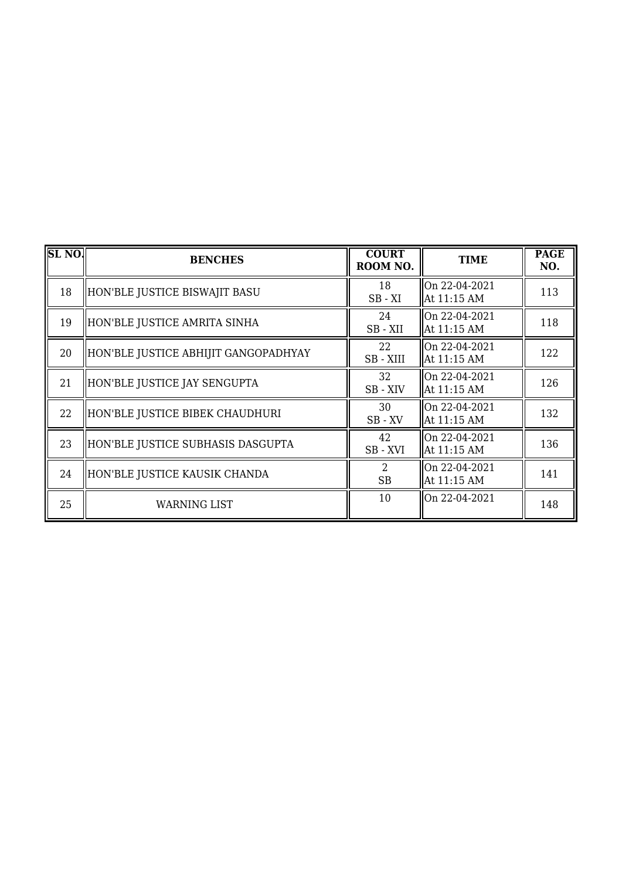| SL NO. | BENCHES | COURT ROOM NO. | TIME | PAGE NO. |
|---|---|---|---|---|
| 18 | HON'BLE JUSTICE BISWAJIT BASU | 18<br>SB - XI | On 22-04-2021<br>At 11:15 AM | 113 |
| 19 | HON'BLE JUSTICE AMRITA SINHA | 24<br>SB - XII | On 22-04-2021<br>At 11:15 AM | 118 |
| 20 | HON'BLE JUSTICE ABHIJIT GANGOPADHYAY | 22<br>SB - XIII | On 22-04-2021<br>At 11:15 AM | 122 |
| 21 | HON'BLE JUSTICE JAY SENGUPTA | 32<br>SB - XIV | On 22-04-2021<br>At 11:15 AM | 126 |
| 22 | HON'BLE JUSTICE BIBEK CHAUDHURI | 30<br>SB - XV | On 22-04-2021<br>At 11:15 AM | 132 |
| 23 | HON'BLE JUSTICE SUBHASIS DASGUPTA | 42<br>SB - XVI | On 22-04-2021<br>At 11:15 AM | 136 |
| 24 | HON'BLE JUSTICE KAUSIK CHANDA | 2<br>SB | On 22-04-2021<br>At 11:15 AM | 141 |
| 25 | WARNING LIST | 10 | On 22-04-2021 | 148 |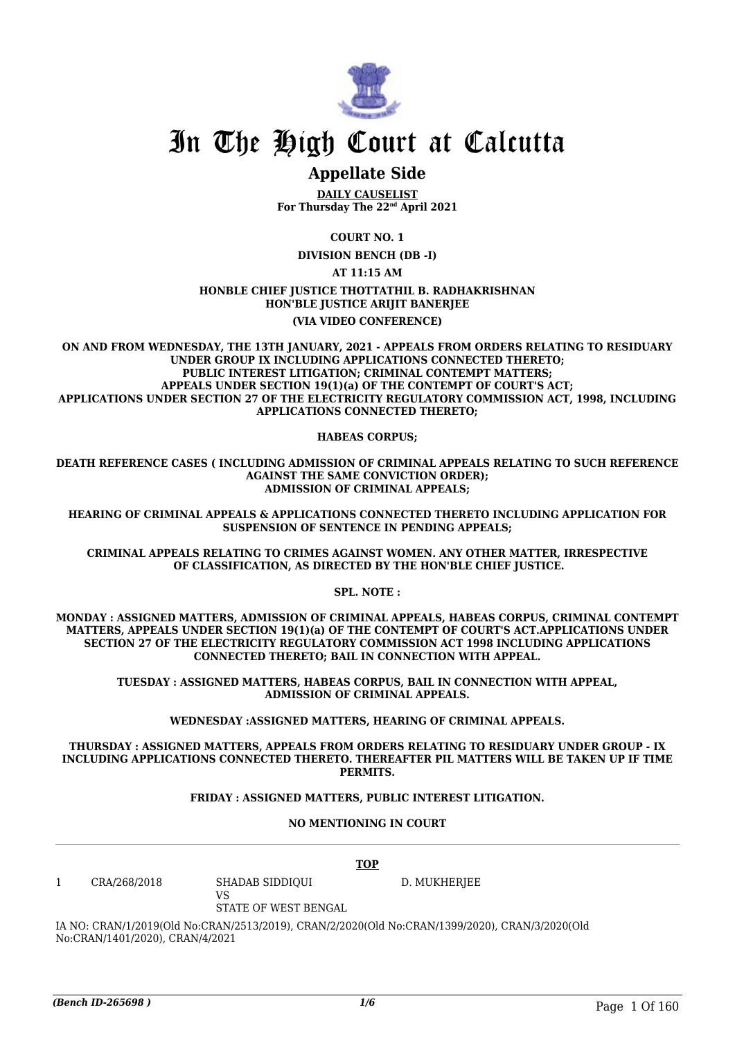# In The High Court at Calcutta

## Appellate Side

**DAILY CAUSELIST**
**For Thursday The 22nd April 2021**

**COURT NO. 1**

**DIVISION BENCH (DB -I)**

**AT 11:15 AM**

**HONBLE CHIEF JUSTICE THOTTATHIL B. RADHAKRISHNAN**
**HON'BLE JUSTICE ARIJIT BANERJEE**

**(VIA VIDEO CONFERENCE)**

**ON AND FROM WEDNESDAY, THE 13TH JANUARY, 2021 - APPEALS FROM ORDERS RELATING TO RESIDUARY UNDER GROUP IX INCLUDING APPLICATIONS CONNECTED THERETO; PUBLIC INTEREST LITIGATION; CRIMINAL CONTEMPT MATTERS; APPEALS UNDER SECTION 19(1)(a) OF THE CONTEMPT OF COURT'S ACT; APPLICATIONS UNDER SECTION 27 OF THE ELECTRICITY REGULATORY COMMISSION ACT, 1998, INCLUDING APPLICATIONS CONNECTED THERETO;**

**HABEAS CORPUS;**

**DEATH REFERENCE CASES ( INCLUDING ADMISSION OF CRIMINAL APPEALS RELATING TO SUCH REFERENCE AGAINST THE SAME CONVICTION ORDER); ADMISSION OF CRIMINAL APPEALS;**

**HEARING OF CRIMINAL APPEALS & APPLICATIONS CONNECTED THERETO INCLUDING APPLICATION FOR SUSPENSION OF SENTENCE IN PENDING APPEALS;**

**CRIMINAL APPEALS RELATING TO CRIMES AGAINST WOMEN. ANY OTHER MATTER, IRRESPECTIVE OF CLASSIFICATION, AS DIRECTED BY THE HON'BLE CHIEF JUSTICE.**

**SPL. NOTE :**

**MONDAY : ASSIGNED MATTERS, ADMISSION OF CRIMINAL APPEALS, HABEAS CORPUS, CRIMINAL CONTEMPT MATTERS, APPEALS UNDER SECTION 19(1)(a) OF THE CONTEMPT OF COURT'S ACT.APPLICATIONS UNDER SECTION 27 OF THE ELECTRICITY REGULATORY COMMISSION ACT 1998 INCLUDING APPLICATIONS CONNECTED THERETO; BAIL IN CONNECTION WITH APPEAL.**

**TUESDAY : ASSIGNED MATTERS, HABEAS CORPUS, BAIL IN CONNECTION WITH APPEAL, ADMISSION OF CRIMINAL APPEALS.**

**WEDNESDAY :ASSIGNED MATTERS, HEARING OF CRIMINAL APPEALS.**

**THURSDAY : ASSIGNED MATTERS, APPEALS FROM ORDERS RELATING TO RESIDUARY UNDER GROUP - IX INCLUDING APPLICATIONS CONNECTED THERETO. THEREAFTER PIL MATTERS WILL BE TAKEN UP IF TIME PERMITS.**

**FRIDAY : ASSIGNED MATTERS, PUBLIC INTEREST LITIGATION.**

**NO MENTIONING IN COURT**

---

**TOP**

| | | | |
|---|---|---|---|
| 1 | CRA/268/2018 | SHADAB SIDDIQUI<br>VS<br>STATE OF WEST BENGAL | D. MUKHERJEE |

IA NO: CRAN/1/2019(Old No:CRAN/2513/2019), CRAN/2/2020(Old No:CRAN/1399/2020), CRAN/3/2020(Old No:CRAN/1401/2020), CRAN/4/2021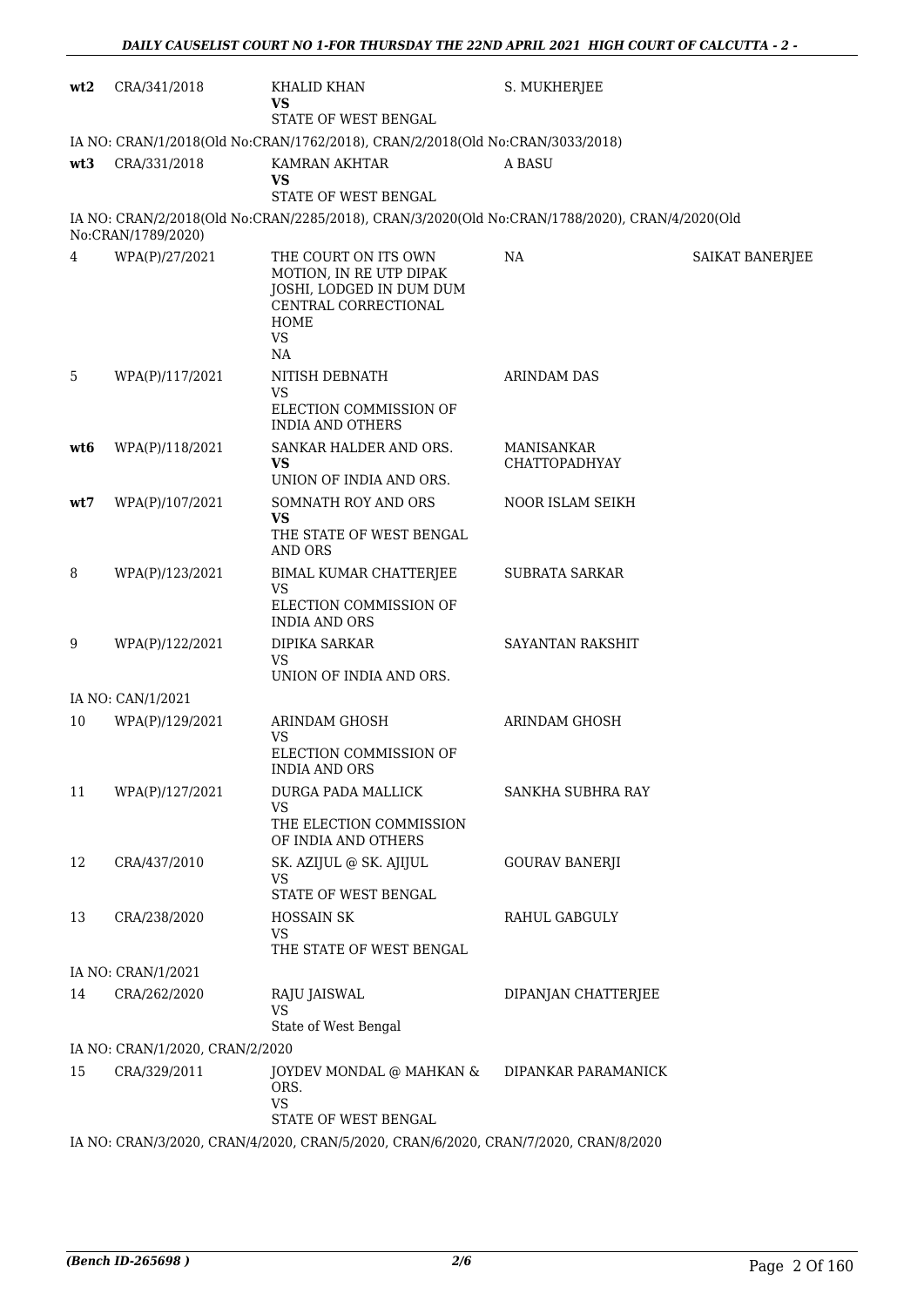| | | | | |
|---|---|---|---|---|
| wt2 | CRA/341/2018 | KHALID KHAN<br>**VS**<br>STATE OF WEST BENGAL | S. MUKHERJEE | |
| IA NO: CRAN/1/2018(Old No:CRAN/1762/2018), CRAN/2/2018(Old No:CRAN/3033/2018) | | | | |
| wt3 | CRA/331/2018 | KAMRAN AKHTAR<br>**VS**<br>STATE OF WEST BENGAL | A BASU | |
| IA NO: CRAN/2/2018(Old No:CRAN/2285/2018), CRAN/3/2020(Old No:CRAN/1788/2020), CRAN/4/2020(Old No:CRAN/1789/2020) | | | | |
| 4 | WPA(P)/27/2021 | THE COURT ON ITS OWN MOTION, IN RE UTP DIPAK JOSHI, LODGED IN DUM DUM CENTRAL CORRECTIONAL HOME<br>VS<br>NA | NA | SAIKAT BANERJEE |
| 5 | WPA(P)/117/2021 | NITISH DEBNATH<br>VS<br>ELECTION COMMISSION OF INDIA AND OTHERS | ARINDAM DAS | |
| wt6 | WPA(P)/118/2021 | SANKAR HALDER AND ORS.<br>**VS**<br>UNION OF INDIA AND ORS. | MANISANKAR CHATTOPADHYAY | |
| wt7 | WPA(P)/107/2021 | SOMNATH ROY AND ORS<br>**VS**<br>THE STATE OF WEST BENGAL AND ORS | NOOR ISLAM SEIKH | |
| 8 | WPA(P)/123/2021 | BIMAL KUMAR CHATTERJEE<br>VS<br>ELECTION COMMISSION OF INDIA AND ORS | SUBRATA SARKAR | |
| 9 | WPA(P)/122/2021 | DIPIKA SARKAR<br>VS<br>UNION OF INDIA AND ORS. | SAYANTAN RAKSHIT | |
| IA NO: CAN/1/2021 | | | | |
| 10 | WPA(P)/129/2021 | ARINDAM GHOSH<br>VS<br>ELECTION COMMISSION OF INDIA AND ORS | ARINDAM GHOSH | |
| 11 | WPA(P)/127/2021 | DURGA PADA MALLICK<br>VS<br>THE ELECTION COMMISSION OF INDIA AND OTHERS | SANKHA SUBHRA RAY | |
| 12 | CRA/437/2010 | SK. AZIJUL @ SK. AJIJUL<br>VS<br>STATE OF WEST BENGAL | GOURAV BANERJI | |
| 13 | CRA/238/2020 | HOSSAIN SK<br>VS<br>THE STATE OF WEST BENGAL | RAHUL GABGULY | |
| IA NO: CRAN/1/2021 | | | | |
| 14 | CRA/262/2020 | RAJU JAISWAL<br>VS<br>State of West Bengal | DIPANJAN CHATTERJEE | |
| IA NO: CRAN/1/2020, CRAN/2/2020 | | | | |
| 15 | CRA/329/2011 | JOYDEV MONDAL @ MAHKAN & ORS.<br>VS<br>STATE OF WEST BENGAL | DIPANKAR PARAMANICK | |
| IA NO: CRAN/3/2020, CRAN/4/2020, CRAN/5/2020, CRAN/6/2020, CRAN/7/2020, CRAN/8/2020 | | | | |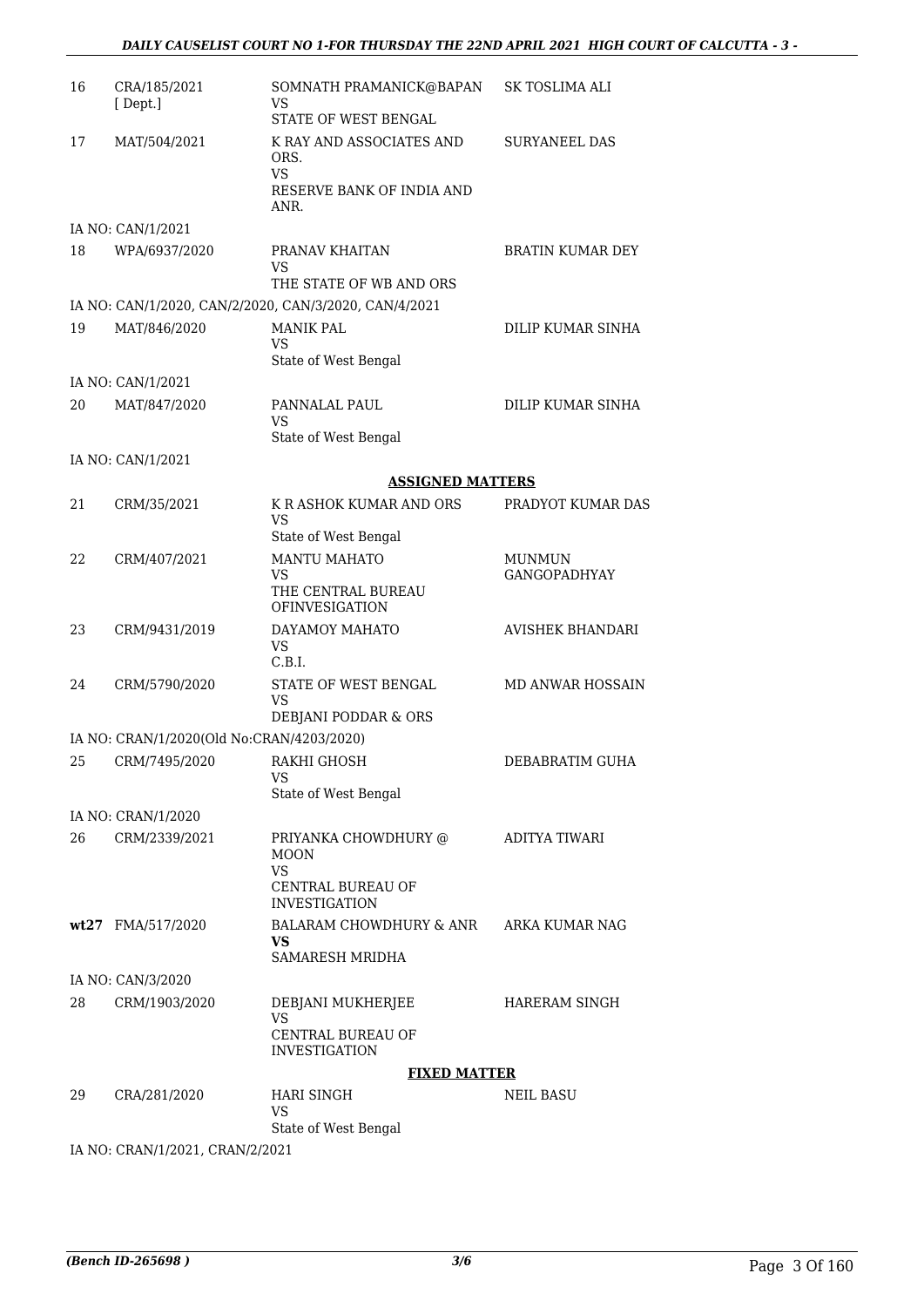| | | | |
|---|---|---|---|
| 16 | CRA/185/2021 [ Dept.] | SOMNATH PRAMANICK@BAPAN VS STATE OF WEST BENGAL | SK TOSLIMA ALI |
| 17 | MAT/504/2021 | K RAY AND ASSOCIATES AND ORS. VS RESERVE BANK OF INDIA AND ANR. | SURYANEEL DAS |
| | IA NO: CAN/1/2021 | | |
| 18 | WPA/6937/2020 | PRANAV KHAITAN VS THE STATE OF WB AND ORS | BRATIN KUMAR DEY |
| | IA NO: CAN/1/2020, CAN/2/2020, CAN/3/2020, CAN/4/2021 | | |
| 19 | MAT/846/2020 | MANIK PAL VS State of West Bengal | DILIP KUMAR SINHA |
| | IA NO: CAN/1/2021 | | |
| 20 | MAT/847/2020 | PANNALAL PAUL VS State of West Bengal | DILIP KUMAR SINHA |
| | IA NO: CAN/1/2021 | | |

**ASSIGNED MATTERS**

| | | | |
|---|---|---|---|
| 21 | CRM/35/2021 | K R ASHOK KUMAR AND ORS VS State of West Bengal | PRADYOT KUMAR DAS |
| 22 | CRM/407/2021 | MANTU MAHATO VS THE CENTRAL BUREAU OFINVESIGATION | MUNMUN GANGOPADHYAY |
| 23 | CRM/9431/2019 | DAYAMOY MAHATO VS C.B.I. | AVISHEK BHANDARI |
| 24 | CRM/5790/2020 | STATE OF WEST BENGAL VS DEBJANI PODDAR & ORS | MD ANWAR HOSSAIN |
| | IA NO: CRAN/1/2020(Old No:CRAN/4203/2020) | | |
| 25 | CRM/7495/2020 | RAKHI GHOSH VS State of West Bengal | DEBABRATIM GUHA |
| | IA NO: CRAN/1/2020 | | |
| 26 | CRM/2339/2021 | PRIYANKA CHOWDHURY @ MOON VS CENTRAL BUREAU OF INVESTIGATION | ADITYA TIWARI |
| **wt27** | FMA/517/2020 | BALARAM CHOWDHURY & ANR **VS** SAMARESH MRIDHA | ARKA KUMAR NAG |
| | IA NO: CAN/3/2020 | | |
| 28 | CRM/1903/2020 | DEBJANI MUKHERJEE VS CENTRAL BUREAU OF INVESTIGATION | HARERAM SINGH |

**FIXED MATTER**

| | | | |
|---|---|---|---|
| 29 | CRA/281/2020 | HARI SINGH VS State of West Bengal | NEIL BASU |
| | IA NO: CRAN/1/2021, CRAN/2/2021 | | |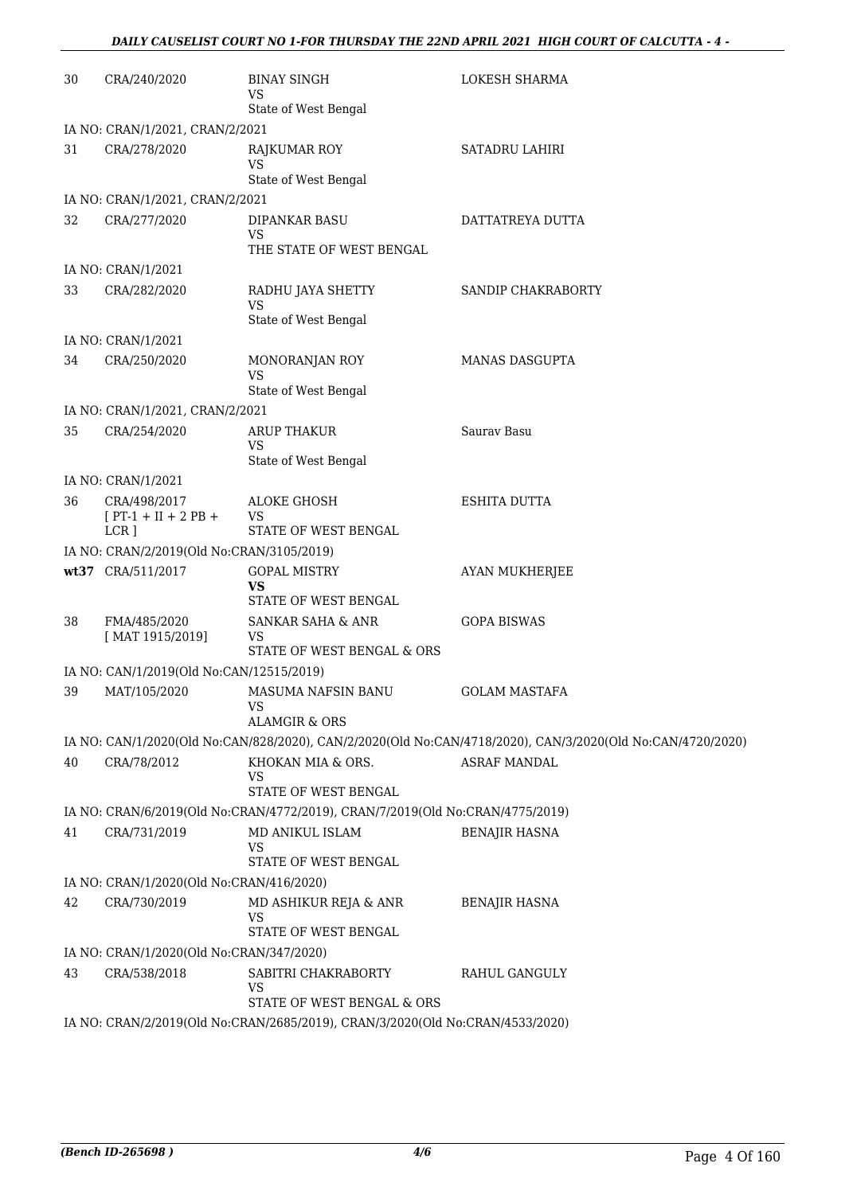| | | | |
|---|---|---|---|
| 30 | CRA/240/2020 | BINAY SINGH<br>VS<br>State of West Bengal | LOKESH SHARMA |
| IA NO: CRAN/1/2021, CRAN/2/2021 | | | |
| 31 | CRA/278/2020 | RAJKUMAR ROY<br>VS<br>State of West Bengal | SATADRU LAHIRI |
| IA NO: CRAN/1/2021, CRAN/2/2021 | | | |
| 32 | CRA/277/2020 | DIPANKAR BASU<br>VS<br>THE STATE OF WEST BENGAL | DATTATREYA DUTTA |
| IA NO: CRAN/1/2021 | | | |
| 33 | CRA/282/2020 | RADHU JAYA SHETTY<br>VS<br>State of West Bengal | SANDIP CHAKRABORTY |
| IA NO: CRAN/1/2021 | | | |
| 34 | CRA/250/2020 | MONORANJAN ROY<br>VS<br>State of West Bengal | MANAS DASGUPTA |
| IA NO: CRAN/1/2021, CRAN/2/2021 | | | |
| 35 | CRA/254/2020 | ARUP THAKUR<br>VS<br>State of West Bengal | Saurav Basu |
| IA NO: CRAN/1/2021 | | | |
| 36 | CRA/498/2017<br>[ PT-1 + II + 2 PB + LCR ] | ALOKE GHOSH<br>VS<br>STATE OF WEST BENGAL | ESHITA DUTTA |
| IA NO: CRAN/2/2019(Old No:CRAN/3105/2019) | | | |
| wt37 | CRA/511/2017 | GOPAL MISTRY<br>**VS**<br>STATE OF WEST BENGAL | AYAN MUKHERJEE |
| 38 | FMA/485/2020<br>[ MAT 1915/2019] | SANKAR SAHA & ANR<br>VS<br>STATE OF WEST BENGAL & ORS | GOPA BISWAS |
| IA NO: CAN/1/2019(Old No:CAN/12515/2019) | | | |
| 39 | MAT/105/2020 | MASUMA NAFSIN BANU<br>VS<br>ALAMGIR & ORS | GOLAM MASTAFA |
| IA NO: CAN/1/2020(Old No:CAN/828/2020), CAN/2/2020(Old No:CAN/4718/2020), CAN/3/2020(Old No:CAN/4720/2020) | | | |
| 40 | CRA/78/2012 | KHOKAN MIA & ORS.<br>VS<br>STATE OF WEST BENGAL | ASRAF MANDAL |
| IA NO: CRAN/6/2019(Old No:CRAN/4772/2019), CRAN/7/2019(Old No:CRAN/4775/2019) | | | |
| 41 | CRA/731/2019 | MD ANIKUL ISLAM<br>VS<br>STATE OF WEST BENGAL | BENAJIR HASNA |
| IA NO: CRAN/1/2020(Old No:CRAN/416/2020) | | | |
| 42 | CRA/730/2019 | MD ASHIKUR REJA & ANR<br>VS<br>STATE OF WEST BENGAL | BENAJIR HASNA |
| IA NO: CRAN/1/2020(Old No:CRAN/347/2020) | | | |
| 43 | CRA/538/2018 | SABITRI CHAKRABORTY<br>VS<br>STATE OF WEST BENGAL & ORS | RAHUL GANGULY |
| IA NO: CRAN/2/2019(Old No:CRAN/2685/2019), CRAN/3/2020(Old No:CRAN/4533/2020) | | | |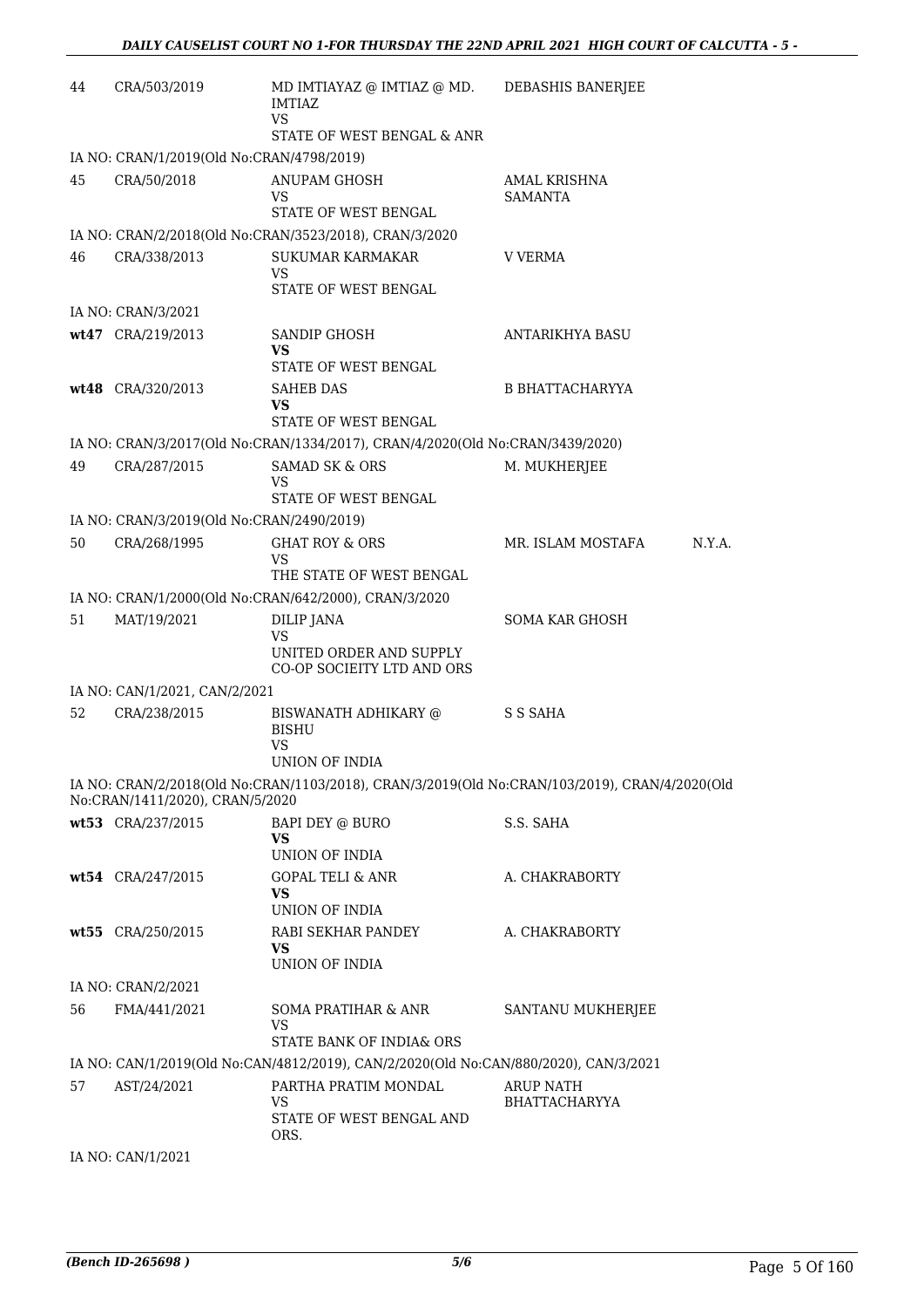| | | | | |
|---|---|---|---|---|
| 44 | CRA/503/2019 | MD IMTIAYAZ @ IMTIAZ @ MD. IMTIAZ<br>VS<br>STATE OF WEST BENGAL & ANR | DEBASHIS BANERJEE | |
| IA NO: CRAN/1/2019(Old No:CRAN/4798/2019) | | | | |
| 45 | CRA/50/2018 | ANUPAM GHOSH<br>VS<br>STATE OF WEST BENGAL | AMAL KRISHNA SAMANTA | |
| IA NO: CRAN/2/2018(Old No:CRAN/3523/2018), CRAN/3/2020 | | | | |
| 46 | CRA/338/2013 | SUKUMAR KARMAKAR<br>VS<br>STATE OF WEST BENGAL | V VERMA | |
| IA NO: CRAN/3/2021 | | | | |
| wt47 | CRA/219/2013 | SANDIP GHOSH<br>**VS**<br>STATE OF WEST BENGAL | ANTARIKHYA BASU | |
| wt48 | CRA/320/2013 | SAHEB DAS<br>**VS**<br>STATE OF WEST BENGAL | B BHATTACHARYYA | |
| IA NO: CRAN/3/2017(Old No:CRAN/1334/2017), CRAN/4/2020(Old No:CRAN/3439/2020) | | | | |
| 49 | CRA/287/2015 | SAMAD SK & ORS<br>VS<br>STATE OF WEST BENGAL | M. MUKHERJEE | |
| IA NO: CRAN/3/2019(Old No:CRAN/2490/2019) | | | | |
| 50 | CRA/268/1995 | GHAT ROY & ORS<br>VS<br>THE STATE OF WEST BENGAL | MR. ISLAM MOSTAFA | N.Y.A. |
| IA NO: CRAN/1/2000(Old No:CRAN/642/2000), CRAN/3/2020 | | | | |
| 51 | MAT/19/2021 | DILIP JANA<br>VS<br>UNITED ORDER AND SUPPLY CO-OP SOCIEITY LTD AND ORS | SOMA KAR GHOSH | |
| IA NO: CAN/1/2021, CAN/2/2021 | | | | |
| 52 | CRA/238/2015 | BISWANATH ADHIKARY @ BISHU<br>VS<br>UNION OF INDIA | S S SAHA | |
| IA NO: CRAN/2/2018(Old No:CRAN/1103/2018), CRAN/3/2019(Old No:CRAN/103/2019), CRAN/4/2020(Old No:CRAN/1411/2020), CRAN/5/2020 | | | | |
| wt53 | CRA/237/2015 | BAPI DEY @ BURO<br>**VS**<br>UNION OF INDIA | S.S. SAHA | |
| wt54 | CRA/247/2015 | GOPAL TELI & ANR<br>**VS**<br>UNION OF INDIA | A. CHAKRABORTY | |
| wt55 | CRA/250/2015 | RABI SEKHAR PANDEY<br>**VS**<br>UNION OF INDIA | A. CHAKRABORTY | |
| IA NO: CRAN/2/2021 | | | | |
| 56 | FMA/441/2021 | SOMA PRATIHAR & ANR<br>VS<br>STATE BANK OF INDIA& ORS | SANTANU MUKHERJEE | |
| IA NO: CAN/1/2019(Old No:CAN/4812/2019), CAN/2/2020(Old No:CAN/880/2020), CAN/3/2021 | | | | |
| 57 | AST/24/2021 | PARTHA PRATIM MONDAL<br>VS<br>STATE OF WEST BENGAL AND ORS. | ARUP NATH BHATTACHARYYA | |
| IA NO: CAN/1/2021 | | | | |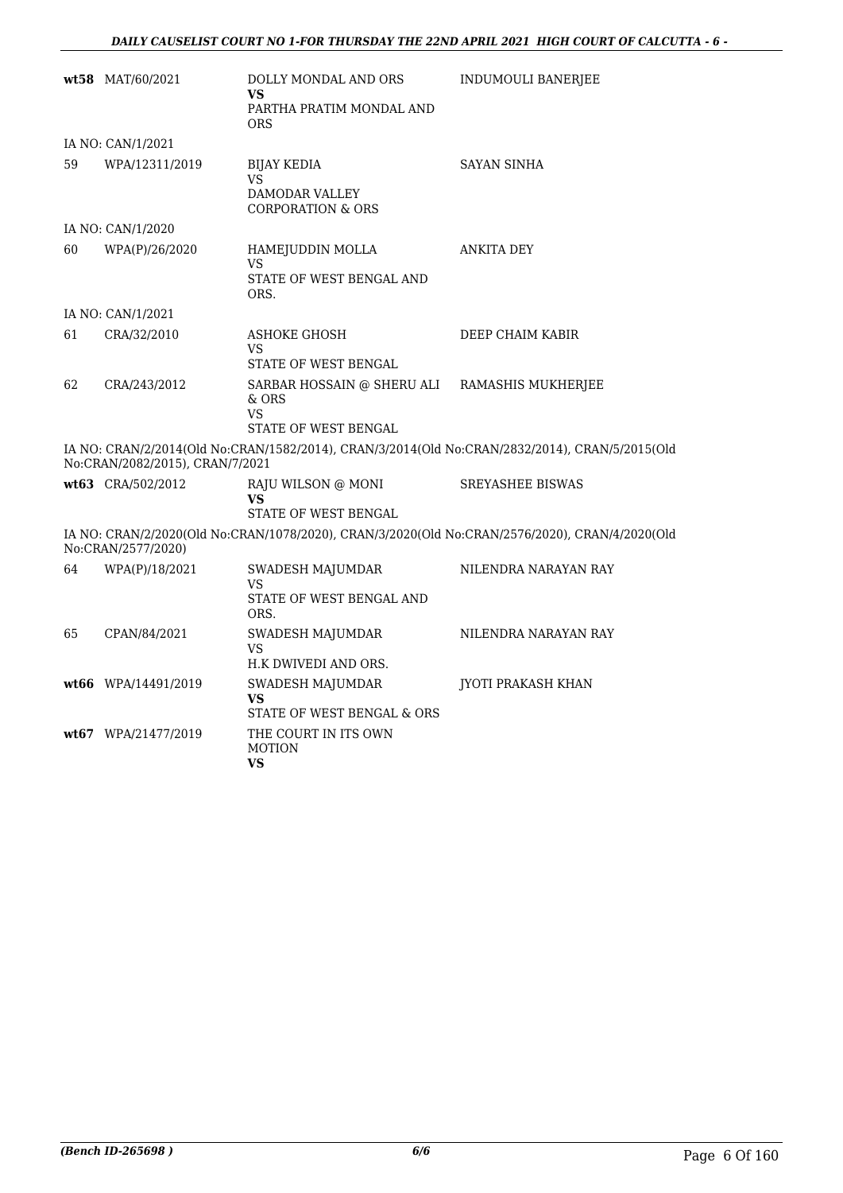| | | | |
|---|---|---|---|
| **wt58** | MAT/60/2021 | DOLLY MONDAL AND ORS<br>**VS**<br>PARTHA PRATIM MONDAL AND ORS | INDUMOULI BANERJEE |
| IA NO: CAN/1/2021 | | | |
| 59 | WPA/12311/2019 | BIJAY KEDIA<br>VS<br>DAMODAR VALLEY CORPORATION & ORS | SAYAN SINHA |
| IA NO: CAN/1/2020 | | | |
| 60 | WPA(P)/26/2020 | HAMEJUDDIN MOLLA<br>VS<br>STATE OF WEST BENGAL AND ORS. | ANKITA DEY |
| IA NO: CAN/1/2021 | | | |
| 61 | CRA/32/2010 | ASHOKE GHOSH<br>VS<br>STATE OF WEST BENGAL | DEEP CHAIM KABIR |
| 62 | CRA/243/2012 | SARBAR HOSSAIN @ SHERU ALI & ORS<br>VS<br>STATE OF WEST BENGAL | RAMASHIS MUKHERJEE |

IA NO: CRAN/2/2014(Old No:CRAN/1582/2014), CRAN/3/2014(Old No:CRAN/2832/2014), CRAN/5/2015(Old No:CRAN/2082/2015), CRAN/7/2021

| | | | |
|---|---|---|---|
| **wt63** | CRA/502/2012 | RAJU WILSON @ MONI<br>**VS**<br>STATE OF WEST BENGAL | SREYASHEE BISWAS |

IA NO: CRAN/2/2020(Old No:CRAN/1078/2020), CRAN/3/2020(Old No:CRAN/2576/2020), CRAN/4/2020(Old No:CRAN/2577/2020)

| | | | |
|---|---|---|---|
| 64 | WPA(P)/18/2021 | SWADESH MAJUMDAR<br>VS<br>STATE OF WEST BENGAL AND ORS. | NILENDRA NARAYAN RAY |
| 65 | CPAN/84/2021 | SWADESH MAJUMDAR<br>VS<br>H.K DWIVEDI AND ORS. | NILENDRA NARAYAN RAY |
| **wt66** | WPA/14491/2019 | SWADESH MAJUMDAR<br>**VS**<br>STATE OF WEST BENGAL & ORS | JYOTI PRAKASH KHAN |
| **wt67** | WPA/21477/2019 | THE COURT IN ITS OWN MOTION<br>**VS** | |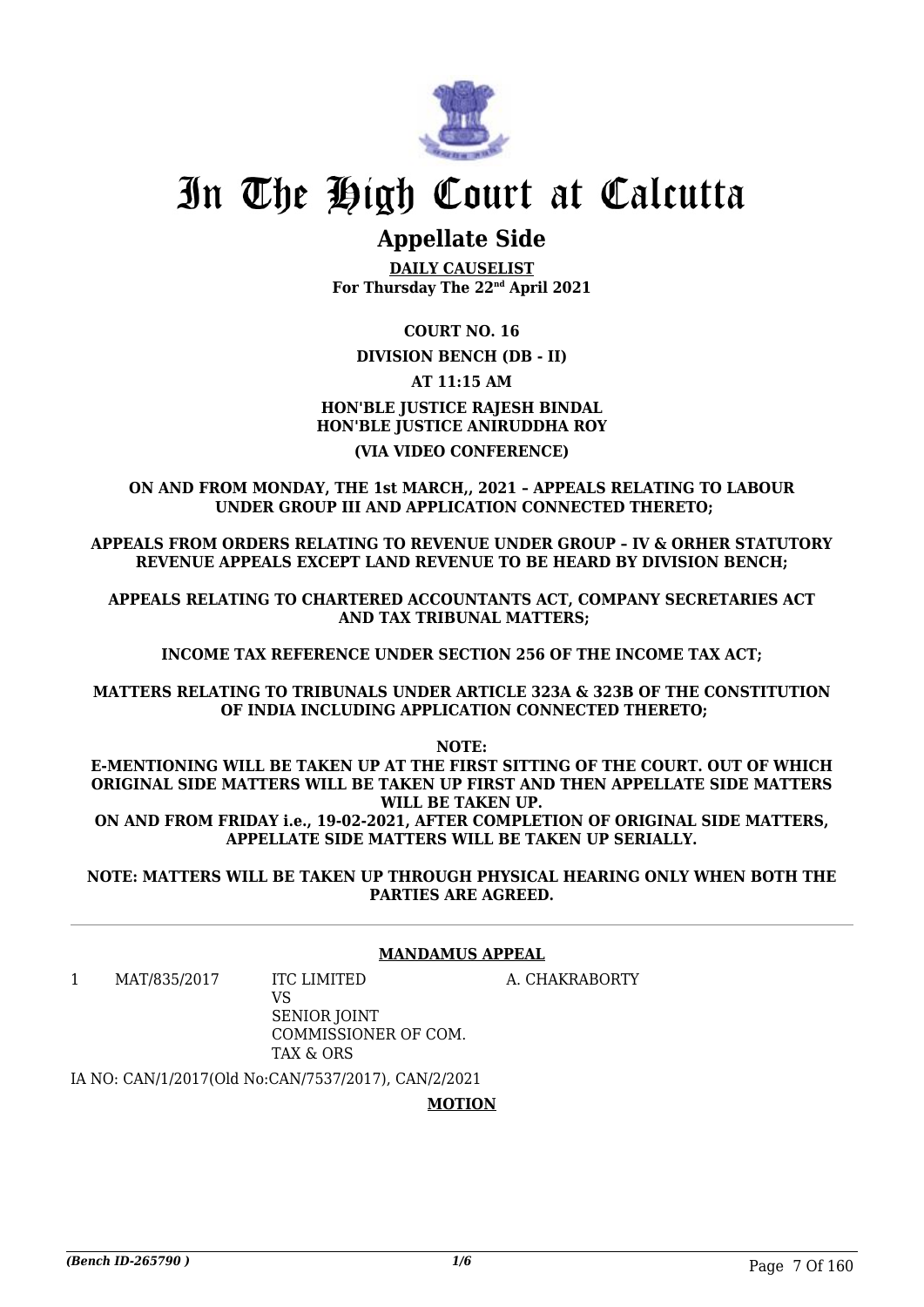# In The High Court at Calcutta

## Appellate Side

**DAILY CAUSELIST**
**For Thursday The 22nd April 2021**

**COURT NO. 16**

**DIVISION BENCH (DB - II)**

**AT 11:15 AM**

**HON'BLE JUSTICE RAJESH BINDAL**
**HON'BLE JUSTICE ANIRUDDHA ROY**

**(VIA VIDEO CONFERENCE)**

**ON AND FROM MONDAY, THE 1st MARCH,, 2021 – APPEALS RELATING TO LABOUR UNDER GROUP III AND APPLICATION CONNECTED THERETO;**

**APPEALS FROM ORDERS RELATING TO REVENUE UNDER GROUP – IV & ORHER STATUTORY REVENUE APPEALS EXCEPT LAND REVENUE TO BE HEARD BY DIVISION BENCH;**

**APPEALS RELATING TO CHARTERED ACCOUNTANTS ACT, COMPANY SECRETARIES ACT AND TAX TRIBUNAL MATTERS;**

**INCOME TAX REFERENCE UNDER SECTION 256 OF THE INCOME TAX ACT;**

**MATTERS RELATING TO TRIBUNALS UNDER ARTICLE 323A & 323B OF THE CONSTITUTION OF INDIA INCLUDING APPLICATION CONNECTED THERETO;**

**NOTE:**

**E-MENTIONING WILL BE TAKEN UP AT THE FIRST SITTING OF THE COURT. OUT OF WHICH ORIGINAL SIDE MATTERS WILL BE TAKEN UP FIRST AND THEN APPELLATE SIDE MATTERS WILL BE TAKEN UP.**
**ON AND FROM FRIDAY i.e., 19-02-2021, AFTER COMPLETION OF ORIGINAL SIDE MATTERS, APPELLATE SIDE MATTERS WILL BE TAKEN UP SERIALLY.**

**NOTE: MATTERS WILL BE TAKEN UP THROUGH PHYSICAL HEARING ONLY WHEN BOTH THE PARTIES ARE AGREED.**

---

**MANDAMUS APPEAL**

| | | | |
|---|---|---|---|
| 1 | MAT/835/2017 | ITC LIMITED<br>VS<br>SENIOR JOINT COMMISSIONER OF COM. TAX & ORS | A. CHAKRABORTY |

IA NO: CAN/1/2017(Old No:CAN/7537/2017), CAN/2/2021

**MOTION**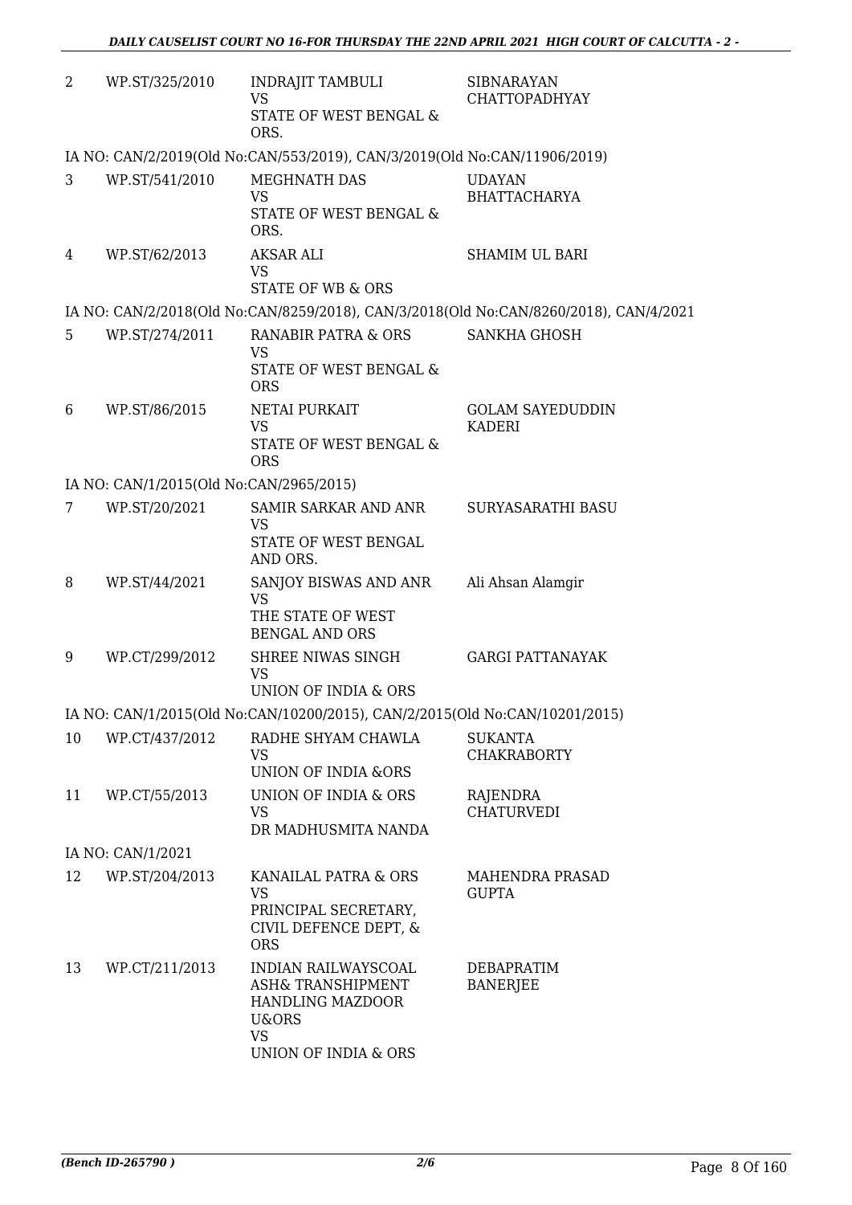| 2 | WP.ST/325/2010 | INDRAJIT TAMBULI<br>VS<br>STATE OF WEST BENGAL & ORS. | SIBNARAYAN CHATTOPADHYAY |
|---|---|---|---|
| | IA NO: CAN/2/2019(Old No:CAN/553/2019), CAN/3/2019(Old No:CAN/11906/2019) | | |
| 3 | WP.ST/541/2010 | MEGHNATH DAS<br>VS<br>STATE OF WEST BENGAL & ORS. | UDAYAN BHATTACHARYA |
| 4 | WP.ST/62/2013 | AKSAR ALI<br>VS<br>STATE OF WB & ORS | SHAMIM UL BARI |
| | IA NO: CAN/2/2018(Old No:CAN/8259/2018), CAN/3/2018(Old No:CAN/8260/2018), CAN/4/2021 | | |
| 5 | WP.ST/274/2011 | RANABIR PATRA & ORS<br>VS<br>STATE OF WEST BENGAL & ORS | SANKHA GHOSH |
| 6 | WP.ST/86/2015 | NETAI PURKAIT<br>VS<br>STATE OF WEST BENGAL & ORS | GOLAM SAYEDUDDIN KADERI |
| | IA NO: CAN/1/2015(Old No:CAN/2965/2015) | | |
| 7 | WP.ST/20/2021 | SAMIR SARKAR AND ANR<br>VS<br>STATE OF WEST BENGAL AND ORS. | SURYASARATHI BASU |
| 8 | WP.ST/44/2021 | SANJOY BISWAS AND ANR<br>VS<br>THE STATE OF WEST BENGAL AND ORS | Ali Ahsan Alamgir |
| 9 | WP.CT/299/2012 | SHREE NIWAS SINGH<br>VS<br>UNION OF INDIA & ORS | GARGI PATTANAYAK |
| | IA NO: CAN/1/2015(Old No:CAN/10200/2015), CAN/2/2015(Old No:CAN/10201/2015) | | |
| 10 | WP.CT/437/2012 | RADHE SHYAM CHAWLA<br>VS<br>UNION OF INDIA &ORS | SUKANTA CHAKRABORTY |
| 11 | WP.CT/55/2013 | UNION OF INDIA & ORS<br>VS<br>DR MADHUSMITA NANDA | RAJENDRA CHATURVEDI |
| | IA NO: CAN/1/2021 | | |
| 12 | WP.ST/204/2013 | KANAILAL PATRA & ORS<br>VS<br>PRINCIPAL SECRETARY, CIVIL DEFENCE DEPT, & ORS | MAHENDRA PRASAD GUPTA |
| 13 | WP.CT/211/2013 | INDIAN RAILWAYSCOAL ASH& TRANSHIPMENT HANDLING MAZDOOR U&ORS<br>VS<br>UNION OF INDIA & ORS | DEBAPRATIM BANERJEE |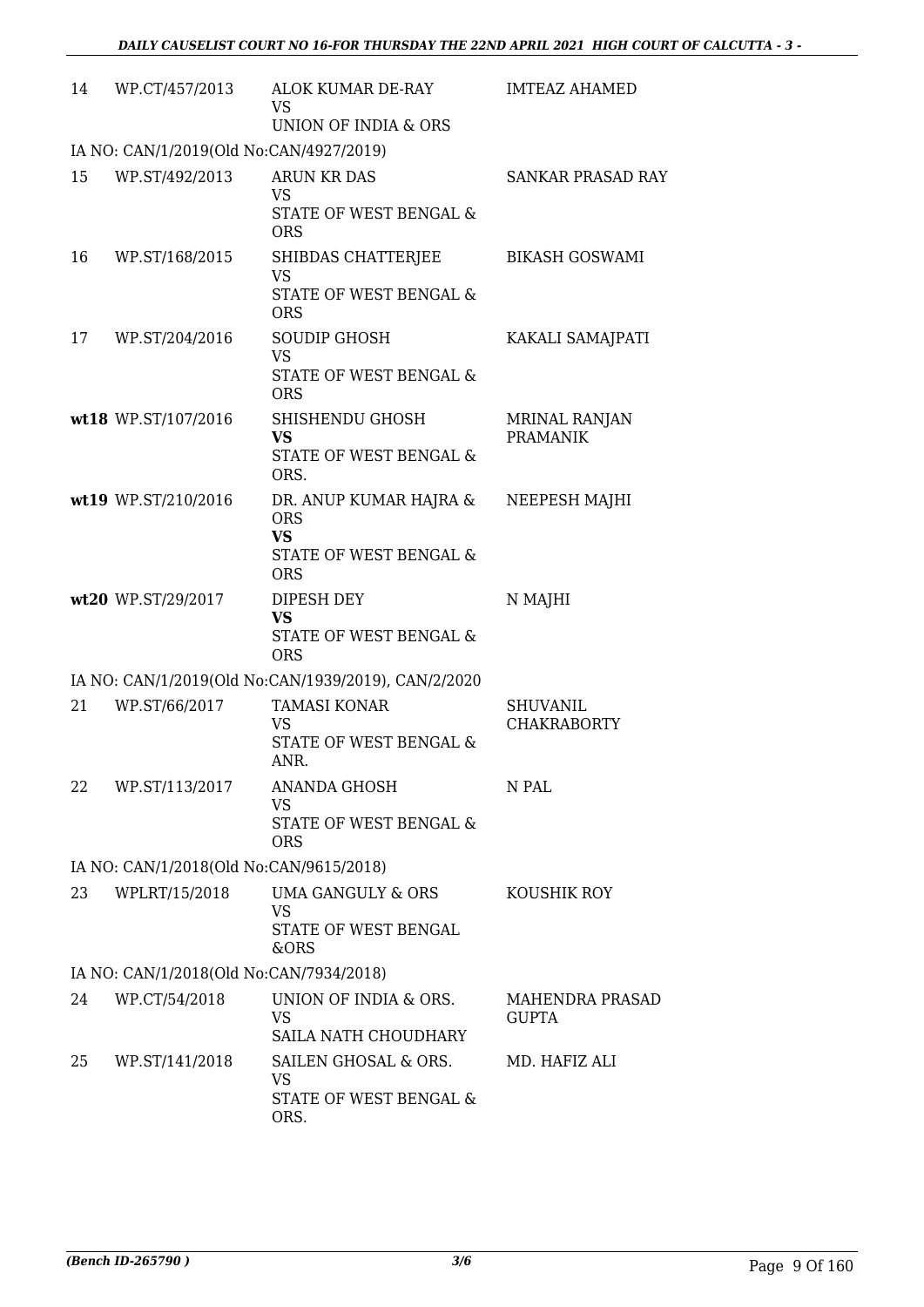| | | | |
|---|---|---|---|
| 14 | WP.CT/457/2013 | ALOK KUMAR DE-RAY<br>VS<br>UNION OF INDIA & ORS | IMTEAZ AHAMED |
| IA NO: CAN/1/2019(Old No:CAN/4927/2019) | | | |
| 15 | WP.ST/492/2013 | ARUN KR DAS<br>VS<br>STATE OF WEST BENGAL & ORS | SANKAR PRASAD RAY |
| 16 | WP.ST/168/2015 | SHIBDAS CHATTERJEE<br>VS<br>STATE OF WEST BENGAL & ORS | BIKASH GOSWAMI |
| 17 | WP.ST/204/2016 | SOUDIP GHOSH<br>VS<br>STATE OF WEST BENGAL & ORS | KAKALI SAMAJPATI |
| **wt18** | WP.ST/107/2016 | SHISHENDU GHOSH<br>**VS**<br>STATE OF WEST BENGAL & ORS. | MRINAL RANJAN PRAMANIK |
| **wt19** | WP.ST/210/2016 | DR. ANUP KUMAR HAJRA & ORS<br>**VS**<br>STATE OF WEST BENGAL & ORS | NEEPESH MAJHI |
| **wt20** | WP.ST/29/2017 | DIPESH DEY<br>**VS**<br>STATE OF WEST BENGAL & ORS | N MAJHI |
| IA NO: CAN/1/2019(Old No:CAN/1939/2019), CAN/2/2020 | | | |
| 21 | WP.ST/66/2017 | TAMASI KONAR<br>VS<br>STATE OF WEST BENGAL & ANR. | SHUVANIL CHAKRABORTY |
| 22 | WP.ST/113/2017 | ANANDA GHOSH<br>VS<br>STATE OF WEST BENGAL & ORS | N PAL |
| IA NO: CAN/1/2018(Old No:CAN/9615/2018) | | | |
| 23 | WPLRT/15/2018 | UMA GANGULY & ORS<br>VS<br>STATE OF WEST BENGAL &ORS | KOUSHIK ROY |
| IA NO: CAN/1/2018(Old No:CAN/7934/2018) | | | |
| 24 | WP.CT/54/2018 | UNION OF INDIA & ORS.<br>VS<br>SAILA NATH CHOUDHARY | MAHENDRA PRASAD GUPTA |
| 25 | WP.ST/141/2018 | SAILEN GHOSAL & ORS.<br>VS<br>STATE OF WEST BENGAL & ORS. | MD. HAFIZ ALI |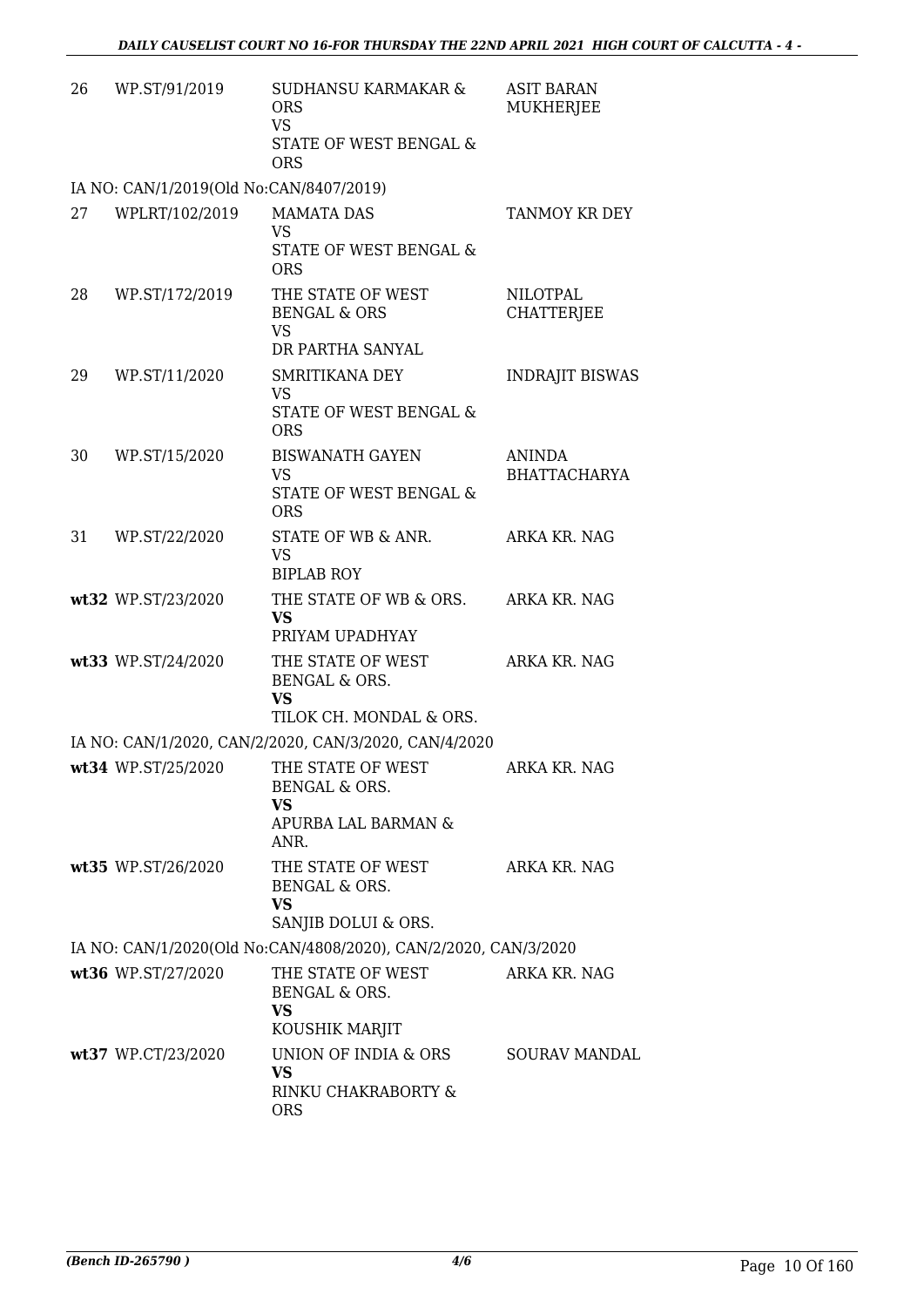| | | | |
|---|---|---|---|
| 26 | WP.ST/91/2019 | SUDHANSU KARMAKAR & ORS<br>VS<br>STATE OF WEST BENGAL & ORS | ASIT BARAN MUKHERJEE |

IA NO: CAN/1/2019(Old No:CAN/8407/2019)

| | | | |
|---|---|---|---|
| 27 | WPLRT/102/2019 | MAMATA DAS<br>VS<br>STATE OF WEST BENGAL & ORS | TANMOY KR DEY |
| 28 | WP.ST/172/2019 | THE STATE OF WEST BENGAL & ORS<br>VS<br>DR PARTHA SANYAL | NILOTPAL CHATTERJEE |
| 29 | WP.ST/11/2020 | SMRITIKANA DEY<br>VS<br>STATE OF WEST BENGAL & ORS | INDRAJIT BISWAS |
| 30 | WP.ST/15/2020 | BISWANATH GAYEN<br>VS<br>STATE OF WEST BENGAL & ORS | ANINDA BHATTACHARYA |
| 31 | WP.ST/22/2020 | STATE OF WB & ANR.<br>VS<br>BIPLAB ROY | ARKA KR. NAG |
| **wt32** | WP.ST/23/2020 | THE STATE OF WB & ORS.<br>**VS**<br>PRIYAM UPADHYAY | ARKA KR. NAG |
| **wt33** | WP.ST/24/2020 | THE STATE OF WEST BENGAL & ORS.<br>**VS**<br>TILOK CH. MONDAL & ORS. | ARKA KR. NAG |

IA NO: CAN/1/2020, CAN/2/2020, CAN/3/2020, CAN/4/2020

| | | | |
|---|---|---|---|
| **wt34** | WP.ST/25/2020 | THE STATE OF WEST BENGAL & ORS.<br>**VS**<br>APURBA LAL BARMAN & ANR. | ARKA KR. NAG |
| **wt35** | WP.ST/26/2020 | THE STATE OF WEST BENGAL & ORS.<br>**VS**<br>SANJIB DOLUI & ORS. | ARKA KR. NAG |

IA NO: CAN/1/2020(Old No:CAN/4808/2020), CAN/2/2020, CAN/3/2020

| | | | |
|---|---|---|---|
| **wt36** | WP.ST/27/2020 | THE STATE OF WEST BENGAL & ORS.<br>**VS**<br>KOUSHIK MARJIT | ARKA KR. NAG |
| **wt37** | WP.CT/23/2020 | UNION OF INDIA & ORS<br>**VS**<br>RINKU CHAKRABORTY & ORS | SOURAV MANDAL |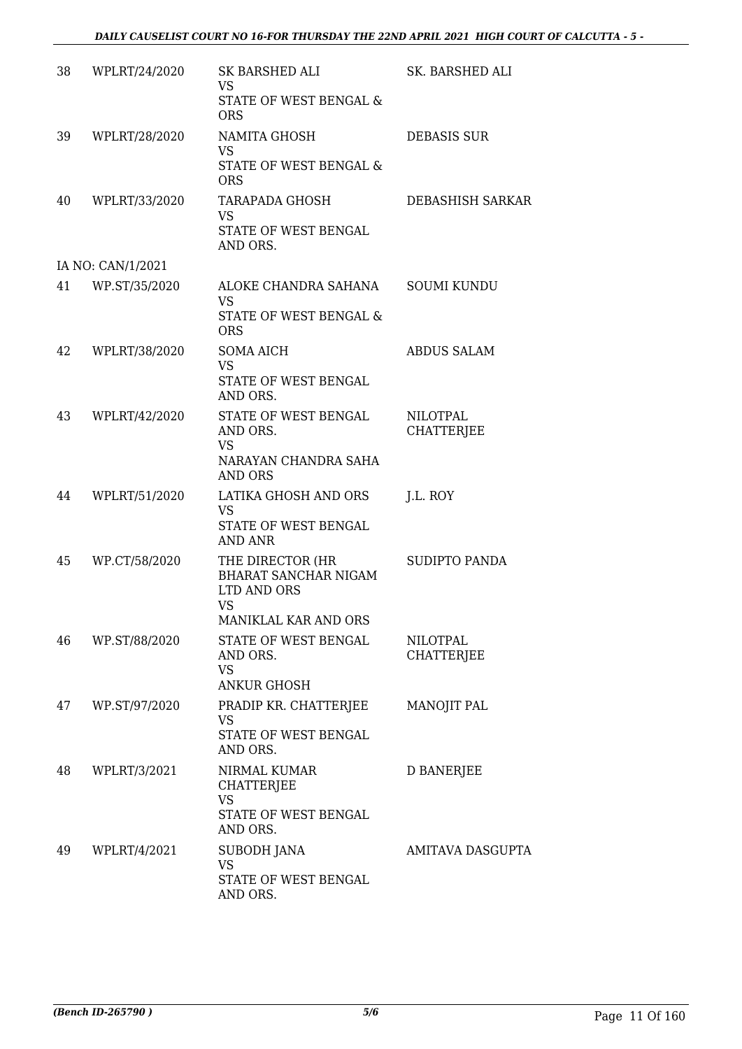| | | | |
|---|---|---|---|
| 38 | WPLRT/24/2020 | SK BARSHED ALI<br>VS<br>STATE OF WEST BENGAL & ORS | SK. BARSHED ALI |
| 39 | WPLRT/28/2020 | NAMITA GHOSH<br>VS<br>STATE OF WEST BENGAL & ORS | DEBASIS SUR |
| 40 | WPLRT/33/2020 | TARAPADA GHOSH<br>VS<br>STATE OF WEST BENGAL AND ORS. | DEBASHISH SARKAR |
| | IA NO: CAN/1/2021 | | |
| 41 | WP.ST/35/2020 | ALOKE CHANDRA SAHANA<br>VS<br>STATE OF WEST BENGAL & ORS | SOUMI KUNDU |
| 42 | WPLRT/38/2020 | SOMA AICH<br>VS<br>STATE OF WEST BENGAL AND ORS. | ABDUS SALAM |
| 43 | WPLRT/42/2020 | STATE OF WEST BENGAL AND ORS.<br>VS<br>NARAYAN CHANDRA SAHA AND ORS | NILOTPAL CHATTERJEE |
| 44 | WPLRT/51/2020 | LATIKA GHOSH AND ORS<br>VS<br>STATE OF WEST BENGAL AND ANR | J.L. ROY |
| 45 | WP.CT/58/2020 | THE DIRECTOR (HR BHARAT SANCHAR NIGAM LTD AND ORS<br>VS<br>MANIKLAL KAR AND ORS | SUDIPTO PANDA |
| 46 | WP.ST/88/2020 | STATE OF WEST BENGAL AND ORS.<br>VS<br>ANKUR GHOSH | NILOTPAL CHATTERJEE |
| 47 | WP.ST/97/2020 | PRADIP KR. CHATTERJEE<br>VS<br>STATE OF WEST BENGAL AND ORS. | MANOJIT PAL |
| 48 | WPLRT/3/2021 | NIRMAL KUMAR CHATTERJEE<br>VS<br>STATE OF WEST BENGAL AND ORS. | D BANERJEE |
| 49 | WPLRT/4/2021 | SUBODH JANA<br>VS<br>STATE OF WEST BENGAL AND ORS. | AMITAVA DASGUPTA |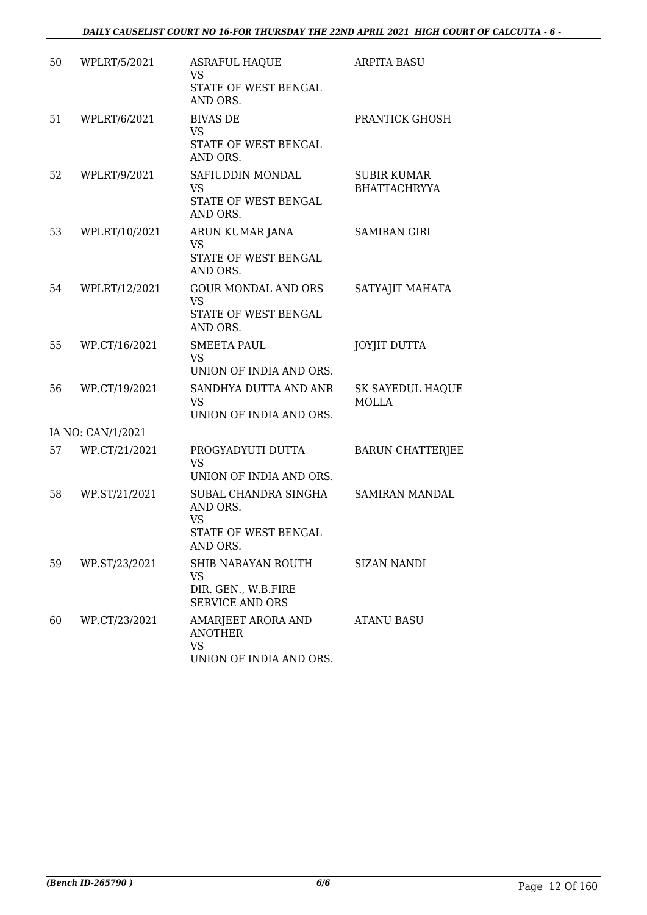| | | | |
|---|---|---|---|
| 50 | WPLRT/5/2021 | ASRAFUL HAQUE<br>VS<br>STATE OF WEST BENGAL AND ORS. | ARPITA BASU |
| 51 | WPLRT/6/2021 | BIVAS DE<br>VS<br>STATE OF WEST BENGAL AND ORS. | PRANTICK GHOSH |
| 52 | WPLRT/9/2021 | SAFIUDDIN MONDAL<br>VS<br>STATE OF WEST BENGAL AND ORS. | SUBIR KUMAR BHATTACHRYYA |
| 53 | WPLRT/10/2021 | ARUN KUMAR JANA<br>VS<br>STATE OF WEST BENGAL AND ORS. | SAMIRAN GIRI |
| 54 | WPLRT/12/2021 | GOUR MONDAL AND ORS<br>VS<br>STATE OF WEST BENGAL AND ORS. | SATYAJIT MAHATA |
| 55 | WP.CT/16/2021 | SMEETA PAUL<br>VS<br>UNION OF INDIA AND ORS. | JOYJIT DUTTA |
| 56 | WP.CT/19/2021 | SANDHYA DUTTA AND ANR<br>VS<br>UNION OF INDIA AND ORS. | SK SAYEDUL HAQUE MOLLA |
| | IA NO: CAN/1/2021 | | |
| 57 | WP.CT/21/2021 | PROGYADYUTI DUTTA<br>VS<br>UNION OF INDIA AND ORS. | BARUN CHATTERJEE |
| 58 | WP.ST/21/2021 | SUBAL CHANDRA SINGHA AND ORS.<br>VS<br>STATE OF WEST BENGAL AND ORS. | SAMIRAN MANDAL |
| 59 | WP.ST/23/2021 | SHIB NARAYAN ROUTH<br>VS<br>DIR. GEN., W.B.FIRE SERVICE AND ORS | SIZAN NANDI |
| 60 | WP.CT/23/2021 | AMARJEET ARORA AND ANOTHER<br>VS<br>UNION OF INDIA AND ORS. | ATANU BASU |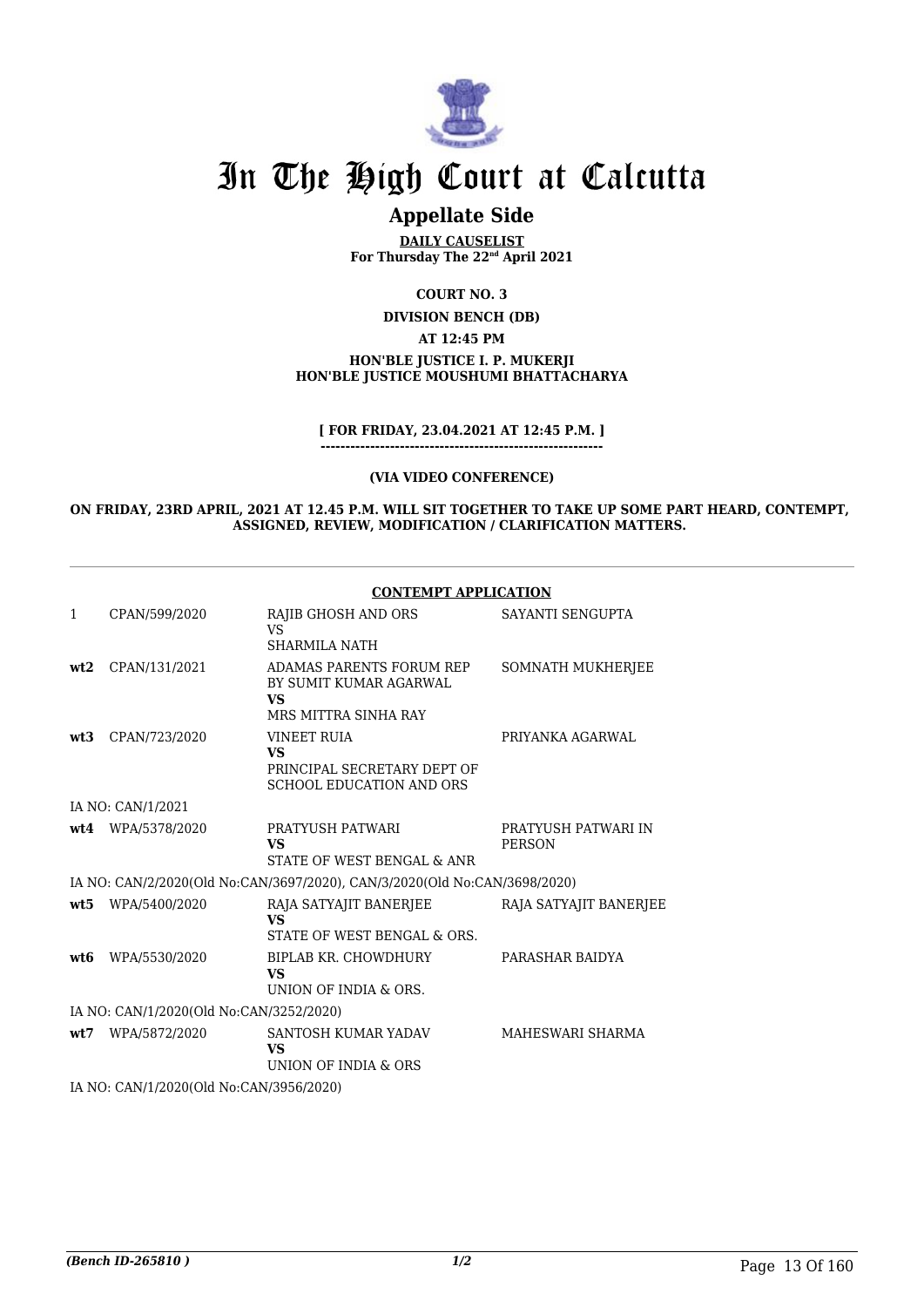# In The High Court at Calcutta

## Appellate Side

**DAILY CAUSELIST**
**For Thursday The 22nd April 2021**

**COURT NO. 3**

**DIVISION BENCH (DB)**

**AT 12:45 PM**

**HON'BLE JUSTICE I. P. MUKERJI**
**HON'BLE JUSTICE MOUSHUMI BHATTACHARYA**

**[ FOR FRIDAY, 23.04.2021 AT 12:45 P.M. ]**
**---------------------------------------------------------**

**(VIA VIDEO CONFERENCE)**

**ON FRIDAY, 23RD APRIL, 2021 AT 12.45 P.M. WILL SIT TOGETHER TO TAKE UP SOME PART HEARD, CONTEMPT, ASSIGNED, REVIEW, MODIFICATION / CLARIFICATION MATTERS.**

**CONTEMPT APPLICATION**

| | | | |
|---|---|---|---|
| 1 | CPAN/599/2020 | RAJIB GHOSH AND ORS<br>VS<br>SHARMILA NATH | SAYANTI SENGUPTA |
| **wt2** | CPAN/131/2021 | ADAMAS PARENTS FORUM REP BY SUMIT KUMAR AGARWAL<br>**VS**<br>MRS MITTRA SINHA RAY | SOMNATH MUKHERJEE |
| **wt3** | CPAN/723/2020 | VINEET RUIA<br>**VS**<br>PRINCIPAL SECRETARY DEPT OF SCHOOL EDUCATION AND ORS | PRIYANKA AGARWAL |
| | IA NO: CAN/1/2021 | | |
| **wt4** | WPA/5378/2020 | PRATYUSH PATWARI<br>**VS**<br>STATE OF WEST BENGAL & ANR | PRATYUSH PATWARI IN PERSON |
| | IA NO: CAN/2/2020(Old No:CAN/3697/2020), CAN/3/2020(Old No:CAN/3698/2020) | | |
| **wt5** | WPA/5400/2020 | RAJA SATYAJIT BANERJEE<br>**VS**<br>STATE OF WEST BENGAL & ORS. | RAJA SATYAJIT BANERJEE |
| **wt6** | WPA/5530/2020 | BIPLAB KR. CHOWDHURY<br>**VS**<br>UNION OF INDIA & ORS. | PARASHAR BAIDYA |
| | IA NO: CAN/1/2020(Old No:CAN/3252/2020) | | |
| **wt7** | WPA/5872/2020 | SANTOSH KUMAR YADAV<br>**VS**<br>UNION OF INDIA & ORS | MAHESWARI SHARMA |
| | IA NO: CAN/1/2020(Old No:CAN/3956/2020) | | |

*(Bench ID-265810 )* 1/2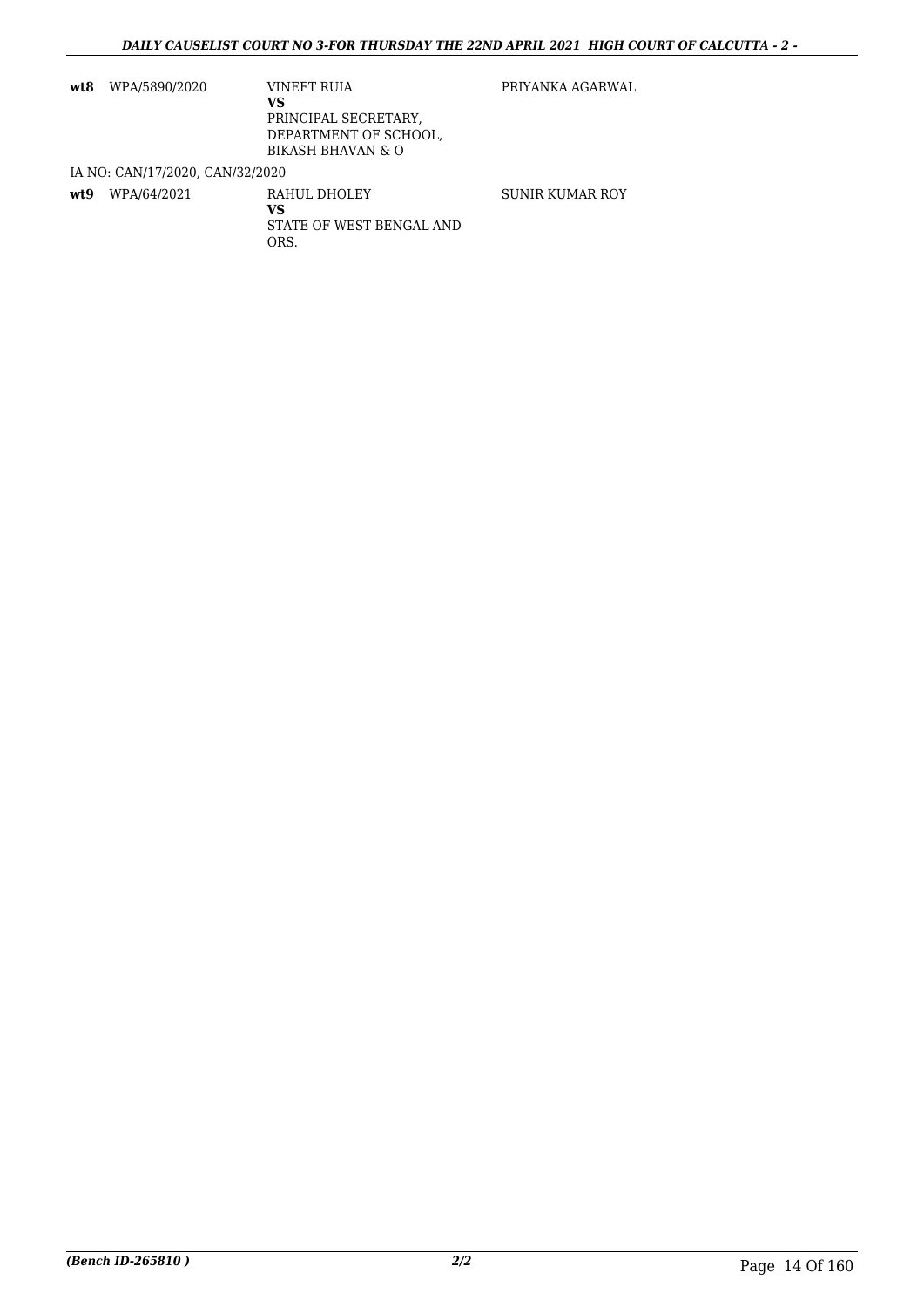| | | | |
|---|---|---|---|
| **wt8** | WPA/5890/2020 | VINEET RUIA<br>**VS**<br>PRINCIPAL SECRETARY, DEPARTMENT OF SCHOOL, BIKASH BHAVAN & O | PRIYANKA AGARWAL |

IA NO: CAN/17/2020, CAN/32/2020

| | | | |
|---|---|---|---|
| **wt9** | WPA/64/2021 | RAHUL DHOLEY<br>**VS**<br>STATE OF WEST BENGAL AND ORS. | SUNIR KUMAR ROY |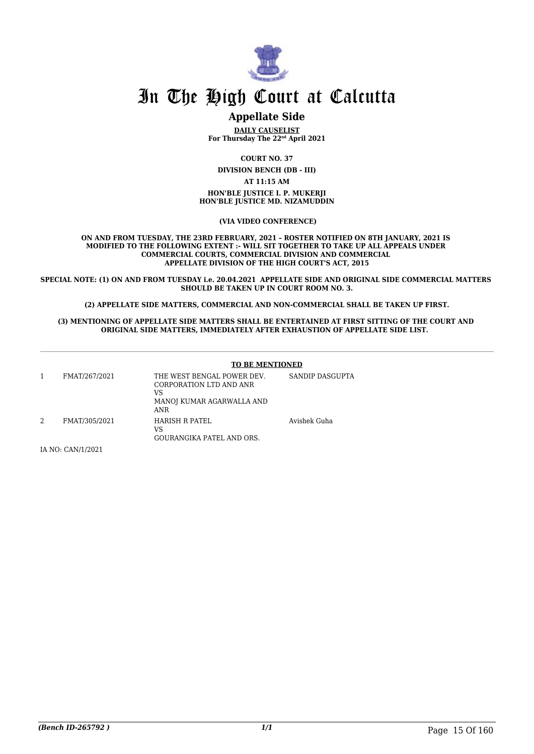# In The High Court at Calcutta

## Appellate Side

**DAILY CAUSELIST**
**For Thursday The 22nd April 2021**

**COURT NO. 37**

**DIVISION BENCH (DB - III)**

**AT 11:15 AM**

**HON'BLE JUSTICE I. P. MUKERJI**
**HON'BLE JUSTICE MD. NIZAMUDDIN**

**(VIA VIDEO CONFERENCE)**

**ON AND FROM TUESDAY, THE 23RD FEBRUARY, 2021 – ROSTER NOTIFIED ON 8TH JANUARY, 2021 IS MODIFIED TO THE FOLLOWING EXTENT :- WILL SIT TOGETHER TO TAKE UP ALL APPEALS UNDER COMMERCIAL COURTS, COMMERCIAL DIVISION AND COMMERCIAL APPELLATE DIVISION OF THE HIGH COURT'S ACT, 2015**

**SPECIAL NOTE: (1) ON AND FROM TUESDAY i.e. 20.04.2021 APPELLATE SIDE AND ORIGINAL SIDE COMMERCIAL MATTERS SHOULD BE TAKEN UP IN COURT ROOM NO. 3.**

**(2) APPELLATE SIDE MATTERS, COMMERCIAL AND NON-COMMERCIAL SHALL BE TAKEN UP FIRST.**

**(3) MENTIONING OF APPELLATE SIDE MATTERS SHALL BE ENTERTAINED AT FIRST SITTING OF THE COURT AND ORIGINAL SIDE MATTERS, IMMEDIATELY AFTER EXHAUSTION OF APPELLATE SIDE LIST.**

**TO BE MENTIONED**

| | | | |
|---|---|---|---|
| 1 | FMAT/267/2021 | THE WEST BENGAL POWER DEV. CORPORATION LTD AND ANR<br>VS<br>MANOJ KUMAR AGARWALLA AND ANR | SANDIP DASGUPTA |
| 2 | FMAT/305/2021 | HARISH R PATEL<br>VS<br>GOURANGIKA PATEL AND ORS. | Avishek Guha |

IA NO: CAN/1/2021

*(Bench ID-265792 )*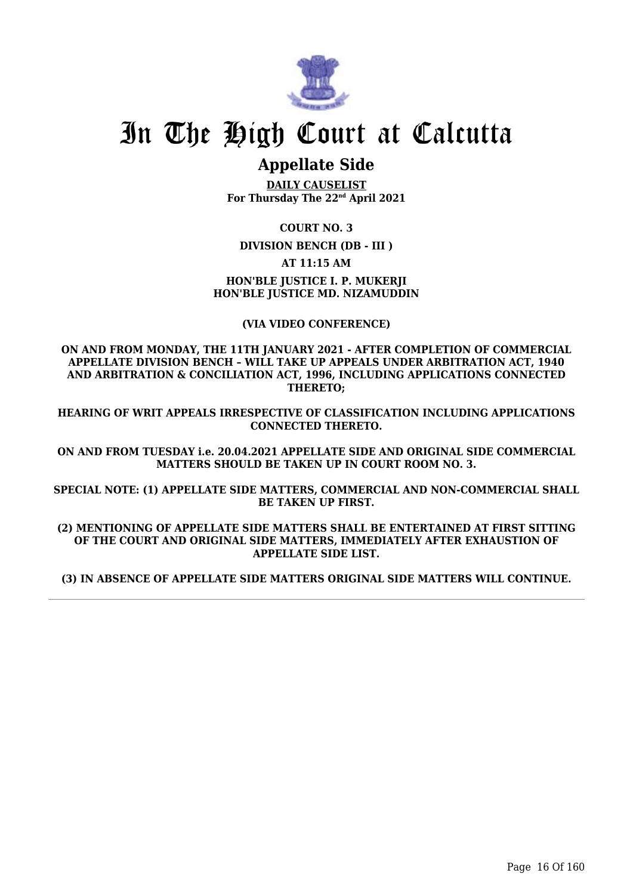# In The High Court at Calcutta

## Appellate Side

**DAILY CAUSELIST**
**For Thursday The 22nd April 2021**

**COURT NO. 3**

**DIVISION BENCH (DB - III )**

**AT 11:15 AM**

**HON'BLE JUSTICE I. P. MUKERJI**
**HON'BLE JUSTICE MD. NIZAMUDDIN**

**(VIA VIDEO CONFERENCE)**

**ON AND FROM MONDAY, THE 11TH JANUARY 2021 - AFTER COMPLETION OF COMMERCIAL APPELLATE DIVISION BENCH – WILL TAKE UP APPEALS UNDER ARBITRATION ACT, 1940 AND ARBITRATION & CONCILIATION ACT, 1996, INCLUDING APPLICATIONS CONNECTED THERETO;**

**HEARING OF WRIT APPEALS IRRESPECTIVE OF CLASSIFICATION INCLUDING APPLICATIONS CONNECTED THERETO.**

**ON AND FROM TUESDAY i.e. 20.04.2021 APPELLATE SIDE AND ORIGINAL SIDE COMMERCIAL MATTERS SHOULD BE TAKEN UP IN COURT ROOM NO. 3.**

**SPECIAL NOTE: (1) APPELLATE SIDE MATTERS, COMMERCIAL AND NON-COMMERCIAL SHALL BE TAKEN UP FIRST.**

**(2) MENTIONING OF APPELLATE SIDE MATTERS SHALL BE ENTERTAINED AT FIRST SITTING OF THE COURT AND ORIGINAL SIDE MATTERS, IMMEDIATELY AFTER EXHAUSTION OF APPELLATE SIDE LIST.**

**(3) IN ABSENCE OF APPELLATE SIDE MATTERS ORIGINAL SIDE MATTERS WILL CONTINUE.**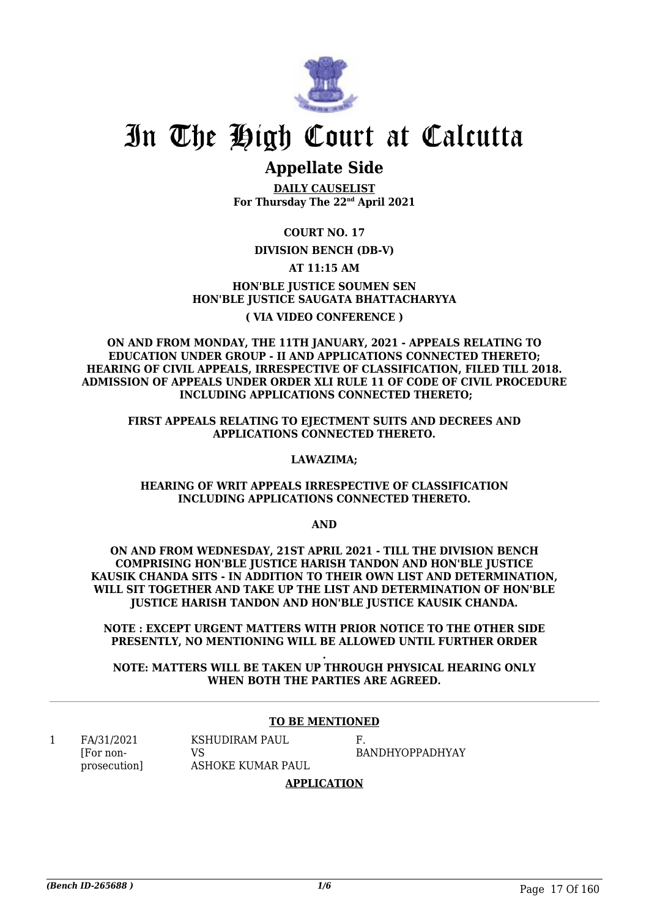# In The High Court at Calcutta

## Appellate Side

**DAILY CAUSELIST**
**For Thursday The 22nd April 2021**

**COURT NO. 17**

**DIVISION BENCH (DB-V)**

**AT 11:15 AM**

**HON'BLE JUSTICE SOUMEN SEN**
**HON'BLE JUSTICE SAUGATA BHATTACHARYYA**

**( VIA VIDEO CONFERENCE )**

**ON AND FROM MONDAY, THE 11TH JANUARY, 2021 - APPEALS RELATING TO EDUCATION UNDER GROUP - II AND APPLICATIONS CONNECTED THERETO; HEARING OF CIVIL APPEALS, IRRESPECTIVE OF CLASSIFICATION, FILED TILL 2018. ADMISSION OF APPEALS UNDER ORDER XLI RULE 11 OF CODE OF CIVIL PROCEDURE INCLUDING APPLICATIONS CONNECTED THERETO;**

**FIRST APPEALS RELATING TO EJECTMENT SUITS AND DECREES AND APPLICATIONS CONNECTED THERETO.**

**LAWAZIMA;**

**HEARING OF WRIT APPEALS IRRESPECTIVE OF CLASSIFICATION INCLUDING APPLICATIONS CONNECTED THERETO.**

**AND**

**ON AND FROM WEDNESDAY, 21ST APRIL 2021 - TILL THE DIVISION BENCH COMPRISING HON'BLE JUSTICE HARISH TANDON AND HON'BLE JUSTICE KAUSIK CHANDA SITS - IN ADDITION TO THEIR OWN LIST AND DETERMINATION, WILL SIT TOGETHER AND TAKE UP THE LIST AND DETERMINATION OF HON'BLE JUSTICE HARISH TANDON AND HON'BLE JUSTICE KAUSIK CHANDA.**

**NOTE : EXCEPT URGENT MATTERS WITH PRIOR NOTICE TO THE OTHER SIDE PRESENTLY, NO MENTIONING WILL BE ALLOWED UNTIL FURTHER ORDER .**

**NOTE: MATTERS WILL BE TAKEN UP THROUGH PHYSICAL HEARING ONLY WHEN BOTH THE PARTIES ARE AGREED.**

**TO BE MENTIONED**

| | | | |
|---|---|---|---|
| 1 | FA/31/2021 [For non-prosecution] | KSHUDIRAM PAUL VS ASHOKE KUMAR PAUL | F. BANDHYOPPADHYAY |

**APPLICATION**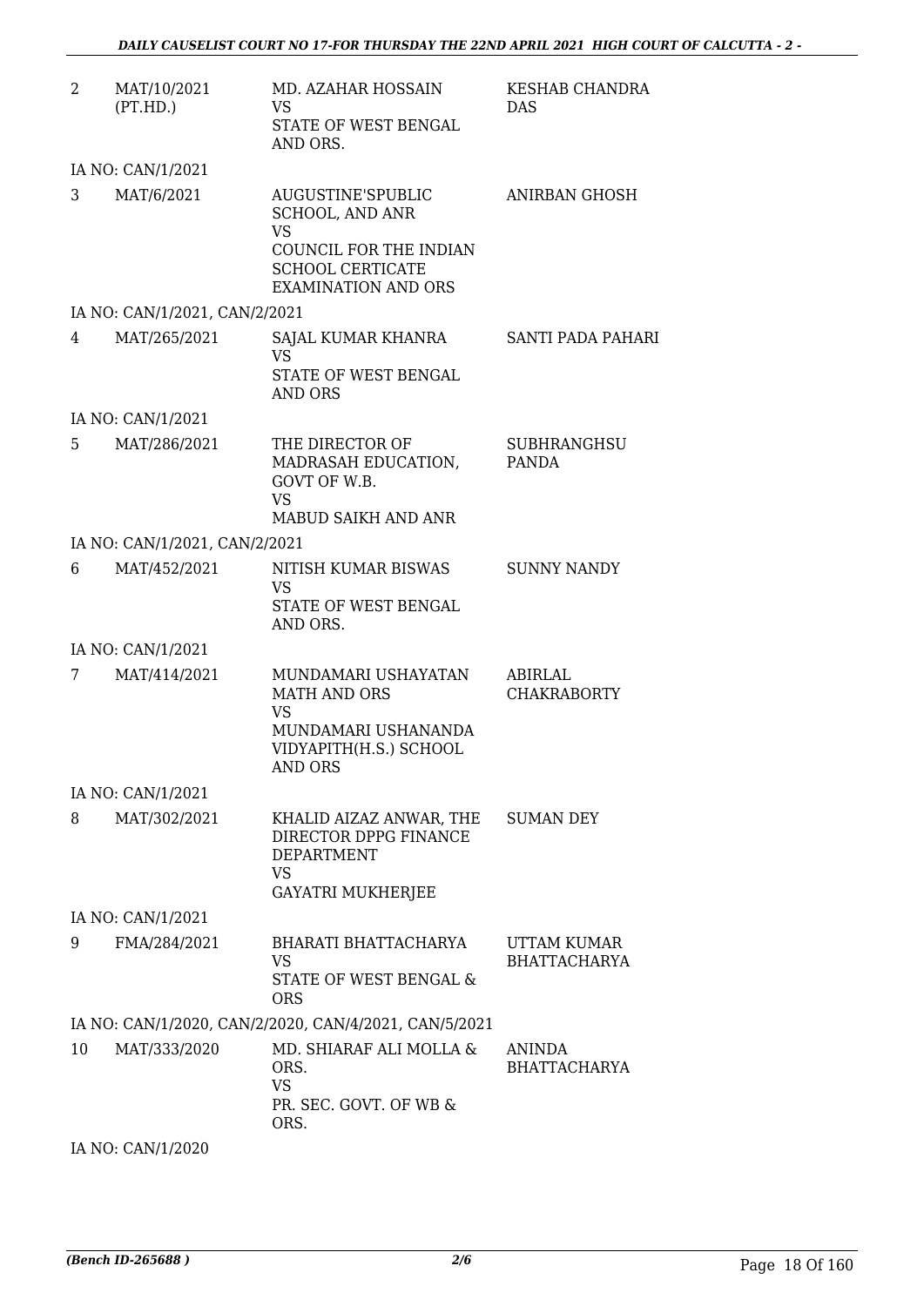| | | | |
|---|---|---|---|
| 2 | MAT/10/2021 (PT.HD.) | MD. AZAHAR HOSSAIN VS STATE OF WEST BENGAL AND ORS. | KESHAB CHANDRA DAS |
| | IA NO: CAN/1/2021 | | |
| 3 | MAT/6/2021 | AUGUSTINE'SPUBLIC SCHOOL, AND ANR VS COUNCIL FOR THE INDIAN SCHOOL CERTICATE EXAMINATION AND ORS | ANIRBAN GHOSH |
| | IA NO: CAN/1/2021, CAN/2/2021 | | |
| 4 | MAT/265/2021 | SAJAL KUMAR KHANRA VS STATE OF WEST BENGAL AND ORS | SANTI PADA PAHARI |
| | IA NO: CAN/1/2021 | | |
| 5 | MAT/286/2021 | THE DIRECTOR OF MADRASAH EDUCATION, GOVT OF W.B. VS MABUD SAIKH AND ANR | SUBHRANGHSU PANDA |
| | IA NO: CAN/1/2021, CAN/2/2021 | | |
| 6 | MAT/452/2021 | NITISH KUMAR BISWAS VS STATE OF WEST BENGAL AND ORS. | SUNNY NANDY |
| | IA NO: CAN/1/2021 | | |
| 7 | MAT/414/2021 | MUNDAMARI USHAYATAN MATH AND ORS VS MUNDAMARI USHANANDA VIDYAPITH(H.S.) SCHOOL AND ORS | ABIRLAL CHAKRABORTY |
| | IA NO: CAN/1/2021 | | |
| 8 | MAT/302/2021 | KHALID AIZAZ ANWAR, THE DIRECTOR DPPG FINANCE DEPARTMENT VS GAYATRI MUKHERJEE | SUMAN DEY |
| | IA NO: CAN/1/2021 | | |
| 9 | FMA/284/2021 | BHARATI BHATTACHARYA VS STATE OF WEST BENGAL & ORS | UTTAM KUMAR BHATTACHARYA |
| | IA NO: CAN/1/2020, CAN/2/2020, CAN/4/2021, CAN/5/2021 | | |
| 10 | MAT/333/2020 | MD. SHIARAF ALI MOLLA & ORS. VS PR. SEC. GOVT. OF WB & ORS. | ANINDA BHATTACHARYA |
| | IA NO: CAN/1/2020 | | |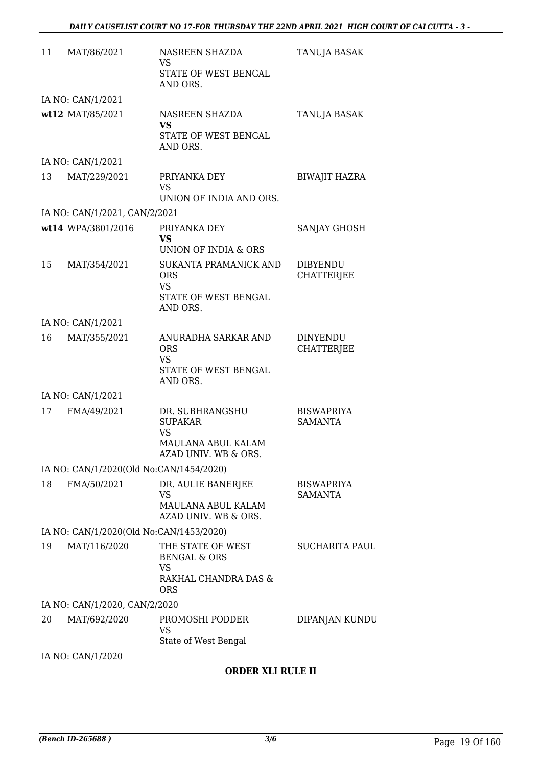| | | | |
|---|---|---|---|
| 11 | MAT/86/2021 | NASREEN SHAZDA<br>VS<br>STATE OF WEST BENGAL AND ORS. | TANUJA BASAK |
| | IA NO: CAN/1/2021 | | |
| wt12 | MAT/85/2021 | NASREEN SHAZDA<br>**VS**<br>STATE OF WEST BENGAL AND ORS. | TANUJA BASAK |
| | IA NO: CAN/1/2021 | | |
| 13 | MAT/229/2021 | PRIYANKA DEY<br>VS<br>UNION OF INDIA AND ORS. | BIWAJIT HAZRA |
| | IA NO: CAN/1/2021, CAN/2/2021 | | |
| wt14 | WPA/3801/2016 | PRIYANKA DEY<br>**VS**<br>UNION OF INDIA & ORS | SANJAY GHOSH |
| 15 | MAT/354/2021 | SUKANTA PRAMANICK AND ORS<br>VS<br>STATE OF WEST BENGAL AND ORS. | DIBYENDU CHATTERJEE |
| | IA NO: CAN/1/2021 | | |
| 16 | MAT/355/2021 | ANURADHA SARKAR AND ORS<br>VS<br>STATE OF WEST BENGAL AND ORS. | DINYENDU CHATTERJEE |
| | IA NO: CAN/1/2021 | | |
| 17 | FMA/49/2021 | DR. SUBHRANGSHU SUPAKAR<br>VS<br>MAULANA ABUL KALAM AZAD UNIV. WB & ORS. | BISWAPRIYA SAMANTA |
| | IA NO: CAN/1/2020(Old No:CAN/1454/2020) | | |
| 18 | FMA/50/2021 | DR. AULIE BANERJEE<br>VS<br>MAULANA ABUL KALAM AZAD UNIV. WB & ORS. | BISWAPRIYA SAMANTA |
| | IA NO: CAN/1/2020(Old No:CAN/1453/2020) | | |
| 19 | MAT/116/2020 | THE STATE OF WEST BENGAL & ORS<br>VS<br>RAKHAL CHANDRA DAS & ORS | SUCHARITA PAUL |
| | IA NO: CAN/1/2020, CAN/2/2020 | | |
| 20 | MAT/692/2020 | PROMOSHI PODDER<br>VS<br>State of West Bengal | DIPANJAN KUNDU |
| | IA NO: CAN/1/2020 | | |

**ORDER XLI RULE II**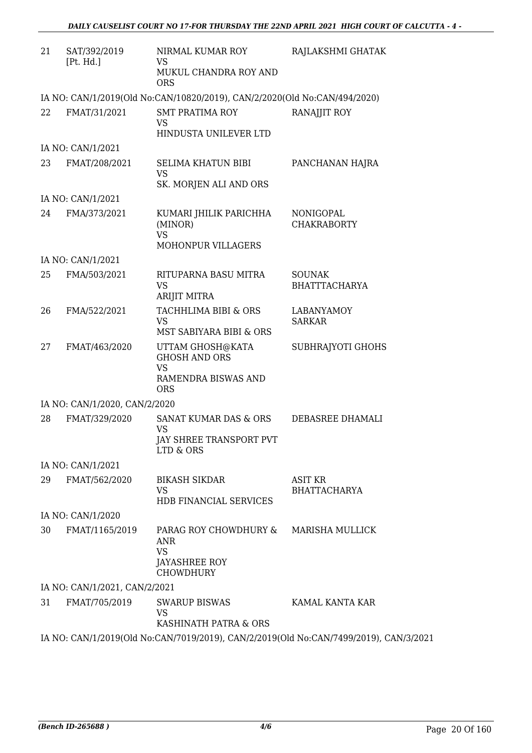| | | | |
|---|---|---|---|
| 21 | SAT/392/2019 [Pt. Hd.] | NIRMAL KUMAR ROY VS MUKUL CHANDRA ROY AND ORS | RAJLAKSHMI GHATAK |
| | IA NO: CAN/1/2019(Old No:CAN/10820/2019), CAN/2/2020(Old No:CAN/494/2020) | | |
| 22 | FMAT/31/2021 | SMT PRATIMA ROY VS HINDUSTA UNILEVER LTD | RANAJJIT ROY |
| | IA NO: CAN/1/2021 | | |
| 23 | FMAT/208/2021 | SELIMA KHATUN BIBI VS SK. MORJEN ALI AND ORS | PANCHANAN HAJRA |
| | IA NO: CAN/1/2021 | | |
| 24 | FMA/373/2021 | KUMARI JHILIK PARICHHA (MINOR) VS MOHONPUR VILLAGERS | NONIGOPAL CHAKRABORTY |
| | IA NO: CAN/1/2021 | | |
| 25 | FMA/503/2021 | RITUPARNA BASU MITRA VS ARIJIT MITRA | SOUNAK BHATTTACHARYA |
| 26 | FMA/522/2021 | TACHHLIMA BIBI & ORS VS MST SABIYARA BIBI & ORS | LABANYAMOY SARKAR |
| 27 | FMAT/463/2020 | UTTAM GHOSH@KATA GHOSH AND ORS VS RAMENDRA BISWAS AND ORS | SUBHRAJYOTI GHOHS |
| | IA NO: CAN/1/2020, CAN/2/2020 | | |
| 28 | FMAT/329/2020 | SANAT KUMAR DAS & ORS VS JAY SHREE TRANSPORT PVT LTD & ORS | DEBASREE DHAMALI |
| | IA NO: CAN/1/2021 | | |
| 29 | FMAT/562/2020 | BIKASH SIKDAR VS HDB FINANCIAL SERVICES | ASIT KR BHATTACHARYA |
| | IA NO: CAN/1/2020 | | |
| 30 | FMAT/1165/2019 | PARAG ROY CHOWDHURY & ANR VS JAYASHREE ROY CHOWDHURY | MARISHA MULLICK |
| | IA NO: CAN/1/2021, CAN/2/2021 | | |
| 31 | FMAT/705/2019 | SWARUP BISWAS VS KASHINATH PATRA & ORS | KAMAL KANTA KAR |
| | IA NO: CAN/1/2019(Old No:CAN/7019/2019), CAN/2/2019(Old No:CAN/7499/2019), CAN/3/2021 | | |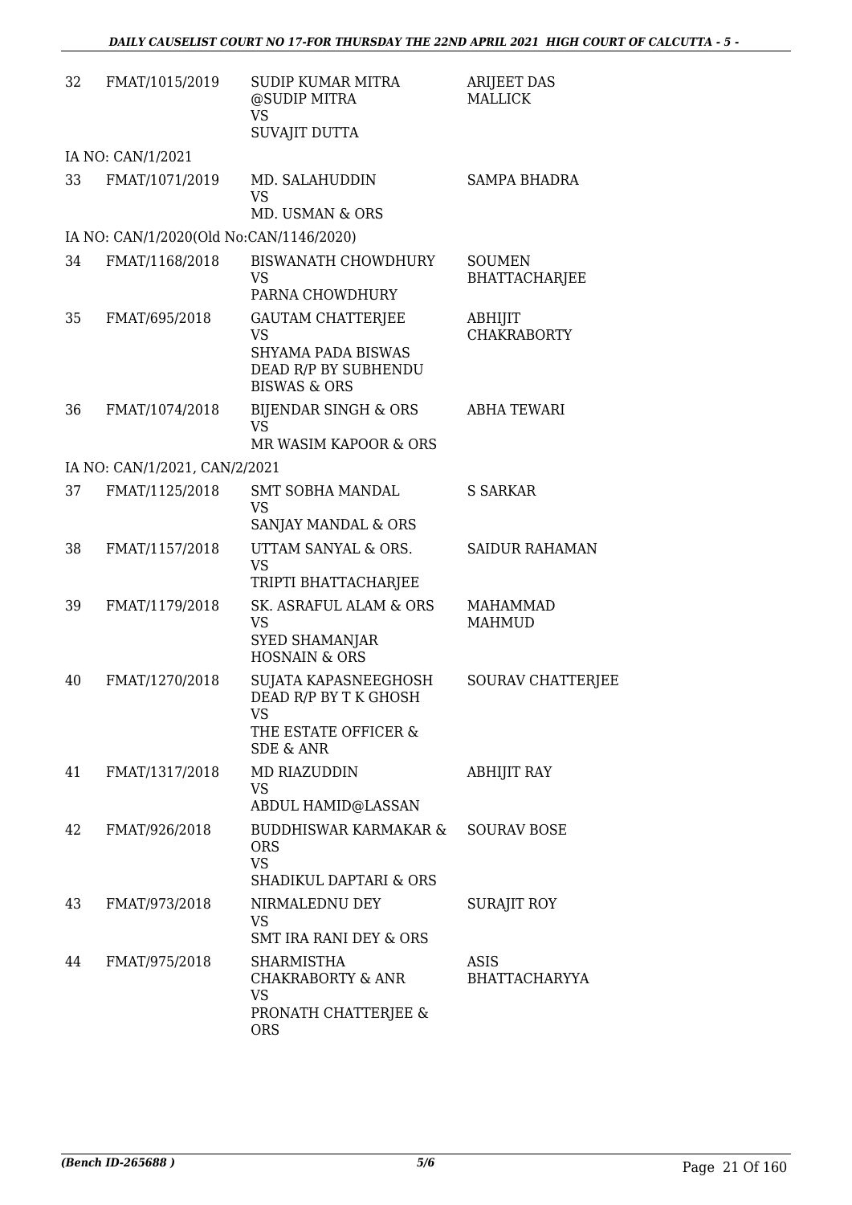| | | | |
|---|---|---|---|
| 32 | FMAT/1015/2019 | SUDIP KUMAR MITRA @SUDIP MITRA VS SUVAJIT DUTTA | ARIJEET DAS MALLICK |
| IA NO: CAN/1/2021 | | | |
| 33 | FMAT/1071/2019 | MD. SALAHUDDIN VS MD. USMAN & ORS | SAMPA BHADRA |
| IA NO: CAN/1/2020(Old No:CAN/1146/2020) | | | |
| 34 | FMAT/1168/2018 | BISWANATH CHOWDHURY VS PARNA CHOWDHURY | SOUMEN BHATTACHARJEE |
| 35 | FMAT/695/2018 | GAUTAM CHATTERJEE VS SHYAMA PADA BISWAS DEAD R/P BY SUBHENDU BISWAS & ORS | ABHIJIT CHAKRABORTY |
| 36 | FMAT/1074/2018 | BIJENDAR SINGH & ORS VS MR WASIM KAPOOR & ORS | ABHA TEWARI |
| IA NO: CAN/1/2021, CAN/2/2021 | | | |
| 37 | FMAT/1125/2018 | SMT SOBHA MANDAL VS SANJAY MANDAL & ORS | S SARKAR |
| 38 | FMAT/1157/2018 | UTTAM SANYAL & ORS. VS TRIPTI BHATTACHARJEE | SAIDUR RAHAMAN |
| 39 | FMAT/1179/2018 | SK. ASRAFUL ALAM & ORS VS SYED SHAMANJAR HOSNAIN & ORS | MAHAMMAD MAHMUD |
| 40 | FMAT/1270/2018 | SUJATA KAPASNEEGHOSH DEAD R/P BY T K GHOSH VS THE ESTATE OFFICER & SDE & ANR | SOURAV CHATTERJEE |
| 41 | FMAT/1317/2018 | MD RIAZUDDIN VS ABDUL HAMID@LASSAN | ABHIJIT RAY |
| 42 | FMAT/926/2018 | BUDDHISWAR KARMAKAR & ORS VS SHADIKUL DAPTARI & ORS | SOURAV BOSE |
| 43 | FMAT/973/2018 | NIRMALEDNU DEY VS SMT IRA RANI DEY & ORS | SURAJIT ROY |
| 44 | FMAT/975/2018 | SHARMISTHA CHAKRABORTY & ANR VS PRONATH CHATTERJEE & ORS | ASIS BHATTACHARYYA |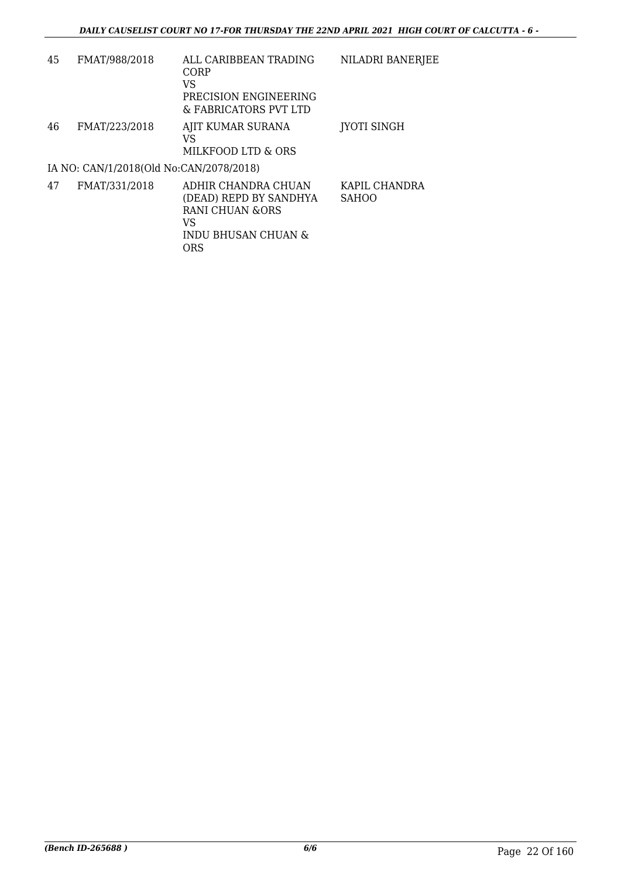| | | | |
|---|---|---|---|
| 45 | FMAT/988/2018 | ALL CARIBBEAN TRADING CORP<br>VS<br>PRECISION ENGINEERING & FABRICATORS PVT LTD | NILADRI BANERJEE |
| 46 | FMAT/223/2018 | AJIT KUMAR SURANA<br>VS<br>MILKFOOD LTD & ORS | JYOTI SINGH |
| | IA NO: CAN/1/2018(Old No:CAN/2078/2018) | | |
| 47 | FMAT/331/2018 | ADHIR CHANDRA CHUAN (DEAD) REPD BY SANDHYA RANI CHUAN &ORS<br>VS<br>INDU BHUSAN CHUAN & ORS | KAPIL CHANDRA SAHOO |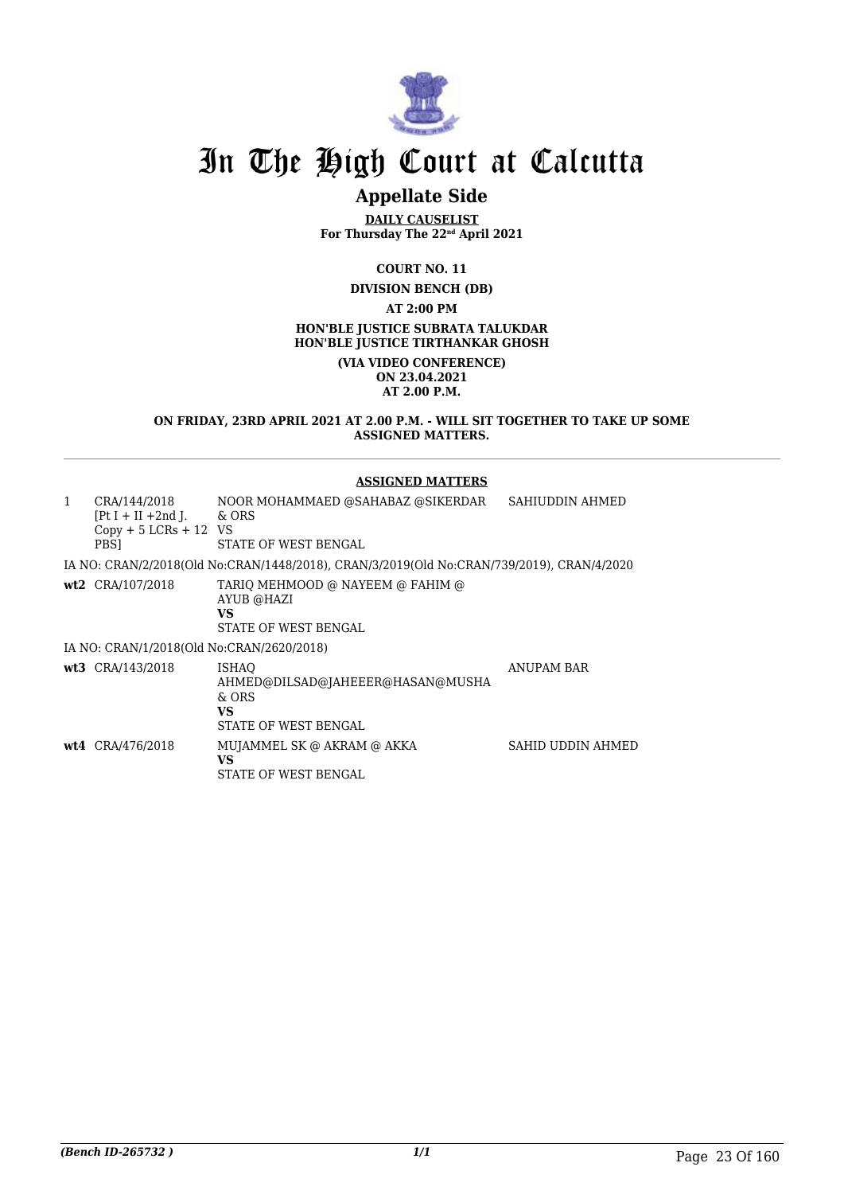# In The High Court at Calcutta

## Appellate Side

**DAILY CAUSELIST**
**For Thursday The 22nd April 2021**

**COURT NO. 11**

**DIVISION BENCH (DB)**

**AT 2:00 PM**

**HON'BLE JUSTICE SUBRATA TALUKDAR**
**HON'BLE JUSTICE TIRTHANKAR GHOSH**

**(VIA VIDEO CONFERENCE)**
**ON 23.04.2021**
**AT 2.00 P.M.**

**ON FRIDAY, 23RD APRIL 2021 AT 2.00 P.M. - WILL SIT TOGETHER TO TAKE UP SOME ASSIGNED MATTERS.**

---

**ASSIGNED MATTERS**

| | | | |
|---|---|---|---|
| 1 | CRA/144/2018 [Pt I + II +2nd J. Copy + 5 LCRs + 12 PBS] | NOOR MOHAMMAED @SAHABAZ @SIKERDAR & ORS VS STATE OF WEST BENGAL | SAHIUDDIN AHMED |

IA NO: CRAN/2/2018(Old No:CRAN/1448/2018), CRAN/3/2019(Old No:CRAN/739/2019), CRAN/4/2020

| | | | |
|---|---|---|---|
| **wt2** | CRA/107/2018 | TARIQ MEHMOOD @ NAYEEM @ FAHIM @ AYUB @HAZI **VS** STATE OF WEST BENGAL | |

IA NO: CRAN/1/2018(Old No:CRAN/2620/2018)

| | | | |
|---|---|---|---|
| **wt3** | CRA/143/2018 | ISHAQ AHMED@DILSAD@JAHEEER@HASAN@MUSHA & ORS **VS** STATE OF WEST BENGAL | ANUPAM BAR |
| **wt4** | CRA/476/2018 | MUJAMMEL SK @ AKRAM @ AKKA **VS** STATE OF WEST BENGAL | SAHID UDDIN AHMED |

*(Bench ID-265732 )*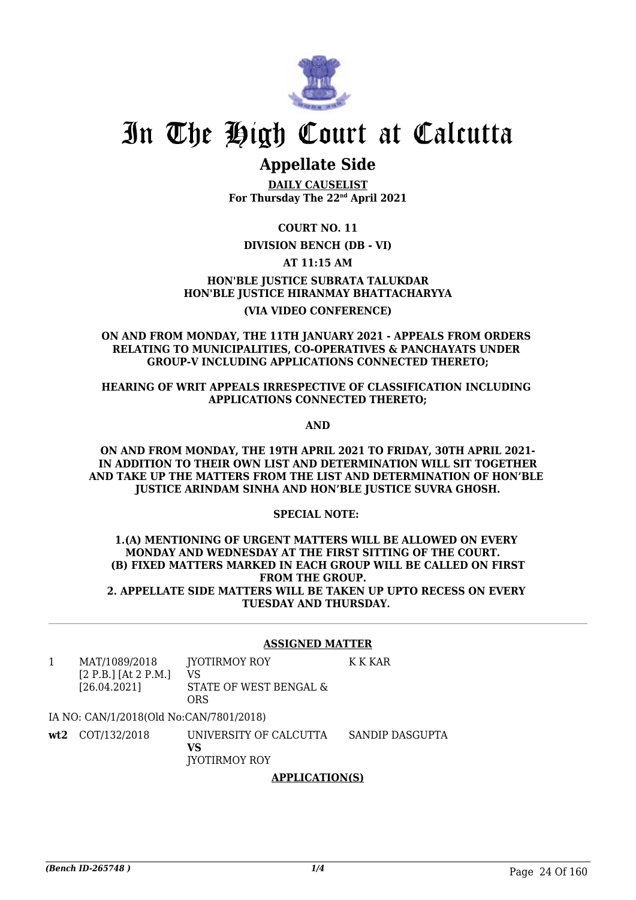# In The High Court at Calcutta

## Appellate Side

**DAILY CAUSELIST**
**For Thursday The 22nd April 2021**

**COURT NO. 11**

**DIVISION BENCH (DB - VI)**

**AT 11:15 AM**

**HON'BLE JUSTICE SUBRATA TALUKDAR**
**HON'BLE JUSTICE HIRANMAY BHATTACHARYYA**

**(VIA VIDEO CONFERENCE)**

**ON AND FROM MONDAY, THE 11TH JANUARY 2021 - APPEALS FROM ORDERS RELATING TO MUNICIPALITIES, CO-OPERATIVES & PANCHAYATS UNDER GROUP-V INCLUDING APPLICATIONS CONNECTED THERETO;**

**HEARING OF WRIT APPEALS IRRESPECTIVE OF CLASSIFICATION INCLUDING APPLICATIONS CONNECTED THERETO;**

**AND**

**ON AND FROM MONDAY, THE 19TH APRIL 2021 TO FRIDAY, 30TH APRIL 2021- IN ADDITION TO THEIR OWN LIST AND DETERMINATION WILL SIT TOGETHER AND TAKE UP THE MATTERS FROM THE LIST AND DETERMINATION OF HON'BLE JUSTICE ARINDAM SINHA AND HON'BLE JUSTICE SUVRA GHOSH.**

**SPECIAL NOTE:**

**1.(A) MENTIONING OF URGENT MATTERS WILL BE ALLOWED ON EVERY MONDAY AND WEDNESDAY AT THE FIRST SITTING OF THE COURT.**
**(B) FIXED MATTERS MARKED IN EACH GROUP WILL BE CALLED ON FIRST FROM THE GROUP.**
**2. APPELLATE SIDE MATTERS WILL BE TAKEN UP UPTO RECESS ON EVERY TUESDAY AND THURSDAY.**

**ASSIGNED MATTER**

| | | | |
|---|---|---|---|
| 1 | MAT/1089/2018 [2 P.B.] [At 2 P.M.] [26.04.2021] | JYOTIRMOY ROY VS STATE OF WEST BENGAL & ORS | K K KAR |
| | IA NO: CAN/1/2018(Old No:CAN/7801/2018) | | |
| **wt2** | COT/132/2018 | UNIVERSITY OF CALCUTTA **VS** JYOTIRMOY ROY | SANDIP DASGUPTA |

**APPLICATION(S)**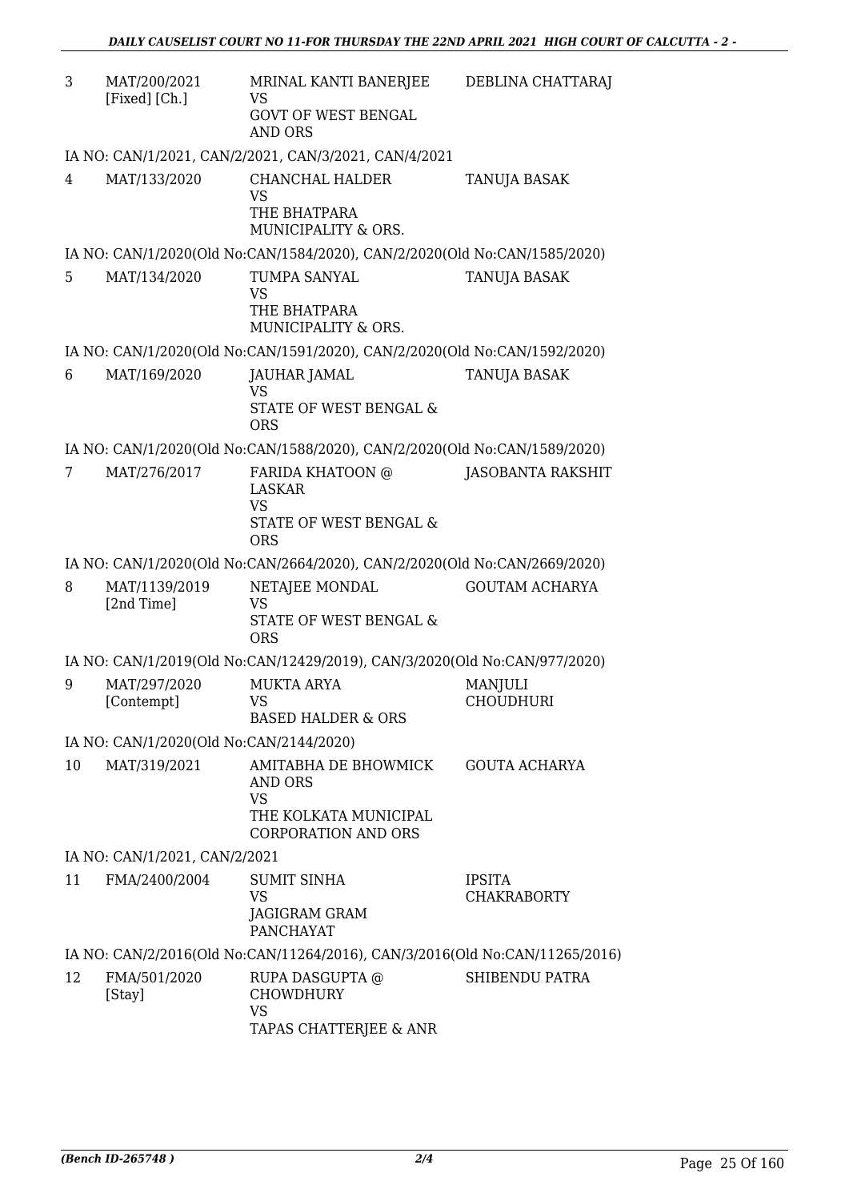| | | | |
|---|---|---|---|
| 3 | MAT/200/2021 [Fixed] [Ch.] | MRINAL KANTI BANERJEE VS GOVT OF WEST BENGAL AND ORS | DEBLINA CHATTARAJ |

IA NO: CAN/1/2021, CAN/2/2021, CAN/3/2021, CAN/4/2021

| | | | |
|---|---|---|---|
| 4 | MAT/133/2020 | CHANCHAL HALDER VS THE BHATPARA MUNICIPALITY & ORS. | TANUJA BASAK |

IA NO: CAN/1/2020(Old No:CAN/1584/2020), CAN/2/2020(Old No:CAN/1585/2020)

| | | | |
|---|---|---|---|
| 5 | MAT/134/2020 | TUMPA SANYAL VS THE BHATPARA MUNICIPALITY & ORS. | TANUJA BASAK |

IA NO: CAN/1/2020(Old No:CAN/1591/2020), CAN/2/2020(Old No:CAN/1592/2020)

| | | | |
|---|---|---|---|
| 6 | MAT/169/2020 | JAUHAR JAMAL VS STATE OF WEST BENGAL & ORS | TANUJA BASAK |

IA NO: CAN/1/2020(Old No:CAN/1588/2020), CAN/2/2020(Old No:CAN/1589/2020)

| | | | |
|---|---|---|---|
| 7 | MAT/276/2017 | FARIDA KHATOON @ LASKAR VS STATE OF WEST BENGAL & ORS | JASOBANTA RAKSHIT |

IA NO: CAN/1/2020(Old No:CAN/2664/2020), CAN/2/2020(Old No:CAN/2669/2020)

| | | | |
|---|---|---|---|
| 8 | MAT/1139/2019 [2nd Time] | NETAJEE MONDAL VS STATE OF WEST BENGAL & ORS | GOUTAM ACHARYA |

IA NO: CAN/1/2019(Old No:CAN/12429/2019), CAN/3/2020(Old No:CAN/977/2020)

| | | | |
|---|---|---|---|
| 9 | MAT/297/2020 [Contempt] | MUKTA ARYA VS BASED HALDER & ORS | MANJULI CHOUDHURI |

IA NO: CAN/1/2020(Old No:CAN/2144/2020)

| | | | |
|---|---|---|---|
| 10 | MAT/319/2021 | AMITABHA DE BHOWMICK AND ORS VS THE KOLKATA MUNICIPAL CORPORATION AND ORS | GOUTA ACHARYA |

IA NO: CAN/1/2021, CAN/2/2021

| | | | |
|---|---|---|---|
| 11 | FMA/2400/2004 | SUMIT SINHA VS JAGIGRAM GRAM PANCHAYAT | IPSITA CHAKRABORTY |

IA NO: CAN/2/2016(Old No:CAN/11264/2016), CAN/3/2016(Old No:CAN/11265/2016)

| | | | |
|---|---|---|---|
| 12 | FMA/501/2020 [Stay] | RUPA DASGUPTA @ CHOWDHURY VS TAPAS CHATTERJEE & ANR | SHIBENDU PATRA |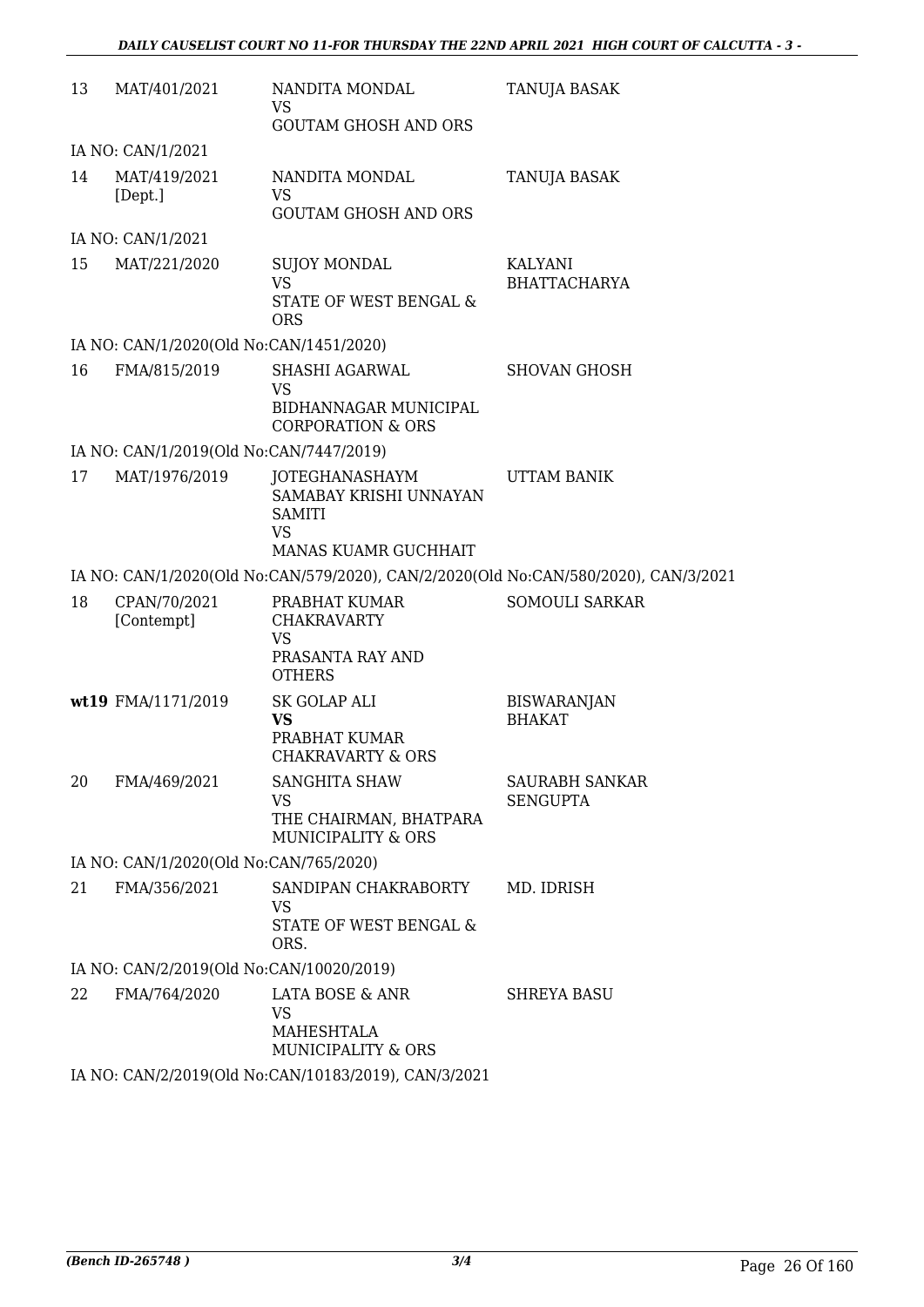| | | | |
|---|---|---|---|
| 13 | MAT/401/2021 | NANDITA MONDAL<br>VS<br>GOUTAM GHOSH AND ORS | TANUJA BASAK |
| | IA NO: CAN/1/2021 | | |
| 14 | MAT/419/2021<br>[Dept.] | NANDITA MONDAL<br>VS<br>GOUTAM GHOSH AND ORS | TANUJA BASAK |
| | IA NO: CAN/1/2021 | | |
| 15 | MAT/221/2020 | SUJOY MONDAL<br>VS<br>STATE OF WEST BENGAL & ORS | KALYANI BHATTACHARYA |
| | IA NO: CAN/1/2020(Old No:CAN/1451/2020) | | |
| 16 | FMA/815/2019 | SHASHI AGARWAL<br>VS<br>BIDHANNAGAR MUNICIPAL CORPORATION & ORS | SHOVAN GHOSH |
| | IA NO: CAN/1/2019(Old No:CAN/7447/2019) | | |
| 17 | MAT/1976/2019 | JOTEGHANASHAYM SAMABAY KRISHI UNNAYAN SAMITI<br>VS<br>MANAS KUAMR GUCHHAIT | UTTAM BANIK |
| | IA NO: CAN/1/2020(Old No:CAN/579/2020), CAN/2/2020(Old No:CAN/580/2020), CAN/3/2021 | | |
| 18 | CPAN/70/2021<br>[Contempt] | PRABHAT KUMAR CHAKRAVARTY<br>VS<br>PRASANTA RAY AND OTHERS | SOMOULI SARKAR |
| **wt19** | FMA/1171/2019 | SK GOLAP ALI<br>**VS**<br>PRABHAT KUMAR CHAKRAVARTY & ORS | BISWARANJAN BHAKAT |
| 20 | FMA/469/2021 | SANGHITA SHAW<br>VS<br>THE CHAIRMAN, BHATPARA MUNICIPALITY & ORS | SAURABH SANKAR SENGUPTA |
| | IA NO: CAN/1/2020(Old No:CAN/765/2020) | | |
| 21 | FMA/356/2021 | SANDIPAN CHAKRABORTY<br>VS<br>STATE OF WEST BENGAL & ORS. | MD. IDRISH |
| | IA NO: CAN/2/2019(Old No:CAN/10020/2019) | | |
| 22 | FMA/764/2020 | LATA BOSE & ANR<br>VS<br>MAHESHTALA MUNICIPALITY & ORS | SHREYA BASU |
| | IA NO: CAN/2/2019(Old No:CAN/10183/2019), CAN/3/2021 | | |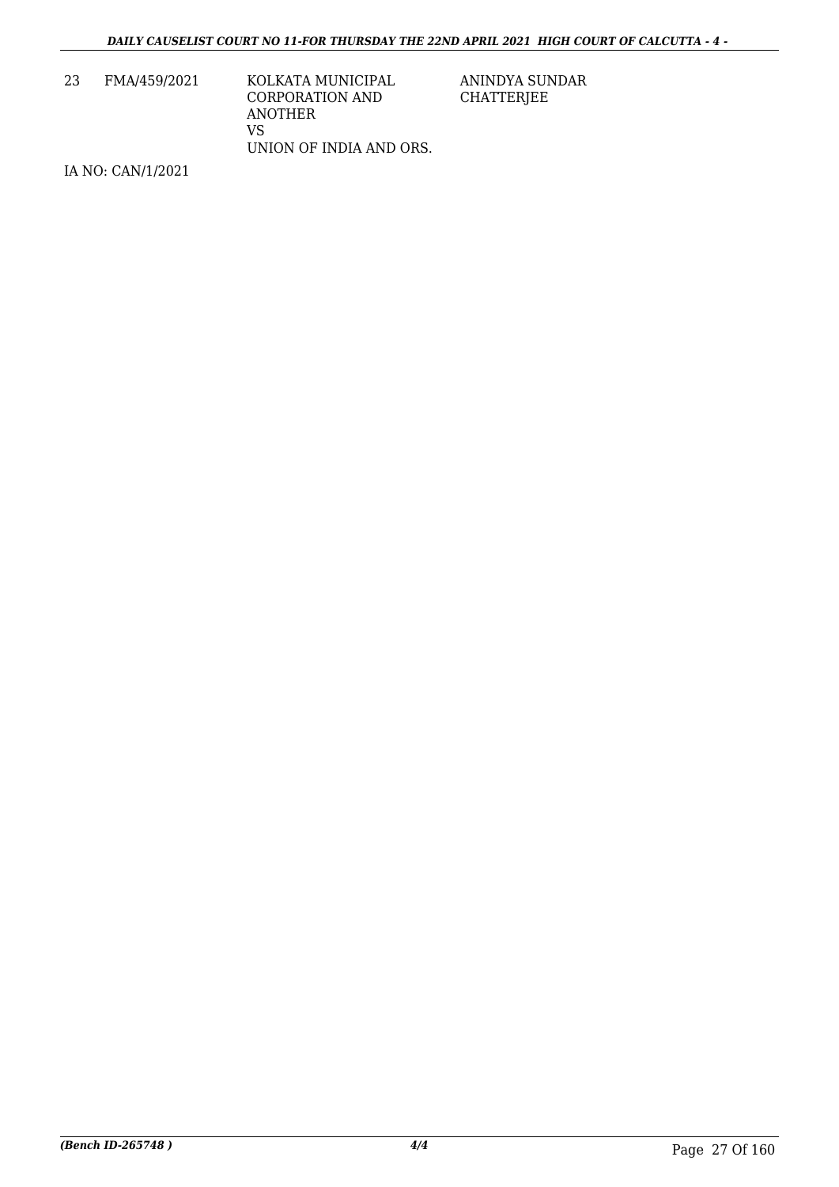| 23 | FMA/459/2021 | KOLKATA MUNICIPAL CORPORATION AND ANOTHER<br>VS<br>UNION OF INDIA AND ORS. | ANINDYA SUNDAR CHATTERJEE |
|---|---|---|---|

IA NO: CAN/1/2021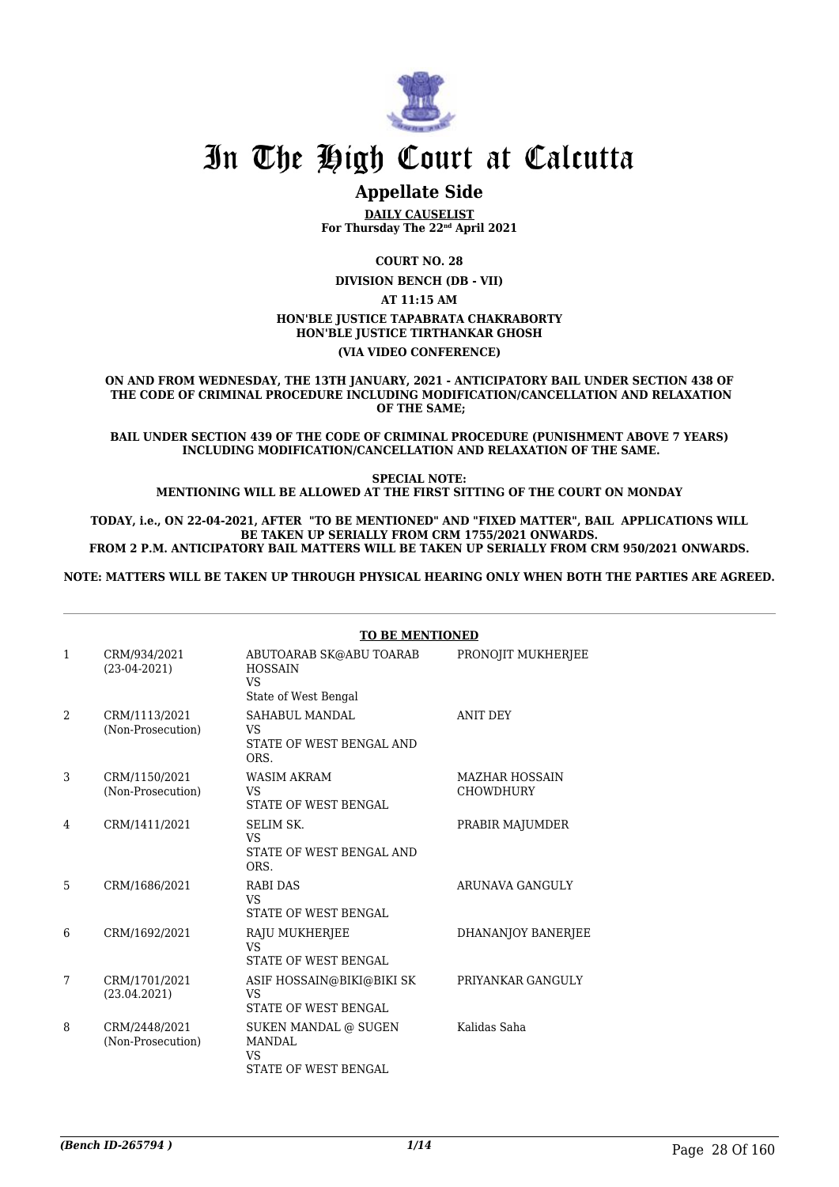# In The High Court at Calcutta

## Appellate Side

**DAILY CAUSELIST**
**For Thursday The 22nd April 2021**

**COURT NO. 28**

**DIVISION BENCH (DB - VII)**

**AT 11:15 AM**

**HON'BLE JUSTICE TAPABRATA CHAKRABORTY**
**HON'BLE JUSTICE TIRTHANKAR GHOSH**

**(VIA VIDEO CONFERENCE)**

**ON AND FROM WEDNESDAY, THE 13TH JANUARY, 2021 - ANTICIPATORY BAIL UNDER SECTION 438 OF THE CODE OF CRIMINAL PROCEDURE INCLUDING MODIFICATION/CANCELLATION AND RELAXATION OF THE SAME;**

**BAIL UNDER SECTION 439 OF THE CODE OF CRIMINAL PROCEDURE (PUNISHMENT ABOVE 7 YEARS) INCLUDING MODIFICATION/CANCELLATION AND RELAXATION OF THE SAME.**

**SPECIAL NOTE:**
**MENTIONING WILL BE ALLOWED AT THE FIRST SITTING OF THE COURT ON MONDAY**

**TODAY, i.e., ON 22-04-2021, AFTER "TO BE MENTIONED" AND "FIXED MATTER", BAIL APPLICATIONS WILL BE TAKEN UP SERIALLY FROM CRM 1755/2021 ONWARDS.**
**FROM 2 P.M. ANTICIPATORY BAIL MATTERS WILL BE TAKEN UP SERIALLY FROM CRM 950/2021 ONWARDS.**

**NOTE: MATTERS WILL BE TAKEN UP THROUGH PHYSICAL HEARING ONLY WHEN BOTH THE PARTIES ARE AGREED.**

**TO BE MENTIONED**

| | | | |
|---|---|---|---|
| 1 | CRM/934/2021 (23-04-2021) | ABUTOARAB SK@ABU TOARAB HOSSAIN VS State of West Bengal | PRONOJIT MUKHERJEE |
| 2 | CRM/1113/2021 (Non-Prosecution) | SAHABUL MANDAL VS STATE OF WEST BENGAL AND ORS. | ANIT DEY |
| 3 | CRM/1150/2021 (Non-Prosecution) | WASIM AKRAM VS STATE OF WEST BENGAL | MAZHAR HOSSAIN CHOWDHURY |
| 4 | CRM/1411/2021 | SELIM SK. VS STATE OF WEST BENGAL AND ORS. | PRABIR MAJUMDER |
| 5 | CRM/1686/2021 | RABI DAS VS STATE OF WEST BENGAL | ARUNAVA GANGULY |
| 6 | CRM/1692/2021 | RAJU MUKHERJEE VS STATE OF WEST BENGAL | DHANANJOY BANERJEE |
| 7 | CRM/1701/2021 (23.04.2021) | ASIF HOSSAIN@BIKI@BIKI SK VS STATE OF WEST BENGAL | PRIYANKAR GANGULY |
| 8 | CRM/2448/2021 (Non-Prosecution) | SUKEN MANDAL @ SUGEN MANDAL VS STATE OF WEST BENGAL | Kalidas Saha |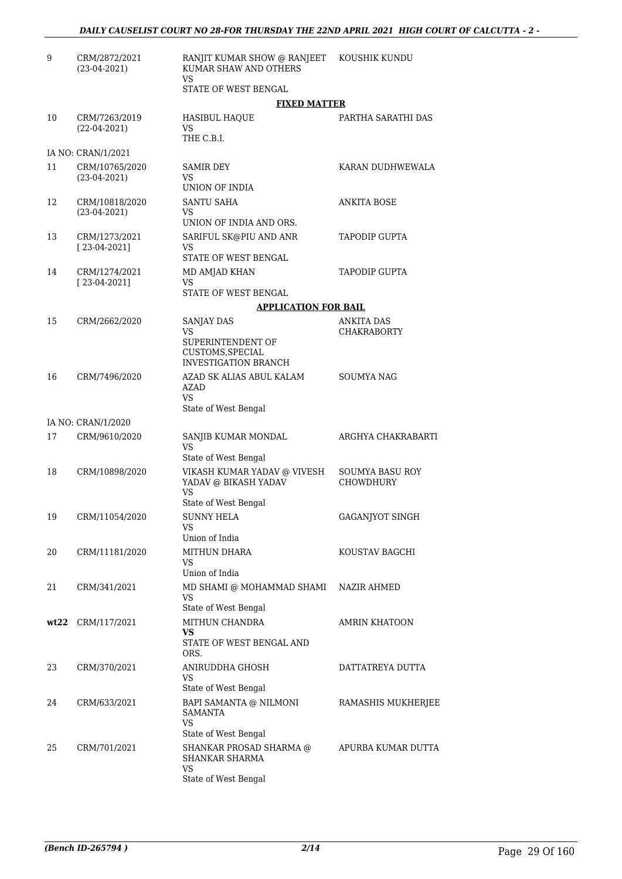| | | | |
|---|---|---|---|
| 9 | CRM/2872/2021 (23-04-2021) | RANJIT KUMAR SHOW @ RANJEET KUMAR SHAW AND OTHERS VS STATE OF WEST BENGAL | KOUSHIK KUNDU |
| | | **FIXED MATTER** | |
| 10 | CRM/7263/2019 (22-04-2021) | HASIBUL HAQUE VS THE C.B.I. | PARTHA SARATHI DAS |
| | IA NO: CRAN/1/2021 | | |
| 11 | CRM/10765/2020 (23-04-2021) | SAMIR DEY VS UNION OF INDIA | KARAN DUDHWEWALA |
| 12 | CRM/10818/2020 (23-04-2021) | SANTU SAHA VS UNION OF INDIA AND ORS. | ANKITA BOSE |
| 13 | CRM/1273/2021 [ 23-04-2021] | SARIFUL SK@PIU AND ANR VS STATE OF WEST BENGAL | TAPODIP GUPTA |
| 14 | CRM/1274/2021 [ 23-04-2021] | MD AMJAD KHAN VS STATE OF WEST BENGAL | TAPODIP GUPTA |
| | | **APPLICATION FOR BAIL** | |
| 15 | CRM/2662/2020 | SANJAY DAS VS SUPERINTENDENT OF CUSTOMS,SPECIAL INVESTIGATION BRANCH | ANKITA DAS CHAKRABORTY |
| 16 | CRM/7496/2020 | AZAD SK ALIAS ABUL KALAM AZAD VS State of West Bengal | SOUMYA NAG |
| | IA NO: CRAN/1/2020 | | |
| 17 | CRM/9610/2020 | SANJIB KUMAR MONDAL VS State of West Bengal | ARGHYA CHAKRABARTI |
| 18 | CRM/10898/2020 | VIKASH KUMAR YADAV @ VIVESH YADAV @ BIKASH YADAV VS State of West Bengal | SOUMYA BASU ROY CHOWDHURY |
| 19 | CRM/11054/2020 | SUNNY HELA VS Union of India | GAGANJYOT SINGH |
| 20 | CRM/11181/2020 | MITHUN DHARA VS Union of India | KOUSTAV BAGCHI |
| 21 | CRM/341/2021 | MD SHAMI @ MOHAMMAD SHAMI VS State of West Bengal | NAZIR AHMED |
| **wt22** | CRM/117/2021 | MITHUN CHANDRA **VS** STATE OF WEST BENGAL AND ORS. | AMRIN KHATOON |
| 23 | CRM/370/2021 | ANIRUDDHA GHOSH VS State of West Bengal | DATTATREYA DUTTA |
| 24 | CRM/633/2021 | BAPI SAMANTA @ NILMONI SAMANTA VS State of West Bengal | RAMASHIS MUKHERJEE |
| 25 | CRM/701/2021 | SHANKAR PROSAD SHARMA @ SHANKAR SHARMA VS State of West Bengal | APURBA KUMAR DUTTA |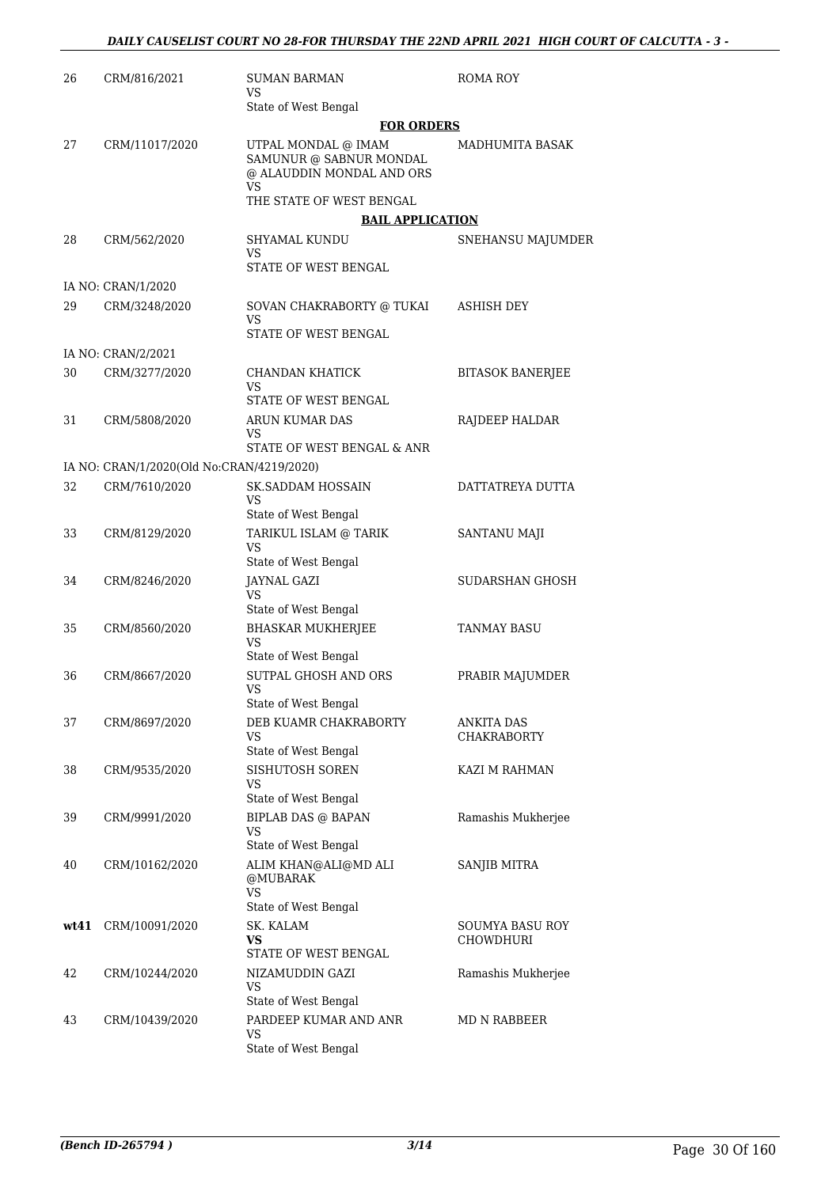| | | | |
|---|---|---|---|
| 26 | CRM/816/2021 | SUMAN BARMAN<br>VS<br>State of West Bengal | ROMA ROY |

**FOR ORDERS**

| | | | |
|---|---|---|---|
| 27 | CRM/11017/2020 | UTPAL MONDAL @ IMAM SAMUNUR @ SABNUR MONDAL @ ALAUDDIN MONDAL AND ORS<br>VS<br>THE STATE OF WEST BENGAL | MADHUMITA BASAK |

**BAIL APPLICATION**

| | | | |
|---|---|---|---|
| 28 | CRM/562/2020 | SHYAMAL KUNDU<br>VS<br>STATE OF WEST BENGAL | SNEHANSU MAJUMDER |
| IA NO: CRAN/1/2020 | | | |
| 29 | CRM/3248/2020 | SOVAN CHAKRABORTY @ TUKAI<br>VS<br>STATE OF WEST BENGAL | ASHISH DEY |
| IA NO: CRAN/2/2021 | | | |
| 30 | CRM/3277/2020 | CHANDAN KHATICK<br>VS<br>STATE OF WEST BENGAL | BITASOK BANERJEE |
| 31 | CRM/5808/2020 | ARUN KUMAR DAS<br>VS<br>STATE OF WEST BENGAL & ANR | RAJDEEP HALDAR |
| IA NO: CRAN/1/2020(Old No:CRAN/4219/2020) | | | |
| 32 | CRM/7610/2020 | SK.SADDAM HOSSAIN<br>VS<br>State of West Bengal | DATTATREYA DUTTA |
| 33 | CRM/8129/2020 | TARIKUL ISLAM @ TARIK<br>VS<br>State of West Bengal | SANTANU MAJI |
| 34 | CRM/8246/2020 | JAYNAL GAZI<br>VS<br>State of West Bengal | SUDARSHAN GHOSH |
| 35 | CRM/8560/2020 | BHASKAR MUKHERJEE<br>VS<br>State of West Bengal | TANMAY BASU |
| 36 | CRM/8667/2020 | SUTPAL GHOSH AND ORS<br>VS<br>State of West Bengal | PRABIR MAJUMDER |
| 37 | CRM/8697/2020 | DEB KUAMR CHAKRABORTY<br>VS<br>State of West Bengal | ANKITA DAS CHAKRABORTY |
| 38 | CRM/9535/2020 | SISHUTOSH SOREN<br>VS<br>State of West Bengal | KAZI M RAHMAN |
| 39 | CRM/9991/2020 | BIPLAB DAS @ BAPAN<br>VS<br>State of West Bengal | Ramashis Mukherjee |
| 40 | CRM/10162/2020 | ALIM KHAN@ALI@MD ALI @MUBARAK<br>VS<br>State of West Bengal | SANJIB MITRA |
| **wt41** | CRM/10091/2020 | SK. KALAM<br>**VS**<br>STATE OF WEST BENGAL | SOUMYA BASU ROY CHOWDHURI |
| 42 | CRM/10244/2020 | NIZAMUDDIN GAZI<br>VS<br>State of West Bengal | Ramashis Mukherjee |
| 43 | CRM/10439/2020 | PARDEEP KUMAR AND ANR<br>VS<br>State of West Bengal | MD N RABBEER |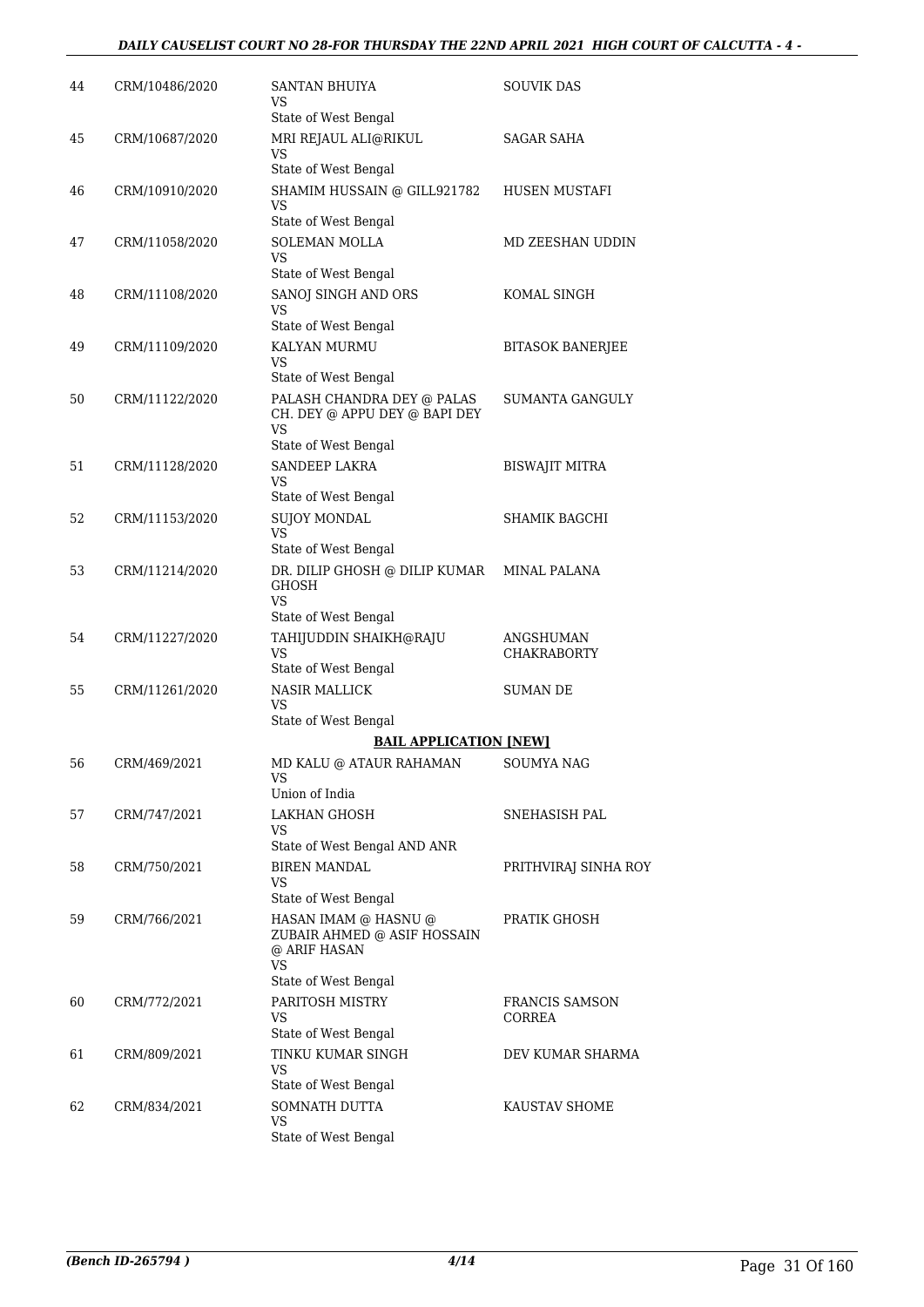| | | | |
|---|---|---|---|
| 44 | CRM/10486/2020 | SANTAN BHUIYA<br>VS<br>State of West Bengal | SOUVIK DAS |
| 45 | CRM/10687/2020 | MRI REJAUL ALI@RIKUL<br>VS<br>State of West Bengal | SAGAR SAHA |
| 46 | CRM/10910/2020 | SHAMIM HUSSAIN @ GILL921782<br>VS<br>State of West Bengal | HUSEN MUSTAFI |
| 47 | CRM/11058/2020 | SOLEMAN MOLLA<br>VS<br>State of West Bengal | MD ZEESHAN UDDIN |
| 48 | CRM/11108/2020 | SANOJ SINGH AND ORS<br>VS<br>State of West Bengal | KOMAL SINGH |
| 49 | CRM/11109/2020 | KALYAN MURMU<br>VS<br>State of West Bengal | BITASOK BANERJEE |
| 50 | CRM/11122/2020 | PALASH CHANDRA DEY @ PALAS CH. DEY @ APPU DEY @ BAPI DEY<br>VS<br>State of West Bengal | SUMANTA GANGULY |
| 51 | CRM/11128/2020 | SANDEEP LAKRA<br>VS<br>State of West Bengal | BISWAJIT MITRA |
| 52 | CRM/11153/2020 | SUJOY MONDAL<br>VS<br>State of West Bengal | SHAMIK BAGCHI |
| 53 | CRM/11214/2020 | DR. DILIP GHOSH @ DILIP KUMAR GHOSH<br>VS<br>State of West Bengal | MINAL PALANA |
| 54 | CRM/11227/2020 | TAHIJUDDIN SHAIKH@RAJU<br>VS<br>State of West Bengal | ANGSHUMAN CHAKRABORTY |
| 55 | CRM/11261/2020 | NASIR MALLICK<br>VS<br>State of West Bengal | SUMAN DE |

**BAIL APPLICATION [NEW]**

| | | | |
|---|---|---|---|
| 56 | CRM/469/2021 | MD KALU @ ATAUR RAHAMAN<br>VS<br>Union of India | SOUMYA NAG |
| 57 | CRM/747/2021 | LAKHAN GHOSH<br>VS<br>State of West Bengal AND ANR | SNEHASISH PAL |
| 58 | CRM/750/2021 | BIREN MANDAL<br>VS<br>State of West Bengal | PRITHVIRAJ SINHA ROY |
| 59 | CRM/766/2021 | HASAN IMAM @ HASNU @ ZUBAIR AHMED @ ASIF HOSSAIN @ ARIF HASAN<br>VS<br>State of West Bengal | PRATIK GHOSH |
| 60 | CRM/772/2021 | PARITOSH MISTRY<br>VS<br>State of West Bengal | FRANCIS SAMSON CORREA |
| 61 | CRM/809/2021 | TINKU KUMAR SINGH<br>VS<br>State of West Bengal | DEV KUMAR SHARMA |
| 62 | CRM/834/2021 | SOMNATH DUTTA<br>VS<br>State of West Bengal | KAUSTAV SHOME |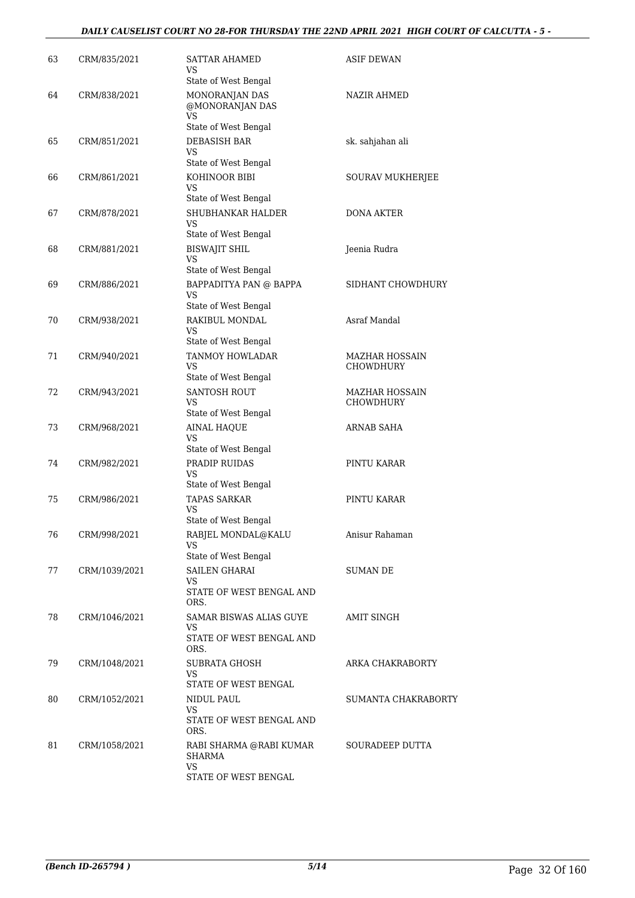| 63 | CRM/835/2021 | SATTAR AHAMED<br>VS<br>State of West Bengal | ASIF DEWAN |
|---|---|---|---|
| 64 | CRM/838/2021 | MONORANJAN DAS @MONORANJAN DAS<br>VS<br>State of West Bengal | NAZIR AHMED |
| 65 | CRM/851/2021 | DEBASISH BAR<br>VS<br>State of West Bengal | sk. sahjahan ali |
| 66 | CRM/861/2021 | KOHINOOR BIBI<br>VS<br>State of West Bengal | SOURAV MUKHERJEE |
| 67 | CRM/878/2021 | SHUBHANKAR HALDER<br>VS<br>State of West Bengal | DONA AKTER |
| 68 | CRM/881/2021 | BISWAJIT SHIL<br>VS<br>State of West Bengal | Jeenia Rudra |
| 69 | CRM/886/2021 | BAPPADITYA PAN @ BAPPA<br>VS<br>State of West Bengal | SIDHANT CHOWDHURY |
| 70 | CRM/938/2021 | RAKIBUL MONDAL<br>VS<br>State of West Bengal | Asraf Mandal |
| 71 | CRM/940/2021 | TANMOY HOWLADAR<br>VS<br>State of West Bengal | MAZHAR HOSSAIN CHOWDHURY |
| 72 | CRM/943/2021 | SANTOSH ROUT<br>VS<br>State of West Bengal | MAZHAR HOSSAIN CHOWDHURY |
| 73 | CRM/968/2021 | AINAL HAQUE<br>VS<br>State of West Bengal | ARNAB SAHA |
| 74 | CRM/982/2021 | PRADIP RUIDAS<br>VS<br>State of West Bengal | PINTU KARAR |
| 75 | CRM/986/2021 | TAPAS SARKAR<br>VS<br>State of West Bengal | PINTU KARAR |
| 76 | CRM/998/2021 | RABJEL MONDAL@KALU<br>VS<br>State of West Bengal | Anisur Rahaman |
| 77 | CRM/1039/2021 | SAILEN GHARAI<br>VS<br>STATE OF WEST BENGAL AND ORS. | SUMAN DE |
| 78 | CRM/1046/2021 | SAMAR BISWAS ALIAS GUYE<br>VS<br>STATE OF WEST BENGAL AND ORS. | AMIT SINGH |
| 79 | CRM/1048/2021 | SUBRATA GHOSH<br>VS<br>STATE OF WEST BENGAL | ARKA CHAKRABORTY |
| 80 | CRM/1052/2021 | NIDUL PAUL<br>VS<br>STATE OF WEST BENGAL AND ORS. | SUMANTA CHAKRABORTY |
| 81 | CRM/1058/2021 | RABI SHARMA @RABI KUMAR SHARMA<br>VS<br>STATE OF WEST BENGAL | SOURADEEP DUTTA |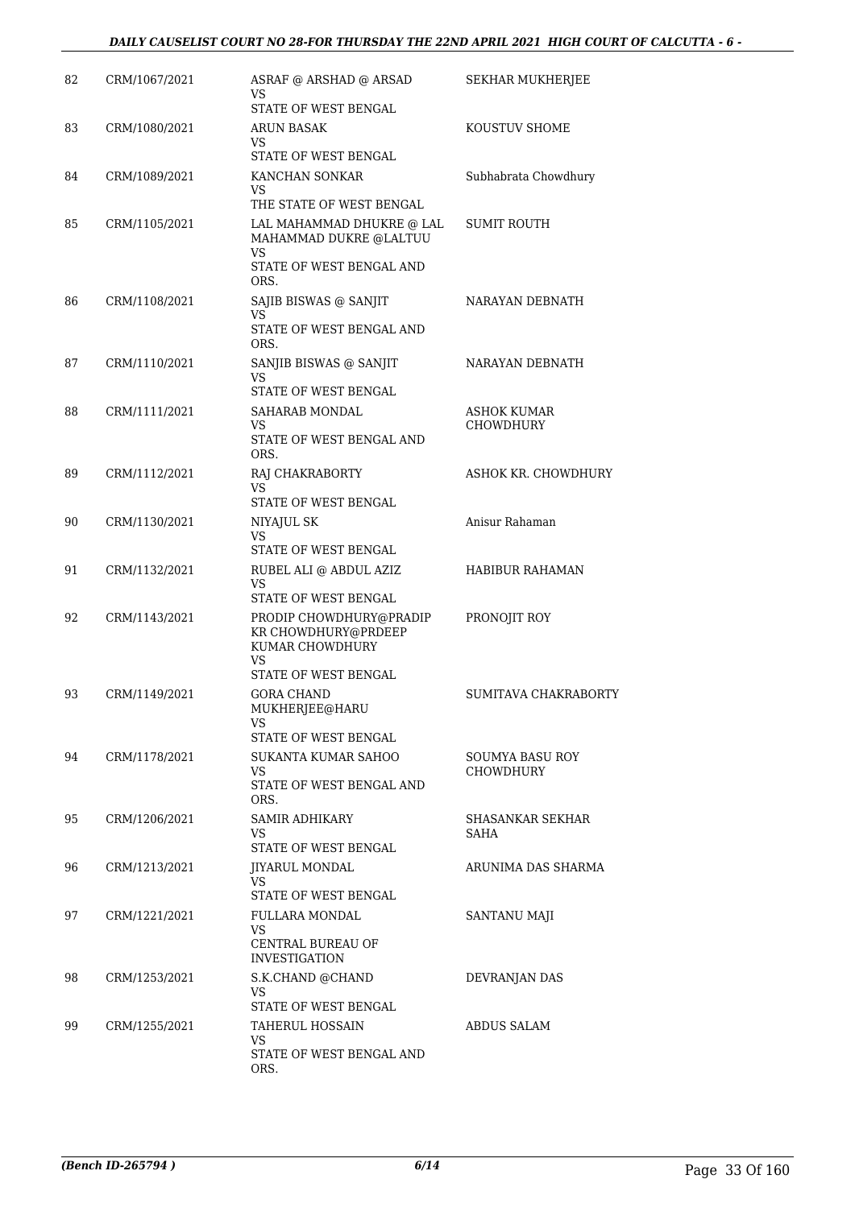| 82 | CRM/1067/2021 | ASRAF @ ARSHAD @ ARSAD<br>VS<br>STATE OF WEST BENGAL | SEKHAR MUKHERJEE |
|---|---|---|---|
| 83 | CRM/1080/2021 | ARUN BASAK<br>VS<br>STATE OF WEST BENGAL | KOUSTUV SHOME |
| 84 | CRM/1089/2021 | KANCHAN SONKAR<br>VS<br>THE STATE OF WEST BENGAL | Subhabrata Chowdhury |
| 85 | CRM/1105/2021 | LAL MAHAMMAD DHUKRE @ LAL MAHAMMAD DUKRE @LALTUU<br>VS<br>STATE OF WEST BENGAL AND ORS. | SUMIT ROUTH |
| 86 | CRM/1108/2021 | SAJIB BISWAS @ SANJIT<br>VS<br>STATE OF WEST BENGAL AND ORS. | NARAYAN DEBNATH |
| 87 | CRM/1110/2021 | SANJIB BISWAS @ SANJIT<br>VS<br>STATE OF WEST BENGAL | NARAYAN DEBNATH |
| 88 | CRM/1111/2021 | SAHARAB MONDAL<br>VS<br>STATE OF WEST BENGAL AND ORS. | ASHOK KUMAR CHOWDHURY |
| 89 | CRM/1112/2021 | RAJ CHAKRABORTY<br>VS<br>STATE OF WEST BENGAL | ASHOK KR. CHOWDHURY |
| 90 | CRM/1130/2021 | NIYAJUL SK<br>VS<br>STATE OF WEST BENGAL | Anisur Rahaman |
| 91 | CRM/1132/2021 | RUBEL ALI @ ABDUL AZIZ<br>VS<br>STATE OF WEST BENGAL | HABIBUR RAHAMAN |
| 92 | CRM/1143/2021 | PRODIP CHOWDHURY@PRADIP KR CHOWDHURY@PRDEEP KUMAR CHOWDHURY<br>VS<br>STATE OF WEST BENGAL | PRONOJIT ROY |
| 93 | CRM/1149/2021 | GORA CHAND MUKHERJEE@HARU<br>VS<br>STATE OF WEST BENGAL | SUMITAVA CHAKRABORTY |
| 94 | CRM/1178/2021 | SUKANTA KUMAR SAHOO<br>VS<br>STATE OF WEST BENGAL AND ORS. | SOUMYA BASU ROY CHOWDHURY |
| 95 | CRM/1206/2021 | SAMIR ADHIKARY<br>VS<br>STATE OF WEST BENGAL | SHASANKAR SEKHAR SAHA |
| 96 | CRM/1213/2021 | JIYARUL MONDAL<br>VS<br>STATE OF WEST BENGAL | ARUNIMA DAS SHARMA |
| 97 | CRM/1221/2021 | FULLARA MONDAL<br>VS<br>CENTRAL BUREAU OF INVESTIGATION | SANTANU MAJI |
| 98 | CRM/1253/2021 | S.K.CHAND @CHAND<br>VS<br>STATE OF WEST BENGAL | DEVRANJAN DAS |
| 99 | CRM/1255/2021 | TAHERUL HOSSAIN<br>VS<br>STATE OF WEST BENGAL AND ORS. | ABDUS SALAM |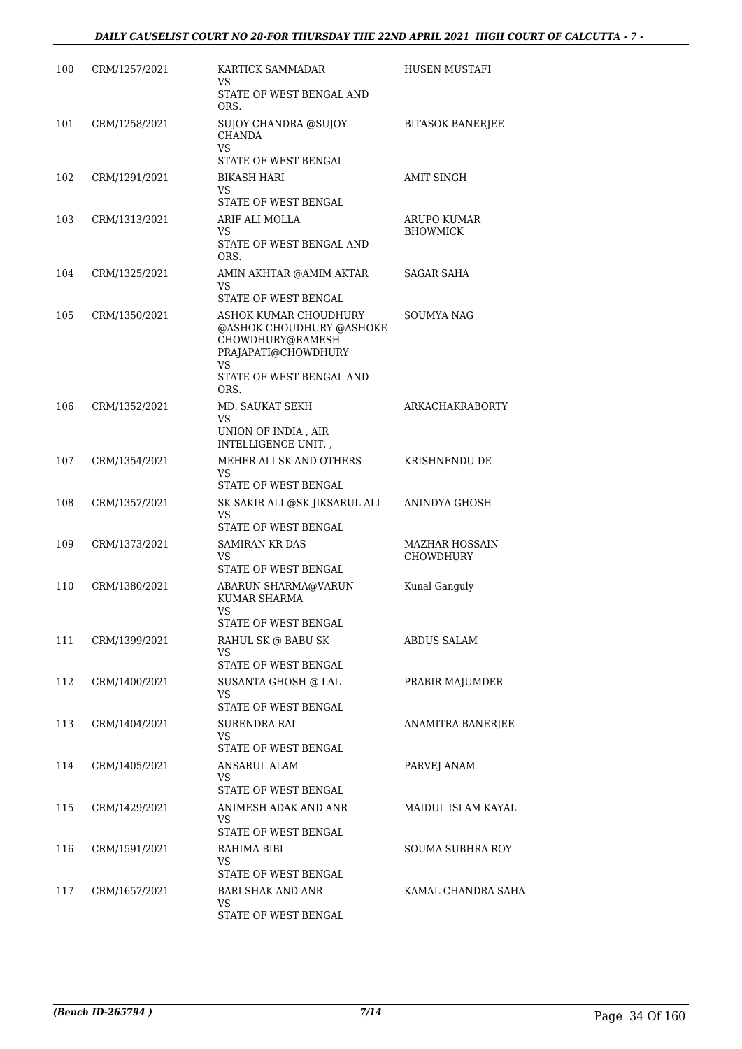| 100 | CRM/1257/2021 | KARTICK SAMMADAR<br>VS<br>STATE OF WEST BENGAL AND ORS. | HUSEN MUSTAFI |
|---|---|---|---|
| 101 | CRM/1258/2021 | SUJOY CHANDRA @SUJOY CHANDA<br>VS<br>STATE OF WEST BENGAL | BITASOK BANERJEE |
| 102 | CRM/1291/2021 | BIKASH HARI<br>VS<br>STATE OF WEST BENGAL | AMIT SINGH |
| 103 | CRM/1313/2021 | ARIF ALI MOLLA<br>VS<br>STATE OF WEST BENGAL AND ORS. | ARUPO KUMAR BHOWMICK |
| 104 | CRM/1325/2021 | AMIN AKHTAR @AMIM AKTAR<br>VS<br>STATE OF WEST BENGAL | SAGAR SAHA |
| 105 | CRM/1350/2021 | ASHOK KUMAR CHOUDHURY @ASHOK CHOUDHURY @ASHOKE CHOWDHURY@RAMESH PRAJAPATI@CHOWDHURY<br>VS<br>STATE OF WEST BENGAL AND ORS. | SOUMYA NAG |
| 106 | CRM/1352/2021 | MD. SAUKAT SEKH<br>VS<br>UNION OF INDIA , AIR INTELLIGENCE UNIT, , | ARKACHAKRABORTY |
| 107 | CRM/1354/2021 | MEHER ALI SK AND OTHERS<br>VS<br>STATE OF WEST BENGAL | KRISHNENDU DE |
| 108 | CRM/1357/2021 | SK SAKIR ALI @SK JIKSARUL ALI<br>VS<br>STATE OF WEST BENGAL | ANINDYA GHOSH |
| 109 | CRM/1373/2021 | SAMIRAN KR DAS<br>VS<br>STATE OF WEST BENGAL | MAZHAR HOSSAIN CHOWDHURY |
| 110 | CRM/1380/2021 | ABARUN SHARMA@VARUN KUMAR SHARMA<br>VS<br>STATE OF WEST BENGAL | Kunal Ganguly |
| 111 | CRM/1399/2021 | RAHUL SK @ BABU SK<br>VS<br>STATE OF WEST BENGAL | ABDUS SALAM |
| 112 | CRM/1400/2021 | SUSANTA GHOSH @ LAL<br>VS<br>STATE OF WEST BENGAL | PRABIR MAJUMDER |
| 113 | CRM/1404/2021 | SURENDRA RAI<br>VS<br>STATE OF WEST BENGAL | ANAMITRA BANERJEE |
| 114 | CRM/1405/2021 | ANSARUL ALAM<br>VS<br>STATE OF WEST BENGAL | PARVEJ ANAM |
| 115 | CRM/1429/2021 | ANIMESH ADAK AND ANR<br>VS<br>STATE OF WEST BENGAL | MAIDUL ISLAM KAYAL |
| 116 | CRM/1591/2021 | RAHIMA BIBI<br>VS<br>STATE OF WEST BENGAL | SOUMA SUBHRA ROY |
| 117 | CRM/1657/2021 | BARI SHAK AND ANR<br>VS<br>STATE OF WEST BENGAL | KAMAL CHANDRA SAHA |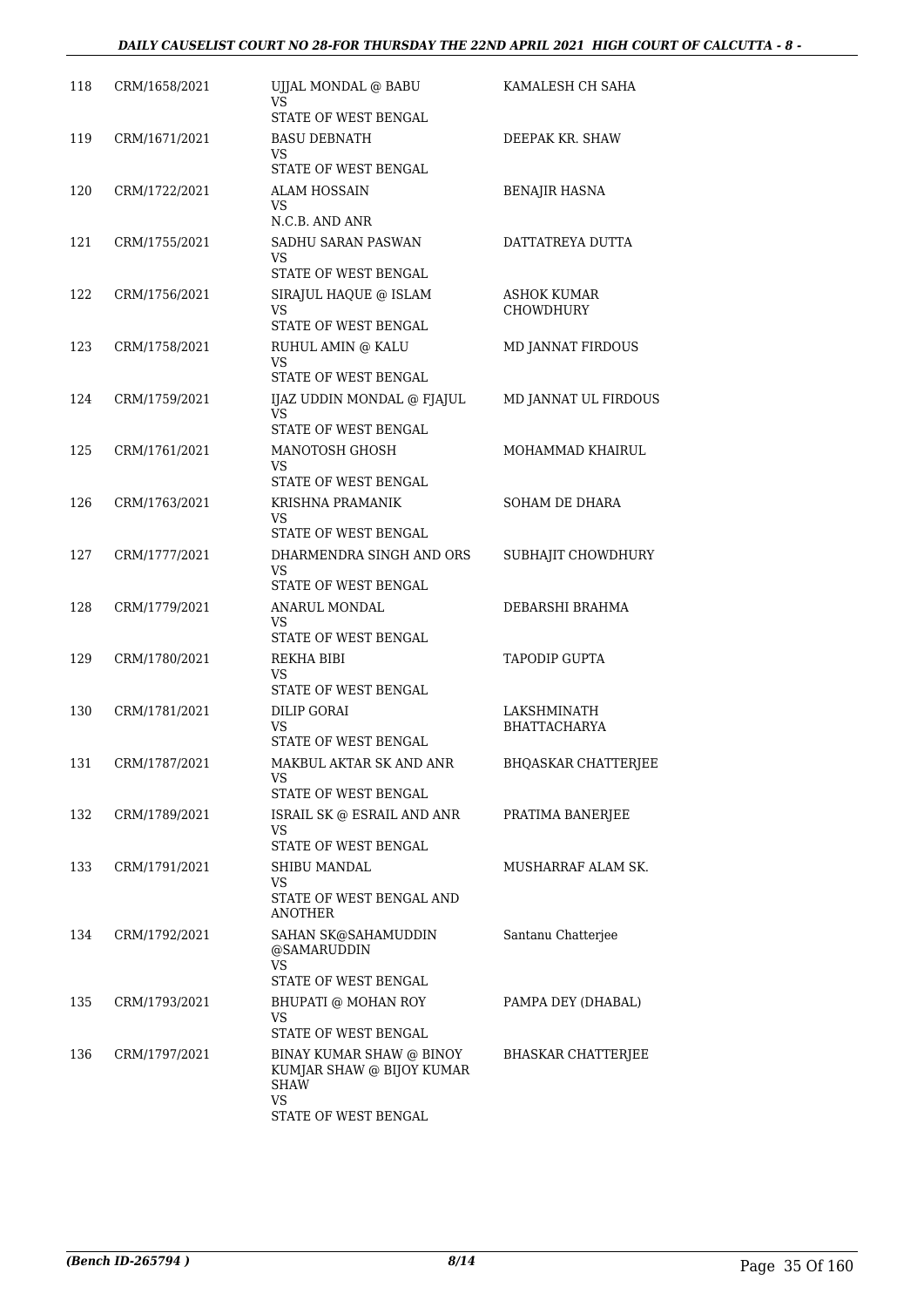| | | | |
|---|---|---|---|
| 118 | CRM/1658/2021 | UJJAL MONDAL @ BABU<br>VS<br>STATE OF WEST BENGAL | KAMALESH CH SAHA |
| 119 | CRM/1671/2021 | BASU DEBNATH<br>VS<br>STATE OF WEST BENGAL | DEEPAK KR. SHAW |
| 120 | CRM/1722/2021 | ALAM HOSSAIN<br>VS<br>N.C.B. AND ANR | BENAJIR HASNA |
| 121 | CRM/1755/2021 | SADHU SARAN PASWAN<br>VS<br>STATE OF WEST BENGAL | DATTATREYA DUTTA |
| 122 | CRM/1756/2021 | SIRAJUL HAQUE @ ISLAM<br>VS<br>STATE OF WEST BENGAL | ASHOK KUMAR CHOWDHURY |
| 123 | CRM/1758/2021 | RUHUL AMIN @ KALU<br>VS<br>STATE OF WEST BENGAL | MD JANNAT FIRDOUS |
| 124 | CRM/1759/2021 | IJAZ UDDIN MONDAL @ FJAJUL<br>VS<br>STATE OF WEST BENGAL | MD JANNAT UL FIRDOUS |
| 125 | CRM/1761/2021 | MANOTOSH GHOSH<br>VS<br>STATE OF WEST BENGAL | MOHAMMAD KHAIRUL |
| 126 | CRM/1763/2021 | KRISHNA PRAMANIK<br>VS<br>STATE OF WEST BENGAL | SOHAM DE DHARA |
| 127 | CRM/1777/2021 | DHARMENDRA SINGH AND ORS<br>VS<br>STATE OF WEST BENGAL | SUBHAJIT CHOWDHURY |
| 128 | CRM/1779/2021 | ANARUL MONDAL<br>VS<br>STATE OF WEST BENGAL | DEBARSHI BRAHMA |
| 129 | CRM/1780/2021 | REKHA BIBI<br>VS<br>STATE OF WEST BENGAL | TAPODIP GUPTA |
| 130 | CRM/1781/2021 | DILIP GORAI<br>VS<br>STATE OF WEST BENGAL | LAKSHMINATH BHATTACHARYA |
| 131 | CRM/1787/2021 | MAKBUL AKTAR SK AND ANR<br>VS<br>STATE OF WEST BENGAL | BHQASKAR CHATTERJEE |
| 132 | CRM/1789/2021 | ISRAIL SK @ ESRAIL AND ANR<br>VS<br>STATE OF WEST BENGAL | PRATIMA BANERJEE |
| 133 | CRM/1791/2021 | SHIBU MANDAL<br>VS<br>STATE OF WEST BENGAL AND ANOTHER | MUSHARRAF ALAM SK. |
| 134 | CRM/1792/2021 | SAHAN SK@SAHAMUDDIN @SAMARUDDIN<br>VS<br>STATE OF WEST BENGAL | Santanu Chatterjee |
| 135 | CRM/1793/2021 | BHUPATI @ MOHAN ROY<br>VS<br>STATE OF WEST BENGAL | PAMPA DEY (DHABAL) |
| 136 | CRM/1797/2021 | BINAY KUMAR SHAW @ BINOY KUMJAR SHAW @ BIJOY KUMAR SHAW<br>VS<br>STATE OF WEST BENGAL | BHASKAR CHATTERJEE |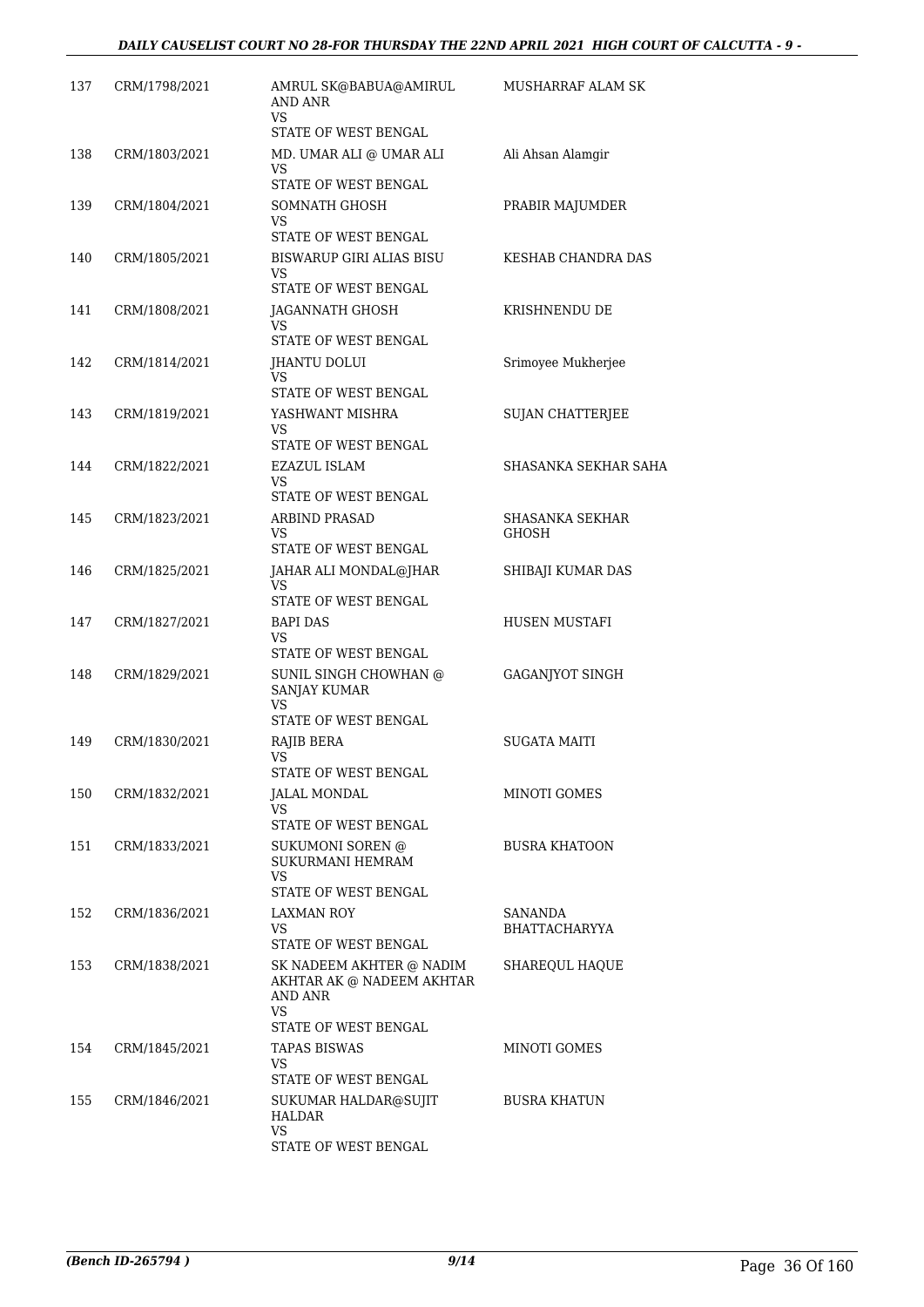| | | | |
|---|---|---|---|
| 137 | CRM/1798/2021 | AMRUL SK@BABUA@AMIRUL AND ANR<br>VS<br>STATE OF WEST BENGAL | MUSHARRAF ALAM SK |
| 138 | CRM/1803/2021 | MD. UMAR ALI @ UMAR ALI<br>VS<br>STATE OF WEST BENGAL | Ali Ahsan Alamgir |
| 139 | CRM/1804/2021 | SOMNATH GHOSH<br>VS<br>STATE OF WEST BENGAL | PRABIR MAJUMDER |
| 140 | CRM/1805/2021 | BISWARUP GIRI ALIAS BISU<br>VS<br>STATE OF WEST BENGAL | KESHAB CHANDRA DAS |
| 141 | CRM/1808/2021 | JAGANNATH GHOSH<br>VS<br>STATE OF WEST BENGAL | KRISHNENDU DE |
| 142 | CRM/1814/2021 | JHANTU DOLUI<br>VS<br>STATE OF WEST BENGAL | Srimoyee Mukherjee |
| 143 | CRM/1819/2021 | YASHWANT MISHRA<br>VS<br>STATE OF WEST BENGAL | SUJAN CHATTERJEE |
| 144 | CRM/1822/2021 | EZAZUL ISLAM<br>VS<br>STATE OF WEST BENGAL | SHASANKA SEKHAR SAHA |
| 145 | CRM/1823/2021 | ARBIND PRASAD<br>VS<br>STATE OF WEST BENGAL | SHASANKA SEKHAR GHOSH |
| 146 | CRM/1825/2021 | JAHAR ALI MONDAL@JHAR<br>VS<br>STATE OF WEST BENGAL | SHIBAJI KUMAR DAS |
| 147 | CRM/1827/2021 | BAPI DAS<br>VS<br>STATE OF WEST BENGAL | HUSEN MUSTAFI |
| 148 | CRM/1829/2021 | SUNIL SINGH CHOWHAN @ SANJAY KUMAR<br>VS<br>STATE OF WEST BENGAL | GAGANJYOT SINGH |
| 149 | CRM/1830/2021 | RAJIB BERA<br>VS<br>STATE OF WEST BENGAL | SUGATA MAITI |
| 150 | CRM/1832/2021 | JALAL MONDAL<br>VS<br>STATE OF WEST BENGAL | MINOTI GOMES |
| 151 | CRM/1833/2021 | SUKUMONI SOREN @ SUKURMANI HEMRAM<br>VS<br>STATE OF WEST BENGAL | BUSRA KHATOON |
| 152 | CRM/1836/2021 | LAXMAN ROY<br>VS<br>STATE OF WEST BENGAL | SANANDA BHATTACHARYYA |
| 153 | CRM/1838/2021 | SK NADEEM AKHTER @ NADIM AKHTAR AK @ NADEEM AKHTAR AND ANR<br>VS<br>STATE OF WEST BENGAL | SHAREQUL HAQUE |
| 154 | CRM/1845/2021 | TAPAS BISWAS<br>VS<br>STATE OF WEST BENGAL | MINOTI GOMES |
| 155 | CRM/1846/2021 | SUKUMAR HALDAR@SUJIT HALDAR<br>VS<br>STATE OF WEST BENGAL | BUSRA KHATUN |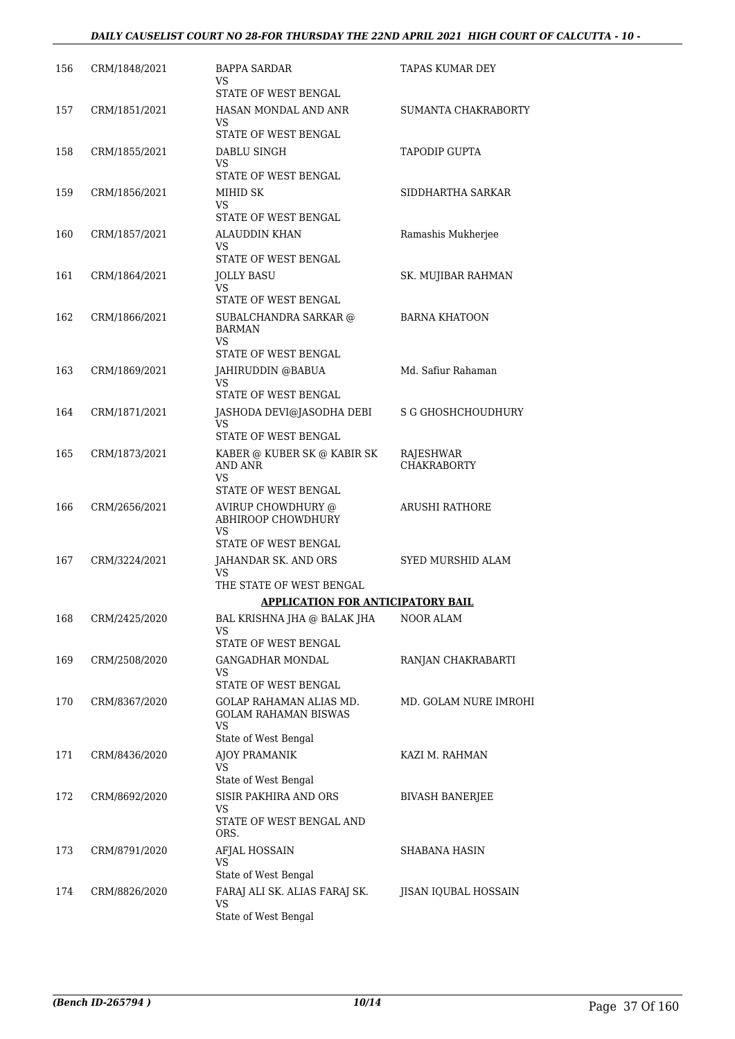| 156 | CRM/1848/2021 | BAPPA SARDAR<br>VS<br>STATE OF WEST BENGAL | TAPAS KUMAR DEY |
|---|---|---|---|
| 157 | CRM/1851/2021 | HASAN MONDAL AND ANR<br>VS<br>STATE OF WEST BENGAL | SUMANTA CHAKRABORTY |
| 158 | CRM/1855/2021 | DABLU SINGH<br>VS<br>STATE OF WEST BENGAL | TAPODIP GUPTA |
| 159 | CRM/1856/2021 | MIHID SK<br>VS<br>STATE OF WEST BENGAL | SIDDHARTHA SARKAR |
| 160 | CRM/1857/2021 | ALAUDDIN KHAN<br>VS<br>STATE OF WEST BENGAL | Ramashis Mukherjee |
| 161 | CRM/1864/2021 | JOLLY BASU<br>VS<br>STATE OF WEST BENGAL | SK. MUJIBAR RAHMAN |
| 162 | CRM/1866/2021 | SUBALCHANDRA SARKAR @ BARMAN<br>VS<br>STATE OF WEST BENGAL | BARNA KHATOON |
| 163 | CRM/1869/2021 | JAHIRUDDIN @BABUA<br>VS<br>STATE OF WEST BENGAL | Md. Safiur Rahaman |
| 164 | CRM/1871/2021 | JASHODA DEVI@JASODHA DEBI<br>VS<br>STATE OF WEST BENGAL | S G GHOSHCHOUDHURY |
| 165 | CRM/1873/2021 | KABER @ KUBER SK @ KABIR SK AND ANR<br>VS<br>STATE OF WEST BENGAL | RAJESHWAR CHAKRABORTY |
| 166 | CRM/2656/2021 | AVIRUP CHOWDHURY @ ABHIROOP CHOWDHURY<br>VS<br>STATE OF WEST BENGAL | ARUSHI RATHORE |
| 167 | CRM/3224/2021 | JAHANDAR SK. AND ORS<br>VS<br>THE STATE OF WEST BENGAL | SYED MURSHID ALAM |

**APPLICATION FOR ANTICIPATORY BAIL**

| 168 | CRM/2425/2020 | BAL KRISHNA JHA @ BALAK JHA<br>VS<br>STATE OF WEST BENGAL | NOOR ALAM |
|---|---|---|---|
| 169 | CRM/2508/2020 | GANGADHAR MONDAL<br>VS<br>STATE OF WEST BENGAL | RANJAN CHAKRABARTI |
| 170 | CRM/8367/2020 | GOLAP RAHAMAN ALIAS MD. GOLAM RAHAMAN BISWAS<br>VS<br>State of West Bengal | MD. GOLAM NURE IMROHI |
| 171 | CRM/8436/2020 | AJOY PRAMANIK<br>VS<br>State of West Bengal | KAZI M. RAHMAN |
| 172 | CRM/8692/2020 | SISIR PAKHIRA AND ORS<br>VS<br>STATE OF WEST BENGAL AND ORS. | BIVASH BANERJEE |
| 173 | CRM/8791/2020 | AFJAL HOSSAIN<br>VS<br>State of West Bengal | SHABANA HASIN |
| 174 | CRM/8826/2020 | FARAJ ALI SK. ALIAS FARAJ SK.<br>VS<br>State of West Bengal | JISAN IQUBAL HOSSAIN |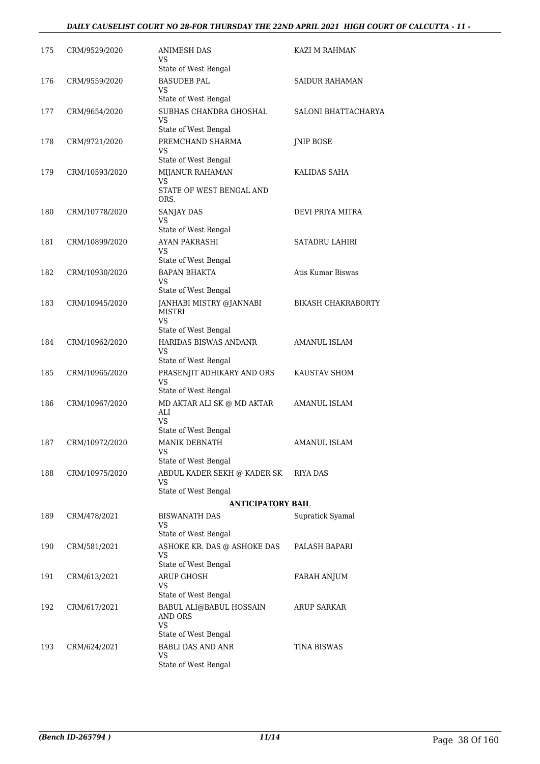| | | | |
|---|---|---|---|
| 175 | CRM/9529/2020 | ANIMESH DAS<br>VS<br>State of West Bengal | KAZI M RAHMAN |
| 176 | CRM/9559/2020 | BASUDEB PAL<br>VS<br>State of West Bengal | SAIDUR RAHAMAN |
| 177 | CRM/9654/2020 | SUBHAS CHANDRA GHOSHAL<br>VS<br>State of West Bengal | SALONI BHATTACHARYA |
| 178 | CRM/9721/2020 | PREMCHAND SHARMA<br>VS<br>State of West Bengal | JNIP BOSE |
| 179 | CRM/10593/2020 | MIJANUR RAHAMAN<br>VS<br>STATE OF WEST BENGAL AND ORS. | KALIDAS SAHA |
| 180 | CRM/10778/2020 | SANJAY DAS<br>VS<br>State of West Bengal | DEVI PRIYA MITRA |
| 181 | CRM/10899/2020 | AYAN PAKRASHI<br>VS<br>State of West Bengal | SATADRU LAHIRI |
| 182 | CRM/10930/2020 | BAPAN BHAKTA<br>VS<br>State of West Bengal | Atis Kumar Biswas |
| 183 | CRM/10945/2020 | JANHABI MISTRY @JANNABI MISTRI<br>VS<br>State of West Bengal | BIKASH CHAKRABORTY |
| 184 | CRM/10962/2020 | HARIDAS BISWAS ANDANR<br>VS<br>State of West Bengal | AMANUL ISLAM |
| 185 | CRM/10965/2020 | PRASENJIT ADHIKARY AND ORS<br>VS<br>State of West Bengal | KAUSTAV SHOM |
| 186 | CRM/10967/2020 | MD AKTAR ALI SK @ MD AKTAR ALI<br>VS<br>State of West Bengal | AMANUL ISLAM |
| 187 | CRM/10972/2020 | MANIK DEBNATH<br>VS<br>State of West Bengal | AMANUL ISLAM |
| 188 | CRM/10975/2020 | ABDUL KADER SEKH @ KADER SK<br>VS<br>State of West Bengal | RIYA DAS |
| | | **ANTICIPATORY BAIL** | |
| 189 | CRM/478/2021 | BISWANATH DAS<br>VS<br>State of West Bengal | Supratick Syamal |
| 190 | CRM/581/2021 | ASHOKE KR. DAS @ ASHOKE DAS<br>VS<br>State of West Bengal | PALASH BAPARI |
| 191 | CRM/613/2021 | ARUP GHOSH<br>VS<br>State of West Bengal | FARAH ANJUM |
| 192 | CRM/617/2021 | BABUL ALI@BABUL HOSSAIN AND ORS<br>VS<br>State of West Bengal | ARUP SARKAR |
| 193 | CRM/624/2021 | BABLI DAS AND ANR<br>VS<br>State of West Bengal | TINA BISWAS |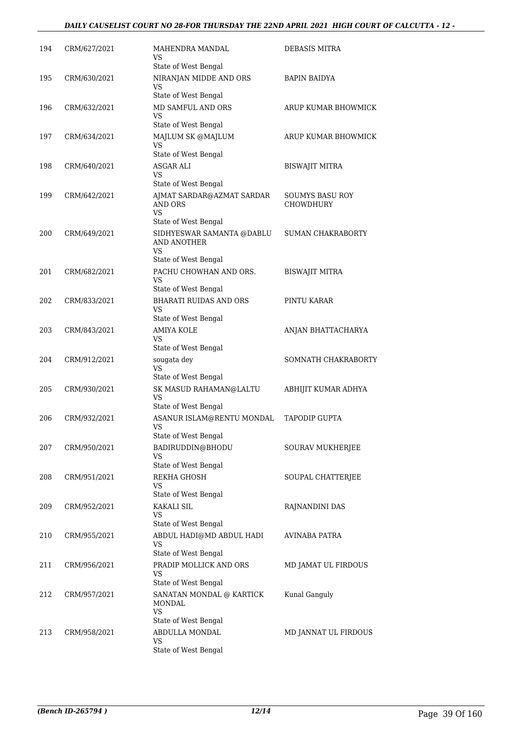| | | | |
|---|---|---|---|
| 194 | CRM/627/2021 | MAHENDRA MANDAL<br>VS<br>State of West Bengal | DEBASIS MITRA |
| 195 | CRM/630/2021 | NIRANJAN MIDDE AND ORS<br>VS<br>State of West Bengal | BAPIN BAIDYA |
| 196 | CRM/632/2021 | MD SAMFUL AND ORS<br>VS<br>State of West Bengal | ARUP KUMAR BHOWMICK |
| 197 | CRM/634/2021 | MAJLUM SK @MAJLUM<br>VS<br>State of West Bengal | ARUP KUMAR BHOWMICK |
| 198 | CRM/640/2021 | ASGAR ALI<br>VS<br>State of West Bengal | BISWAJIT MITRA |
| 199 | CRM/642/2021 | AJMAT SARDAR@AZMAT SARDAR AND ORS<br>VS<br>State of West Bengal | SOUMYS BASU ROY CHOWDHURY |
| 200 | CRM/649/2021 | SIDHYESWAR SAMANTA @DABLU AND ANOTHER<br>VS<br>State of West Bengal | SUMAN CHAKRABORTY |
| 201 | CRM/682/2021 | PACHU CHOWHAN AND ORS.<br>VS<br>State of West Bengal | BISWAJIT MITRA |
| 202 | CRM/833/2021 | BHARATI RUIDAS AND ORS<br>VS<br>State of West Bengal | PINTU KARAR |
| 203 | CRM/843/2021 | AMIYA KOLE<br>VS<br>State of West Bengal | ANJAN BHATTACHARYA |
| 204 | CRM/912/2021 | sougata dey<br>VS<br>State of West Bengal | SOMNATH CHAKRABORTY |
| 205 | CRM/930/2021 | SK MASUD RAHAMAN@LALTU<br>VS<br>State of West Bengal | ABHIJIT KUMAR ADHYA |
| 206 | CRM/932/2021 | ASANUR ISLAM@RENTU MONDAL<br>VS<br>State of West Bengal | TAPODIP GUPTA |
| 207 | CRM/950/2021 | BADIRUDDIN@BHODU<br>VS<br>State of West Bengal | SOURAV MUKHERJEE |
| 208 | CRM/951/2021 | REKHA GHOSH<br>VS<br>State of West Bengal | SOUPAL CHATTERJEE |
| 209 | CRM/952/2021 | KAKALI SIL<br>VS<br>State of West Bengal | RAJNANDINI DAS |
| 210 | CRM/955/2021 | ABDUL HADI@MD ABDUL HADI<br>VS<br>State of West Bengal | AVINABA PATRA |
| 211 | CRM/956/2021 | PRADIP MOLLICK AND ORS<br>VS<br>State of West Bengal | MD JAMAT UL FIRDOUS |
| 212 | CRM/957/2021 | SANATAN MONDAL @ KARTICK MONDAL<br>VS<br>State of West Bengal | Kunal Ganguly |
| 213 | CRM/958/2021 | ABDULLA MONDAL<br>VS<br>State of West Bengal | MD JANNAT UL FIRDOUS |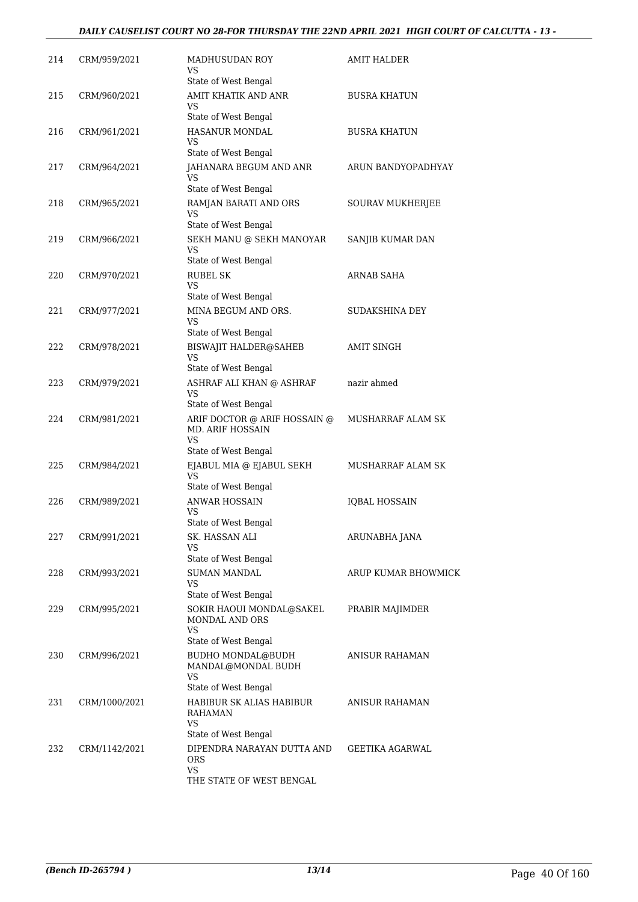| | | | |
|---|---|---|---|
| 214 | CRM/959/2021 | MADHUSUDAN ROY<br>VS<br>State of West Bengal | AMIT HALDER |
| 215 | CRM/960/2021 | AMIT KHATIK AND ANR<br>VS<br>State of West Bengal | BUSRA KHATUN |
| 216 | CRM/961/2021 | HASANUR MONDAL<br>VS<br>State of West Bengal | BUSRA KHATUN |
| 217 | CRM/964/2021 | JAHANARA BEGUM AND ANR<br>VS<br>State of West Bengal | ARUN BANDYOPADHYAY |
| 218 | CRM/965/2021 | RAMJAN BARATI AND ORS<br>VS<br>State of West Bengal | SOURAV MUKHERJEE |
| 219 | CRM/966/2021 | SEKH MANU @ SEKH MANOYAR<br>VS<br>State of West Bengal | SANJIB KUMAR DAN |
| 220 | CRM/970/2021 | RUBEL SK<br>VS<br>State of West Bengal | ARNAB SAHA |
| 221 | CRM/977/2021 | MINA BEGUM AND ORS.<br>VS<br>State of West Bengal | SUDAKSHINA DEY |
| 222 | CRM/978/2021 | BISWAJIT HALDER@SAHEB<br>VS<br>State of West Bengal | AMIT SINGH |
| 223 | CRM/979/2021 | ASHRAF ALI KHAN @ ASHRAF<br>VS<br>State of West Bengal | nazir ahmed |
| 224 | CRM/981/2021 | ARIF DOCTOR @ ARIF HOSSAIN @ MD. ARIF HOSSAIN<br>VS<br>State of West Bengal | MUSHARRAF ALAM SK |
| 225 | CRM/984/2021 | EJABUL MIA @ EJABUL SEKH<br>VS<br>State of West Bengal | MUSHARRAF ALAM SK |
| 226 | CRM/989/2021 | ANWAR HOSSAIN<br>VS<br>State of West Bengal | IQBAL HOSSAIN |
| 227 | CRM/991/2021 | SK. HASSAN ALI<br>VS<br>State of West Bengal | ARUNABHA JANA |
| 228 | CRM/993/2021 | SUMAN MANDAL<br>VS<br>State of West Bengal | ARUP KUMAR BHOWMICK |
| 229 | CRM/995/2021 | SOKIR HAOUI MONDAL@SAKEL MONDAL AND ORS<br>VS<br>State of West Bengal | PRABIR MAJIMDER |
| 230 | CRM/996/2021 | BUDHO MONDAL@BUDH MANDAL@MONDAL BUDH<br>VS<br>State of West Bengal | ANISUR RAHAMAN |
| 231 | CRM/1000/2021 | HABIBUR SK ALIAS HABIBUR RAHAMAN<br>VS<br>State of West Bengal | ANISUR RAHAMAN |
| 232 | CRM/1142/2021 | DIPENDRA NARAYAN DUTTA AND ORS<br>VS<br>THE STATE OF WEST BENGAL | GEETIKA AGARWAL |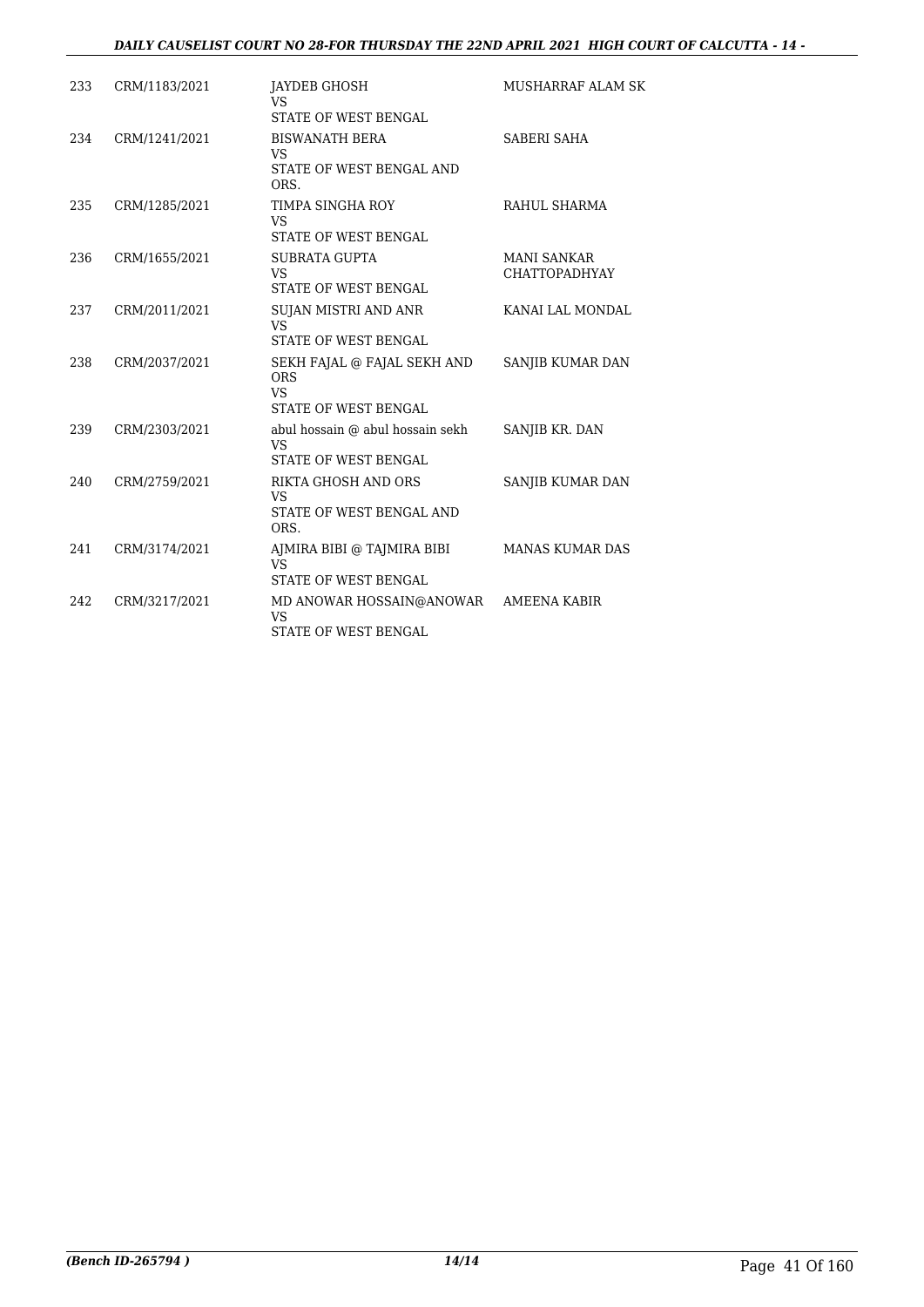| | | | |
|---|---|---|---|
| 233 | CRM/1183/2021 | JAYDEB GHOSH<br>VS<br>STATE OF WEST BENGAL | MUSHARRAF ALAM SK |
| 234 | CRM/1241/2021 | BISWANATH BERA<br>VS<br>STATE OF WEST BENGAL AND ORS. | SABERI SAHA |
| 235 | CRM/1285/2021 | TIMPA SINGHA ROY<br>VS<br>STATE OF WEST BENGAL | RAHUL SHARMA |
| 236 | CRM/1655/2021 | SUBRATA GUPTA<br>VS<br>STATE OF WEST BENGAL | MANI SANKAR CHATTOPADHYAY |
| 237 | CRM/2011/2021 | SUJAN MISTRI AND ANR<br>VS<br>STATE OF WEST BENGAL | KANAI LAL MONDAL |
| 238 | CRM/2037/2021 | SEKH FAJAL @ FAJAL SEKH AND ORS<br>VS<br>STATE OF WEST BENGAL | SANJIB KUMAR DAN |
| 239 | CRM/2303/2021 | abul hossain @ abul hossain sekh<br>VS<br>STATE OF WEST BENGAL | SANJIB KR. DAN |
| 240 | CRM/2759/2021 | RIKTA GHOSH AND ORS<br>VS<br>STATE OF WEST BENGAL AND ORS. | SANJIB KUMAR DAN |
| 241 | CRM/3174/2021 | AJMIRA BIBI @ TAJMIRA BIBI<br>VS<br>STATE OF WEST BENGAL | MANAS KUMAR DAS |
| 242 | CRM/3217/2021 | MD ANOWAR HOSSAIN@ANOWAR<br>VS<br>STATE OF WEST BENGAL | AMEENA KABIR |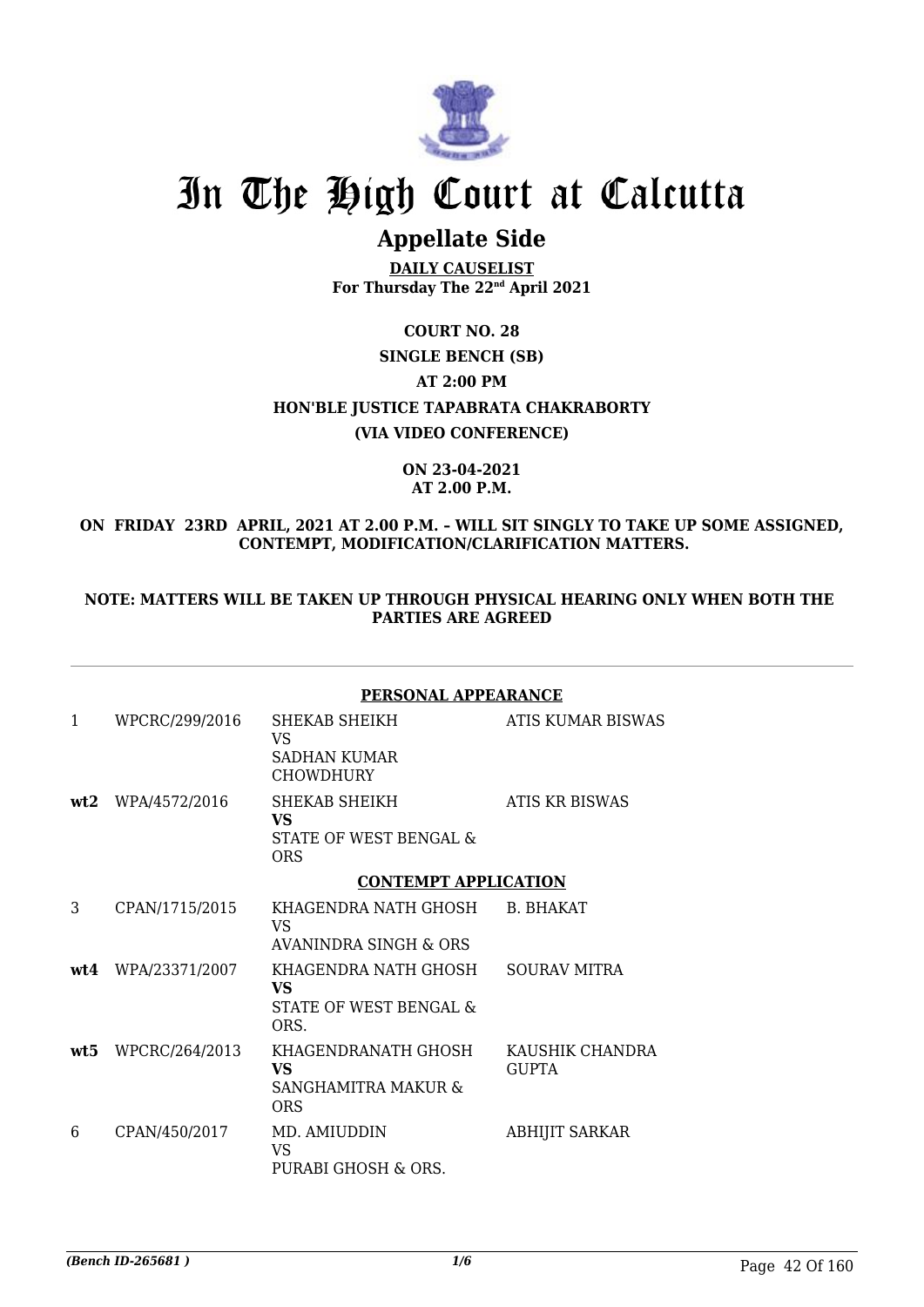# In The High Court at Calcutta

## Appellate Side

**DAILY CAUSELIST**
**For Thursday The 22nd April 2021**

**COURT NO. 28**

**SINGLE BENCH (SB)**

**AT 2:00 PM**

**HON'BLE JUSTICE TAPABRATA CHAKRABORTY**

**(VIA VIDEO CONFERENCE)**

**ON 23-04-2021**
**AT 2.00 P.M.**

**ON FRIDAY 23RD APRIL, 2021 AT 2.00 P.M. – WILL SIT SINGLY TO TAKE UP SOME ASSIGNED, CONTEMPT, MODIFICATION/CLARIFICATION MATTERS.**

**NOTE: MATTERS WILL BE TAKEN UP THROUGH PHYSICAL HEARING ONLY WHEN BOTH THE PARTIES ARE AGREED**

**PERSONAL APPEARANCE**

| | | | |
|---|---|---|---|
| 1 | WPCRC/299/2016 | SHEKAB SHEIKH<br>VS<br>SADHAN KUMAR CHOWDHURY | ATIS KUMAR BISWAS |
| **wt2** | WPA/4572/2016 | SHEKAB SHEIKH<br>**VS**<br>STATE OF WEST BENGAL & ORS | ATIS KR BISWAS |

**CONTEMPT APPLICATION**

| | | | |
|---|---|---|---|
| 3 | CPAN/1715/2015 | KHAGENDRA NATH GHOSH<br>VS<br>AVANINDRA SINGH & ORS | B. BHAKAT |
| **wt4** | WPA/23371/2007 | KHAGENDRA NATH GHOSH<br>**VS**<br>STATE OF WEST BENGAL & ORS. | SOURAV MITRA |
| **wt5** | WPCRC/264/2013 | KHAGENDRANATH GHOSH<br>**VS**<br>SANGHAMITRA MAKUR & ORS | KAUSHIK CHANDRA GUPTA |
| 6 | CPAN/450/2017 | MD. AMIUDDIN<br>VS<br>PURABI GHOSH & ORS. | ABHIJIT SARKAR |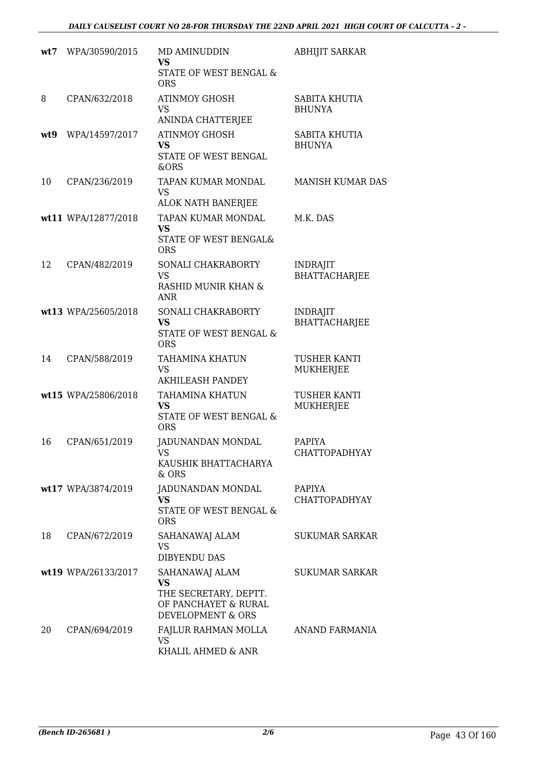| | | | |
|---|---|---|---|
| wt7 | WPA/30590/2015 | MD AMINUDDIN<br>**VS**<br>STATE OF WEST BENGAL & ORS | ABHIJIT SARKAR |
| 8 | CPAN/632/2018 | ATINMOY GHOSH<br>VS<br>ANINDA CHATTERJEE | SABITA KHUTIA BHUNYA |
| wt9 | WPA/14597/2017 | ATINMOY GHOSH<br>**VS**<br>STATE OF WEST BENGAL &ORS | SABITA KHUTIA BHUNYA |
| 10 | CPAN/236/2019 | TAPAN KUMAR MONDAL<br>VS<br>ALOK NATH BANERJEE | MANISH KUMAR DAS |
| wt11 | WPA/12877/2018 | TAPAN KUMAR MONDAL<br>**VS**<br>STATE OF WEST BENGAL& ORS | M.K. DAS |
| 12 | CPAN/482/2019 | SONALI CHAKRABORTY<br>VS<br>RASHID MUNIR KHAN & ANR | INDRAJIT BHATTACHARJEE |
| wt13 | WPA/25605/2018 | SONALI CHAKRABORTY<br>**VS**<br>STATE OF WEST BENGAL & ORS | INDRAJIT BHATTACHARJEE |
| 14 | CPAN/588/2019 | TAHAMINA KHATUN<br>VS<br>AKHILEASH PANDEY | TUSHER KANTI MUKHERJEE |
| wt15 | WPA/25806/2018 | TAHAMINA KHATUN<br>**VS**<br>STATE OF WEST BENGAL & ORS | TUSHER KANTI MUKHERJEE |
| 16 | CPAN/651/2019 | JADUNANDAN MONDAL<br>VS<br>KAUSHIK BHATTACHARYA & ORS | PAPIYA CHATTOPADHYAY |
| wt17 | WPA/3874/2019 | JADUNANDAN MONDAL<br>**VS**<br>STATE OF WEST BENGAL & ORS | PAPIYA CHATTOPADHYAY |
| 18 | CPAN/672/2019 | SAHANAWAJ ALAM<br>VS<br>DIBYENDU DAS | SUKUMAR SARKAR |
| wt19 | WPA/26133/2017 | SAHANAWAJ ALAM<br>**VS**<br>THE SECRETARY, DEPTT. OF PANCHAYET & RURAL DEVELOPMENT & ORS | SUKUMAR SARKAR |
| 20 | CPAN/694/2019 | FAJLUR RAHMAN MOLLA<br>VS<br>KHALIL AHMED & ANR | ANAND FARMANIA |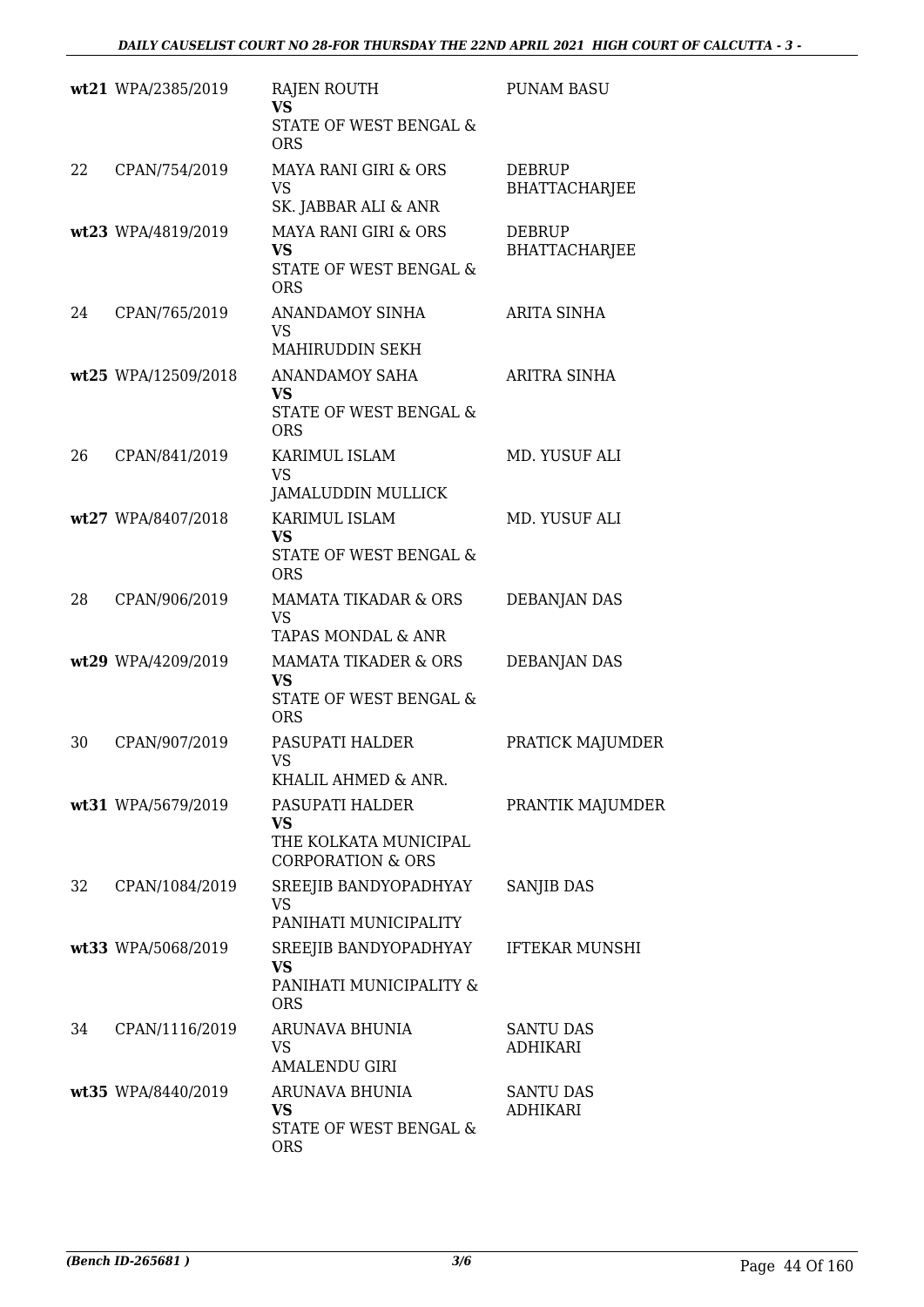| | | | |
|---|---|---|---|
| wt21 | WPA/2385/2019 | RAJEN ROUTH<br>**VS**<br>STATE OF WEST BENGAL & ORS | PUNAM BASU |
| 22 | CPAN/754/2019 | MAYA RANI GIRI & ORS<br>VS<br>SK. JABBAR ALI & ANR | DEBRUP BHATTACHARJEE |
| wt23 | WPA/4819/2019 | MAYA RANI GIRI & ORS<br>**VS**<br>STATE OF WEST BENGAL & ORS | DEBRUP BHATTACHARJEE |
| 24 | CPAN/765/2019 | ANANDAMOY SINHA<br>VS<br>MAHIRUDDIN SEKH | ARITA SINHA |
| wt25 | WPA/12509/2018 | ANANDAMOY SAHA<br>**VS**<br>STATE OF WEST BENGAL & ORS | ARITRA SINHA |
| 26 | CPAN/841/2019 | KARIMUL ISLAM<br>VS<br>JAMALUDDIN MULLICK | MD. YUSUF ALI |
| wt27 | WPA/8407/2018 | KARIMUL ISLAM<br>**VS**<br>STATE OF WEST BENGAL & ORS | MD. YUSUF ALI |
| 28 | CPAN/906/2019 | MAMATA TIKADAR & ORS<br>VS<br>TAPAS MONDAL & ANR | DEBANJAN DAS |
| wt29 | WPA/4209/2019 | MAMATA TIKADER & ORS<br>**VS**<br>STATE OF WEST BENGAL & ORS | DEBANJAN DAS |
| 30 | CPAN/907/2019 | PASUPATI HALDER<br>VS<br>KHALIL AHMED & ANR. | PRATICK MAJUMDER |
| wt31 | WPA/5679/2019 | PASUPATI HALDER<br>**VS**<br>THE KOLKATA MUNICIPAL CORPORATION & ORS | PRANTIK MAJUMDER |
| 32 | CPAN/1084/2019 | SREEJIB BANDYOPADHYAY<br>VS<br>PANIHATI MUNICIPALITY | SANJIB DAS |
| wt33 | WPA/5068/2019 | SREEJIB BANDYOPADHYAY<br>**VS**<br>PANIHATI MUNICIPALITY & ORS | IFTEKAR MUNSHI |
| 34 | CPAN/1116/2019 | ARUNAVA BHUNIA<br>VS<br>AMALENDU GIRI | SANTU DAS ADHIKARI |
| wt35 | WPA/8440/2019 | ARUNAVA BHUNIA<br>**VS**<br>STATE OF WEST BENGAL & ORS | SANTU DAS ADHIKARI |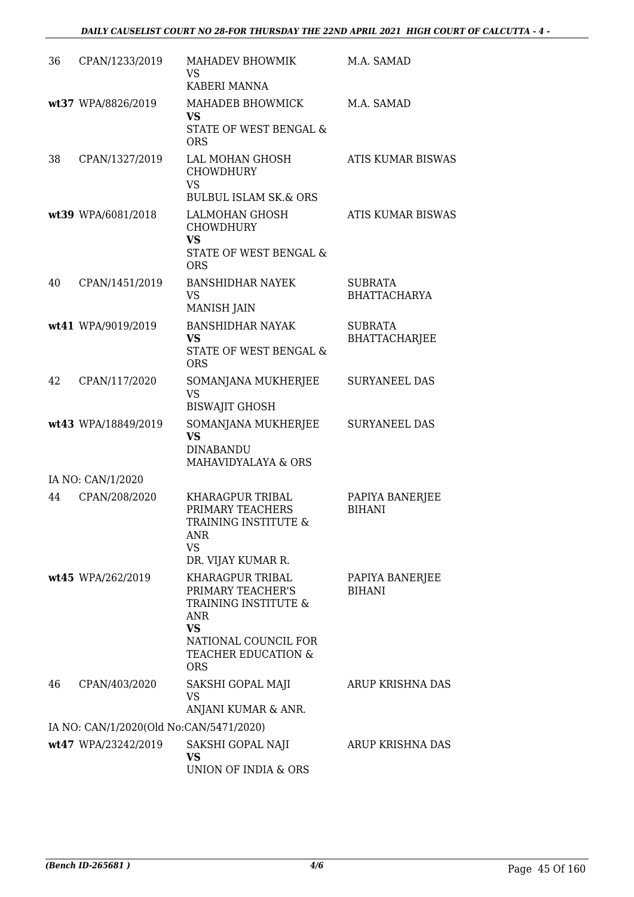| | | | |
|---|---|---|---|
| 36 | CPAN/1233/2019 | MAHADEV BHOWMIK<br>VS<br>KABERI MANNA | M.A. SAMAD |
| wt37 | WPA/8826/2019 | MAHADEB BHOWMICK<br>**VS**<br>STATE OF WEST BENGAL & ORS | M.A. SAMAD |
| 38 | CPAN/1327/2019 | LAL MOHAN GHOSH CHOWDHURY<br>VS<br>BULBUL ISLAM SK.& ORS | ATIS KUMAR BISWAS |
| wt39 | WPA/6081/2018 | LALMOHAN GHOSH CHOWDHURY<br>**VS**<br>STATE OF WEST BENGAL & ORS | ATIS KUMAR BISWAS |
| 40 | CPAN/1451/2019 | BANSHIDHAR NAYEK<br>VS<br>MANISH JAIN | SUBRATA BHATTACHARYA |
| wt41 | WPA/9019/2019 | BANSHIDHAR NAYAK<br>**VS**<br>STATE OF WEST BENGAL & ORS | SUBRATA BHATTACHARJEE |
| 42 | CPAN/117/2020 | SOMANJANA MUKHERJEE<br>VS<br>BISWAJIT GHOSH | SURYANEEL DAS |
| wt43 | WPA/18849/2019 | SOMANJANA MUKHERJEE<br>**VS**<br>DINABANDU MAHAVIDYALAYA & ORS | SURYANEEL DAS |
| | IA NO: CAN/1/2020 | | |
| 44 | CPAN/208/2020 | KHARAGPUR TRIBAL PRIMARY TEACHERS TRAINING INSTITUTE & ANR<br>VS<br>DR. VIJAY KUMAR R. | PAPIYA BANERJEE BIHANI |
| wt45 | WPA/262/2019 | KHARAGPUR TRIBAL PRIMARY TEACHER'S TRAINING INSTITUTE & ANR<br>**VS**<br>NATIONAL COUNCIL FOR TEACHER EDUCATION & ORS | PAPIYA BANERJEE BIHANI |
| 46 | CPAN/403/2020 | SAKSHI GOPAL MAJI<br>VS<br>ANJANI KUMAR & ANR. | ARUP KRISHNA DAS |
| | IA NO: CAN/1/2020(Old No:CAN/5471/2020) | | |
| wt47 | WPA/23242/2019 | SAKSHI GOPAL NAJI<br>**VS**<br>UNION OF INDIA & ORS | ARUP KRISHNA DAS |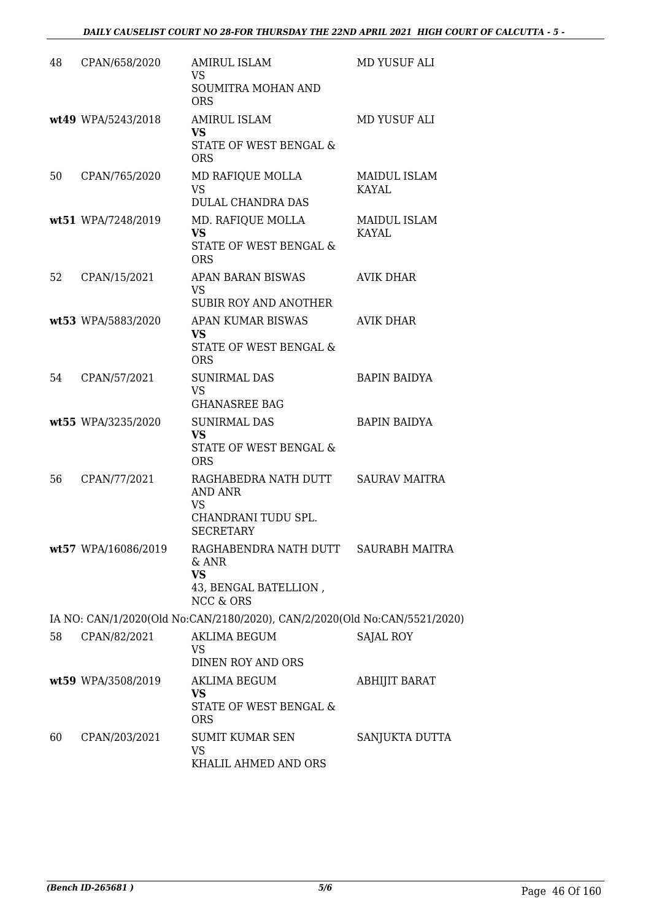| | | | |
|---|---|---|---|
| 48 | CPAN/658/2020 | AMIRUL ISLAM<br>VS<br>SOUMITRA MOHAN AND ORS | MD YUSUF ALI |
| wt49 | WPA/5243/2018 | AMIRUL ISLAM<br>**VS**<br>STATE OF WEST BENGAL & ORS | MD YUSUF ALI |
| 50 | CPAN/765/2020 | MD RAFIQUE MOLLA<br>VS<br>DULAL CHANDRA DAS | MAIDUL ISLAM KAYAL |
| wt51 | WPA/7248/2019 | MD. RAFIQUE MOLLA<br>**VS**<br>STATE OF WEST BENGAL & ORS | MAIDUL ISLAM KAYAL |
| 52 | CPAN/15/2021 | APAN BARAN BISWAS<br>VS<br>SUBIR ROY AND ANOTHER | AVIK DHAR |
| wt53 | WPA/5883/2020 | APAN KUMAR BISWAS<br>**VS**<br>STATE OF WEST BENGAL & ORS | AVIK DHAR |
| 54 | CPAN/57/2021 | SUNIRMAL DAS<br>VS<br>GHANASREE BAG | BAPIN BAIDYA |
| wt55 | WPA/3235/2020 | SUNIRMAL DAS<br>**VS**<br>STATE OF WEST BENGAL & ORS | BAPIN BAIDYA |
| 56 | CPAN/77/2021 | RAGHABEDRA NATH DUTT AND ANR<br>VS<br>CHANDRANI TUDU SPL. SECRETARY | SAURAV MAITRA |
| wt57 | WPA/16086/2019 | RAGHABENDRA NATH DUTT & ANR<br>**VS**<br>43, BENGAL BATELLION , NCC & ORS | SAURABH MAITRA |

IA NO: CAN/1/2020(Old No:CAN/2180/2020), CAN/2/2020(Old No:CAN/5521/2020)

| | | | |
|---|---|---|---|
| 58 | CPAN/82/2021 | AKLIMA BEGUM<br>VS<br>DINEN ROY AND ORS | SAJAL ROY |
| wt59 | WPA/3508/2019 | AKLIMA BEGUM<br>**VS**<br>STATE OF WEST BENGAL & ORS | ABHIJIT BARAT |
| 60 | CPAN/203/2021 | SUMIT KUMAR SEN<br>VS<br>KHALIL AHMED AND ORS | SANJUKTA DUTTA |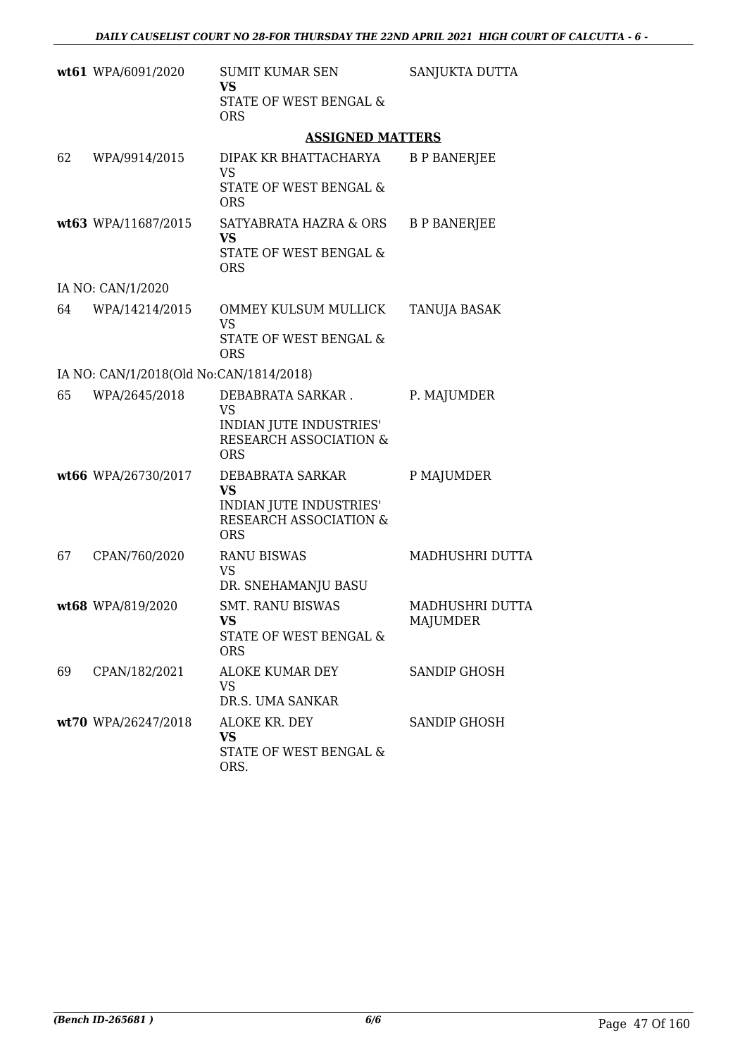| | | | |
|---|---|---|---|
| wt61 | WPA/6091/2020 | SUMIT KUMAR SEN<br>**VS**<br>STATE OF WEST BENGAL & ORS | SANJUKTA DUTTA |

**ASSIGNED MATTERS**

| | | | |
|---|---|---|---|
| 62 | WPA/9914/2015 | DIPAK KR BHATTACHARYA<br>VS<br>STATE OF WEST BENGAL & ORS | B P BANERJEE |
| wt63 | WPA/11687/2015 | SATYABRATA HAZRA & ORS<br>**VS**<br>STATE OF WEST BENGAL & ORS | B P BANERJEE |
| IA NO: CAN/1/2020 | | | |
| 64 | WPA/14214/2015 | OMMEY KULSUM MULLICK<br>VS<br>STATE OF WEST BENGAL & ORS | TANUJA BASAK |
| IA NO: CAN/1/2018(Old No:CAN/1814/2018) | | | |
| 65 | WPA/2645/2018 | DEBABRATA SARKAR .<br>VS<br>INDIAN JUTE INDUSTRIES' RESEARCH ASSOCIATION & ORS | P. MAJUMDER |
| wt66 | WPA/26730/2017 | DEBABRATA SARKAR<br>**VS**<br>INDIAN JUTE INDUSTRIES' RESEARCH ASSOCIATION & ORS | P MAJUMDER |
| 67 | CPAN/760/2020 | RANU BISWAS<br>VS<br>DR. SNEHAMANJU BASU | MADHUSHRI DUTTA |
| wt68 | WPA/819/2020 | SMT. RANU BISWAS<br>**VS**<br>STATE OF WEST BENGAL & ORS | MADHUSHRI DUTTA MAJUMDER |
| 69 | CPAN/182/2021 | ALOKE KUMAR DEY<br>VS<br>DR.S. UMA SANKAR | SANDIP GHOSH |
| wt70 | WPA/26247/2018 | ALOKE KR. DEY<br>**VS**<br>STATE OF WEST BENGAL & ORS. | SANDIP GHOSH |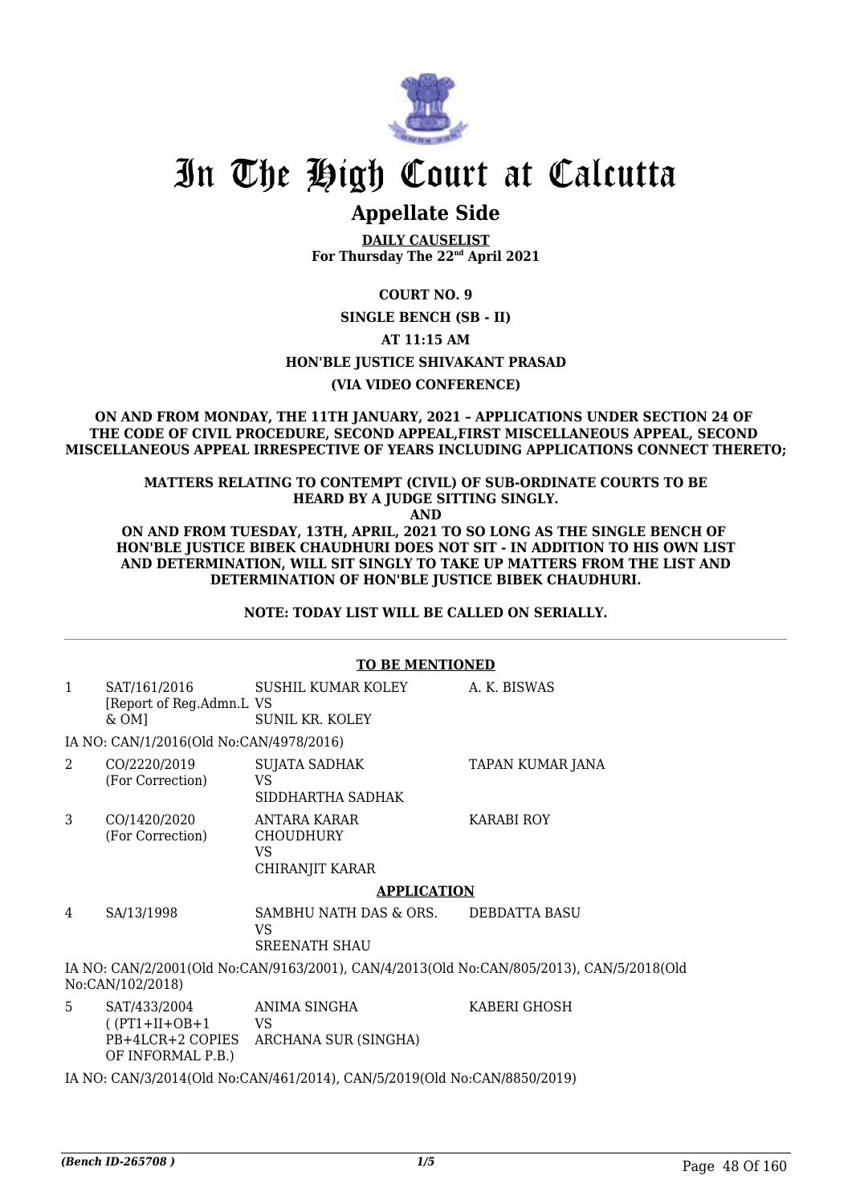# In The High Court at Calcutta

## Appellate Side

**DAILY CAUSELIST**
**For Thursday The 22nd April 2021**

**COURT NO. 9**

**SINGLE BENCH (SB - II)**

**AT 11:15 AM**

**HON'BLE JUSTICE SHIVAKANT PRASAD**

**(VIA VIDEO CONFERENCE)**

**ON AND FROM MONDAY, THE 11TH JANUARY, 2021 – APPLICATIONS UNDER SECTION 24 OF THE CODE OF CIVIL PROCEDURE, SECOND APPEAL,FIRST MISCELLANEOUS APPEAL, SECOND MISCELLANEOUS APPEAL IRRESPECTIVE OF YEARS INCLUDING APPLICATIONS CONNECT THERETO;**

**MATTERS RELATING TO CONTEMPT (CIVIL) OF SUB-ORDINATE COURTS TO BE HEARD BY A JUDGE SITTING SINGLY.**
**AND**
**ON AND FROM TUESDAY, 13TH, APRIL, 2021 TO SO LONG AS THE SINGLE BENCH OF HON'BLE JUSTICE BIBEK CHAUDHURI DOES NOT SIT - IN ADDITION TO HIS OWN LIST AND DETERMINATION, WILL SIT SINGLY TO TAKE UP MATTERS FROM THE LIST AND DETERMINATION OF HON'BLE JUSTICE BIBEK CHAUDHURI.**

**NOTE: TODAY LIST WILL BE CALLED ON SERIALLY.**

**TO BE MENTIONED**

| | | | |
|---|---|---|---|
| 1 | SAT/161/2016 [Report of Reg.Admn.L & OM] | SUSHIL KUMAR KOLEY VS SUNIL KR. KOLEY | A. K. BISWAS |

IA NO: CAN/1/2016(Old No:CAN/4978/2016)

| | | | |
|---|---|---|---|
| 2 | CO/2220/2019 (For Correction) | SUJATA SADHAK VS SIDDHARTHA SADHAK | TAPAN KUMAR JANA |
| 3 | CO/1420/2020 (For Correction) | ANTARA KARAR CHOUDHURY VS CHIRANJIT KARAR | KARABI ROY |

**APPLICATION**

| | | | |
|---|---|---|---|
| 4 | SA/13/1998 | SAMBHU NATH DAS & ORS. VS SREENATH SHAU | DEBDATTA BASU |

IA NO: CAN/2/2001(Old No:CAN/9163/2001), CAN/4/2013(Old No:CAN/805/2013), CAN/5/2018(Old No:CAN/102/2018)

| | | | |
|---|---|---|---|
| 5 | SAT/433/2004 ( (PT1+II+OB+1 PB+4LCR+2 COPIES OF INFORMAL P.B.) | ANIMA SINGHA VS ARCHANA SUR (SINGHA) | KABERI GHOSH |

IA NO: CAN/3/2014(Old No:CAN/461/2014), CAN/5/2019(Old No:CAN/8850/2019)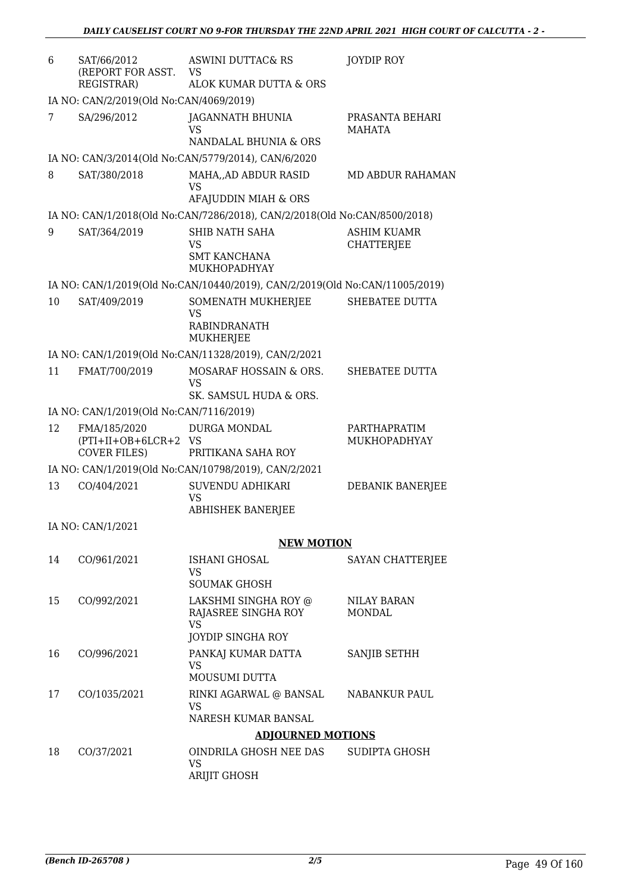| | | | |
|---|---|---|---|
| 6 | SAT/66/2012 (REPORT FOR ASST. REGISTRAR) | ASWINI DUTTAC& RS<br>VS<br>ALOK KUMAR DUTTA & ORS | JOYDIP ROY |
| | IA NO: CAN/2/2019(Old No:CAN/4069/2019) | | |
| 7 | SA/296/2012 | JAGANNATH BHUNIA<br>VS<br>NANDALAL BHUNIA & ORS | PRASANTA BEHARI MAHATA |
| | IA NO: CAN/3/2014(Old No:CAN/5779/2014), CAN/6/2020 | | |
| 8 | SAT/380/2018 | MAHA,,AD ABDUR RASID<br>VS<br>AFAJUDDIN MIAH & ORS | MD ABDUR RAHAMAN |
| | IA NO: CAN/1/2018(Old No:CAN/7286/2018), CAN/2/2018(Old No:CAN/8500/2018) | | |
| 9 | SAT/364/2019 | SHIB NATH SAHA<br>VS<br>SMT KANCHANA MUKHOPADHYAY | ASHIM KUAMR CHATTERJEE |
| | IA NO: CAN/1/2019(Old No:CAN/10440/2019), CAN/2/2019(Old No:CAN/11005/2019) | | |
| 10 | SAT/409/2019 | SOMENATH MUKHERJEE<br>VS<br>RABINDRANATH MUKHERJEE | SHEBATEE DUTTA |
| | IA NO: CAN/1/2019(Old No:CAN/11328/2019), CAN/2/2021 | | |
| 11 | FMAT/700/2019 | MOSARAF HOSSAIN & ORS.<br>VS<br>SK. SAMSUL HUDA & ORS. | SHEBATEE DUTTA |
| | IA NO: CAN/1/2019(Old No:CAN/7116/2019) | | |
| 12 | FMA/185/2020 (PTI+II+OB+6LCR+2 COVER FILES) | DURGA MONDAL<br>VS<br>PRITIKANA SAHA ROY | PARTHAPRATIM MUKHOPADHYAY |
| | IA NO: CAN/1/2019(Old No:CAN/10798/2019), CAN/2/2021 | | |
| 13 | CO/404/2021 | SUVENDU ADHIKARI<br>VS<br>ABHISHEK BANERJEE | DEBANIK BANERJEE |
| | IA NO: CAN/1/2021 | | |

**NEW MOTION**

| | | | |
|---|---|---|---|
| 14 | CO/961/2021 | ISHANI GHOSAL<br>VS<br>SOUMAK GHOSH | SAYAN CHATTERJEE |
| 15 | CO/992/2021 | LAKSHMI SINGHA ROY @ RAJASREE SINGHA ROY<br>VS<br>JOYDIP SINGHA ROY | NILAY BARAN MONDAL |
| 16 | CO/996/2021 | PANKAJ KUMAR DATTA<br>VS<br>MOUSUMI DUTTA | SANJIB SETHH |
| 17 | CO/1035/2021 | RINKI AGARWAL @ BANSAL<br>VS<br>NARESH KUMAR BANSAL | NABANKUR PAUL |

**ADJOURNED MOTIONS**

| | | | |
|---|---|---|---|
| 18 | CO/37/2021 | OINDRILA GHOSH NEE DAS<br>VS<br>ARIJIT GHOSH | SUDIPTA GHOSH |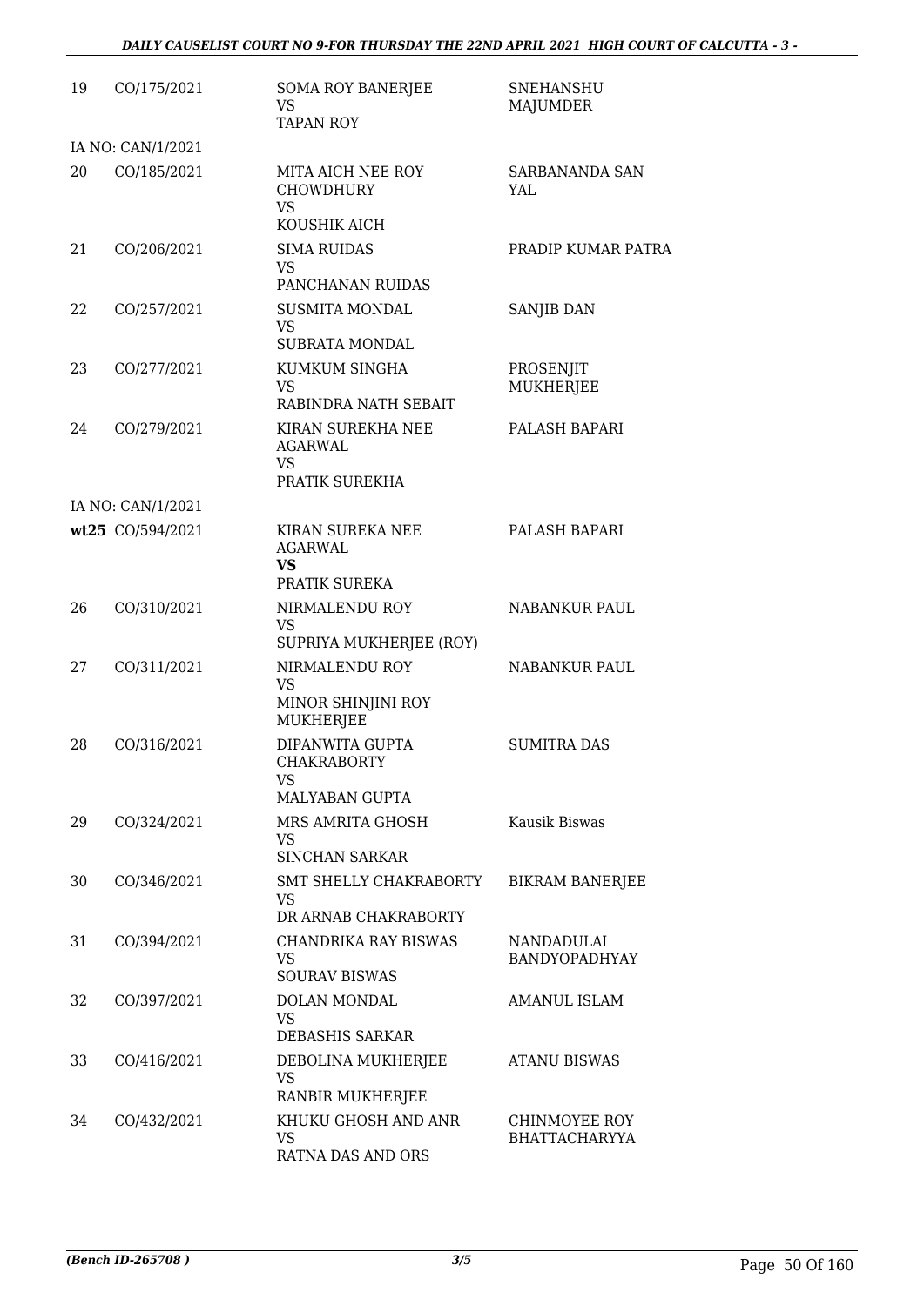| | | | |
|---|---|---|---|
| 19 | CO/175/2021 | SOMA ROY BANERJEE<br>VS<br>TAPAN ROY | SNEHANSHU MAJUMDER |
| | IA NO: CAN/1/2021 | | |
| 20 | CO/185/2021 | MITA AICH NEE ROY CHOWDHURY<br>VS<br>KOUSHIK AICH | SARBANANDA SAN YAL |
| 21 | CO/206/2021 | SIMA RUIDAS<br>VS<br>PANCHANAN RUIDAS | PRADIP KUMAR PATRA |
| 22 | CO/257/2021 | SUSMITA MONDAL<br>VS<br>SUBRATA MONDAL | SANJIB DAN |
| 23 | CO/277/2021 | KUMKUM SINGHA<br>VS<br>RABINDRA NATH SEBAIT | PROSENJIT MUKHERJEE |
| 24 | CO/279/2021 | KIRAN SUREKHA NEE AGARWAL<br>VS<br>PRATIK SUREKHA | PALASH BAPARI |
| | IA NO: CAN/1/2021 | | |
| wt25 | CO/594/2021 | KIRAN SUREKA NEE AGARWAL<br>**VS**<br>PRATIK SUREKA | PALASH BAPARI |
| 26 | CO/310/2021 | NIRMALENDU ROY<br>VS<br>SUPRIYA MUKHERJEE (ROY) | NABANKUR PAUL |
| 27 | CO/311/2021 | NIRMALENDU ROY<br>VS<br>MINOR SHINJINI ROY MUKHERJEE | NABANKUR PAUL |
| 28 | CO/316/2021 | DIPANWITA GUPTA CHAKRABORTY<br>VS<br>MALYABAN GUPTA | SUMITRA DAS |
| 29 | CO/324/2021 | MRS AMRITA GHOSH<br>VS<br>SINCHAN SARKAR | Kausik Biswas |
| 30 | CO/346/2021 | SMT SHELLY CHAKRABORTY<br>VS<br>DR ARNAB CHAKRABORTY | BIKRAM BANERJEE |
| 31 | CO/394/2021 | CHANDRIKA RAY BISWAS<br>VS<br>SOURAV BISWAS | NANDADULAL BANDYOPADHYAY |
| 32 | CO/397/2021 | DOLAN MONDAL<br>VS<br>DEBASHIS SARKAR | AMANUL ISLAM |
| 33 | CO/416/2021 | DEBOLINA MUKHERJEE<br>VS<br>RANBIR MUKHERJEE | ATANU BISWAS |
| 34 | CO/432/2021 | KHUKU GHOSH AND ANR<br>VS<br>RATNA DAS AND ORS | CHINMOYEE ROY BHATTACHARYYA |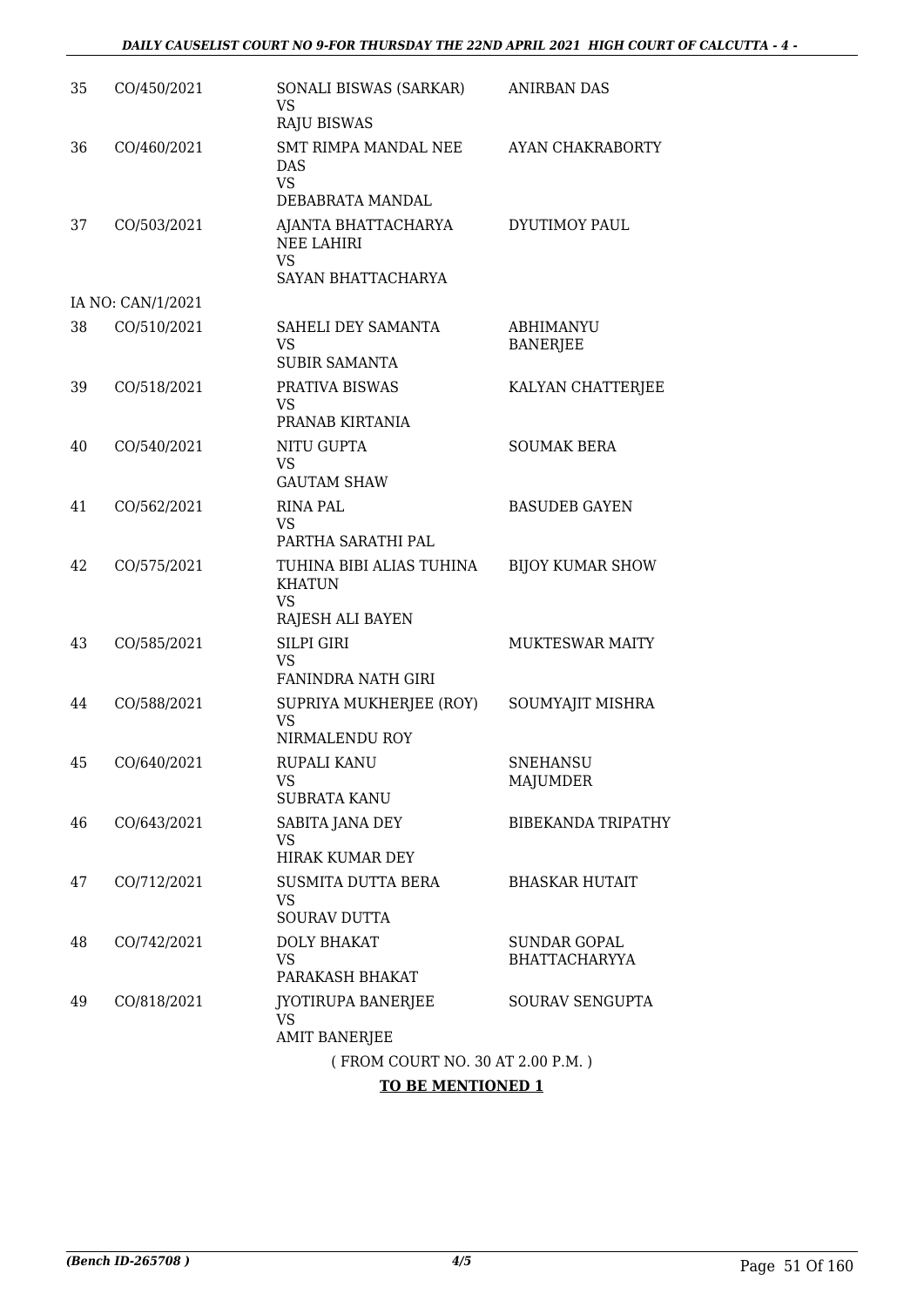| | | | |
|---|---|---|---|
| 35 | CO/450/2021 | SONALI BISWAS (SARKAR)<br>VS<br>RAJU BISWAS | ANIRBAN DAS |
| 36 | CO/460/2021 | SMT RIMPA MANDAL NEE DAS<br>VS<br>DEBABRATA MANDAL | AYAN CHAKRABORTY |
| 37 | CO/503/2021 | AJANTA BHATTACHARYA NEE LAHIRI<br>VS<br>SAYAN BHATTACHARYA | DYUTIMOY PAUL |
| | IA NO: CAN/1/2021 | | |
| 38 | CO/510/2021 | SAHELI DEY SAMANTA<br>VS<br>SUBIR SAMANTA | ABHIMANYU BANERJEE |
| 39 | CO/518/2021 | PRATIVA BISWAS<br>VS<br>PRANAB KIRTANIA | KALYAN CHATTERJEE |
| 40 | CO/540/2021 | NITU GUPTA<br>VS<br>GAUTAM SHAW | SOUMAK BERA |
| 41 | CO/562/2021 | RINA PAL<br>VS<br>PARTHA SARATHI PAL | BASUDEB GAYEN |
| 42 | CO/575/2021 | TUHINA BIBI ALIAS TUHINA KHATUN<br>VS<br>RAJESH ALI BAYEN | BIJOY KUMAR SHOW |
| 43 | CO/585/2021 | SILPI GIRI<br>VS<br>FANINDRA NATH GIRI | MUKTESWAR MAITY |
| 44 | CO/588/2021 | SUPRIYA MUKHERJEE (ROY)<br>VS<br>NIRMALENDU ROY | SOUMYAJIT MISHRA |
| 45 | CO/640/2021 | RUPALI KANU<br>VS<br>SUBRATA KANU | SNEHANSU MAJUMDER |
| 46 | CO/643/2021 | SABITA JANA DEY<br>VS<br>HIRAK KUMAR DEY | BIBEKANDA TRIPATHY |
| 47 | CO/712/2021 | SUSMITA DUTTA BERA<br>VS<br>SOURAV DUTTA | BHASKAR HUTAIT |
| 48 | CO/742/2021 | DOLY BHAKAT<br>VS<br>PARAKASH BHAKAT | SUNDAR GOPAL BHATTACHARYYA |
| 49 | CO/818/2021 | JYOTIRUPA BANERJEE<br>VS<br>AMIT BANERJEE | SOURAV SENGUPTA |

( FROM COURT NO. 30 AT 2.00 P.M. )

**TO BE MENTIONED 1**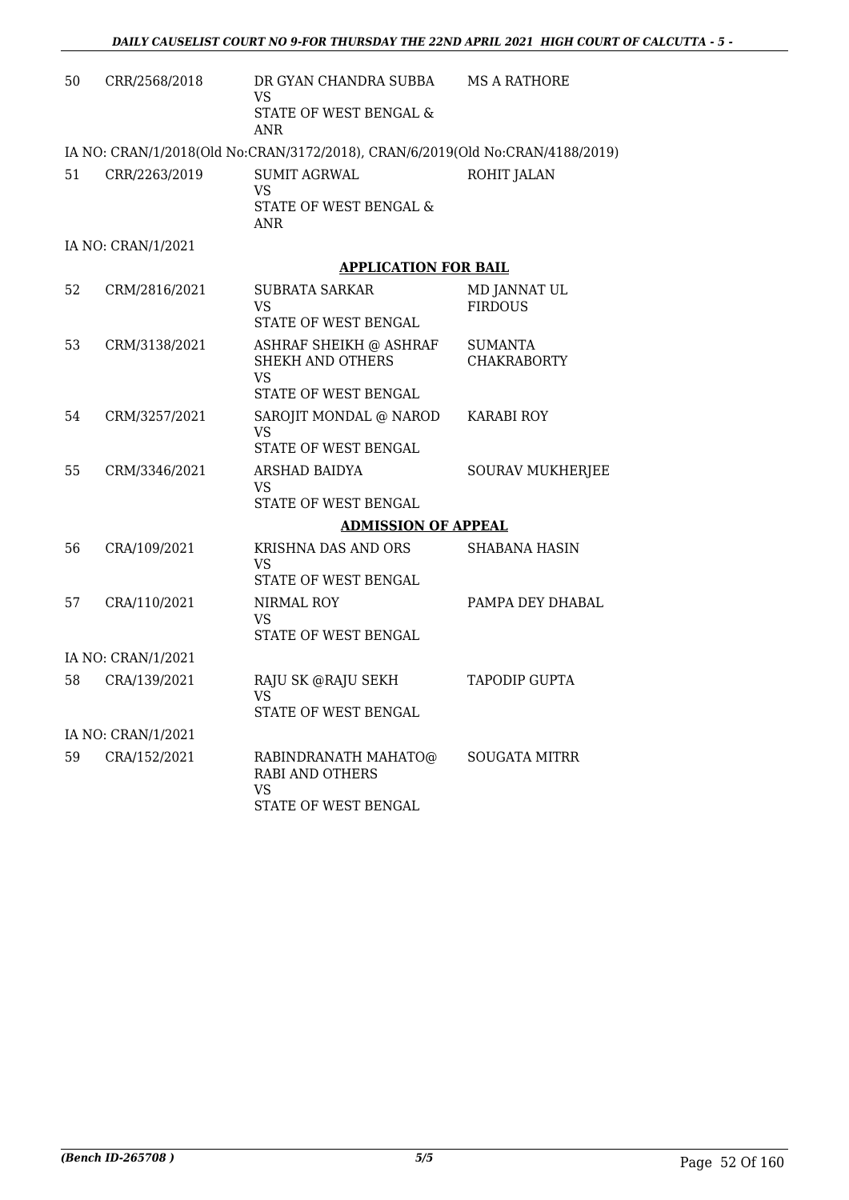| 50 | CRR/2568/2018 | DR GYAN CHANDRA SUBBA<br>VS<br>STATE OF WEST BENGAL & ANR | MS A RATHORE |
|---|---|---|---|

IA NO: CRAN/1/2018(Old No:CRAN/3172/2018), CRAN/6/2019(Old No:CRAN/4188/2019)

| 51 | CRR/2263/2019 | SUMIT AGRWAL<br>VS<br>STATE OF WEST BENGAL & ANR | ROHIT JALAN |
|---|---|---|---|

IA NO: CRAN/1/2021

## APPLICATION FOR BAIL

| 52 | CRM/2816/2021 | SUBRATA SARKAR<br>VS<br>STATE OF WEST BENGAL | MD JANNAT UL FIRDOUS |
|---|---|---|---|
| 53 | CRM/3138/2021 | ASHRAF SHEIKH @ ASHRAF SHEKH AND OTHERS<br>VS<br>STATE OF WEST BENGAL | SUMANTA CHAKRABORTY |
| 54 | CRM/3257/2021 | SAROJIT MONDAL @ NAROD<br>VS<br>STATE OF WEST BENGAL | KARABI ROY |
| 55 | CRM/3346/2021 | ARSHAD BAIDYA<br>VS<br>STATE OF WEST BENGAL | SOURAV MUKHERJEE |

## ADMISSION OF APPEAL

| 56 | CRA/109/2021 | KRISHNA DAS AND ORS<br>VS<br>STATE OF WEST BENGAL | SHABANA HASIN |
|---|---|---|---|
| 57 | CRA/110/2021 | NIRMAL ROY<br>VS<br>STATE OF WEST BENGAL | PAMPA DEY DHABAL |

IA NO: CRAN/1/2021

| 58 | CRA/139/2021 | RAJU SK @RAJU SEKH<br>VS<br>STATE OF WEST BENGAL | TAPODIP GUPTA |
|---|---|---|---|

IA NO: CRAN/1/2021

| 59 | CRA/152/2021 | RABINDRANATH MAHATO@ RABI AND OTHERS<br>VS<br>STATE OF WEST BENGAL | SOUGATA MITRR |
|---|---|---|---|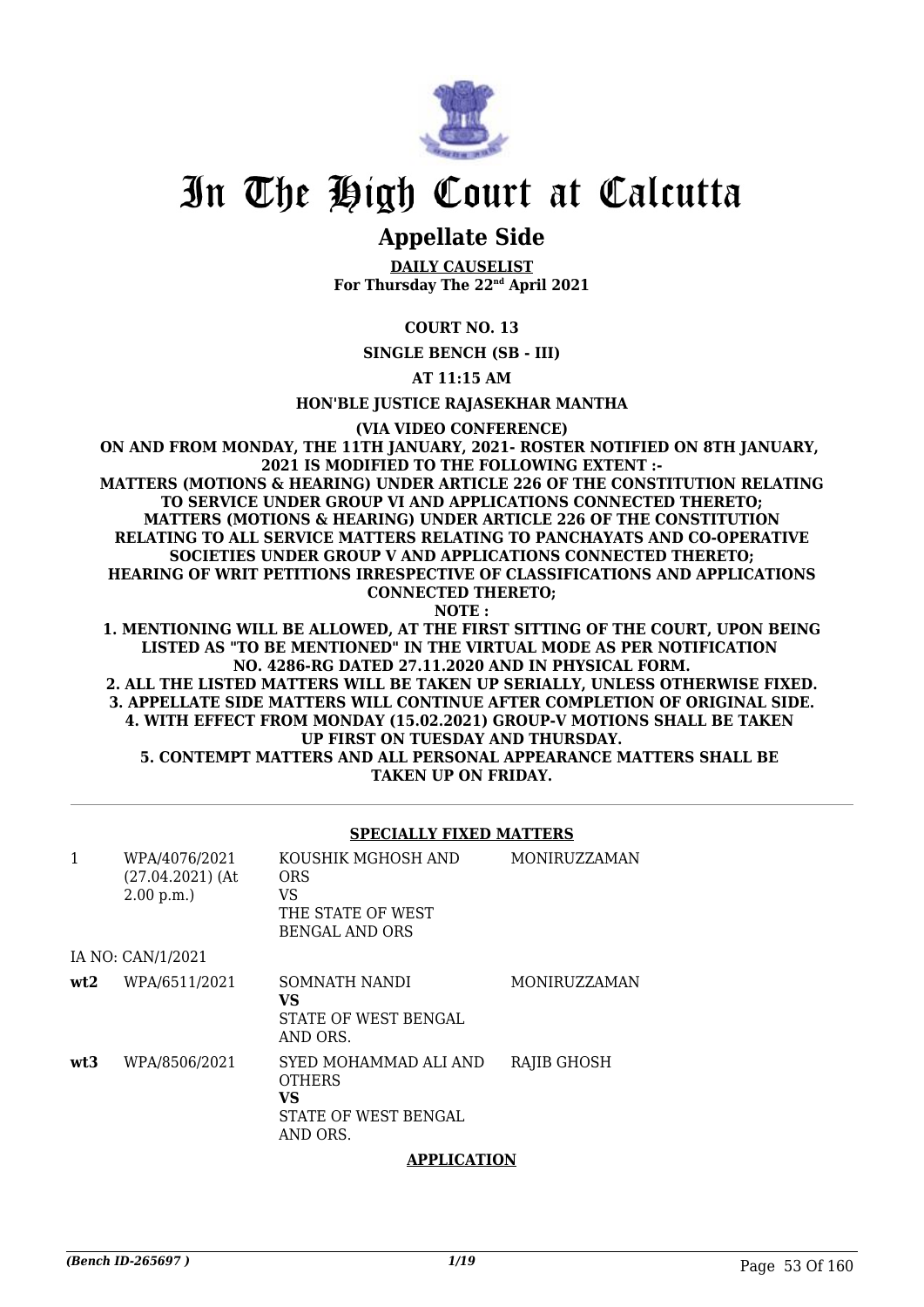# In The High Court at Calcutta

## Appellate Side

**DAILY CAUSELIST**
**For Thursday The 22nd April 2021**

**COURT NO. 13**

**SINGLE BENCH (SB - III)**

**AT 11:15 AM**

**HON'BLE JUSTICE RAJASEKHAR MANTHA**

**(VIA VIDEO CONFERENCE)**

**ON AND FROM MONDAY, THE 11TH JANUARY, 2021- ROSTER NOTIFIED ON 8TH JANUARY, 2021 IS MODIFIED TO THE FOLLOWING EXTENT :-**
**MATTERS (MOTIONS & HEARING) UNDER ARTICLE 226 OF THE CONSTITUTION RELATING TO SERVICE UNDER GROUP VI AND APPLICATIONS CONNECTED THERETO;**
**MATTERS (MOTIONS & HEARING) UNDER ARTICLE 226 OF THE CONSTITUTION RELATING TO ALL SERVICE MATTERS RELATING TO PANCHAYATS AND CO-OPERATIVE SOCIETIES UNDER GROUP V AND APPLICATIONS CONNECTED THERETO;**
**HEARING OF WRIT PETITIONS IRRESPECTIVE OF CLASSIFICATIONS AND APPLICATIONS CONNECTED THERETO;**
**NOTE :**
**1. MENTIONING WILL BE ALLOWED, AT THE FIRST SITTING OF THE COURT, UPON BEING LISTED AS "TO BE MENTIONED" IN THE VIRTUAL MODE AS PER NOTIFICATION NO. 4286-RG DATED 27.11.2020 AND IN PHYSICAL FORM.**
**2. ALL THE LISTED MATTERS WILL BE TAKEN UP SERIALLY, UNLESS OTHERWISE FIXED.**
**3. APPELLATE SIDE MATTERS WILL CONTINUE AFTER COMPLETION OF ORIGINAL SIDE.**
**4. WITH EFFECT FROM MONDAY (15.02.2021) GROUP-V MOTIONS SHALL BE TAKEN UP FIRST ON TUESDAY AND THURSDAY.**
**5. CONTEMPT MATTERS AND ALL PERSONAL APPEARANCE MATTERS SHALL BE TAKEN UP ON FRIDAY.**

**SPECIALLY FIXED MATTERS**

| | | | |
|---|---|---|---|
| 1 | WPA/4076/2021 (27.04.2021) (At 2.00 p.m.) | KOUSHIK MGHOSH AND ORS VS THE STATE OF WEST BENGAL AND ORS | MONIRUZZAMAN |
| | IA NO: CAN/1/2021 | | |
| **wt2** | WPA/6511/2021 | SOMNATH NANDI **VS** STATE OF WEST BENGAL AND ORS. | MONIRUZZAMAN |
| **wt3** | WPA/8506/2021 | SYED MOHAMMAD ALI AND OTHERS **VS** STATE OF WEST BENGAL AND ORS. | RAJIB GHOSH |

**APPLICATION**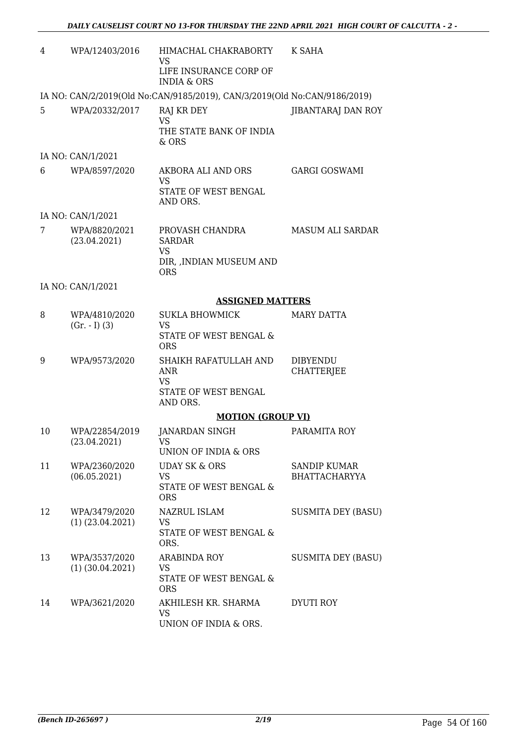| 4 | WPA/12403/2016 | HIMACHAL CHAKRABORTY<br>VS<br>LIFE INSURANCE CORP OF INDIA & ORS | K SAHA |
|---|---|---|---|

IA NO: CAN/2/2019(Old No:CAN/9185/2019), CAN/3/2019(Old No:CAN/9186/2019)

| 5 | WPA/20332/2017 | RAJ KR DEY<br>VS<br>THE STATE BANK OF INDIA & ORS | JIBANTARAJ DAN ROY |
|---|---|---|---|

IA NO: CAN/1/2021

| 6 | WPA/8597/2020 | AKBORA ALI AND ORS<br>VS<br>STATE OF WEST BENGAL AND ORS. | GARGI GOSWAMI |
|---|---|---|---|

IA NO: CAN/1/2021

| 7 | WPA/8820/2021<br>(23.04.2021) | PROVASH CHANDRA SARDAR<br>VS<br>DIR, ,INDIAN MUSEUM AND ORS | MASUM ALI SARDAR |
|---|---|---|---|

IA NO: CAN/1/2021

**ASSIGNED MATTERS**

| 8 | WPA/4810/2020<br>(Gr. - I) (3) | SUKLA BHOWMICK<br>VS<br>STATE OF WEST BENGAL & ORS | MARY DATTA |
|---|---|---|---|
| 9 | WPA/9573/2020 | SHAIKH RAFATULLAH AND ANR<br>VS<br>STATE OF WEST BENGAL AND ORS. | DIBYENDU CHATTERJEE |

**MOTION (GROUP VI)**

| 10 | WPA/22854/2019<br>(23.04.2021) | JANARDAN SINGH<br>VS<br>UNION OF INDIA & ORS | PARAMITA ROY |
|---|---|---|---|
| 11 | WPA/2360/2020<br>(06.05.2021) | UDAY SK & ORS<br>VS<br>STATE OF WEST BENGAL & ORS | SANDIP KUMAR BHATTACHARYYA |
| 12 | WPA/3479/2020<br>(1) (23.04.2021) | NAZRUL ISLAM<br>VS<br>STATE OF WEST BENGAL & ORS. | SUSMITA DEY (BASU) |
| 13 | WPA/3537/2020<br>(1) (30.04.2021) | ARABINDA ROY<br>VS<br>STATE OF WEST BENGAL & ORS | SUSMITA DEY (BASU) |
| 14 | WPA/3621/2020 | AKHILESH KR. SHARMA<br>VS<br>UNION OF INDIA & ORS. | DYUTI ROY |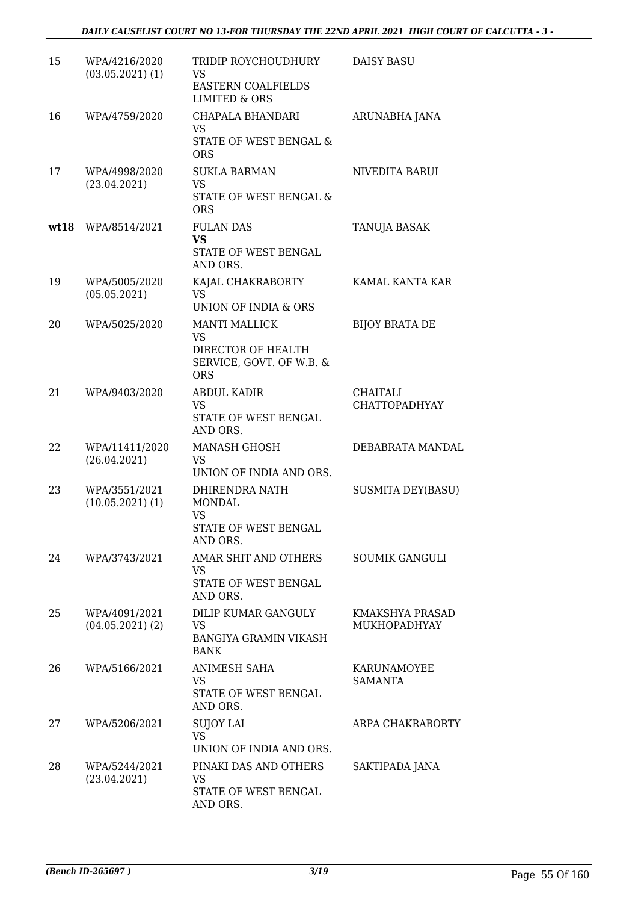| | | | |
|---|---|---|---|
| 15 | WPA/4216/2020 (03.05.2021) (1) | TRIDIP ROYCHOUDHURY VS EASTERN COALFIELDS LIMITED & ORS | DAISY BASU |
| 16 | WPA/4759/2020 | CHAPALA BHANDARI VS STATE OF WEST BENGAL & ORS | ARUNABHA JANA |
| 17 | WPA/4998/2020 (23.04.2021) | SUKLA BARMAN VS STATE OF WEST BENGAL & ORS | NIVEDITA BARUI |
| **wt18** | WPA/8514/2021 | FULAN DAS **VS** STATE OF WEST BENGAL AND ORS. | TANUJA BASAK |
| 19 | WPA/5005/2020 (05.05.2021) | KAJAL CHAKRABORTY VS UNION OF INDIA & ORS | KAMAL KANTA KAR |
| 20 | WPA/5025/2020 | MANTI MALLICK VS DIRECTOR OF HEALTH SERVICE, GOVT. OF W.B. & ORS | BIJOY BRATA DE |
| 21 | WPA/9403/2020 | ABDUL KADIR VS STATE OF WEST BENGAL AND ORS. | CHAITALI CHATTOPADHYAY |
| 22 | WPA/11411/2020 (26.04.2021) | MANASH GHOSH VS UNION OF INDIA AND ORS. | DEBABRATA MANDAL |
| 23 | WPA/3551/2021 (10.05.2021) (1) | DHIRENDRA NATH MONDAL VS STATE OF WEST BENGAL AND ORS. | SUSMITA DEY(BASU) |
| 24 | WPA/3743/2021 | AMAR SHIT AND OTHERS VS STATE OF WEST BENGAL AND ORS. | SOUMIK GANGULI |
| 25 | WPA/4091/2021 (04.05.2021) (2) | DILIP KUMAR GANGULY VS BANGIYA GRAMIN VIKASH BANK | KMAKSHYA PRASAD MUKHOPADHYAY |
| 26 | WPA/5166/2021 | ANIMESH SAHA VS STATE OF WEST BENGAL AND ORS. | KARUNAMOYEE SAMANTA |
| 27 | WPA/5206/2021 | SUJOY LAI VS UNION OF INDIA AND ORS. | ARPA CHAKRABORTY |
| 28 | WPA/5244/2021 (23.04.2021) | PINAKI DAS AND OTHERS VS STATE OF WEST BENGAL AND ORS. | SAKTIPADA JANA |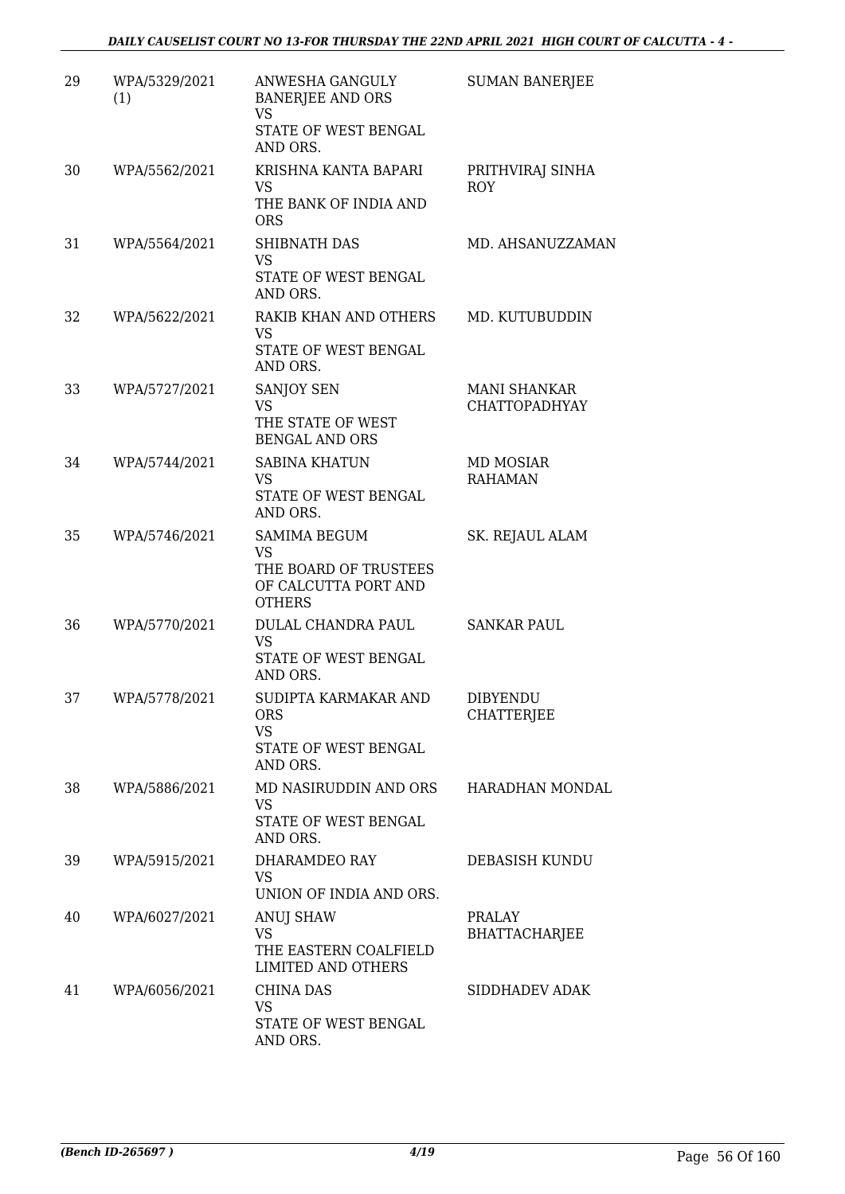| 29 | WPA/5329/2021 (1) | ANWESHA GANGULY BANERJEE AND ORS VS STATE OF WEST BENGAL AND ORS. | SUMAN BANERJEE |
|---|---|---|---|
| 30 | WPA/5562/2021 | KRISHNA KANTA BAPARI VS THE BANK OF INDIA AND ORS | PRITHVIRAJ SINHA ROY |
| 31 | WPA/5564/2021 | SHIBNATH DAS VS STATE OF WEST BENGAL AND ORS. | MD. AHSANUZZAMAN |
| 32 | WPA/5622/2021 | RAKIB KHAN AND OTHERS VS STATE OF WEST BENGAL AND ORS. | MD. KUTUBUDDIN |
| 33 | WPA/5727/2021 | SANJOY SEN VS THE STATE OF WEST BENGAL AND ORS | MANI SHANKAR CHATTOPADHYAY |
| 34 | WPA/5744/2021 | SABINA KHATUN VS STATE OF WEST BENGAL AND ORS. | MD MOSIAR RAHAMAN |
| 35 | WPA/5746/2021 | SAMIMA BEGUM VS THE BOARD OF TRUSTEES OF CALCUTTA PORT AND OTHERS | SK. REJAUL ALAM |
| 36 | WPA/5770/2021 | DULAL CHANDRA PAUL VS STATE OF WEST BENGAL AND ORS. | SANKAR PAUL |
| 37 | WPA/5778/2021 | SUDIPTA KARMAKAR AND ORS VS STATE OF WEST BENGAL AND ORS. | DIBYENDU CHATTERJEE |
| 38 | WPA/5886/2021 | MD NASIRUDDIN AND ORS VS STATE OF WEST BENGAL AND ORS. | HARADHAN MONDAL |
| 39 | WPA/5915/2021 | DHARAMDEO RAY VS UNION OF INDIA AND ORS. | DEBASISH KUNDU |
| 40 | WPA/6027/2021 | ANUJ SHAW VS THE EASTERN COALFIELD LIMITED AND OTHERS | PRALAY BHATTACHARJEE |
| 41 | WPA/6056/2021 | CHINA DAS VS STATE OF WEST BENGAL AND ORS. | SIDDHADEV ADAK |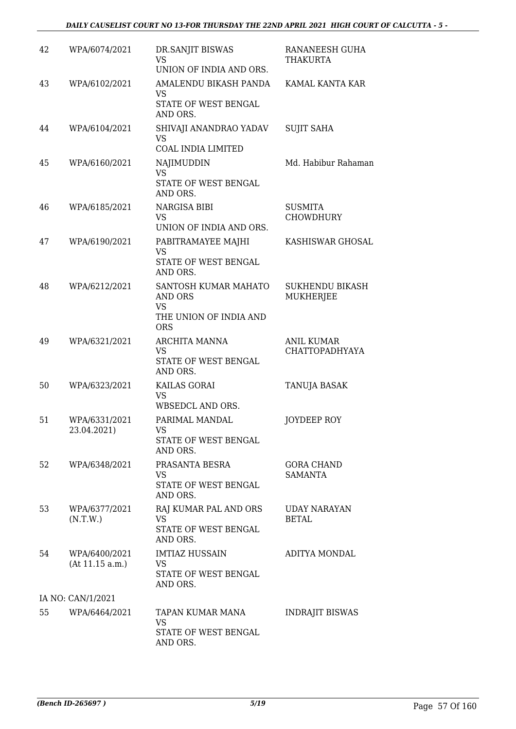| | | | |
|---|---|---|---|
| 42 | WPA/6074/2021 | DR.SANJIT BISWAS<br>VS<br>UNION OF INDIA AND ORS. | RANANEESH GUHA THAKURTA |
| 43 | WPA/6102/2021 | AMALENDU BIKASH PANDA<br>VS<br>STATE OF WEST BENGAL AND ORS. | KAMAL KANTA KAR |
| 44 | WPA/6104/2021 | SHIVAJI ANANDRAO YADAV<br>VS<br>COAL INDIA LIMITED | SUJIT SAHA |
| 45 | WPA/6160/2021 | NAJIMUDDIN<br>VS<br>STATE OF WEST BENGAL AND ORS. | Md. Habibur Rahaman |
| 46 | WPA/6185/2021 | NARGISA BIBI<br>VS<br>UNION OF INDIA AND ORS. | SUSMITA CHOWDHURY |
| 47 | WPA/6190/2021 | PABITRAMAYEE MAJHI<br>VS<br>STATE OF WEST BENGAL AND ORS. | KASHISWAR GHOSAL |
| 48 | WPA/6212/2021 | SANTOSH KUMAR MAHATO AND ORS<br>VS<br>THE UNION OF INDIA AND ORS | SUKHENDU BIKASH MUKHERJEE |
| 49 | WPA/6321/2021 | ARCHITA MANNA<br>VS<br>STATE OF WEST BENGAL AND ORS. | ANIL KUMAR CHATTOPADHYAYA |
| 50 | WPA/6323/2021 | KAILAS GORAI<br>VS<br>WBSEDCL AND ORS. | TANUJA BASAK |
| 51 | WPA/6331/2021<br>23.04.2021) | PARIMAL MANDAL<br>VS<br>STATE OF WEST BENGAL AND ORS. | JOYDEEP ROY |
| 52 | WPA/6348/2021 | PRASANTA BESRA<br>VS<br>STATE OF WEST BENGAL AND ORS. | GORA CHAND SAMANTA |
| 53 | WPA/6377/2021<br>(N.T.W.) | RAJ KUMAR PAL AND ORS<br>VS<br>STATE OF WEST BENGAL AND ORS. | UDAY NARAYAN BETAL |
| 54 | WPA/6400/2021<br>(At 11.15 a.m.) | IMTIAZ HUSSAIN<br>VS<br>STATE OF WEST BENGAL AND ORS. | ADITYA MONDAL |
| | IA NO: CAN/1/2021 | | |
| 55 | WPA/6464/2021 | TAPAN KUMAR MANA<br>VS<br>STATE OF WEST BENGAL AND ORS. | INDRAJIT BISWAS |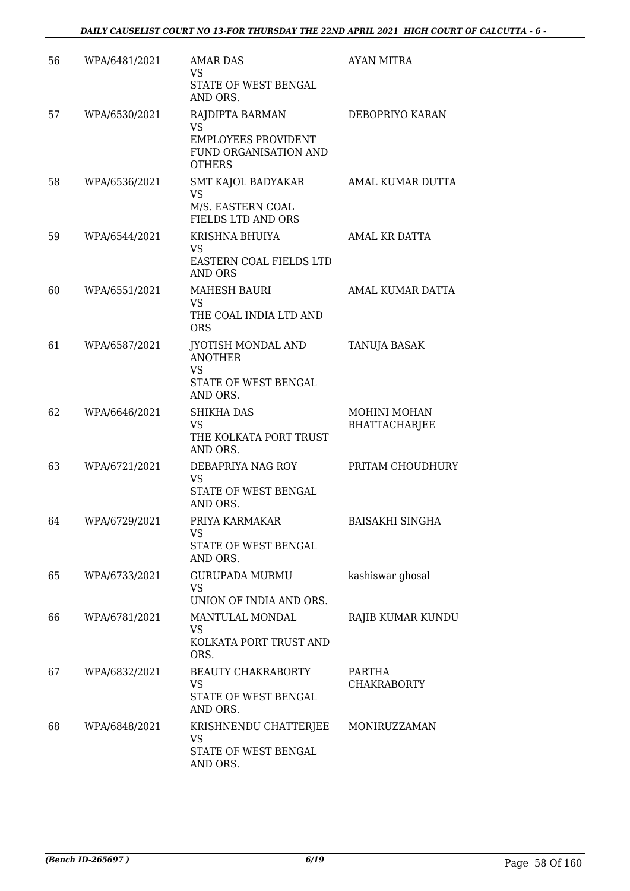| | | | |
|---|---|---|---|
| 56 | WPA/6481/2021 | AMAR DAS<br>VS<br>STATE OF WEST BENGAL AND ORS. | AYAN MITRA |
| 57 | WPA/6530/2021 | RAJDIPTA BARMAN<br>VS<br>EMPLOYEES PROVIDENT FUND ORGANISATION AND OTHERS | DEBOPRIYO KARAN |
| 58 | WPA/6536/2021 | SMT KAJOL BADYAKAR<br>VS<br>M/S. EASTERN COAL FIELDS LTD AND ORS | AMAL KUMAR DUTTA |
| 59 | WPA/6544/2021 | KRISHNA BHUIYA<br>VS<br>EASTERN COAL FIELDS LTD AND ORS | AMAL KR DATTA |
| 60 | WPA/6551/2021 | MAHESH BAURI<br>VS<br>THE COAL INDIA LTD AND ORS | AMAL KUMAR DATTA |
| 61 | WPA/6587/2021 | JYOTISH MONDAL AND ANOTHER<br>VS<br>STATE OF WEST BENGAL AND ORS. | TANUJA BASAK |
| 62 | WPA/6646/2021 | SHIKHA DAS<br>VS<br>THE KOLKATA PORT TRUST AND ORS. | MOHINI MOHAN BHATTACHARJEE |
| 63 | WPA/6721/2021 | DEBAPRIYA NAG ROY<br>VS<br>STATE OF WEST BENGAL AND ORS. | PRITAM CHOUDHURY |
| 64 | WPA/6729/2021 | PRIYA KARMAKAR<br>VS<br>STATE OF WEST BENGAL AND ORS. | BAISAKHI SINGHA |
| 65 | WPA/6733/2021 | GURUPADA MURMU<br>VS<br>UNION OF INDIA AND ORS. | kashiswar ghosal |
| 66 | WPA/6781/2021 | MANTULAL MONDAL<br>VS<br>KOLKATA PORT TRUST AND ORS. | RAJIB KUMAR KUNDU |
| 67 | WPA/6832/2021 | BEAUTY CHAKRABORTY<br>VS<br>STATE OF WEST BENGAL AND ORS. | PARTHA CHAKRABORTY |
| 68 | WPA/6848/2021 | KRISHNENDU CHATTERJEE<br>VS<br>STATE OF WEST BENGAL AND ORS. | MONIRUZZAMAN |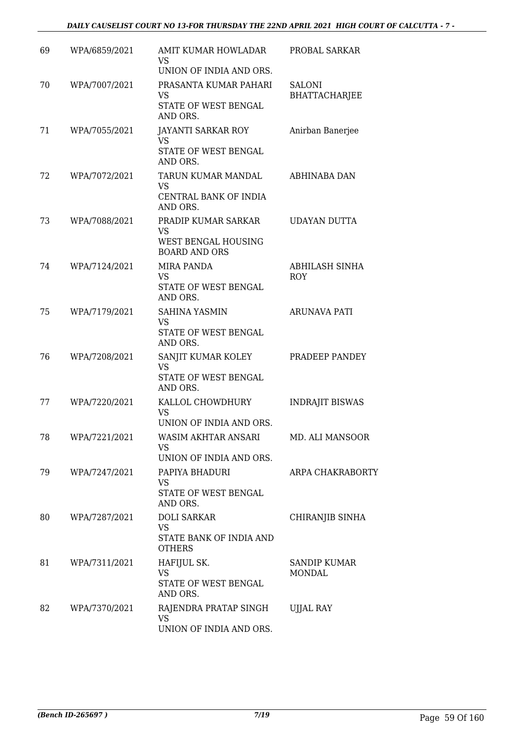| 69 | WPA/6859/2021 | AMIT KUMAR HOWLADAR VS UNION OF INDIA AND ORS. | PROBAL SARKAR |
|---|---|---|---|
| 70 | WPA/7007/2021 | PRASANTA KUMAR PAHARI VS STATE OF WEST BENGAL AND ORS. | SALONI BHATTACHARJEE |
| 71 | WPA/7055/2021 | JAYANTI SARKAR ROY VS STATE OF WEST BENGAL AND ORS. | Anirban Banerjee |
| 72 | WPA/7072/2021 | TARUN KUMAR MANDAL VS CENTRAL BANK OF INDIA AND ORS. | ABHINABA DAN |
| 73 | WPA/7088/2021 | PRADIP KUMAR SARKAR VS WEST BENGAL HOUSING BOARD AND ORS | UDAYAN DUTTA |
| 74 | WPA/7124/2021 | MIRA PANDA VS STATE OF WEST BENGAL AND ORS. | ABHILASH SINHA ROY |
| 75 | WPA/7179/2021 | SAHINA YASMIN VS STATE OF WEST BENGAL AND ORS. | ARUNAVA PATI |
| 76 | WPA/7208/2021 | SANJIT KUMAR KOLEY VS STATE OF WEST BENGAL AND ORS. | PRADEEP PANDEY |
| 77 | WPA/7220/2021 | KALLOL CHOWDHURY VS UNION OF INDIA AND ORS. | INDRAJIT BISWAS |
| 78 | WPA/7221/2021 | WASIM AKHTAR ANSARI VS UNION OF INDIA AND ORS. | MD. ALI MANSOOR |
| 79 | WPA/7247/2021 | PAPIYA BHADURI VS STATE OF WEST BENGAL AND ORS. | ARPA CHAKRABORTY |
| 80 | WPA/7287/2021 | DOLI SARKAR VS STATE BANK OF INDIA AND OTHERS | CHIRANJIB SINHA |
| 81 | WPA/7311/2021 | HAFIJUL SK. VS STATE OF WEST BENGAL AND ORS. | SANDIP KUMAR MONDAL |
| 82 | WPA/7370/2021 | RAJENDRA PRATAP SINGH VS UNION OF INDIA AND ORS. | UJJAL RAY |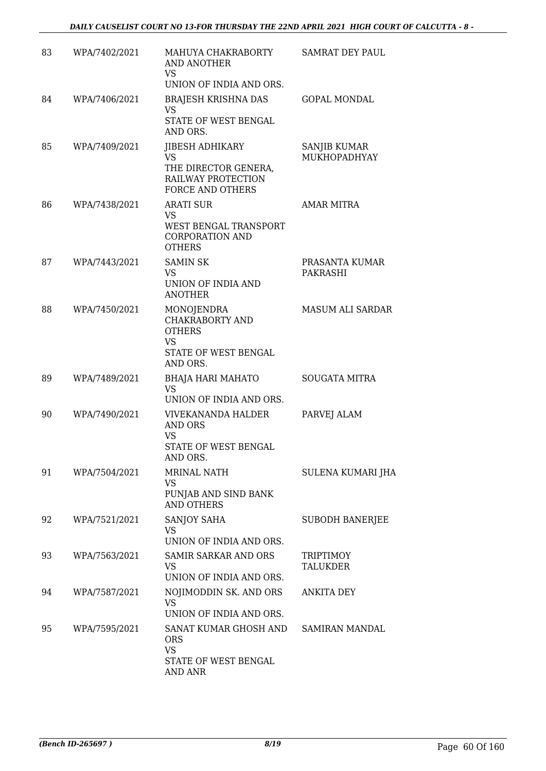| 83 | WPA/7402/2021 | MAHUYA CHAKRABORTY AND ANOTHER<br>VS<br>UNION OF INDIA AND ORS. | SAMRAT DEY PAUL |
|---|---|---|---|
| 84 | WPA/7406/2021 | BRAJESH KRISHNA DAS<br>VS<br>STATE OF WEST BENGAL AND ORS. | GOPAL MONDAL |
| 85 | WPA/7409/2021 | JIBESH ADHIKARY<br>VS<br>THE DIRECTOR GENERA, RAILWAY PROTECTION FORCE AND OTHERS | SANJIB KUMAR MUKHOPADHYAY |
| 86 | WPA/7438/2021 | ARATI SUR<br>VS<br>WEST BENGAL TRANSPORT CORPORATION AND OTHERS | AMAR MITRA |
| 87 | WPA/7443/2021 | SAMIN SK<br>VS<br>UNION OF INDIA AND ANOTHER | PRASANTA KUMAR PAKRASHI |
| 88 | WPA/7450/2021 | MONOJENDRA CHAKRABORTY AND OTHERS<br>VS<br>STATE OF WEST BENGAL AND ORS. | MASUM ALI SARDAR |
| 89 | WPA/7489/2021 | BHAJA HARI MAHATO<br>VS<br>UNION OF INDIA AND ORS. | SOUGATA MITRA |
| 90 | WPA/7490/2021 | VIVEKANANDA HALDER AND ORS<br>VS<br>STATE OF WEST BENGAL AND ORS. | PARVEJ ALAM |
| 91 | WPA/7504/2021 | MRINAL NATH<br>VS<br>PUNJAB AND SIND BANK AND OTHERS | SULENA KUMARI JHA |
| 92 | WPA/7521/2021 | SANJOY SAHA<br>VS<br>UNION OF INDIA AND ORS. | SUBODH BANERJEE |
| 93 | WPA/7563/2021 | SAMIR SARKAR AND ORS<br>VS<br>UNION OF INDIA AND ORS. | TRIPTIMOY TALUKDER |
| 94 | WPA/7587/2021 | NOJIMODDIN SK. AND ORS<br>VS<br>UNION OF INDIA AND ORS. | ANKITA DEY |
| 95 | WPA/7595/2021 | SANAT KUMAR GHOSH AND ORS<br>VS<br>STATE OF WEST BENGAL AND ANR | SAMIRAN MANDAL |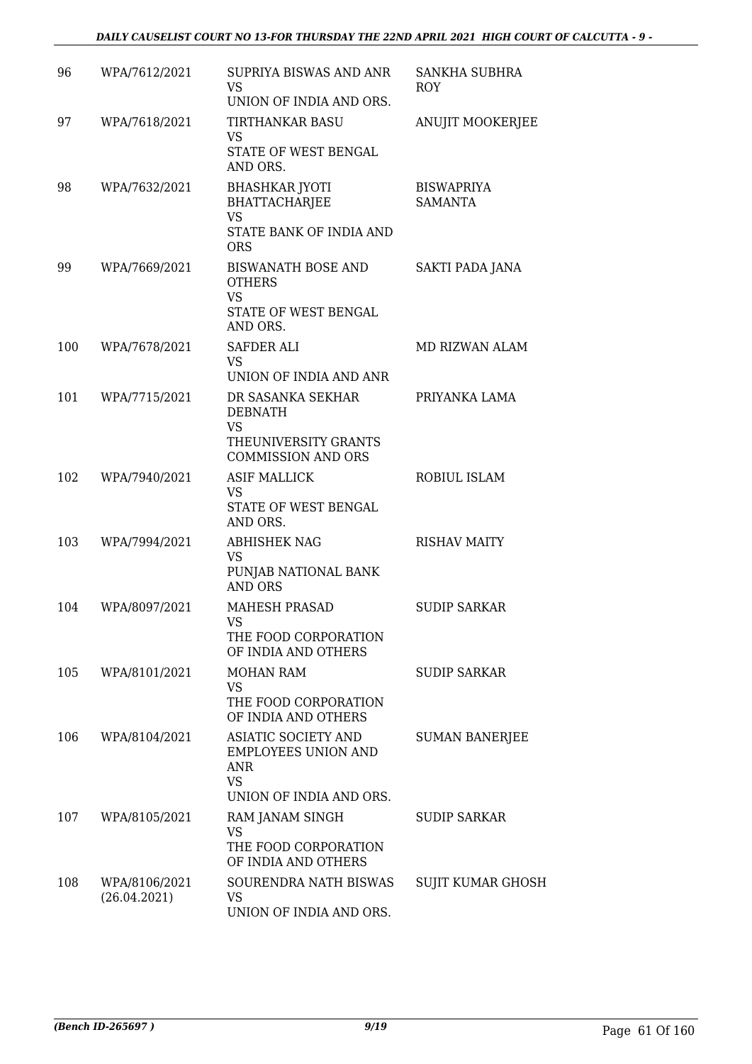| 96 | WPA/7612/2021 | SUPRIYA BISWAS AND ANR<br>VS<br>UNION OF INDIA AND ORS. | SANKHA SUBHRA ROY |
|---|---|---|---|
| 97 | WPA/7618/2021 | TIRTHANKAR BASU<br>VS<br>STATE OF WEST BENGAL AND ORS. | ANUJIT MOOKERJEE |
| 98 | WPA/7632/2021 | BHASHKAR JYOTI BHATTACHARJEE<br>VS<br>STATE BANK OF INDIA AND ORS | BISWAPRIYA SAMANTA |
| 99 | WPA/7669/2021 | BISWANATH BOSE AND OTHERS<br>VS<br>STATE OF WEST BENGAL AND ORS. | SAKTI PADA JANA |
| 100 | WPA/7678/2021 | SAFDER ALI<br>VS<br>UNION OF INDIA AND ANR | MD RIZWAN ALAM |
| 101 | WPA/7715/2021 | DR SASANKA SEKHAR DEBNATH<br>VS<br>THEUNIVERSITY GRANTS COMMISSION AND ORS | PRIYANKA LAMA |
| 102 | WPA/7940/2021 | ASIF MALLICK<br>VS<br>STATE OF WEST BENGAL AND ORS. | ROBIUL ISLAM |
| 103 | WPA/7994/2021 | ABHISHEK NAG<br>VS<br>PUNJAB NATIONAL BANK AND ORS | RISHAV MAITY |
| 104 | WPA/8097/2021 | MAHESH PRASAD<br>VS<br>THE FOOD CORPORATION OF INDIA AND OTHERS | SUDIP SARKAR |
| 105 | WPA/8101/2021 | MOHAN RAM<br>VS<br>THE FOOD CORPORATION OF INDIA AND OTHERS | SUDIP SARKAR |
| 106 | WPA/8104/2021 | ASIATIC SOCIETY AND EMPLOYEES UNION AND ANR<br>VS<br>UNION OF INDIA AND ORS. | SUMAN BANERJEE |
| 107 | WPA/8105/2021 | RAM JANAM SINGH<br>VS<br>THE FOOD CORPORATION OF INDIA AND OTHERS | SUDIP SARKAR |
| 108 | WPA/8106/2021<br>(26.04.2021) | SOURENDRA NATH BISWAS<br>VS<br>UNION OF INDIA AND ORS. | SUJIT KUMAR GHOSH |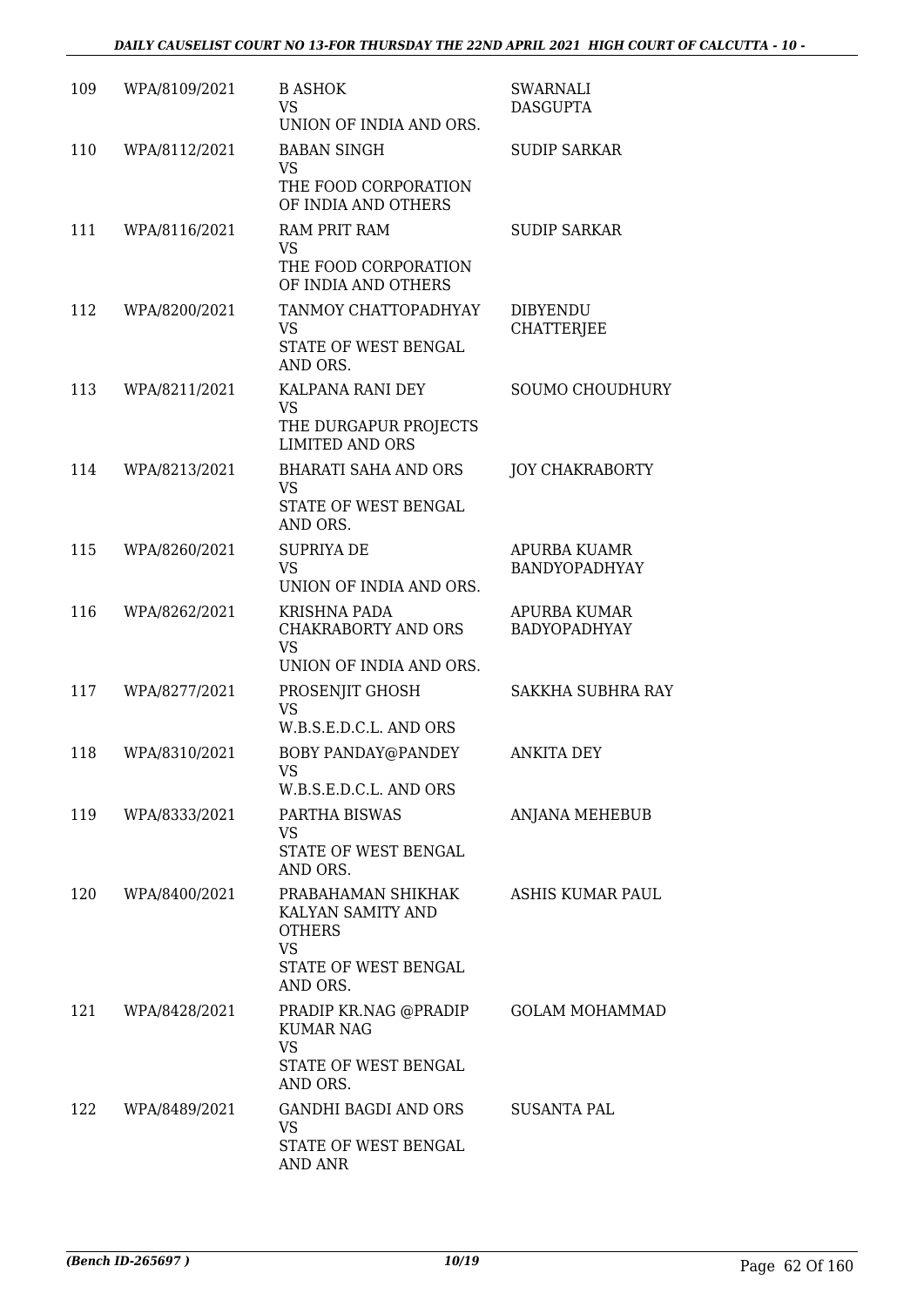| | | | |
|---|---|---|---|
| 109 | WPA/8109/2021 | B ASHOK<br>VS<br>UNION OF INDIA AND ORS. | SWARNALI DASGUPTA |
| 110 | WPA/8112/2021 | BABAN SINGH<br>VS<br>THE FOOD CORPORATION OF INDIA AND OTHERS | SUDIP SARKAR |
| 111 | WPA/8116/2021 | RAM PRIT RAM<br>VS<br>THE FOOD CORPORATION OF INDIA AND OTHERS | SUDIP SARKAR |
| 112 | WPA/8200/2021 | TANMOY CHATTOPADHYAY<br>VS<br>STATE OF WEST BENGAL AND ORS. | DIBYENDU CHATTERJEE |
| 113 | WPA/8211/2021 | KALPANA RANI DEY<br>VS<br>THE DURGAPUR PROJECTS LIMITED AND ORS | SOUMO CHOUDHURY |
| 114 | WPA/8213/2021 | BHARATI SAHA AND ORS<br>VS<br>STATE OF WEST BENGAL AND ORS. | JOY CHAKRABORTY |
| 115 | WPA/8260/2021 | SUPRIYA DE<br>VS<br>UNION OF INDIA AND ORS. | APURBA KUAMR BANDYOPADHYAY |
| 116 | WPA/8262/2021 | KRISHNA PADA CHAKRABORTY AND ORS<br>VS<br>UNION OF INDIA AND ORS. | APURBA KUMAR BADYOPADHYAY |
| 117 | WPA/8277/2021 | PROSENJIT GHOSH<br>VS<br>W.B.S.E.D.C.L. AND ORS | SAKKHA SUBHRA RAY |
| 118 | WPA/8310/2021 | BOBY PANDAY@PANDEY<br>VS<br>W.B.S.E.D.C.L. AND ORS | ANKITA DEY |
| 119 | WPA/8333/2021 | PARTHA BISWAS<br>VS<br>STATE OF WEST BENGAL AND ORS. | ANJANA MEHEBUB |
| 120 | WPA/8400/2021 | PRABAHAMAN SHIKHAK KALYAN SAMITY AND OTHERS<br>VS<br>STATE OF WEST BENGAL AND ORS. | ASHIS KUMAR PAUL |
| 121 | WPA/8428/2021 | PRADIP KR.NAG @PRADIP KUMAR NAG<br>VS<br>STATE OF WEST BENGAL AND ORS. | GOLAM MOHAMMAD |
| 122 | WPA/8489/2021 | GANDHI BAGDI AND ORS<br>VS<br>STATE OF WEST BENGAL AND ANR | SUSANTA PAL |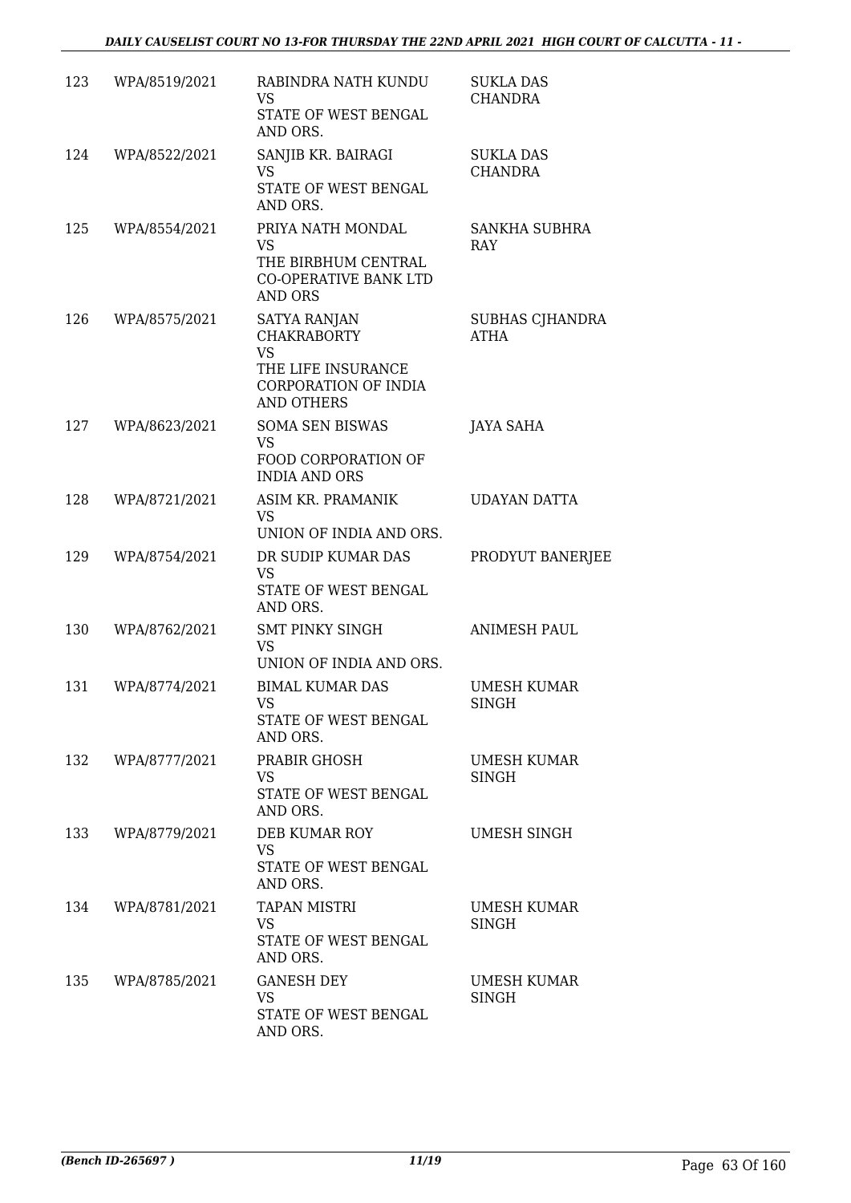| 123 | WPA/8519/2021 | RABINDRA NATH KUNDU<br>VS<br>STATE OF WEST BENGAL AND ORS. | SUKLA DAS CHANDRA |
|---|---|---|---|
| 124 | WPA/8522/2021 | SANJIB KR. BAIRAGI<br>VS<br>STATE OF WEST BENGAL AND ORS. | SUKLA DAS CHANDRA |
| 125 | WPA/8554/2021 | PRIYA NATH MONDAL<br>VS<br>THE BIRBHUM CENTRAL CO-OPERATIVE BANK LTD AND ORS | SANKHA SUBHRA RAY |
| 126 | WPA/8575/2021 | SATYA RANJAN CHAKRABORTY<br>VS<br>THE LIFE INSURANCE CORPORATION OF INDIA AND OTHERS | SUBHAS CJHANDRA ATHA |
| 127 | WPA/8623/2021 | SOMA SEN BISWAS<br>VS<br>FOOD CORPORATION OF INDIA AND ORS | JAYA SAHA |
| 128 | WPA/8721/2021 | ASIM KR. PRAMANIK<br>VS<br>UNION OF INDIA AND ORS. | UDAYAN DATTA |
| 129 | WPA/8754/2021 | DR SUDIP KUMAR DAS<br>VS<br>STATE OF WEST BENGAL AND ORS. | PRODYUT BANERJEE |
| 130 | WPA/8762/2021 | SMT PINKY SINGH<br>VS<br>UNION OF INDIA AND ORS. | ANIMESH PAUL |
| 131 | WPA/8774/2021 | BIMAL KUMAR DAS<br>VS<br>STATE OF WEST BENGAL AND ORS. | UMESH KUMAR SINGH |
| 132 | WPA/8777/2021 | PRABIR GHOSH<br>VS<br>STATE OF WEST BENGAL AND ORS. | UMESH KUMAR SINGH |
| 133 | WPA/8779/2021 | DEB KUMAR ROY<br>VS<br>STATE OF WEST BENGAL AND ORS. | UMESH SINGH |
| 134 | WPA/8781/2021 | TAPAN MISTRI<br>VS<br>STATE OF WEST BENGAL AND ORS. | UMESH KUMAR SINGH |
| 135 | WPA/8785/2021 | GANESH DEY<br>VS<br>STATE OF WEST BENGAL AND ORS. | UMESH KUMAR SINGH |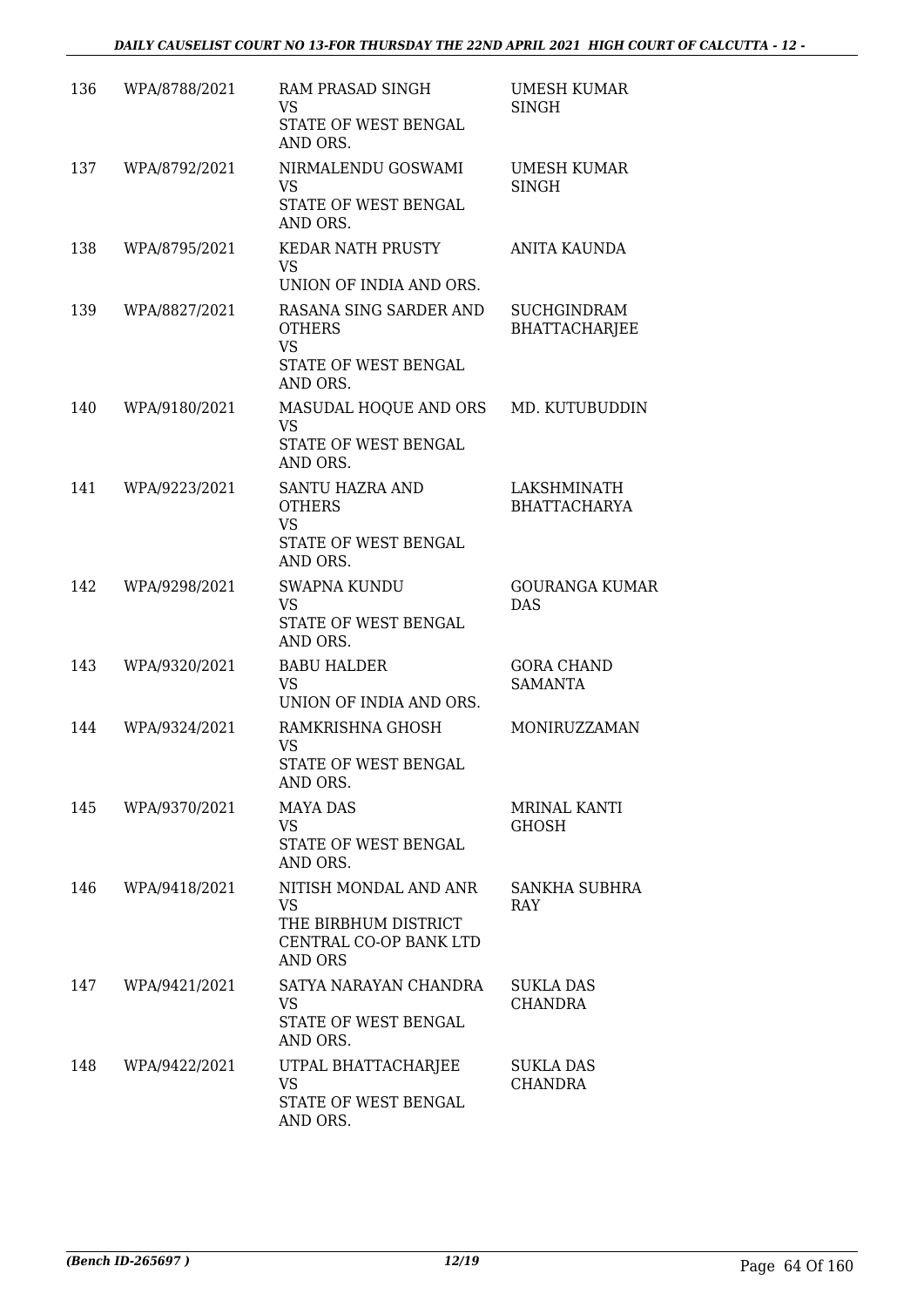| 136 | WPA/8788/2021 | RAM PRASAD SINGH<br>VS<br>STATE OF WEST BENGAL AND ORS. | UMESH KUMAR SINGH |
|---|---|---|---|
| 137 | WPA/8792/2021 | NIRMALENDU GOSWAMI<br>VS<br>STATE OF WEST BENGAL AND ORS. | UMESH KUMAR SINGH |
| 138 | WPA/8795/2021 | KEDAR NATH PRUSTY<br>VS<br>UNION OF INDIA AND ORS. | ANITA KAUNDA |
| 139 | WPA/8827/2021 | RASANA SING SARDER AND OTHERS<br>VS<br>STATE OF WEST BENGAL AND ORS. | SUCHGINDRAM BHATTACHARJEE |
| 140 | WPA/9180/2021 | MASUDAL HOQUE AND ORS<br>VS<br>STATE OF WEST BENGAL AND ORS. | MD. KUTUBUDDIN |
| 141 | WPA/9223/2021 | SANTU HAZRA AND OTHERS<br>VS<br>STATE OF WEST BENGAL AND ORS. | LAKSHMINATH BHATTACHARYA |
| 142 | WPA/9298/2021 | SWAPNA KUNDU<br>VS<br>STATE OF WEST BENGAL AND ORS. | GOURANGA KUMAR DAS |
| 143 | WPA/9320/2021 | BABU HALDER<br>VS<br>UNION OF INDIA AND ORS. | GORA CHAND SAMANTA |
| 144 | WPA/9324/2021 | RAMKRISHNA GHOSH<br>VS<br>STATE OF WEST BENGAL AND ORS. | MONIRUZZAMAN |
| 145 | WPA/9370/2021 | MAYA DAS<br>VS<br>STATE OF WEST BENGAL AND ORS. | MRINAL KANTI GHOSH |
| 146 | WPA/9418/2021 | NITISH MONDAL AND ANR<br>VS<br>THE BIRBHUM DISTRICT CENTRAL CO-OP BANK LTD AND ORS | SANKHA SUBHRA RAY |
| 147 | WPA/9421/2021 | SATYA NARAYAN CHANDRA<br>VS<br>STATE OF WEST BENGAL AND ORS. | SUKLA DAS CHANDRA |
| 148 | WPA/9422/2021 | UTPAL BHATTACHARJEE<br>VS<br>STATE OF WEST BENGAL AND ORS. | SUKLA DAS CHANDRA |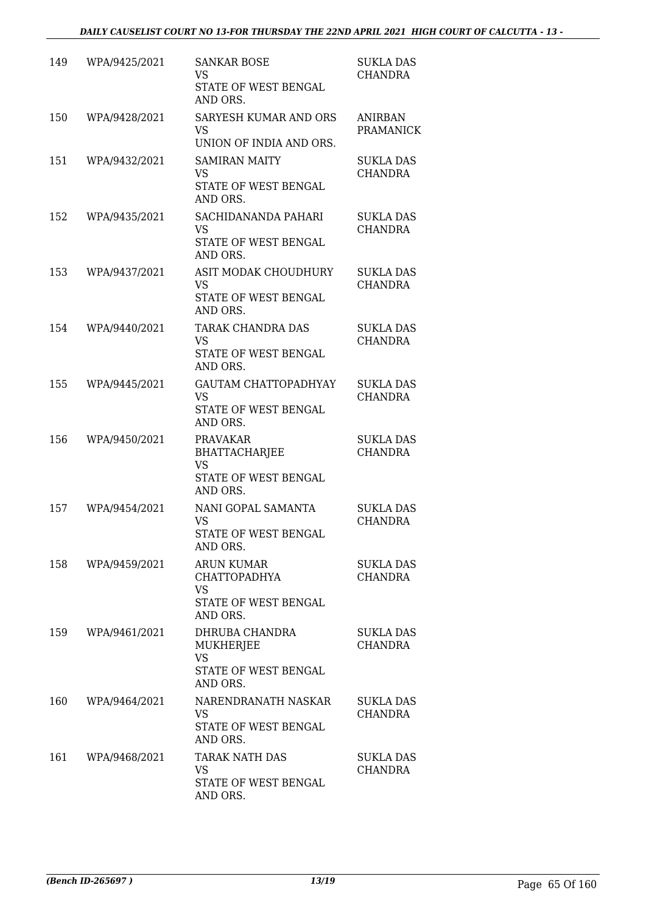| | | | |
|---|---|---|---|
| 149 | WPA/9425/2021 | SANKAR BOSE<br>VS<br>STATE OF WEST BENGAL AND ORS. | SUKLA DAS CHANDRA |
| 150 | WPA/9428/2021 | SARYESH KUMAR AND ORS<br>VS<br>UNION OF INDIA AND ORS. | ANIRBAN PRAMANICK |
| 151 | WPA/9432/2021 | SAMIRAN MAITY<br>VS<br>STATE OF WEST BENGAL AND ORS. | SUKLA DAS CHANDRA |
| 152 | WPA/9435/2021 | SACHIDANANDA PAHARI<br>VS<br>STATE OF WEST BENGAL AND ORS. | SUKLA DAS CHANDRA |
| 153 | WPA/9437/2021 | ASIT MODAK CHOUDHURY<br>VS<br>STATE OF WEST BENGAL AND ORS. | SUKLA DAS CHANDRA |
| 154 | WPA/9440/2021 | TARAK CHANDRA DAS<br>VS<br>STATE OF WEST BENGAL AND ORS. | SUKLA DAS CHANDRA |
| 155 | WPA/9445/2021 | GAUTAM CHATTOPADHYAY<br>VS<br>STATE OF WEST BENGAL AND ORS. | SUKLA DAS CHANDRA |
| 156 | WPA/9450/2021 | PRAVAKAR BHATTACHARJEE<br>VS<br>STATE OF WEST BENGAL AND ORS. | SUKLA DAS CHANDRA |
| 157 | WPA/9454/2021 | NANI GOPAL SAMANTA<br>VS<br>STATE OF WEST BENGAL AND ORS. | SUKLA DAS CHANDRA |
| 158 | WPA/9459/2021 | ARUN KUMAR CHATTOPADHYA<br>VS<br>STATE OF WEST BENGAL AND ORS. | SUKLA DAS CHANDRA |
| 159 | WPA/9461/2021 | DHRUBA CHANDRA MUKHERJEE<br>VS<br>STATE OF WEST BENGAL AND ORS. | SUKLA DAS CHANDRA |
| 160 | WPA/9464/2021 | NARENDRANATH NASKAR<br>VS<br>STATE OF WEST BENGAL AND ORS. | SUKLA DAS CHANDRA |
| 161 | WPA/9468/2021 | TARAK NATH DAS<br>VS<br>STATE OF WEST BENGAL AND ORS. | SUKLA DAS CHANDRA |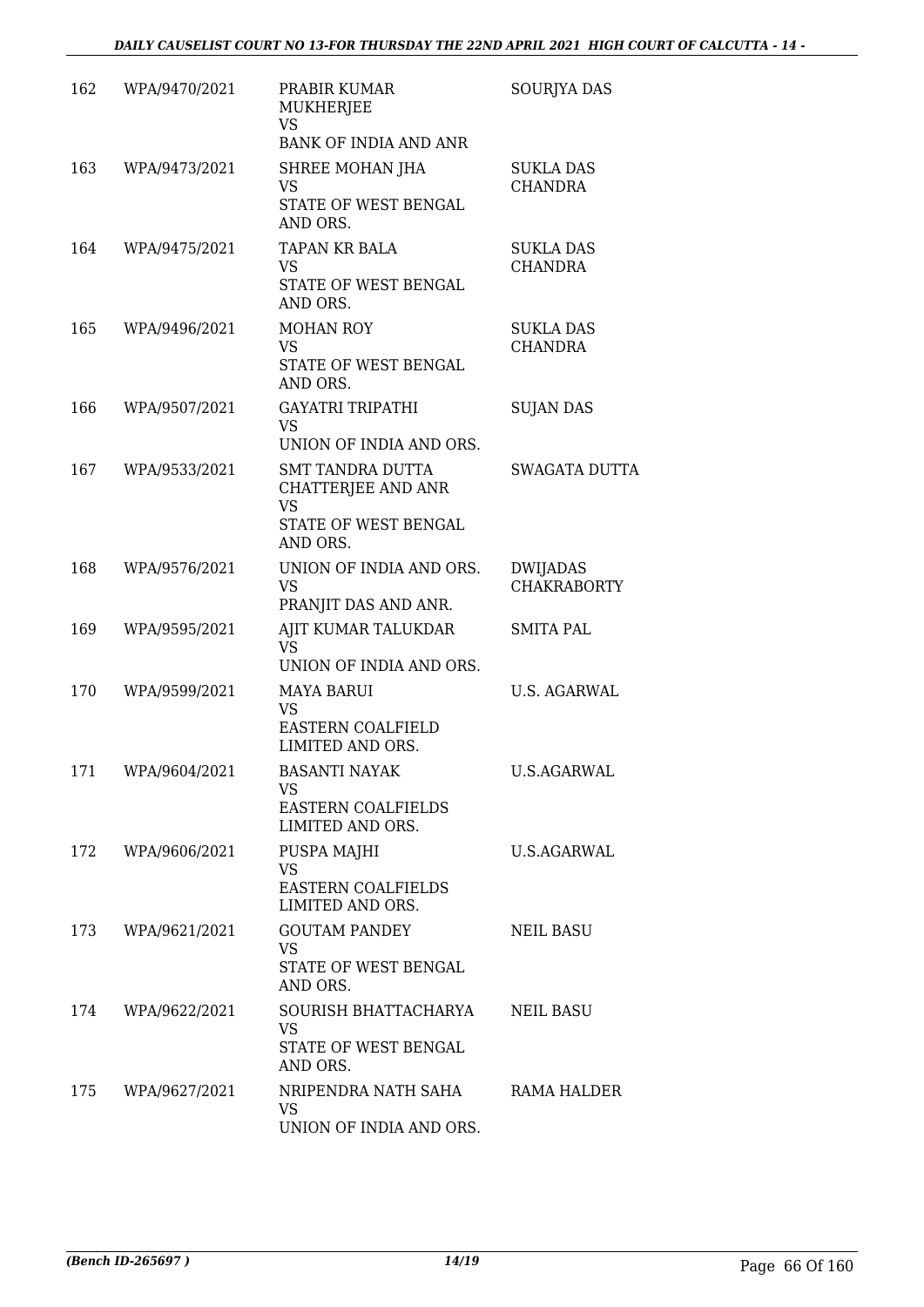| 162 | WPA/9470/2021 | PRABIR KUMAR MUKHERJEE<br>VS<br>BANK OF INDIA AND ANR | SOURJYA DAS |
|---|---|---|---|
| 163 | WPA/9473/2021 | SHREE MOHAN JHA<br>VS<br>STATE OF WEST BENGAL AND ORS. | SUKLA DAS CHANDRA |
| 164 | WPA/9475/2021 | TAPAN KR BALA<br>VS<br>STATE OF WEST BENGAL AND ORS. | SUKLA DAS CHANDRA |
| 165 | WPA/9496/2021 | MOHAN ROY<br>VS<br>STATE OF WEST BENGAL AND ORS. | SUKLA DAS CHANDRA |
| 166 | WPA/9507/2021 | GAYATRI TRIPATHI<br>VS<br>UNION OF INDIA AND ORS. | SUJAN DAS |
| 167 | WPA/9533/2021 | SMT TANDRA DUTTA CHATTERJEE AND ANR<br>VS<br>STATE OF WEST BENGAL AND ORS. | SWAGATA DUTTA |
| 168 | WPA/9576/2021 | UNION OF INDIA AND ORS.<br>VS<br>PRANJIT DAS AND ANR. | DWIJADAS CHAKRABORTY |
| 169 | WPA/9595/2021 | AJIT KUMAR TALUKDAR<br>VS<br>UNION OF INDIA AND ORS. | SMITA PAL |
| 170 | WPA/9599/2021 | MAYA BARUI<br>VS<br>EASTERN COALFIELD LIMITED AND ORS. | U.S. AGARWAL |
| 171 | WPA/9604/2021 | BASANTI NAYAK<br>VS<br>EASTERN COALFIELDS LIMITED AND ORS. | U.S.AGARWAL |
| 172 | WPA/9606/2021 | PUSPA MAJHI<br>VS<br>EASTERN COALFIELDS LIMITED AND ORS. | U.S.AGARWAL |
| 173 | WPA/9621/2021 | GOUTAM PANDEY<br>VS<br>STATE OF WEST BENGAL AND ORS. | NEIL BASU |
| 174 | WPA/9622/2021 | SOURISH BHATTACHARYA<br>VS<br>STATE OF WEST BENGAL AND ORS. | NEIL BASU |
| 175 | WPA/9627/2021 | NRIPENDRA NATH SAHA<br>VS<br>UNION OF INDIA AND ORS. | RAMA HALDER |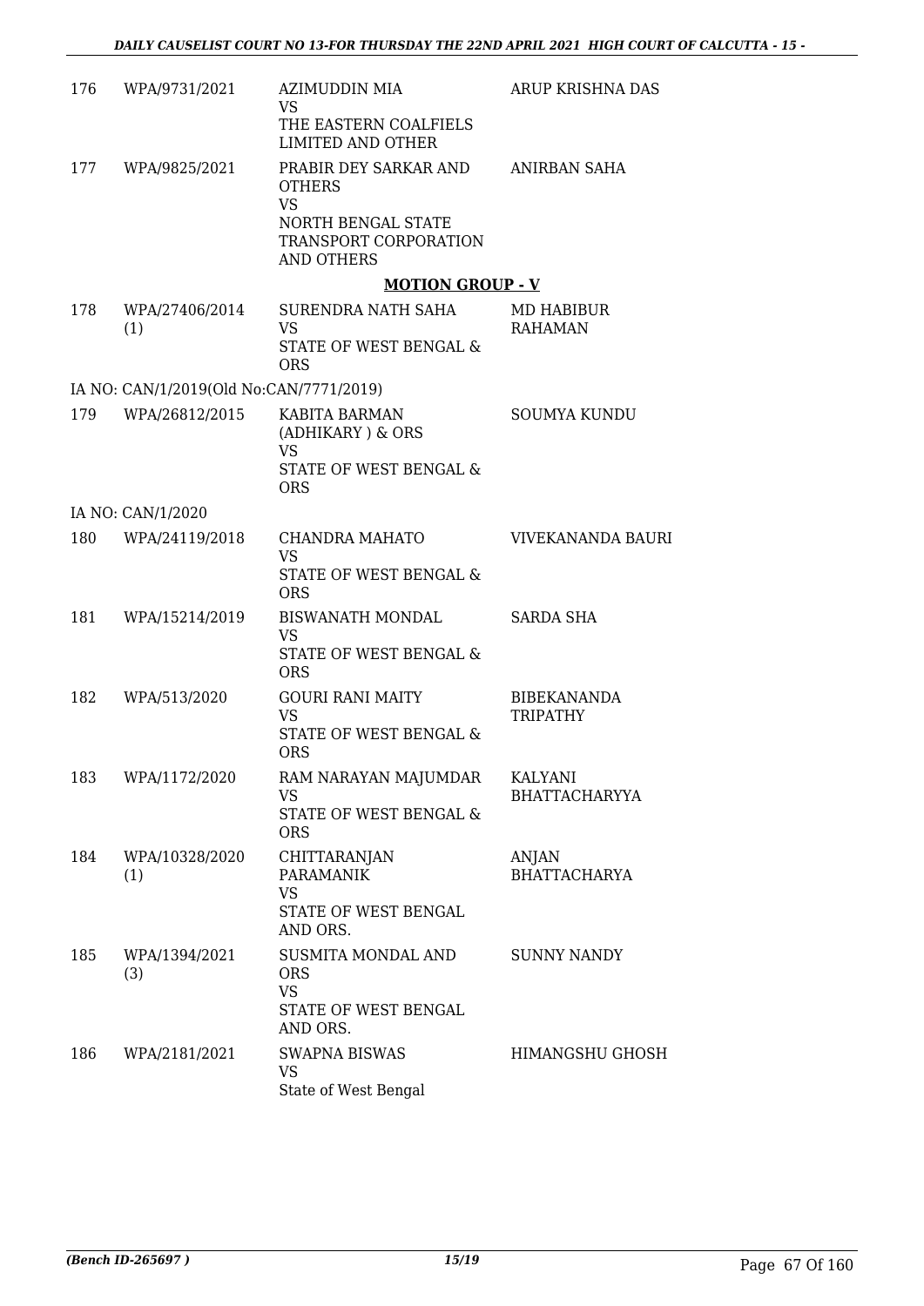| | | | |
|---|---|---|---|
| 176 | WPA/9731/2021 | AZIMUDDIN MIA<br>VS<br>THE EASTERN COALFIELS LIMITED AND OTHER | ARUP KRISHNA DAS |
| 177 | WPA/9825/2021 | PRABIR DEY SARKAR AND OTHERS<br>VS<br>NORTH BENGAL STATE TRANSPORT CORPORATION AND OTHERS | ANIRBAN SAHA |

## MOTION GROUP - V

| | | | |
|---|---|---|---|
| 178 | WPA/27406/2014 (1) | SURENDRA NATH SAHA<br>VS<br>STATE OF WEST BENGAL & ORS | MD HABIBUR RAHAMAN |
| | IA NO: CAN/1/2019(Old No:CAN/7771/2019) | | |
| 179 | WPA/26812/2015 | KABITA BARMAN (ADHIKARY ) & ORS<br>VS<br>STATE OF WEST BENGAL & ORS | SOUMYA KUNDU |
| | IA NO: CAN/1/2020 | | |
| 180 | WPA/24119/2018 | CHANDRA MAHATO<br>VS<br>STATE OF WEST BENGAL & ORS | VIVEKANANDA BAURI |
| 181 | WPA/15214/2019 | BISWANATH MONDAL<br>VS<br>STATE OF WEST BENGAL & ORS | SARDA SHA |
| 182 | WPA/513/2020 | GOURI RANI MAITY<br>VS<br>STATE OF WEST BENGAL & ORS | BIBEKANANDA TRIPATHY |
| 183 | WPA/1172/2020 | RAM NARAYAN MAJUMDAR<br>VS<br>STATE OF WEST BENGAL & ORS | KALYANI BHATTACHARYYA |
| 184 | WPA/10328/2020 (1) | CHITTARANJAN PARAMANIK<br>VS<br>STATE OF WEST BENGAL AND ORS. | ANJAN BHATTACHARYA |
| 185 | WPA/1394/2021 (3) | SUSMITA MONDAL AND ORS<br>VS<br>STATE OF WEST BENGAL AND ORS. | SUNNY NANDY |
| 186 | WPA/2181/2021 | SWAPNA BISWAS<br>VS<br>State of West Bengal | HIMANGSHU GHOSH |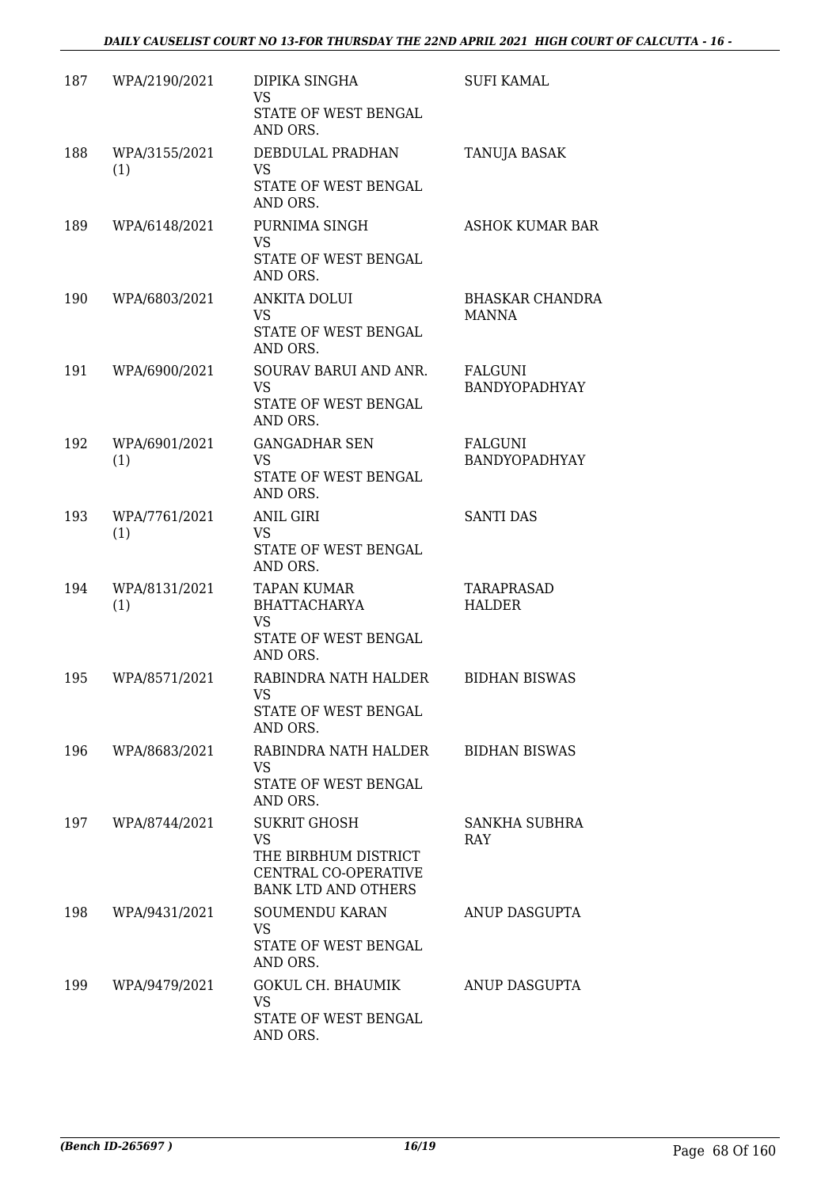| | | | |
|---|---|---|---|
| 187 | WPA/2190/2021 | DIPIKA SINGHA<br>VS<br>STATE OF WEST BENGAL AND ORS. | SUFI KAMAL |
| 188 | WPA/3155/2021 (1) | DEBDULAL PRADHAN<br>VS<br>STATE OF WEST BENGAL AND ORS. | TANUJA BASAK |
| 189 | WPA/6148/2021 | PURNIMA SINGH<br>VS<br>STATE OF WEST BENGAL AND ORS. | ASHOK KUMAR BAR |
| 190 | WPA/6803/2021 | ANKITA DOLUI<br>VS<br>STATE OF WEST BENGAL AND ORS. | BHASKAR CHANDRA MANNA |
| 191 | WPA/6900/2021 | SOURAV BARUI AND ANR.<br>VS<br>STATE OF WEST BENGAL AND ORS. | FALGUNI BANDYOPADHYAY |
| 192 | WPA/6901/2021 (1) | GANGADHAR SEN<br>VS<br>STATE OF WEST BENGAL AND ORS. | FALGUNI BANDYOPADHYAY |
| 193 | WPA/7761/2021 (1) | ANIL GIRI<br>VS<br>STATE OF WEST BENGAL AND ORS. | SANTI DAS |
| 194 | WPA/8131/2021 (1) | TAPAN KUMAR BHATTACHARYA<br>VS<br>STATE OF WEST BENGAL AND ORS. | TARAPRASAD HALDER |
| 195 | WPA/8571/2021 | RABINDRA NATH HALDER<br>VS<br>STATE OF WEST BENGAL AND ORS. | BIDHAN BISWAS |
| 196 | WPA/8683/2021 | RABINDRA NATH HALDER<br>VS<br>STATE OF WEST BENGAL AND ORS. | BIDHAN BISWAS |
| 197 | WPA/8744/2021 | SUKRIT GHOSH<br>VS<br>THE BIRBHUM DISTRICT CENTRAL CO-OPERATIVE BANK LTD AND OTHERS | SANKHA SUBHRA RAY |
| 198 | WPA/9431/2021 | SOUMENDU KARAN<br>VS<br>STATE OF WEST BENGAL AND ORS. | ANUP DASGUPTA |
| 199 | WPA/9479/2021 | GOKUL CH. BHAUMIK<br>VS<br>STATE OF WEST BENGAL AND ORS. | ANUP DASGUPTA |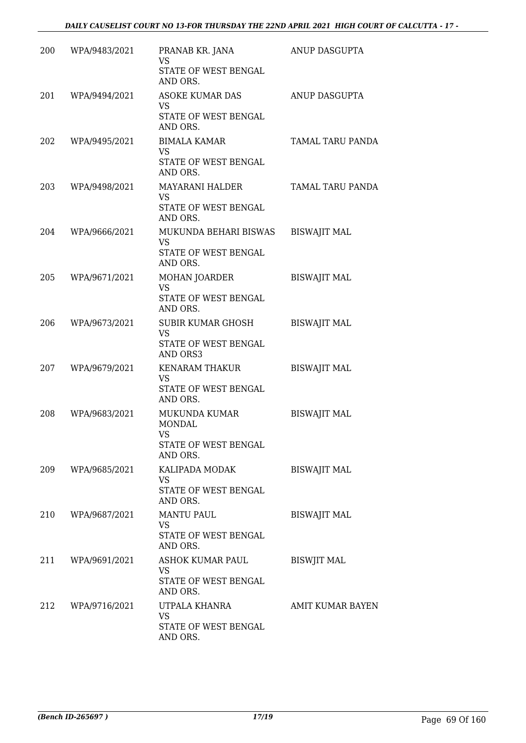| | | | |
|---|---|---|---|
| 200 | WPA/9483/2021 | PRANAB KR. JANA<br>VS<br>STATE OF WEST BENGAL AND ORS. | ANUP DASGUPTA |
| 201 | WPA/9494/2021 | ASOKE KUMAR DAS<br>VS<br>STATE OF WEST BENGAL AND ORS. | ANUP DASGUPTA |
| 202 | WPA/9495/2021 | BIMALA KAMAR<br>VS<br>STATE OF WEST BENGAL AND ORS. | TAMAL TARU PANDA |
| 203 | WPA/9498/2021 | MAYARANI HALDER<br>VS<br>STATE OF WEST BENGAL AND ORS. | TAMAL TARU PANDA |
| 204 | WPA/9666/2021 | MUKUNDA BEHARI BISWAS<br>VS<br>STATE OF WEST BENGAL AND ORS. | BISWAJIT MAL |
| 205 | WPA/9671/2021 | MOHAN JOARDER<br>VS<br>STATE OF WEST BENGAL AND ORS. | BISWAJIT MAL |
| 206 | WPA/9673/2021 | SUBIR KUMAR GHOSH<br>VS<br>STATE OF WEST BENGAL AND ORS3 | BISWAJIT MAL |
| 207 | WPA/9679/2021 | KENARAM THAKUR<br>VS<br>STATE OF WEST BENGAL AND ORS. | BISWAJIT MAL |
| 208 | WPA/9683/2021 | MUKUNDA KUMAR MONDAL<br>VS<br>STATE OF WEST BENGAL AND ORS. | BISWAJIT MAL |
| 209 | WPA/9685/2021 | KALIPADA MODAK<br>VS<br>STATE OF WEST BENGAL AND ORS. | BISWAJIT MAL |
| 210 | WPA/9687/2021 | MANTU PAUL<br>VS<br>STATE OF WEST BENGAL AND ORS. | BISWAJIT MAL |
| 211 | WPA/9691/2021 | ASHOK KUMAR PAUL<br>VS<br>STATE OF WEST BENGAL AND ORS. | BISWJIT MAL |
| 212 | WPA/9716/2021 | UTPALA KHANRA<br>VS<br>STATE OF WEST BENGAL AND ORS. | AMIT KUMAR BAYEN |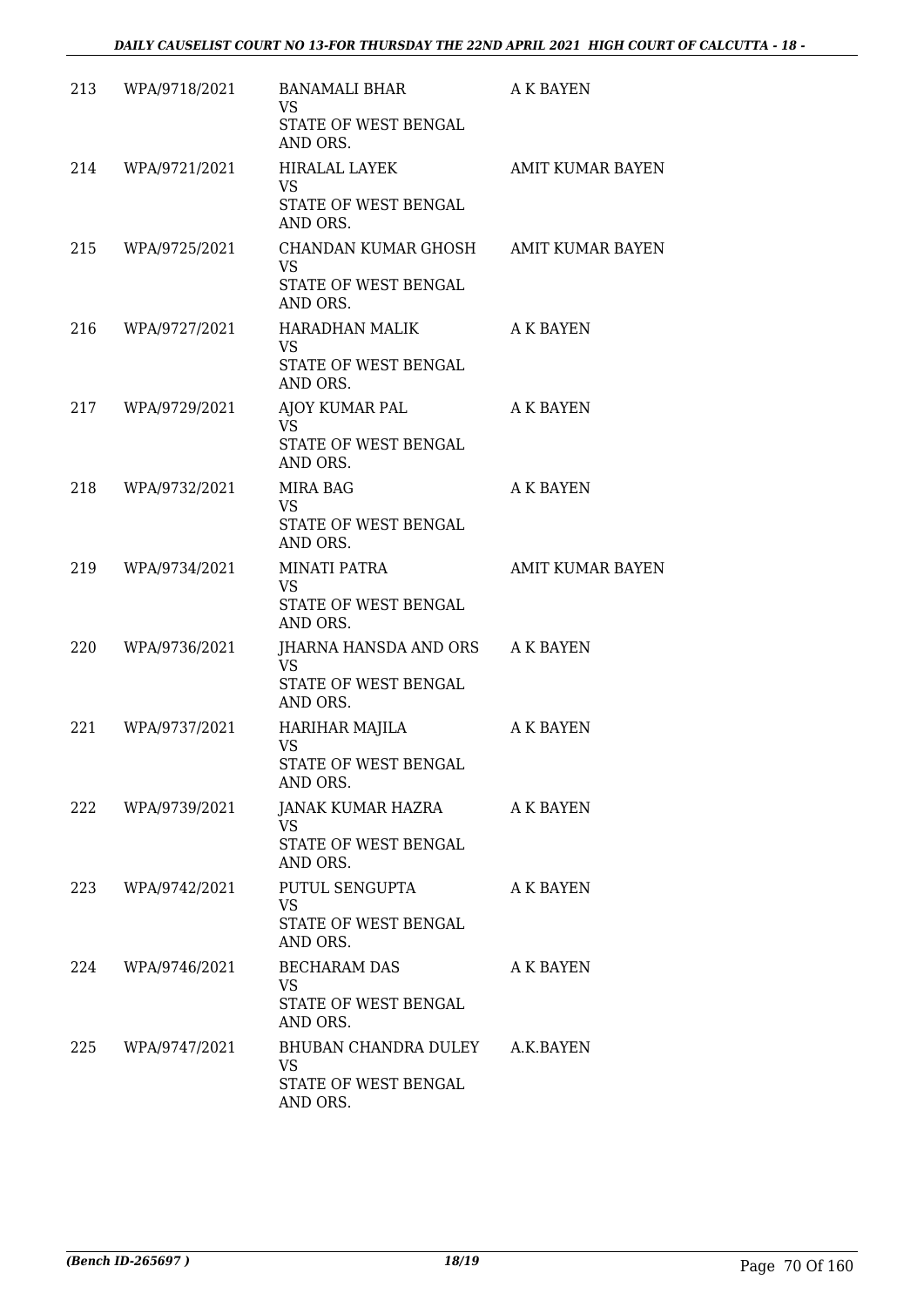| | | | |
|---|---|---|---|
| 213 | WPA/9718/2021 | BANAMALI BHAR<br>VS<br>STATE OF WEST BENGAL AND ORS. | A K BAYEN |
| 214 | WPA/9721/2021 | HIRALAL LAYEK<br>VS<br>STATE OF WEST BENGAL AND ORS. | AMIT KUMAR BAYEN |
| 215 | WPA/9725/2021 | CHANDAN KUMAR GHOSH<br>VS<br>STATE OF WEST BENGAL AND ORS. | AMIT KUMAR BAYEN |
| 216 | WPA/9727/2021 | HARADHAN MALIK<br>VS<br>STATE OF WEST BENGAL AND ORS. | A K BAYEN |
| 217 | WPA/9729/2021 | AJOY KUMAR PAL<br>VS<br>STATE OF WEST BENGAL AND ORS. | A K BAYEN |
| 218 | WPA/9732/2021 | MIRA BAG<br>VS<br>STATE OF WEST BENGAL AND ORS. | A K BAYEN |
| 219 | WPA/9734/2021 | MINATI PATRA<br>VS<br>STATE OF WEST BENGAL AND ORS. | AMIT KUMAR BAYEN |
| 220 | WPA/9736/2021 | JHARNA HANSDA AND ORS<br>VS<br>STATE OF WEST BENGAL AND ORS. | A K BAYEN |
| 221 | WPA/9737/2021 | HARIHAR MAJILA<br>VS<br>STATE OF WEST BENGAL AND ORS. | A K BAYEN |
| 222 | WPA/9739/2021 | JANAK KUMAR HAZRA<br>VS<br>STATE OF WEST BENGAL AND ORS. | A K BAYEN |
| 223 | WPA/9742/2021 | PUTUL SENGUPTA<br>VS<br>STATE OF WEST BENGAL AND ORS. | A K BAYEN |
| 224 | WPA/9746/2021 | BECHARAM DAS<br>VS<br>STATE OF WEST BENGAL AND ORS. | A K BAYEN |
| 225 | WPA/9747/2021 | BHUBAN CHANDRA DULEY<br>VS<br>STATE OF WEST BENGAL AND ORS. | A.K.BAYEN |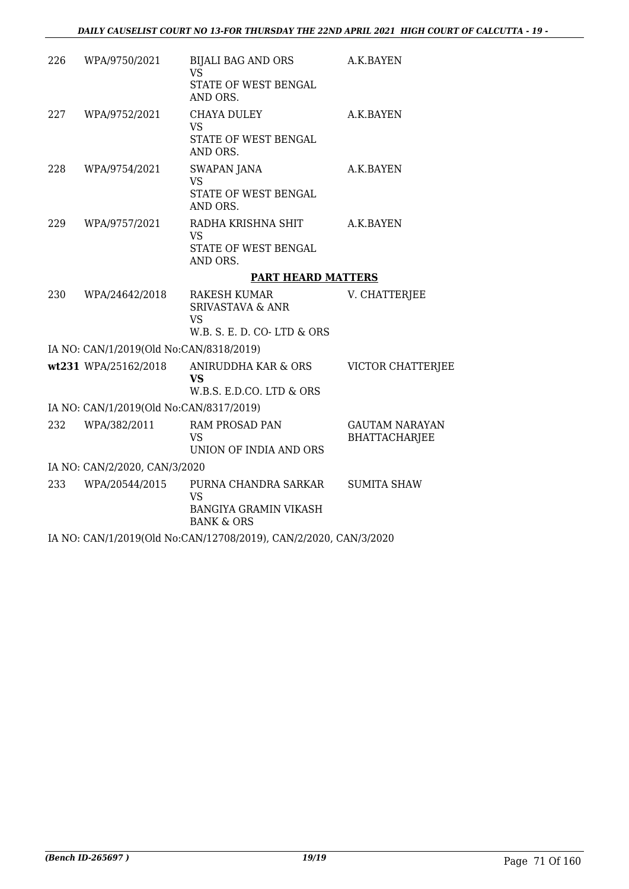| | | | |
|---|---|---|---|
| 226 | WPA/9750/2021 | BIJALI BAG AND ORS<br>VS<br>STATE OF WEST BENGAL AND ORS. | A.K.BAYEN |
| 227 | WPA/9752/2021 | CHAYA DULEY<br>VS<br>STATE OF WEST BENGAL AND ORS. | A.K.BAYEN |
| 228 | WPA/9754/2021 | SWAPAN JANA<br>VS<br>STATE OF WEST BENGAL AND ORS. | A.K.BAYEN |
| 229 | WPA/9757/2021 | RADHA KRISHNA SHIT<br>VS<br>STATE OF WEST BENGAL AND ORS. | A.K.BAYEN |

## PART HEARD MATTERS

| | | | |
|---|---|---|---|
| 230 | WPA/24642/2018 | RAKESH KUMAR SRIVASTAVA & ANR<br>VS<br>W.B. S. E. D. CO- LTD & ORS | V. CHATTERJEE |
| | IA NO: CAN/1/2019(Old No:CAN/8318/2019) | | |
| **wt231** | WPA/25162/2018 | ANIRUDDHA KAR & ORS<br>**VS**<br>W.B.S. E.D.CO. LTD & ORS | VICTOR CHATTERJEE |
| | IA NO: CAN/1/2019(Old No:CAN/8317/2019) | | |
| 232 | WPA/382/2011 | RAM PROSAD PAN<br>VS<br>UNION OF INDIA AND ORS | GAUTAM NARAYAN BHATTACHARJEE |
| | IA NO: CAN/2/2020, CAN/3/2020 | | |
| 233 | WPA/20544/2015 | PURNA CHANDRA SARKAR<br>VS<br>BANGIYA GRAMIN VIKASH BANK & ORS | SUMITA SHAW |
| | IA NO: CAN/1/2019(Old No:CAN/12708/2019), CAN/2/2020, CAN/3/2020 | | |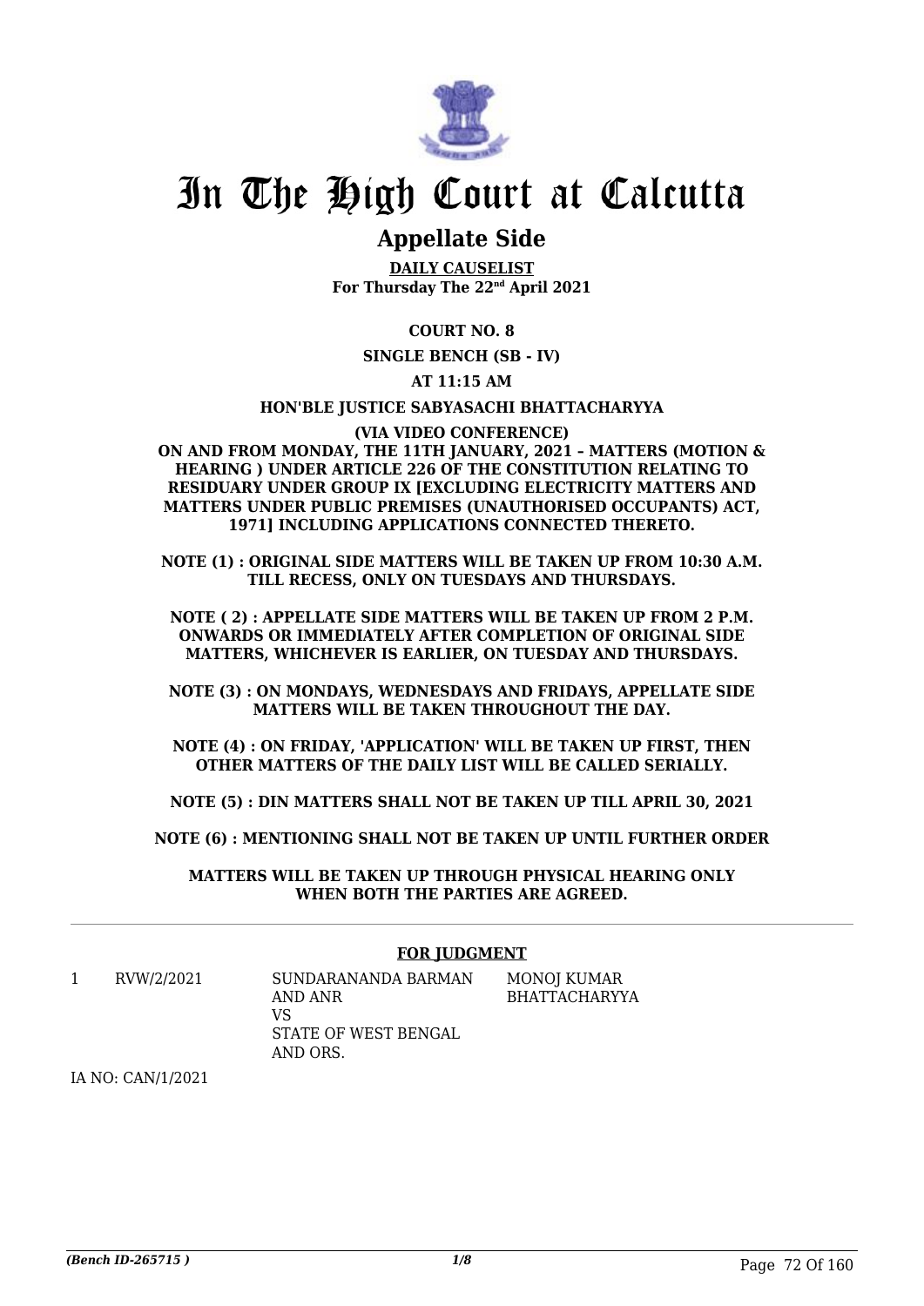# In The High Court at Calcutta

## Appellate Side

**DAILY CAUSELIST**
**For Thursday The 22nd April 2021**

**COURT NO. 8**

**SINGLE BENCH (SB - IV)**

**AT 11:15 AM**

**HON'BLE JUSTICE SABYASACHI BHATTACHARYYA**

**(VIA VIDEO CONFERENCE)**
**ON AND FROM MONDAY, THE 11TH JANUARY, 2021 – MATTERS (MOTION & HEARING ) UNDER ARTICLE 226 OF THE CONSTITUTION RELATING TO RESIDUARY UNDER GROUP IX [EXCLUDING ELECTRICITY MATTERS AND MATTERS UNDER PUBLIC PREMISES (UNAUTHORISED OCCUPANTS) ACT, 1971] INCLUDING APPLICATIONS CONNECTED THERETO.**

**NOTE (1) : ORIGINAL SIDE MATTERS WILL BE TAKEN UP FROM 10:30 A.M. TILL RECESS, ONLY ON TUESDAYS AND THURSDAYS.**

**NOTE ( 2) : APPELLATE SIDE MATTERS WILL BE TAKEN UP FROM 2 P.M. ONWARDS OR IMMEDIATELY AFTER COMPLETION OF ORIGINAL SIDE MATTERS, WHICHEVER IS EARLIER, ON TUESDAY AND THURSDAYS.**

**NOTE (3) : ON MONDAYS, WEDNESDAYS AND FRIDAYS, APPELLATE SIDE MATTERS WILL BE TAKEN THROUGHOUT THE DAY.**

**NOTE (4) : ON FRIDAY, 'APPLICATION' WILL BE TAKEN UP FIRST, THEN OTHER MATTERS OF THE DAILY LIST WILL BE CALLED SERIALLY.**

**NOTE (5) : DIN MATTERS SHALL NOT BE TAKEN UP TILL APRIL 30, 2021**

**NOTE (6) : MENTIONING SHALL NOT BE TAKEN UP UNTIL FURTHER ORDER**

**MATTERS WILL BE TAKEN UP THROUGH PHYSICAL HEARING ONLY WHEN BOTH THE PARTIES ARE AGREED.**

---

**FOR JUDGMENT**

| | | | |
|---|---|---|---|
| 1 | RVW/2/2021 | SUNDARANANDA BARMAN AND ANR<br>VS<br>STATE OF WEST BENGAL AND ORS. | MONOJ KUMAR BHATTACHARYYA |

IA NO: CAN/1/2021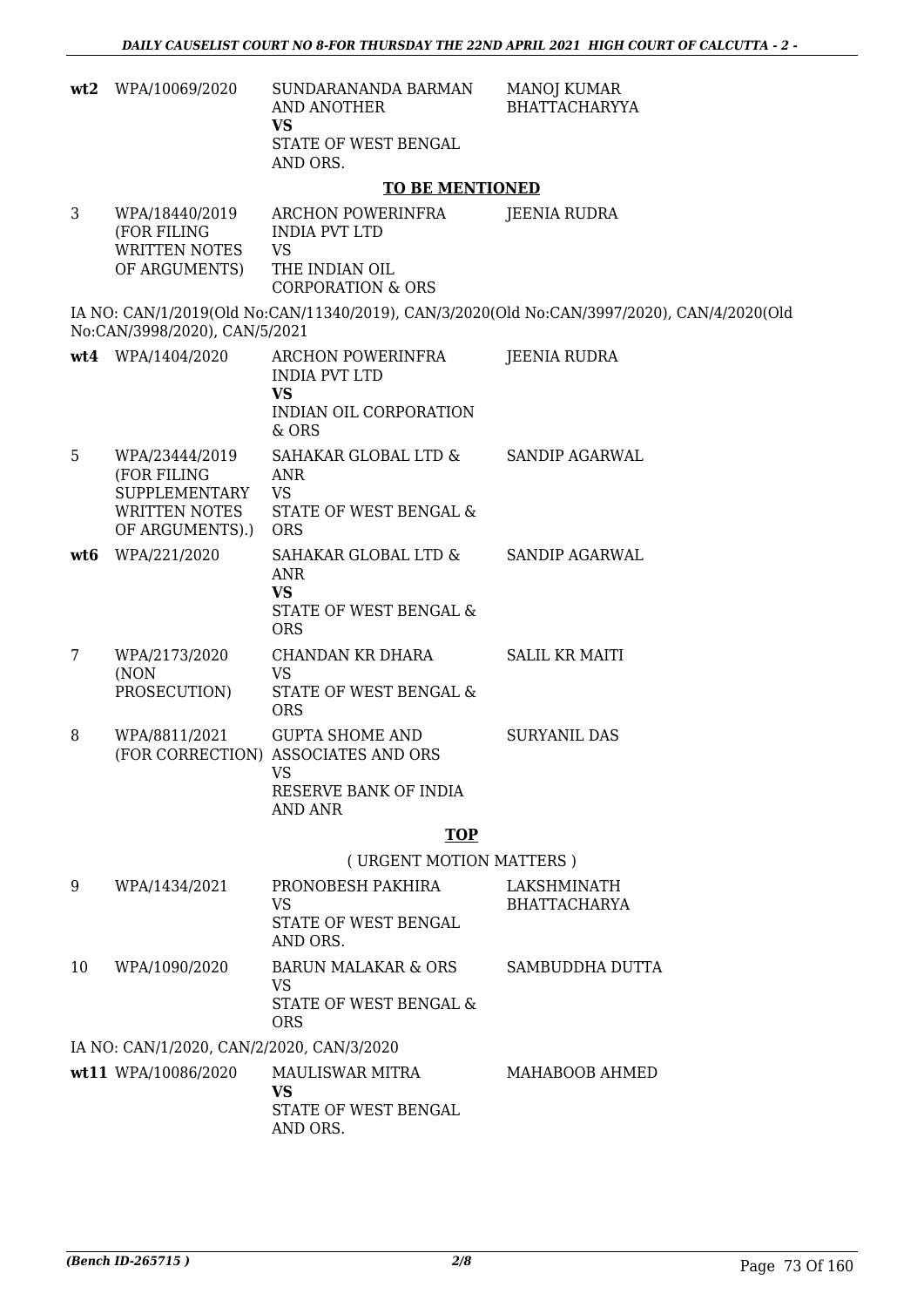| | | | |
|---|---|---|---|
| **wt2** | WPA/10069/2020 | SUNDARANANDA BARMAN AND ANOTHER<br>**VS**<br>STATE OF WEST BENGAL AND ORS. | MANOJ KUMAR BHATTACHARYYA |

**TO BE MENTIONED**

| | | | |
|---|---|---|---|
| 3 | WPA/18440/2019 (FOR FILING WRITTEN NOTES OF ARGUMENTS) | ARCHON POWERINFRA INDIA PVT LTD<br>VS<br>THE INDIAN OIL CORPORATION & ORS | JEENIA RUDRA |

IA NO: CAN/1/2019(Old No:CAN/11340/2019), CAN/3/2020(Old No:CAN/3997/2020), CAN/4/2020(Old No:CAN/3998/2020), CAN/5/2021

| | | | |
|---|---|---|---|
| **wt4** | WPA/1404/2020 | ARCHON POWERINFRA INDIA PVT LTD<br>**VS**<br>INDIAN OIL CORPORATION & ORS | JEENIA RUDRA |
| 5 | WPA/23444/2019 (FOR FILING SUPPLEMENTARY WRITTEN NOTES OF ARGUMENTS).) | SAHAKAR GLOBAL LTD & ANR<br>VS<br>STATE OF WEST BENGAL & ORS | SANDIP AGARWAL |
| **wt6** | WPA/221/2020 | SAHAKAR GLOBAL LTD & ANR<br>**VS**<br>STATE OF WEST BENGAL & ORS | SANDIP AGARWAL |
| 7 | WPA/2173/2020 (NON PROSECUTION) | CHANDAN KR DHARA<br>VS<br>STATE OF WEST BENGAL & ORS | SALIL KR MAITI |
| 8 | WPA/8811/2021 (FOR CORRECTION) | GUPTA SHOME AND ASSOCIATES AND ORS<br>VS<br>RESERVE BANK OF INDIA AND ANR | SURYANIL DAS |

**TOP**

( URGENT MOTION MATTERS )

| | | | |
|---|---|---|---|
| 9 | WPA/1434/2021 | PRONOBESH PAKHIRA<br>VS<br>STATE OF WEST BENGAL AND ORS. | LAKSHMINATH BHATTACHARYA |
| 10 | WPA/1090/2020 | BARUN MALAKAR & ORS<br>VS<br>STATE OF WEST BENGAL & ORS | SAMBUDDHA DUTTA |

IA NO: CAN/1/2020, CAN/2/2020, CAN/3/2020

| | | | |
|---|---|---|---|
| **wt11** | WPA/10086/2020 | MAULISWAR MITRA<br>**VS**<br>STATE OF WEST BENGAL AND ORS. | MAHABOOB AHMED |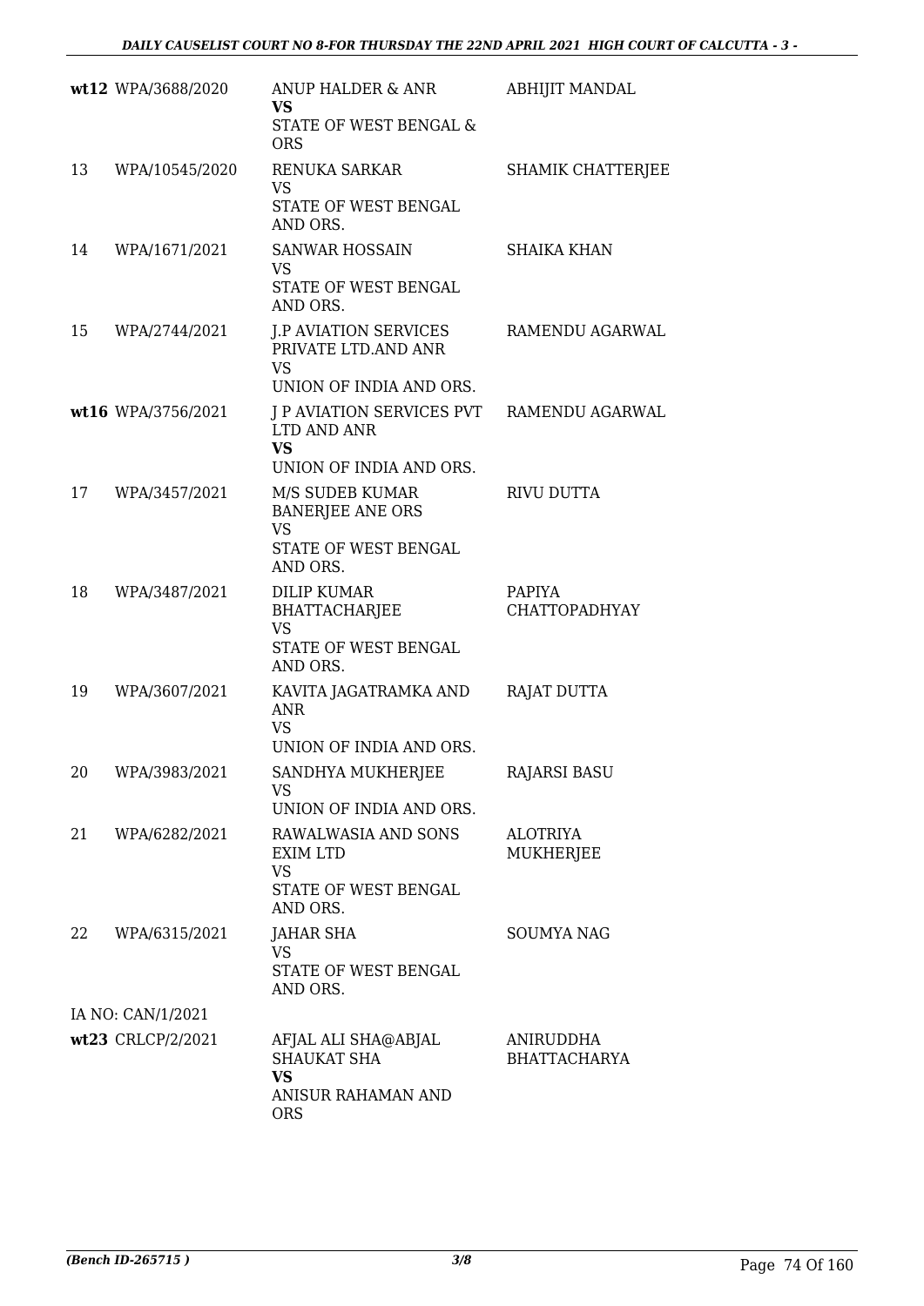| | | | |
|---|---|---|---|
| wt12 | WPA/3688/2020 | ANUP HALDER & ANR<br>**VS**<br>STATE OF WEST BENGAL & ORS | ABHIJIT MANDAL |
| 13 | WPA/10545/2020 | RENUKA SARKAR<br>VS<br>STATE OF WEST BENGAL AND ORS. | SHAMIK CHATTERJEE |
| 14 | WPA/1671/2021 | SANWAR HOSSAIN<br>VS<br>STATE OF WEST BENGAL AND ORS. | SHAIKA KHAN |
| 15 | WPA/2744/2021 | J.P AVIATION SERVICES PRIVATE LTD.AND ANR<br>VS<br>UNION OF INDIA AND ORS. | RAMENDU AGARWAL |
| wt16 | WPA/3756/2021 | J P AVIATION SERVICES PVT LTD AND ANR<br>**VS**<br>UNION OF INDIA AND ORS. | RAMENDU AGARWAL |
| 17 | WPA/3457/2021 | M/S SUDEB KUMAR BANERJEE ANE ORS<br>VS<br>STATE OF WEST BENGAL AND ORS. | RIVU DUTTA |
| 18 | WPA/3487/2021 | DILIP KUMAR BHATTACHARJEE<br>VS<br>STATE OF WEST BENGAL AND ORS. | PAPIYA CHATTOPADHYAY |
| 19 | WPA/3607/2021 | KAVITA JAGATRAMKA AND ANR<br>VS<br>UNION OF INDIA AND ORS. | RAJAT DUTTA |
| 20 | WPA/3983/2021 | SANDHYA MUKHERJEE<br>VS<br>UNION OF INDIA AND ORS. | RAJARSI BASU |
| 21 | WPA/6282/2021 | RAWALWASIA AND SONS EXIM LTD<br>VS<br>STATE OF WEST BENGAL AND ORS. | ALOTRIYA MUKHERJEE |
| 22 | WPA/6315/2021 | JAHAR SHA<br>VS<br>STATE OF WEST BENGAL AND ORS. | SOUMYA NAG |
| | IA NO: CAN/1/2021 | | |
| wt23 | CRLCP/2/2021 | AFJAL ALI SHA@ABJAL SHAUKAT SHA<br>**VS**<br>ANISUR RAHAMAN AND ORS | ANIRUDDHA BHATTACHARYA |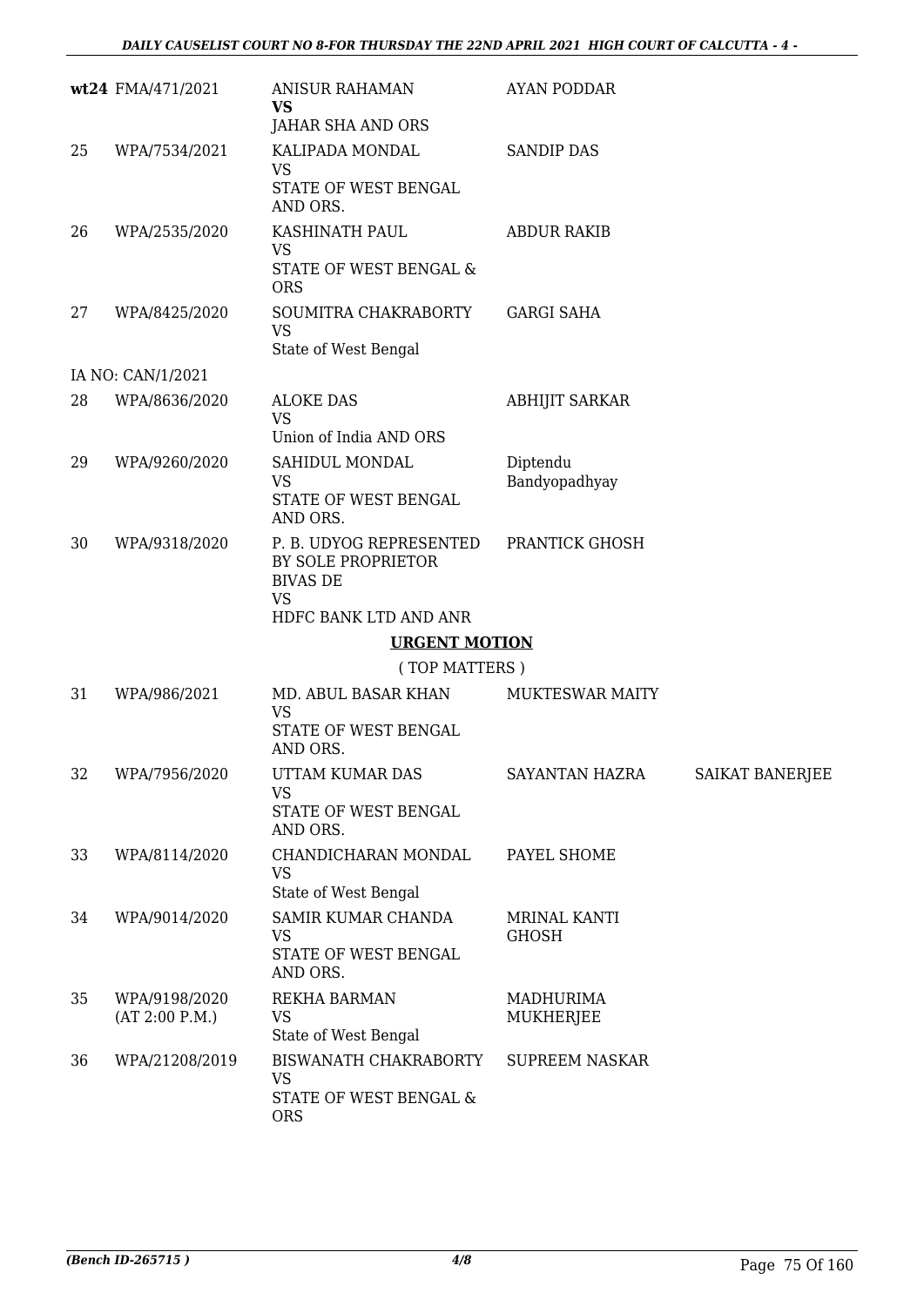| | | | | |
|---|---|---|---|---|
| **wt24** | FMA/471/2021 | ANISUR RAHAMAN<br>**VS**<br>JAHAR SHA AND ORS | AYAN PODDAR | |
| 25 | WPA/7534/2021 | KALIPADA MONDAL<br>VS<br>STATE OF WEST BENGAL AND ORS. | SANDIP DAS | |
| 26 | WPA/2535/2020 | KASHINATH PAUL<br>VS<br>STATE OF WEST BENGAL & ORS | ABDUR RAKIB | |
| 27 | WPA/8425/2020 | SOUMITRA CHAKRABORTY<br>VS<br>State of West Bengal | GARGI SAHA | |
| | IA NO: CAN/1/2021 | | | |
| 28 | WPA/8636/2020 | ALOKE DAS<br>VS<br>Union of India AND ORS | ABHIJIT SARKAR | |
| 29 | WPA/9260/2020 | SAHIDUL MONDAL<br>VS<br>STATE OF WEST BENGAL AND ORS. | Diptendu Bandyopadhyay | |
| 30 | WPA/9318/2020 | P. B. UDYOG REPRESENTED BY SOLE PROPRIETOR BIVAS DE<br>VS<br>HDFC BANK LTD AND ANR | PRANTICK GHOSH | |

## URGENT MOTION

( TOP MATTERS )

| | | | | |
|---|---|---|---|---|
| 31 | WPA/986/2021 | MD. ABUL BASAR KHAN<br>VS<br>STATE OF WEST BENGAL AND ORS. | MUKTESWAR MAITY | |
| 32 | WPA/7956/2020 | UTTAM KUMAR DAS<br>VS<br>STATE OF WEST BENGAL AND ORS. | SAYANTAN HAZRA | SAIKAT BANERJEE |
| 33 | WPA/8114/2020 | CHANDICHARAN MONDAL<br>VS<br>State of West Bengal | PAYEL SHOME | |
| 34 | WPA/9014/2020 | SAMIR KUMAR CHANDA<br>VS<br>STATE OF WEST BENGAL AND ORS. | MRINAL KANTI GHOSH | |
| 35 | WPA/9198/2020<br>(AT 2:00 P.M.) | REKHA BARMAN<br>VS<br>State of West Bengal | MADHURIMA MUKHERJEE | |
| 36 | WPA/21208/2019 | BISWANATH CHAKRABORTY<br>VS<br>STATE OF WEST BENGAL & ORS | SUPREEM NASKAR | |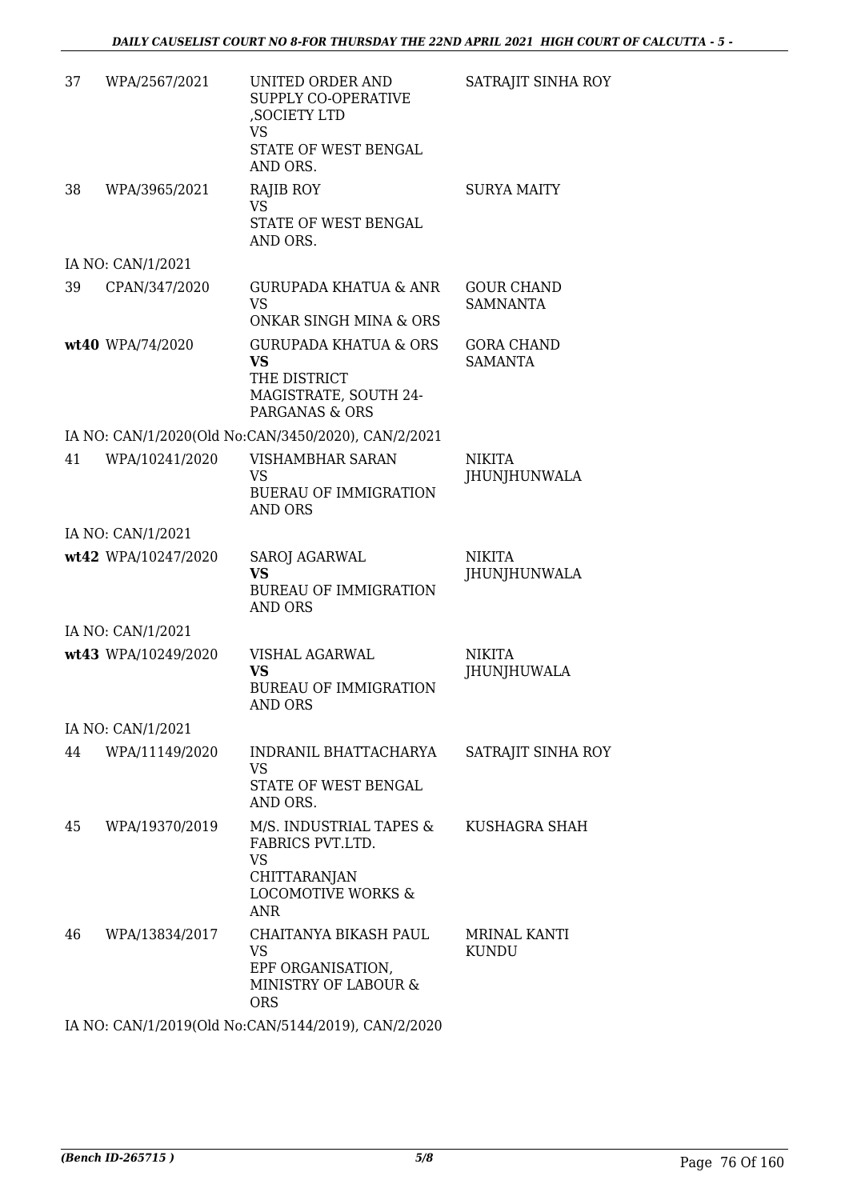| | | | |
|---|---|---|---|
| 37 | WPA/2567/2021 | UNITED ORDER AND SUPPLY CO-OPERATIVE ,SOCIETY LTD<br>VS<br>STATE OF WEST BENGAL AND ORS. | SATRAJIT SINHA ROY |
| 38 | WPA/3965/2021 | RAJIB ROY<br>VS<br>STATE OF WEST BENGAL AND ORS. | SURYA MAITY |
| | IA NO: CAN/1/2021 | | |
| 39 | CPAN/347/2020 | GURUPADA KHATUA & ANR<br>VS<br>ONKAR SINGH MINA & ORS | GOUR CHAND SAMNANTA |
| wt40 | WPA/74/2020 | GURUPADA KHATUA & ORS<br>**VS**<br>THE DISTRICT MAGISTRATE, SOUTH 24-PARGANAS & ORS | GORA CHAND SAMANTA |
| | IA NO: CAN/1/2020(Old No:CAN/3450/2020), CAN/2/2021 | | |
| 41 | WPA/10241/2020 | VISHAMBHAR SARAN<br>VS<br>BUERAU OF IMMIGRATION AND ORS | NIKITA JHUNJHUNWALA |
| | IA NO: CAN/1/2021 | | |
| wt42 | WPA/10247/2020 | SAROJ AGARWAL<br>**VS**<br>BUREAU OF IMMIGRATION AND ORS | NIKITA JHUNJHUNWALA |
| | IA NO: CAN/1/2021 | | |
| wt43 | WPA/10249/2020 | VISHAL AGARWAL<br>**VS**<br>BUREAU OF IMMIGRATION AND ORS | NIKITA JHUNJHUWALA |
| | IA NO: CAN/1/2021 | | |
| 44 | WPA/11149/2020 | INDRANIL BHATTACHARYA<br>VS<br>STATE OF WEST BENGAL AND ORS. | SATRAJIT SINHA ROY |
| 45 | WPA/19370/2019 | M/S. INDUSTRIAL TAPES & FABRICS PVT.LTD.<br>VS<br>CHITTARANJAN LOCOMOTIVE WORKS & ANR | KUSHAGRA SHAH |
| 46 | WPA/13834/2017 | CHAITANYA BIKASH PAUL<br>VS<br>EPF ORGANISATION, MINISTRY OF LABOUR & ORS | MRINAL KANTI KUNDU |
| | IA NO: CAN/1/2019(Old No:CAN/5144/2019), CAN/2/2020 | | |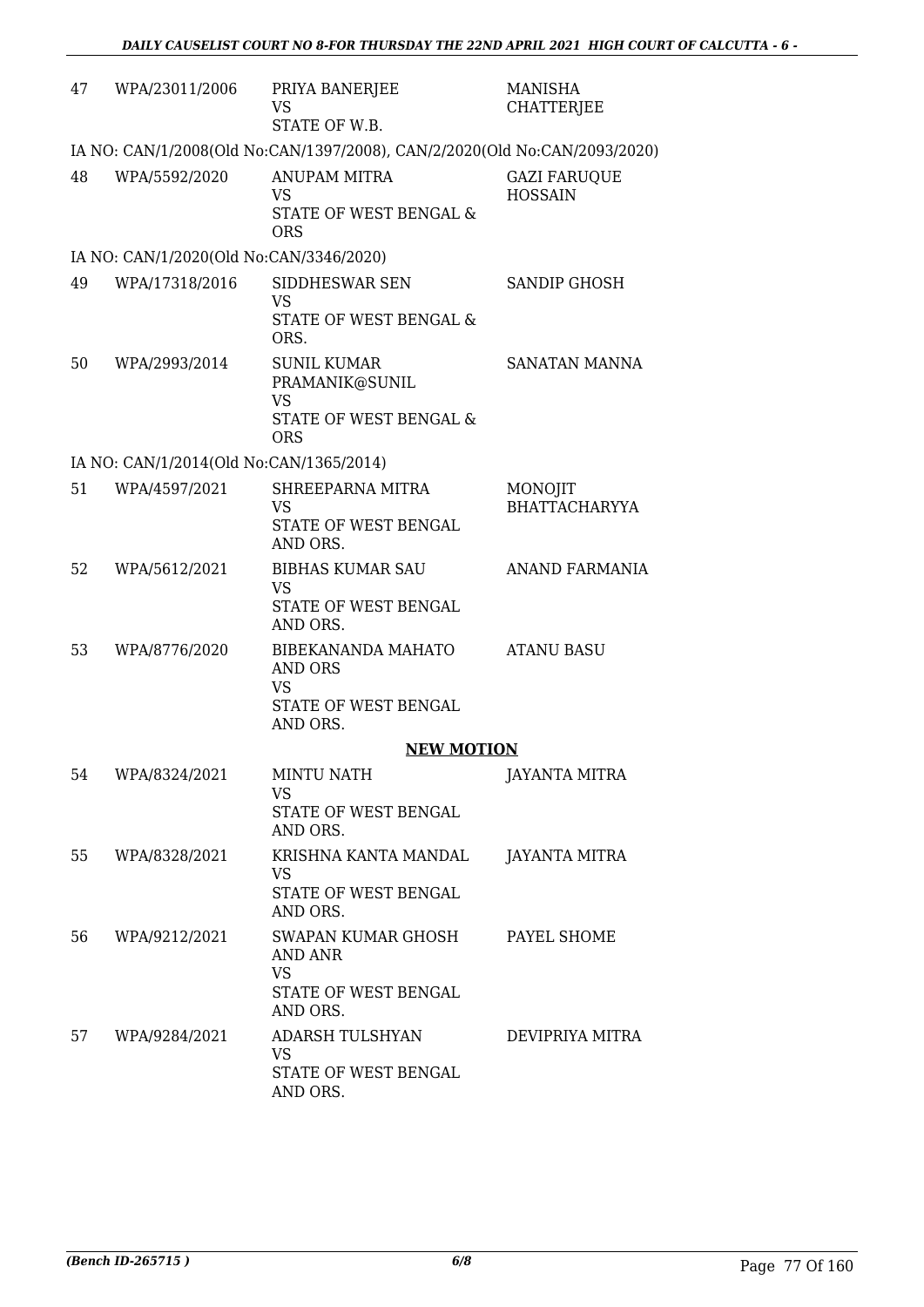| | | | |
|---|---|---|---|
| 47 | WPA/23011/2006 | PRIYA BANERJEE<br>VS<br>STATE OF W.B. | MANISHA CHATTERJEE |

IA NO: CAN/1/2008(Old No:CAN/1397/2008), CAN/2/2020(Old No:CAN/2093/2020)

| | | | |
|---|---|---|---|
| 48 | WPA/5592/2020 | ANUPAM MITRA<br>VS<br>STATE OF WEST BENGAL & ORS | GAZI FARUQUE HOSSAIN |

IA NO: CAN/1/2020(Old No:CAN/3346/2020)

| | | | |
|---|---|---|---|
| 49 | WPA/17318/2016 | SIDDHESWAR SEN<br>VS<br>STATE OF WEST BENGAL & ORS. | SANDIP GHOSH |
| 50 | WPA/2993/2014 | SUNIL KUMAR PRAMANIK@SUNIL<br>VS<br>STATE OF WEST BENGAL & ORS | SANATAN MANNA |

IA NO: CAN/1/2014(Old No:CAN/1365/2014)

| | | | |
|---|---|---|---|
| 51 | WPA/4597/2021 | SHREEPARNA MITRA<br>VS<br>STATE OF WEST BENGAL AND ORS. | MONOJIT BHATTACHARYYA |
| 52 | WPA/5612/2021 | BIBHAS KUMAR SAU<br>VS<br>STATE OF WEST BENGAL AND ORS. | ANAND FARMANIA |
| 53 | WPA/8776/2020 | BIBEKANANDA MAHATO AND ORS<br>VS<br>STATE OF WEST BENGAL AND ORS. | ATANU BASU |

**NEW MOTION**

| | | | |
|---|---|---|---|
| 54 | WPA/8324/2021 | MINTU NATH<br>VS<br>STATE OF WEST BENGAL AND ORS. | JAYANTA MITRA |
| 55 | WPA/8328/2021 | KRISHNA KANTA MANDAL<br>VS<br>STATE OF WEST BENGAL AND ORS. | JAYANTA MITRA |
| 56 | WPA/9212/2021 | SWAPAN KUMAR GHOSH AND ANR<br>VS<br>STATE OF WEST BENGAL AND ORS. | PAYEL SHOME |
| 57 | WPA/9284/2021 | ADARSH TULSHYAN<br>VS<br>STATE OF WEST BENGAL AND ORS. | DEVIPRIYA MITRA |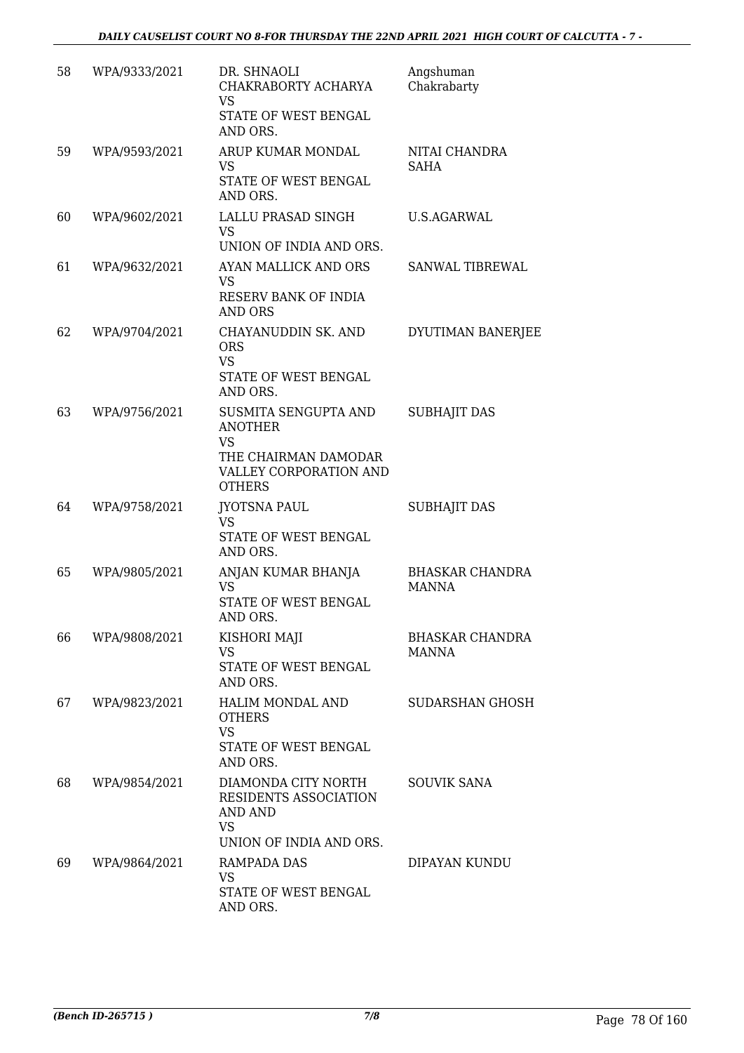| 58 | WPA/9333/2021 | DR. SHNAOLI CHAKRABORTY ACHARYA<br>VS<br>STATE OF WEST BENGAL AND ORS. | Angshuman Chakrabarty |
|---|---|---|---|
| 59 | WPA/9593/2021 | ARUP KUMAR MONDAL<br>VS<br>STATE OF WEST BENGAL AND ORS. | NITAI CHANDRA SAHA |
| 60 | WPA/9602/2021 | LALLU PRASAD SINGH<br>VS<br>UNION OF INDIA AND ORS. | U.S.AGARWAL |
| 61 | WPA/9632/2021 | AYAN MALLICK AND ORS<br>VS<br>RESERV BANK OF INDIA AND ORS | SANWAL TIBREWAL |
| 62 | WPA/9704/2021 | CHAYANUDDIN SK. AND ORS<br>VS<br>STATE OF WEST BENGAL AND ORS. | DYUTIMAN BANERJEE |
| 63 | WPA/9756/2021 | SUSMITA SENGUPTA AND ANOTHER<br>VS<br>THE CHAIRMAN DAMODAR VALLEY CORPORATION AND OTHERS | SUBHAJIT DAS |
| 64 | WPA/9758/2021 | JYOTSNA PAUL<br>VS<br>STATE OF WEST BENGAL AND ORS. | SUBHAJIT DAS |
| 65 | WPA/9805/2021 | ANJAN KUMAR BHANJA<br>VS<br>STATE OF WEST BENGAL AND ORS. | BHASKAR CHANDRA MANNA |
| 66 | WPA/9808/2021 | KISHORI MAJI<br>VS<br>STATE OF WEST BENGAL AND ORS. | BHASKAR CHANDRA MANNA |
| 67 | WPA/9823/2021 | HALIM MONDAL AND OTHERS<br>VS<br>STATE OF WEST BENGAL AND ORS. | SUDARSHAN GHOSH |
| 68 | WPA/9854/2021 | DIAMONDA CITY NORTH RESIDENTS ASSOCIATION AND AND<br>VS<br>UNION OF INDIA AND ORS. | SOUVIK SANA |
| 69 | WPA/9864/2021 | RAMPADA DAS<br>VS<br>STATE OF WEST BENGAL AND ORS. | DIPAYAN KUNDU |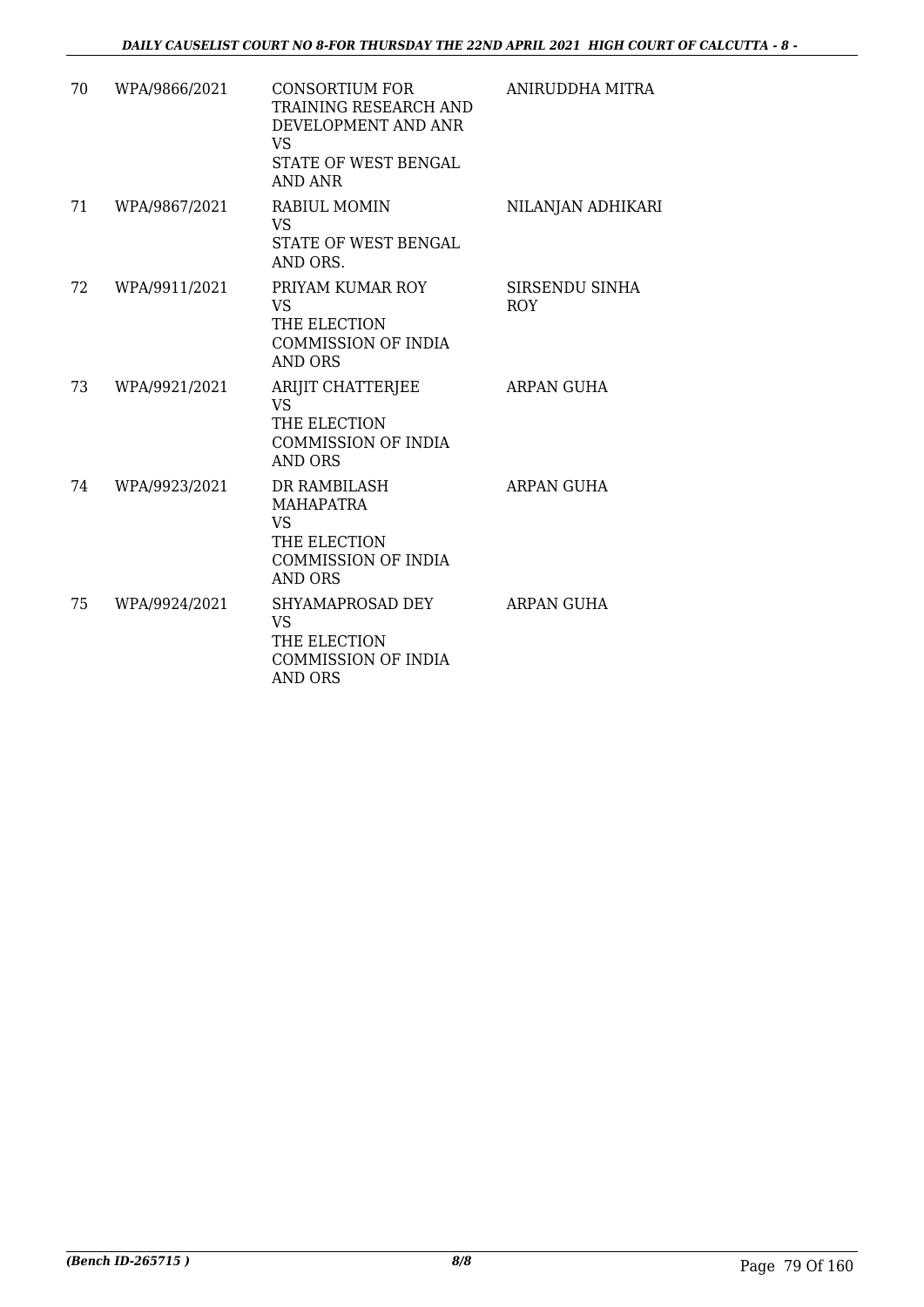| | | | |
|---|---|---|---|
| 70 | WPA/9866/2021 | CONSORTIUM FOR TRAINING RESEARCH AND DEVELOPMENT AND ANR<br>VS<br>STATE OF WEST BENGAL AND ANR | ANIRUDDHA MITRA |
| 71 | WPA/9867/2021 | RABIUL MOMIN<br>VS<br>STATE OF WEST BENGAL AND ORS. | NILANJAN ADHIKARI |
| 72 | WPA/9911/2021 | PRIYAM KUMAR ROY<br>VS<br>THE ELECTION COMMISSION OF INDIA AND ORS | SIRSENDU SINHA ROY |
| 73 | WPA/9921/2021 | ARIJIT CHATTERJEE<br>VS<br>THE ELECTION COMMISSION OF INDIA AND ORS | ARPAN GUHA |
| 74 | WPA/9923/2021 | DR RAMBILASH MAHAPATRA<br>VS<br>THE ELECTION COMMISSION OF INDIA AND ORS | ARPAN GUHA |
| 75 | WPA/9924/2021 | SHYAMAPROSAD DEY<br>VS<br>THE ELECTION COMMISSION OF INDIA AND ORS | ARPAN GUHA |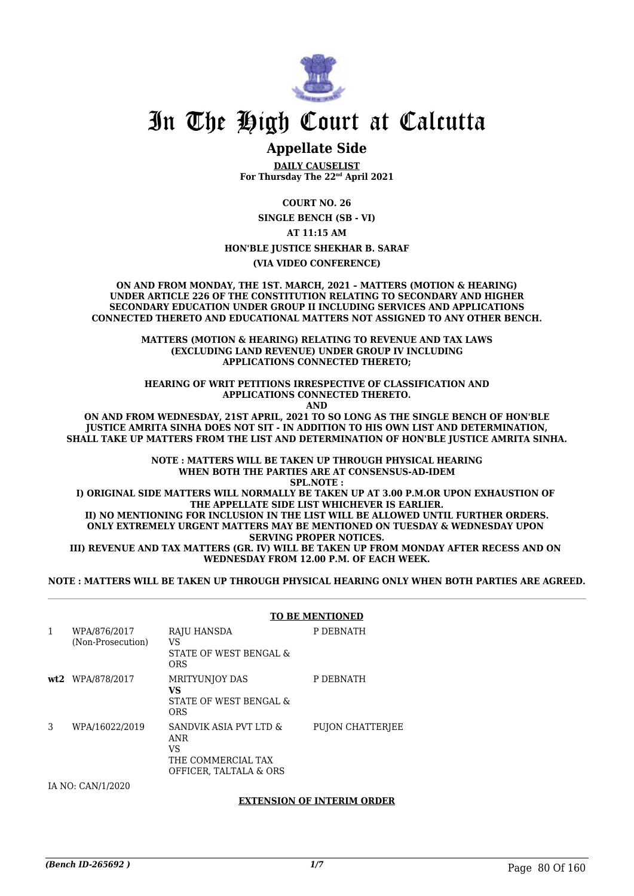# In The High Court at Calcutta

## Appellate Side

**DAILY CAUSELIST**
**For Thursday The 22nd April 2021**

**COURT NO. 26**

**SINGLE BENCH (SB - VI)**

**AT 11:15 AM**

**HON'BLE JUSTICE SHEKHAR B. SARAF**

**(VIA VIDEO CONFERENCE)**

**ON AND FROM MONDAY, THE 1ST. MARCH, 2021 – MATTERS (MOTION & HEARING) UNDER ARTICLE 226 OF THE CONSTITUTION RELATING TO SECONDARY AND HIGHER SECONDARY EDUCATION UNDER GROUP II INCLUDING SERVICES AND APPLICATIONS CONNECTED THERETO AND EDUCATIONAL MATTERS NOT ASSIGNED TO ANY OTHER BENCH.**

**MATTERS (MOTION & HEARING) RELATING TO REVENUE AND TAX LAWS (EXCLUDING LAND REVENUE) UNDER GROUP IV INCLUDING APPLICATIONS CONNECTED THERETO;**

**HEARING OF WRIT PETITIONS IRRESPECTIVE OF CLASSIFICATION AND APPLICATIONS CONNECTED THERETO.**
**AND**
**ON AND FROM WEDNESDAY, 21ST APRIL, 2021 TO SO LONG AS THE SINGLE BENCH OF HON'BLE JUSTICE AMRITA SINHA DOES NOT SIT - IN ADDITION TO HIS OWN LIST AND DETERMINATION, SHALL TAKE UP MATTERS FROM THE LIST AND DETERMINATION OF HON'BLE JUSTICE AMRITA SINHA.**

**NOTE : MATTERS WILL BE TAKEN UP THROUGH PHYSICAL HEARING WHEN BOTH THE PARTIES ARE AT CONSENSUS-AD-IDEM**
**SPL.NOTE :**
**I) ORIGINAL SIDE MATTERS WILL NORMALLY BE TAKEN UP AT 3.00 P.M.OR UPON EXHAUSTION OF THE APPELLATE SIDE LIST WHICHEVER IS EARLIER.**
**II) NO MENTIONING FOR INCLUSION IN THE LIST WILL BE ALLOWED UNTIL FURTHER ORDERS. ONLY EXTREMELY URGENT MATTERS MAY BE MENTIONED ON TUESDAY & WEDNESDAY UPON SERVING PROPER NOTICES.**
**III) REVENUE AND TAX MATTERS (GR. IV) WILL BE TAKEN UP FROM MONDAY AFTER RECESS AND ON WEDNESDAY FROM 12.00 P.M. OF EACH WEEK.**

**NOTE : MATTERS WILL BE TAKEN UP THROUGH PHYSICAL HEARING ONLY WHEN BOTH PARTIES ARE AGREED.**

**TO BE MENTIONED**

| | | | |
|---|---|---|---|
| 1 | WPA/876/2017 (Non-Prosecution) | RAJU HANSDA VS STATE OF WEST BENGAL & ORS | P DEBNATH |
| **wt2** | WPA/878/2017 | MRITYUNJOY DAS **VS** STATE OF WEST BENGAL & ORS | P DEBNATH |
| 3 | WPA/16022/2019 | SANDVIK ASIA PVT LTD & ANR VS THE COMMERCIAL TAX OFFICER, TALTALA & ORS | PUJON CHATTERJEE |

IA NO: CAN/1/2020

**EXTENSION OF INTERIM ORDER**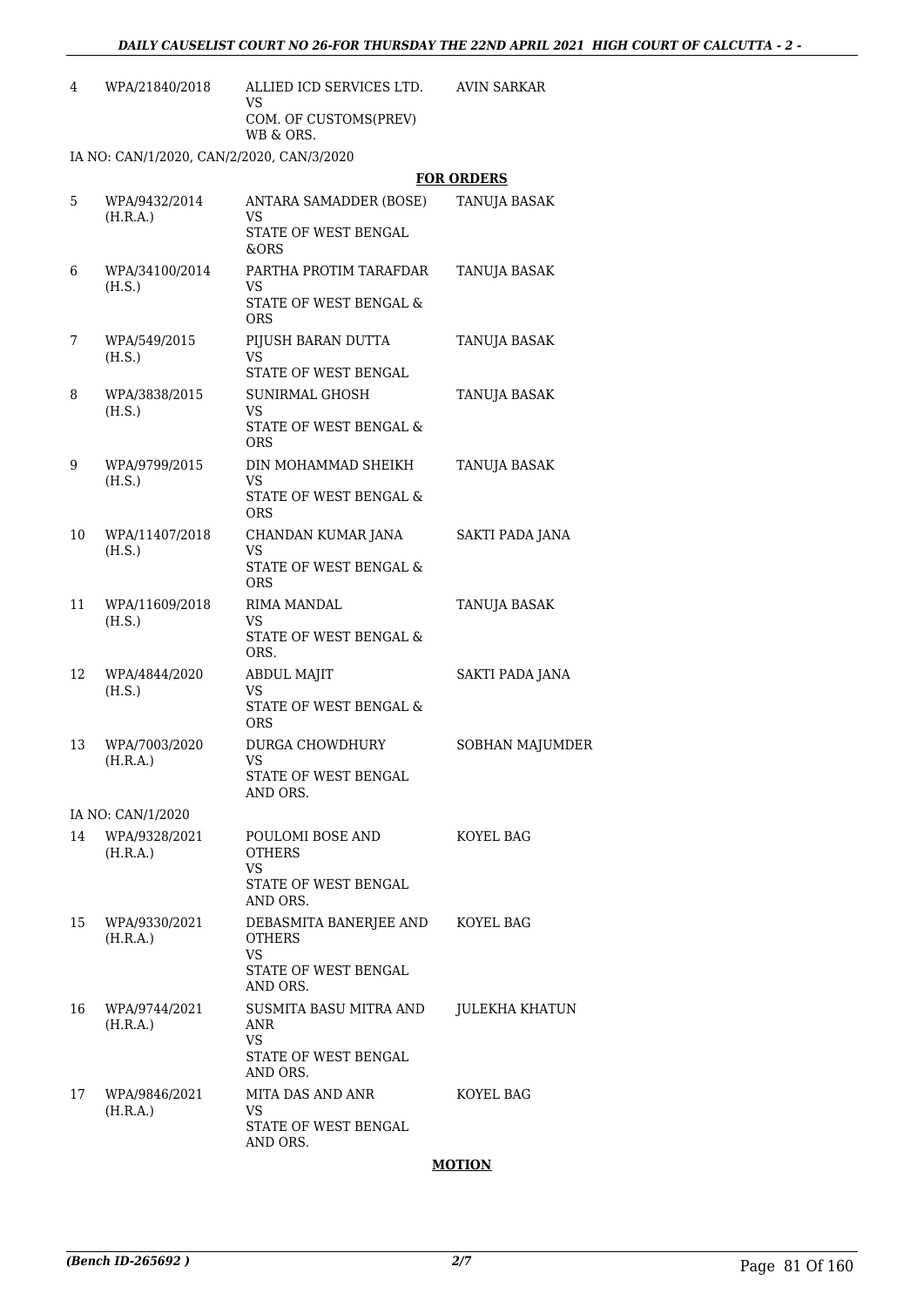| | | | |
|---|---|---|---|
| 4 | WPA/21840/2018 | ALLIED ICD SERVICES LTD.<br>VS<br>COM. OF CUSTOMS(PREV)<br>WB & ORS. | AVIN SARKAR |

IA NO: CAN/1/2020, CAN/2/2020, CAN/3/2020

**FOR ORDERS**

| | | | |
|---|---|---|---|
| 5 | WPA/9432/2014<br>(H.R.A.) | ANTARA SAMADDER (BOSE)<br>VS<br>STATE OF WEST BENGAL<br>&ORS | TANUJA BASAK |
| 6 | WPA/34100/2014<br>(H.S.) | PARTHA PROTIM TARAFDAR<br>VS<br>STATE OF WEST BENGAL &<br>ORS | TANUJA BASAK |
| 7 | WPA/549/2015<br>(H.S.) | PIJUSH BARAN DUTTA<br>VS<br>STATE OF WEST BENGAL | TANUJA BASAK |
| 8 | WPA/3838/2015<br>(H.S.) | SUNIRMAL GHOSH<br>VS<br>STATE OF WEST BENGAL &<br>ORS | TANUJA BASAK |
| 9 | WPA/9799/2015<br>(H.S.) | DIN MOHAMMAD SHEIKH<br>VS<br>STATE OF WEST BENGAL &<br>ORS | TANUJA BASAK |
| 10 | WPA/11407/2018<br>(H.S.) | CHANDAN KUMAR JANA<br>VS<br>STATE OF WEST BENGAL &<br>ORS | SAKTI PADA JANA |
| 11 | WPA/11609/2018<br>(H.S.) | RIMA MANDAL<br>VS<br>STATE OF WEST BENGAL &<br>ORS. | TANUJA BASAK |
| 12 | WPA/4844/2020<br>(H.S.) | ABDUL MAJIT<br>VS<br>STATE OF WEST BENGAL &<br>ORS | SAKTI PADA JANA |
| 13 | WPA/7003/2020<br>(H.R.A.) | DURGA CHOWDHURY<br>VS<br>STATE OF WEST BENGAL<br>AND ORS. | SOBHAN MAJUMDER |

IA NO: CAN/1/2020

| | | | |
|---|---|---|---|
| 14 | WPA/9328/2021<br>(H.R.A.) | POULOMI BOSE AND<br>OTHERS<br>VS<br>STATE OF WEST BENGAL<br>AND ORS. | KOYEL BAG |
| 15 | WPA/9330/2021<br>(H.R.A.) | DEBASMITA BANERJEE AND<br>OTHERS<br>VS<br>STATE OF WEST BENGAL<br>AND ORS. | KOYEL BAG |
| 16 | WPA/9744/2021<br>(H.R.A.) | SUSMITA BASU MITRA AND<br>ANR<br>VS<br>STATE OF WEST BENGAL<br>AND ORS. | JULEKHA KHATUN |
| 17 | WPA/9846/2021<br>(H.R.A.) | MITA DAS AND ANR<br>VS<br>STATE OF WEST BENGAL<br>AND ORS. | KOYEL BAG |

**MOTION**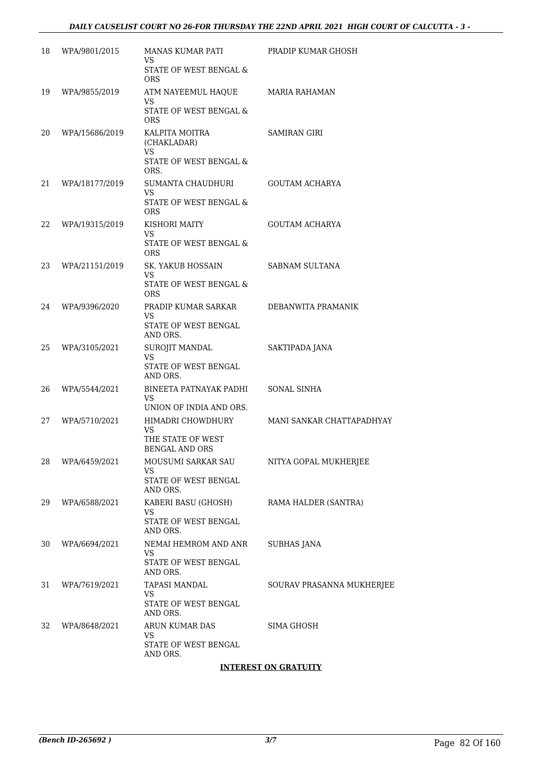| | | | |
|---|---|---|---|
| 18 | WPA/9801/2015 | MANAS KUMAR PATI<br>VS<br>STATE OF WEST BENGAL & ORS | PRADIP KUMAR GHOSH |
| 19 | WPA/9855/2019 | ATM NAYEEMUL HAQUE<br>VS<br>STATE OF WEST BENGAL & ORS | MARIA RAHAMAN |
| 20 | WPA/15686/2019 | KALPITA MOITRA (CHAKLADAR)<br>VS<br>STATE OF WEST BENGAL & ORS. | SAMIRAN GIRI |
| 21 | WPA/18177/2019 | SUMANTA CHAUDHURI<br>VS<br>STATE OF WEST BENGAL & ORS | GOUTAM ACHARYA |
| 22 | WPA/19315/2019 | KISHORI MAITY<br>VS<br>STATE OF WEST BENGAL & ORS | GOUTAM ACHARYA |
| 23 | WPA/21151/2019 | SK. YAKUB HOSSAIN<br>VS<br>STATE OF WEST BENGAL & ORS | SABNAM SULTANA |
| 24 | WPA/9396/2020 | PRADIP KUMAR SARKAR<br>VS<br>STATE OF WEST BENGAL AND ORS. | DEBANWITA PRAMANIK |
| 25 | WPA/3105/2021 | SUROJIT MANDAL<br>VS<br>STATE OF WEST BENGAL AND ORS. | SAKTIPADA JANA |
| 26 | WPA/5544/2021 | BINEETA PATNAYAK PADHI<br>VS<br>UNION OF INDIA AND ORS. | SONAL SINHA |
| 27 | WPA/5710/2021 | HIMADRI CHOWDHURY<br>VS<br>THE STATE OF WEST BENGAL AND ORS | MANI SANKAR CHATTAPADHYAY |
| 28 | WPA/6459/2021 | MOUSUMI SARKAR SAU<br>VS<br>STATE OF WEST BENGAL AND ORS. | NITYA GOPAL MUKHERJEE |
| 29 | WPA/6588/2021 | KABERI BASU (GHOSH)<br>VS<br>STATE OF WEST BENGAL AND ORS. | RAMA HALDER (SANTRA) |
| 30 | WPA/6694/2021 | NEMAI HEMROM AND ANR<br>VS<br>STATE OF WEST BENGAL AND ORS. | SUBHAS JANA |
| 31 | WPA/7619/2021 | TAPASI MANDAL<br>VS<br>STATE OF WEST BENGAL AND ORS. | SOURAV PRASANNA MUKHERJEE |
| 32 | WPA/8648/2021 | ARUN KUMAR DAS<br>VS<br>STATE OF WEST BENGAL AND ORS. | SIMA GHOSH |

**INTEREST ON GRATUITY**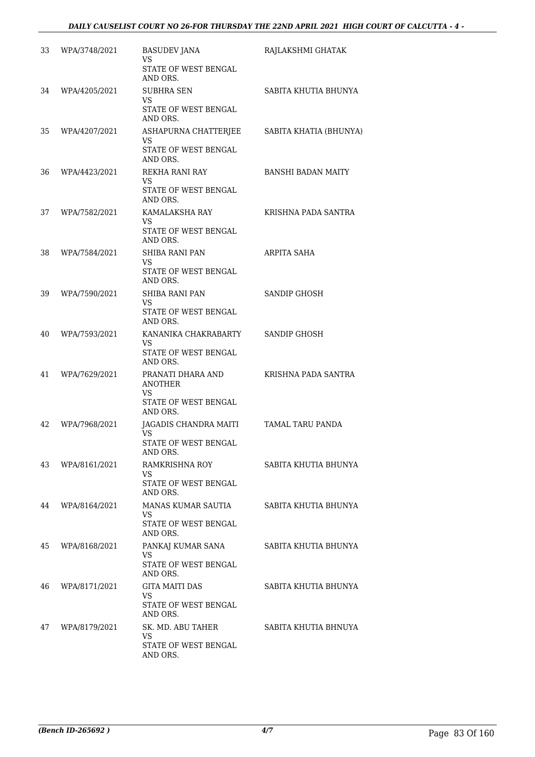| | | | |
|---|---|---|---|
| 33 | WPA/3748/2021 | BASUDEV JANA<br>VS<br>STATE OF WEST BENGAL AND ORS. | RAJLAKSHMI GHATAK |
| 34 | WPA/4205/2021 | SUBHRA SEN<br>VS<br>STATE OF WEST BENGAL AND ORS. | SABITA KHUTIA BHUNYA |
| 35 | WPA/4207/2021 | ASHAPURNA CHATTERJEE<br>VS<br>STATE OF WEST BENGAL AND ORS. | SABITA KHATIA (BHUNYA) |
| 36 | WPA/4423/2021 | REKHA RANI RAY<br>VS<br>STATE OF WEST BENGAL AND ORS. | BANSHI BADAN MAITY |
| 37 | WPA/7582/2021 | KAMALAKSHA RAY<br>VS<br>STATE OF WEST BENGAL AND ORS. | KRISHNA PADA SANTRA |
| 38 | WPA/7584/2021 | SHIBA RANI PAN<br>VS<br>STATE OF WEST BENGAL AND ORS. | ARPITA SAHA |
| 39 | WPA/7590/2021 | SHIBA RANI PAN<br>VS<br>STATE OF WEST BENGAL AND ORS. | SANDIP GHOSH |
| 40 | WPA/7593/2021 | KANANIKA CHAKRABARTY<br>VS<br>STATE OF WEST BENGAL AND ORS. | SANDIP GHOSH |
| 41 | WPA/7629/2021 | PRANATI DHARA AND ANOTHER<br>VS<br>STATE OF WEST BENGAL AND ORS. | KRISHNA PADA SANTRA |
| 42 | WPA/7968/2021 | JAGADIS CHANDRA MAITI<br>VS<br>STATE OF WEST BENGAL AND ORS. | TAMAL TARU PANDA |
| 43 | WPA/8161/2021 | RAMKRISHNA ROY<br>VS<br>STATE OF WEST BENGAL AND ORS. | SABITA KHUTIA BHUNYA |
| 44 | WPA/8164/2021 | MANAS KUMAR SAUTIA<br>VS<br>STATE OF WEST BENGAL AND ORS. | SABITA KHUTIA BHUNYA |
| 45 | WPA/8168/2021 | PANKAJ KUMAR SANA<br>VS<br>STATE OF WEST BENGAL AND ORS. | SABITA KHUTIA BHUNYA |
| 46 | WPA/8171/2021 | GITA MAITI DAS<br>VS<br>STATE OF WEST BENGAL AND ORS. | SABITA KHUTIA BHUNYA |
| 47 | WPA/8179/2021 | SK. MD. ABU TAHER<br>VS<br>STATE OF WEST BENGAL AND ORS. | SABITA KHUTIA BHNUYA |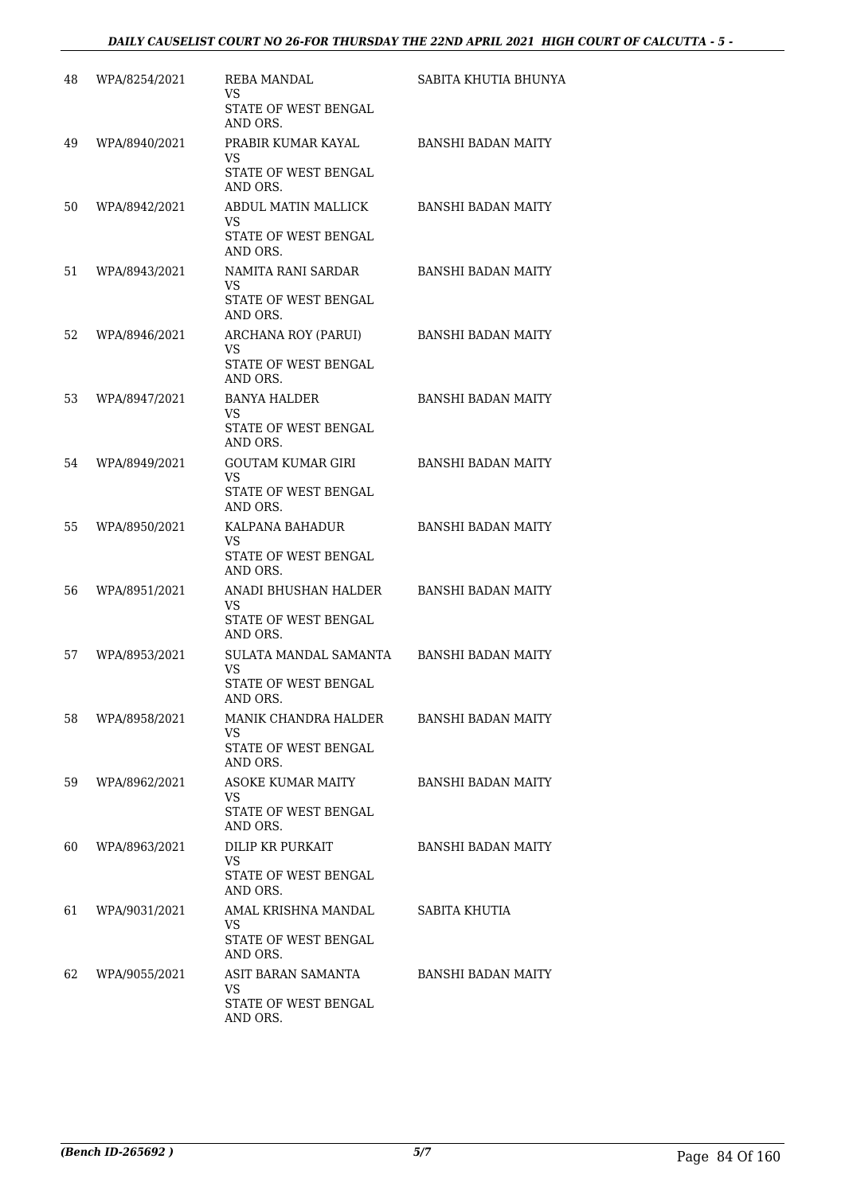| | | | |
|---|---|---|---|
| 48 | WPA/8254/2021 | REBA MANDAL<br>VS<br>STATE OF WEST BENGAL AND ORS. | SABITA KHUTIA BHUNYA |
| 49 | WPA/8940/2021 | PRABIR KUMAR KAYAL<br>VS<br>STATE OF WEST BENGAL AND ORS. | BANSHI BADAN MAITY |
| 50 | WPA/8942/2021 | ABDUL MATIN MALLICK<br>VS<br>STATE OF WEST BENGAL AND ORS. | BANSHI BADAN MAITY |
| 51 | WPA/8943/2021 | NAMITA RANI SARDAR<br>VS<br>STATE OF WEST BENGAL AND ORS. | BANSHI BADAN MAITY |
| 52 | WPA/8946/2021 | ARCHANA ROY (PARUI)<br>VS<br>STATE OF WEST BENGAL AND ORS. | BANSHI BADAN MAITY |
| 53 | WPA/8947/2021 | BANYA HALDER<br>VS<br>STATE OF WEST BENGAL AND ORS. | BANSHI BADAN MAITY |
| 54 | WPA/8949/2021 | GOUTAM KUMAR GIRI<br>VS<br>STATE OF WEST BENGAL AND ORS. | BANSHI BADAN MAITY |
| 55 | WPA/8950/2021 | KALPANA BAHADUR<br>VS<br>STATE OF WEST BENGAL AND ORS. | BANSHI BADAN MAITY |
| 56 | WPA/8951/2021 | ANADI BHUSHAN HALDER<br>VS<br>STATE OF WEST BENGAL AND ORS. | BANSHI BADAN MAITY |
| 57 | WPA/8953/2021 | SULATA MANDAL SAMANTA<br>VS<br>STATE OF WEST BENGAL AND ORS. | BANSHI BADAN MAITY |
| 58 | WPA/8958/2021 | MANIK CHANDRA HALDER<br>VS<br>STATE OF WEST BENGAL AND ORS. | BANSHI BADAN MAITY |
| 59 | WPA/8962/2021 | ASOKE KUMAR MAITY<br>VS<br>STATE OF WEST BENGAL AND ORS. | BANSHI BADAN MAITY |
| 60 | WPA/8963/2021 | DILIP KR PURKAIT<br>VS<br>STATE OF WEST BENGAL AND ORS. | BANSHI BADAN MAITY |
| 61 | WPA/9031/2021 | AMAL KRISHNA MANDAL<br>VS<br>STATE OF WEST BENGAL AND ORS. | SABITA KHUTIA |
| 62 | WPA/9055/2021 | ASIT BARAN SAMANTA<br>VS<br>STATE OF WEST BENGAL AND ORS. | BANSHI BADAN MAITY |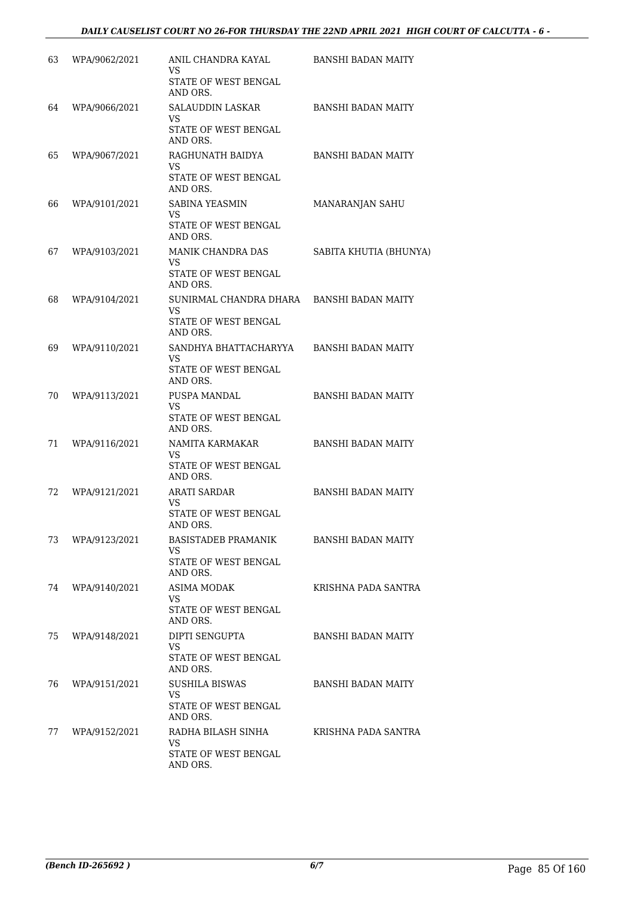| | | | |
|---|---|---|---|
| 63 | WPA/9062/2021 | ANIL CHANDRA KAYAL<br>VS<br>STATE OF WEST BENGAL AND ORS. | BANSHI BADAN MAITY |
| 64 | WPA/9066/2021 | SALAUDDIN LASKAR<br>VS<br>STATE OF WEST BENGAL AND ORS. | BANSHI BADAN MAITY |
| 65 | WPA/9067/2021 | RAGHUNATH BAIDYA<br>VS<br>STATE OF WEST BENGAL AND ORS. | BANSHI BADAN MAITY |
| 66 | WPA/9101/2021 | SABINA YEASMIN<br>VS<br>STATE OF WEST BENGAL AND ORS. | MANARANJAN SAHU |
| 67 | WPA/9103/2021 | MANIK CHANDRA DAS<br>VS<br>STATE OF WEST BENGAL AND ORS. | SABITA KHUTIA (BHUNYA) |
| 68 | WPA/9104/2021 | SUNIRMAL CHANDRA DHARA<br>VS<br>STATE OF WEST BENGAL AND ORS. | BANSHI BADAN MAITY |
| 69 | WPA/9110/2021 | SANDHYA BHATTACHARYYA<br>VS<br>STATE OF WEST BENGAL AND ORS. | BANSHI BADAN MAITY |
| 70 | WPA/9113/2021 | PUSPA MANDAL<br>VS<br>STATE OF WEST BENGAL AND ORS. | BANSHI BADAN MAITY |
| 71 | WPA/9116/2021 | NAMITA KARMAKAR<br>VS<br>STATE OF WEST BENGAL AND ORS. | BANSHI BADAN MAITY |
| 72 | WPA/9121/2021 | ARATI SARDAR<br>VS<br>STATE OF WEST BENGAL AND ORS. | BANSHI BADAN MAITY |
| 73 | WPA/9123/2021 | BASISTADEB PRAMANIK<br>VS<br>STATE OF WEST BENGAL AND ORS. | BANSHI BADAN MAITY |
| 74 | WPA/9140/2021 | ASIMA MODAK<br>VS<br>STATE OF WEST BENGAL AND ORS. | KRISHNA PADA SANTRA |
| 75 | WPA/9148/2021 | DIPTI SENGUPTA<br>VS<br>STATE OF WEST BENGAL AND ORS. | BANSHI BADAN MAITY |
| 76 | WPA/9151/2021 | SUSHILA BISWAS<br>VS<br>STATE OF WEST BENGAL AND ORS. | BANSHI BADAN MAITY |
| 77 | WPA/9152/2021 | RADHA BILASH SINHA<br>VS<br>STATE OF WEST BENGAL AND ORS. | KRISHNA PADA SANTRA |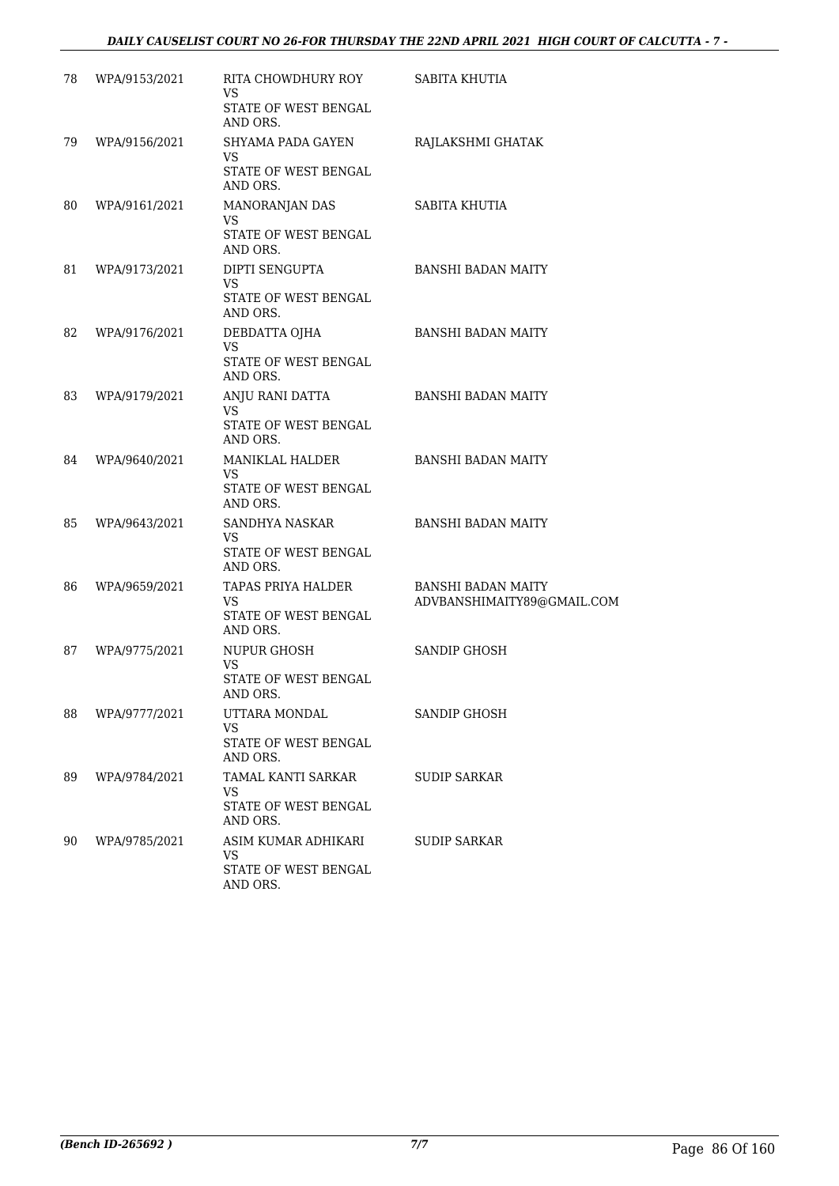| | | | |
|---|---|---|---|
| 78 | WPA/9153/2021 | RITA CHOWDHURY ROY<br>VS<br>STATE OF WEST BENGAL AND ORS. | SABITA KHUTIA |
| 79 | WPA/9156/2021 | SHYAMA PADA GAYEN<br>VS<br>STATE OF WEST BENGAL AND ORS. | RAJLAKSHMI GHATAK |
| 80 | WPA/9161/2021 | MANORANJAN DAS<br>VS<br>STATE OF WEST BENGAL AND ORS. | SABITA KHUTIA |
| 81 | WPA/9173/2021 | DIPTI SENGUPTA<br>VS<br>STATE OF WEST BENGAL AND ORS. | BANSHI BADAN MAITY |
| 82 | WPA/9176/2021 | DEBDATTA OJHA<br>VS<br>STATE OF WEST BENGAL AND ORS. | BANSHI BADAN MAITY |
| 83 | WPA/9179/2021 | ANJU RANI DATTA<br>VS<br>STATE OF WEST BENGAL AND ORS. | BANSHI BADAN MAITY |
| 84 | WPA/9640/2021 | MANIKLAL HALDER<br>VS<br>STATE OF WEST BENGAL AND ORS. | BANSHI BADAN MAITY |
| 85 | WPA/9643/2021 | SANDHYA NASKAR<br>VS<br>STATE OF WEST BENGAL AND ORS. | BANSHI BADAN MAITY |
| 86 | WPA/9659/2021 | TAPAS PRIYA HALDER<br>VS<br>STATE OF WEST BENGAL AND ORS. | BANSHI BADAN MAITY<br>ADVBANSHIMAITY89@GMAIL.COM |
| 87 | WPA/9775/2021 | NUPUR GHOSH<br>VS<br>STATE OF WEST BENGAL AND ORS. | SANDIP GHOSH |
| 88 | WPA/9777/2021 | UTTARA MONDAL<br>VS<br>STATE OF WEST BENGAL AND ORS. | SANDIP GHOSH |
| 89 | WPA/9784/2021 | TAMAL KANTI SARKAR<br>VS<br>STATE OF WEST BENGAL AND ORS. | SUDIP SARKAR |
| 90 | WPA/9785/2021 | ASIM KUMAR ADHIKARI<br>VS<br>STATE OF WEST BENGAL AND ORS. | SUDIP SARKAR |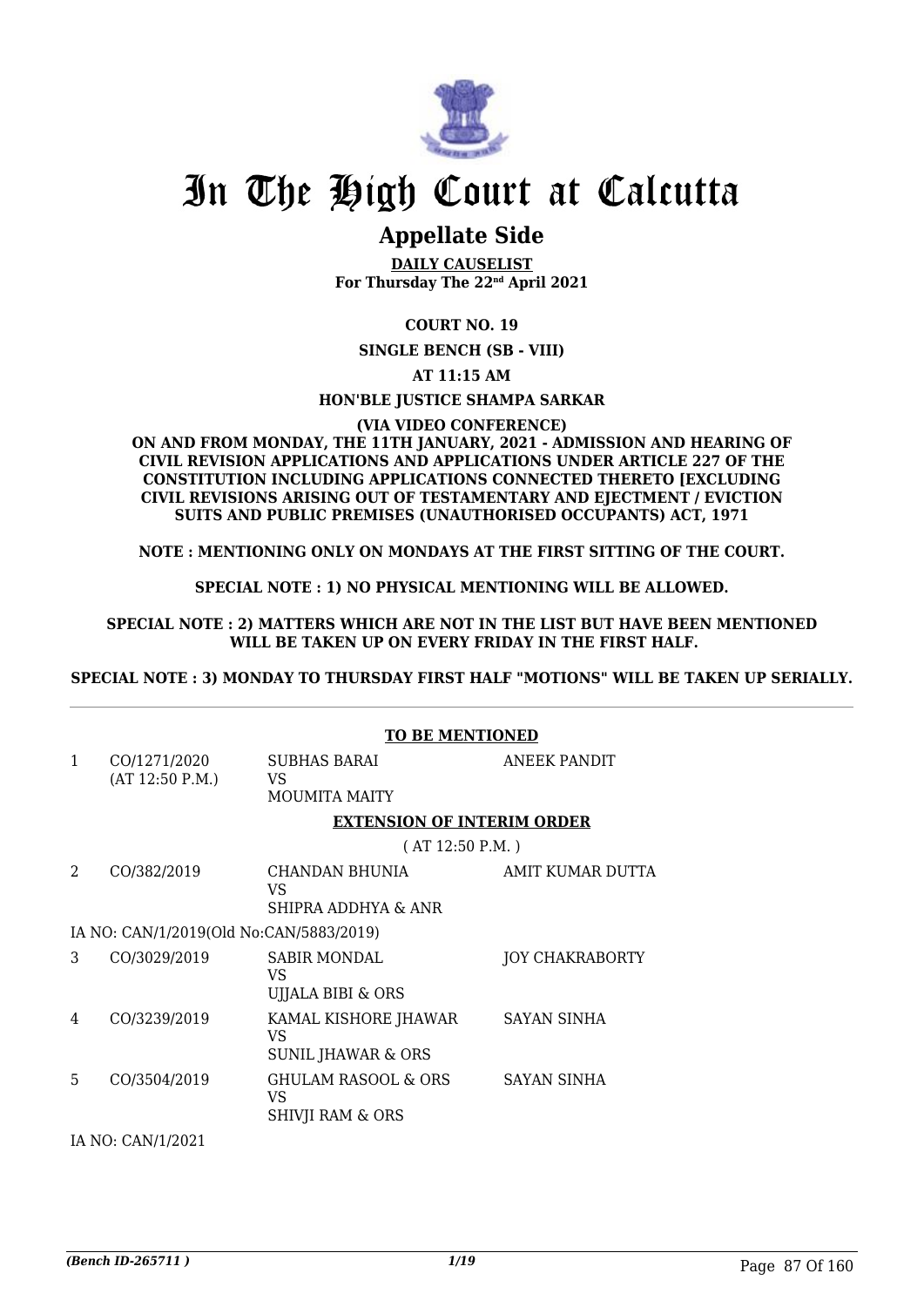# In The High Court at Calcutta

## Appellate Side

**DAILY CAUSELIST**
**For Thursday The 22nd April 2021**

**COURT NO. 19**

**SINGLE BENCH (SB - VIII)**

**AT 11:15 AM**

**HON'BLE JUSTICE SHAMPA SARKAR**

**(VIA VIDEO CONFERENCE)**

**ON AND FROM MONDAY, THE 11TH JANUARY, 2021 - ADMISSION AND HEARING OF CIVIL REVISION APPLICATIONS AND APPLICATIONS UNDER ARTICLE 227 OF THE CONSTITUTION INCLUDING APPLICATIONS CONNECTED THERETO [EXCLUDING CIVIL REVISIONS ARISING OUT OF TESTAMENTARY AND EJECTMENT / EVICTION SUITS AND PUBLIC PREMISES (UNAUTHORISED OCCUPANTS) ACT, 1971**

**NOTE : MENTIONING ONLY ON MONDAYS AT THE FIRST SITTING OF THE COURT.**

**SPECIAL NOTE : 1) NO PHYSICAL MENTIONING WILL BE ALLOWED.**

**SPECIAL NOTE : 2) MATTERS WHICH ARE NOT IN THE LIST BUT HAVE BEEN MENTIONED WILL BE TAKEN UP ON EVERY FRIDAY IN THE FIRST HALF.**

**SPECIAL NOTE : 3) MONDAY TO THURSDAY FIRST HALF "MOTIONS" WILL BE TAKEN UP SERIALLY.**

**TO BE MENTIONED**

| | | | |
|---|---|---|---|
| 1 | CO/1271/2020 (AT 12:50 P.M.) | SUBHAS BARAI VS MOUMITA MAITY | ANEEK PANDIT |

**EXTENSION OF INTERIM ORDER**

( AT 12:50 P.M. )

| | | | |
|---|---|---|---|
| 2 | CO/382/2019 | CHANDAN BHUNIA VS SHIPRA ADDHYA & ANR | AMIT KUMAR DUTTA |
| | IA NO: CAN/1/2019(Old No:CAN/5883/2019) | | |
| 3 | CO/3029/2019 | SABIR MONDAL VS UJJALA BIBI & ORS | JOY CHAKRABORTY |
| 4 | CO/3239/2019 | KAMAL KISHORE JHAWAR VS SUNIL JHAWAR & ORS | SAYAN SINHA |
| 5 | CO/3504/2019 | GHULAM RASOOL & ORS VS SHIVJI RAM & ORS | SAYAN SINHA |
| | IA NO: CAN/1/2021 | | |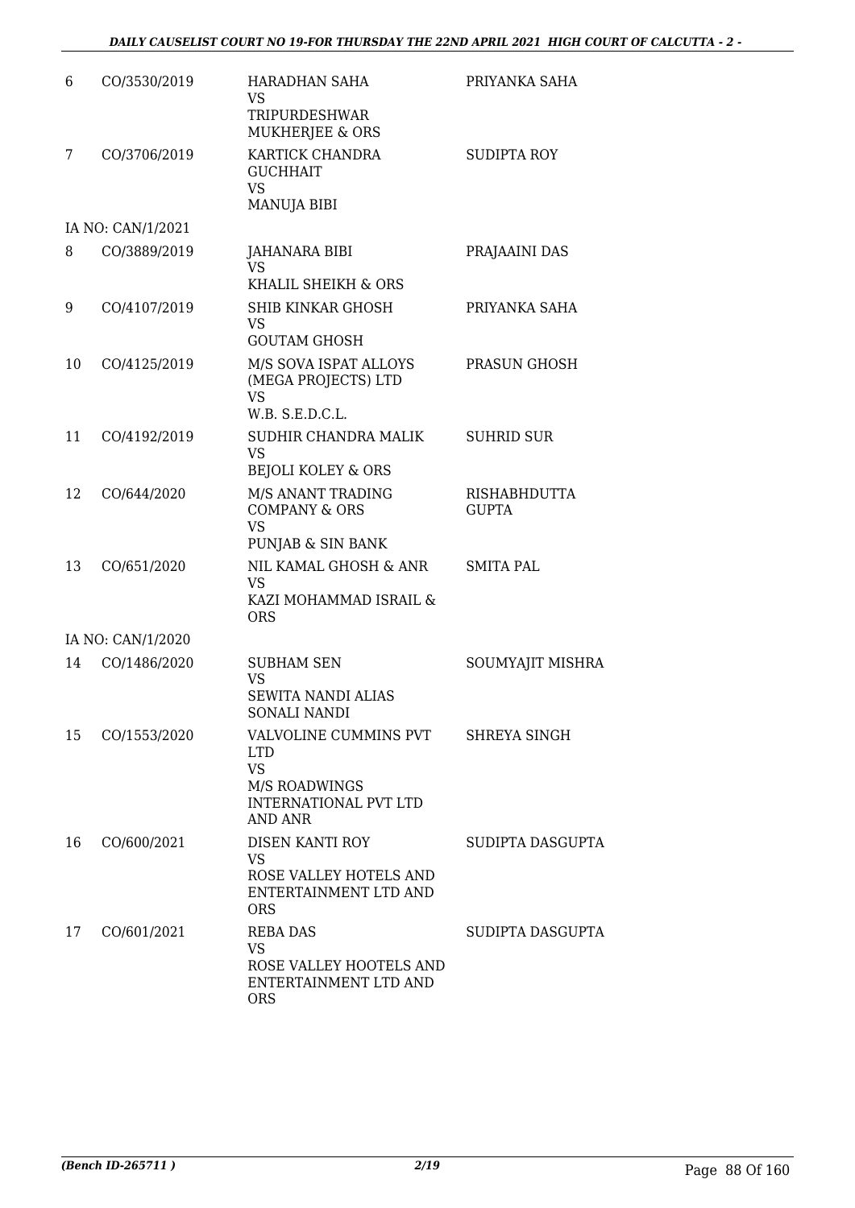| | | | |
|---|---|---|---|
| 6 | CO/3530/2019 | HARADHAN SAHA<br>VS<br>TRIPURDESHWAR MUKHERJEE & ORS | PRIYANKA SAHA |
| 7 | CO/3706/2019 | KARTICK CHANDRA GUCHHAIT<br>VS<br>MANUJA BIBI | SUDIPTA ROY |
| | IA NO: CAN/1/2021 | | |
| 8 | CO/3889/2019 | JAHANARA BIBI<br>VS<br>KHALIL SHEIKH & ORS | PRAJAAINI DAS |
| 9 | CO/4107/2019 | SHIB KINKAR GHOSH<br>VS<br>GOUTAM GHOSH | PRIYANKA SAHA |
| 10 | CO/4125/2019 | M/S SOVA ISPAT ALLOYS (MEGA PROJECTS) LTD<br>VS<br>W.B. S.E.D.C.L. | PRASUN GHOSH |
| 11 | CO/4192/2019 | SUDHIR CHANDRA MALIK<br>VS<br>BEJOLI KOLEY & ORS | SUHRID SUR |
| 12 | CO/644/2020 | M/S ANANT TRADING COMPANY & ORS<br>VS<br>PUNJAB & SIN BANK | RISHABHDUTTA GUPTA |
| 13 | CO/651/2020 | NIL KAMAL GHOSH & ANR<br>VS<br>KAZI MOHAMMAD ISRAIL & ORS | SMITA PAL |
| | IA NO: CAN/1/2020 | | |
| 14 | CO/1486/2020 | SUBHAM SEN<br>VS<br>SEWITA NANDI ALIAS SONALI NANDI | SOUMYAJIT MISHRA |
| 15 | CO/1553/2020 | VALVOLINE CUMMINS PVT LTD<br>VS<br>M/S ROADWINGS INTERNATIONAL PVT LTD AND ANR | SHREYA SINGH |
| 16 | CO/600/2021 | DISEN KANTI ROY<br>VS<br>ROSE VALLEY HOTELS AND ENTERTAINMENT LTD AND ORS | SUDIPTA DASGUPTA |
| 17 | CO/601/2021 | REBA DAS<br>VS<br>ROSE VALLEY HOOTELS AND ENTERTAINMENT LTD AND ORS | SUDIPTA DASGUPTA |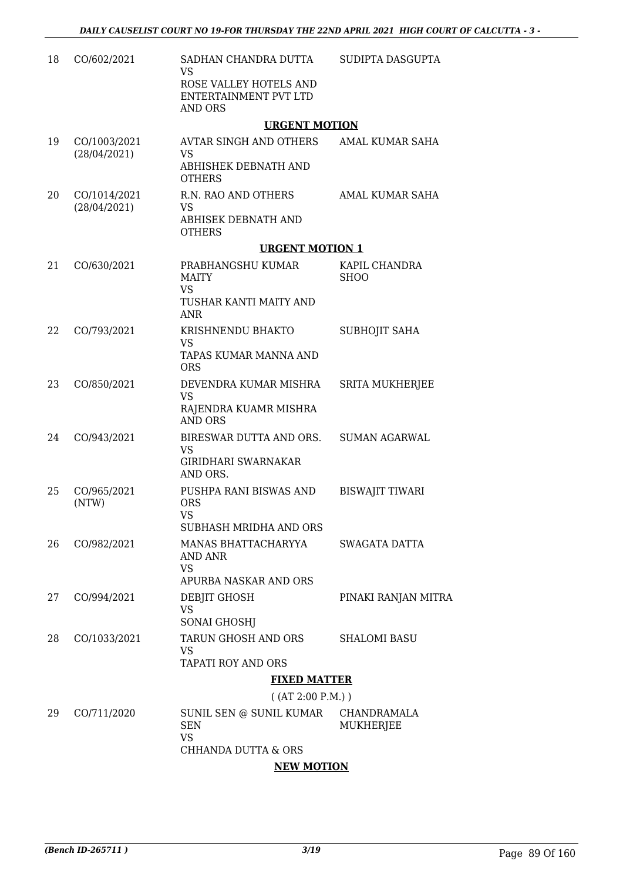| | | | |
|---|---|---|---|
| 18 | CO/602/2021 | SADHAN CHANDRA DUTTA<br>VS<br>ROSE VALLEY HOTELS AND ENTERTAINMENT PVT LTD AND ORS | SUDIPTA DASGUPTA |

**URGENT MOTION**

| | | | |
|---|---|---|---|
| 19 | CO/1003/2021<br>(28/04/2021) | AVTAR SINGH AND OTHERS<br>VS<br>ABHISHEK DEBNATH AND OTHERS | AMAL KUMAR SAHA |
| 20 | CO/1014/2021<br>(28/04/2021) | R.N. RAO AND OTHERS<br>VS<br>ABHISEK DEBNATH AND OTHERS | AMAL KUMAR SAHA |

**URGENT MOTION 1**

| | | | |
|---|---|---|---|
| 21 | CO/630/2021 | PRABHANGSHU KUMAR MAITY<br>VS<br>TUSHAR KANTI MAITY AND ANR | KAPIL CHANDRA SHOO |
| 22 | CO/793/2021 | KRISHNENDU BHAKTO<br>VS<br>TAPAS KUMAR MANNA AND ORS | SUBHOJIT SAHA |
| 23 | CO/850/2021 | DEVENDRA KUMAR MISHRA<br>VS<br>RAJENDRA KUAMR MISHRA AND ORS | SRITA MUKHERJEE |
| 24 | CO/943/2021 | BIRESWAR DUTTA AND ORS.<br>VS<br>GIRIDHARI SWARNAKAR AND ORS. | SUMAN AGARWAL |
| 25 | CO/965/2021<br>(NTW) | PUSHPA RANI BISWAS AND ORS<br>VS<br>SUBHASH MRIDHA AND ORS | BISWAJIT TIWARI |
| 26 | CO/982/2021 | MANAS BHATTACHARYYA AND ANR<br>VS<br>APURBA NASKAR AND ORS | SWAGATA DATTA |
| 27 | CO/994/2021 | DEBJIT GHOSH<br>VS<br>SONAI GHOSHJ | PINAKI RANJAN MITRA |
| 28 | CO/1033/2021 | TARUN GHOSH AND ORS<br>VS<br>TAPATI ROY AND ORS | SHALOMI BASU |

**FIXED MATTER**

( (AT 2:00 P.M.) )

| | | | |
|---|---|---|---|
| 29 | CO/711/2020 | SUNIL SEN @ SUNIL KUMAR SEN<br>VS<br>CHHANDA DUTTA & ORS | CHANDRAMALA MUKHERJEE |

**NEW MOTION**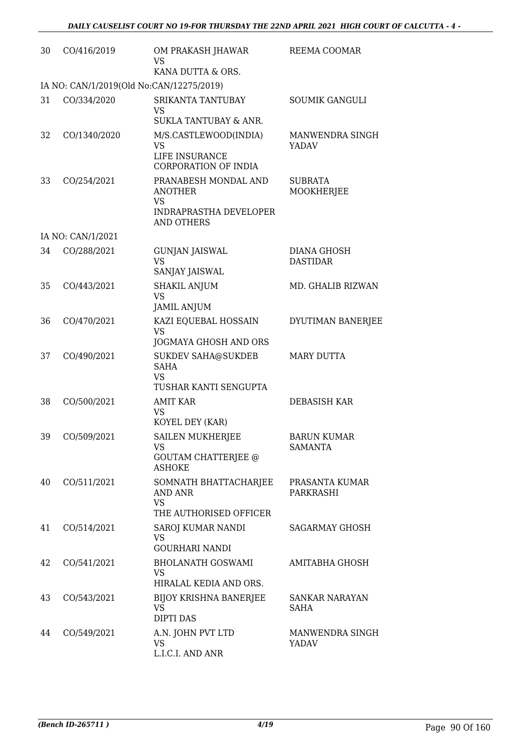| | | | |
|---|---|---|---|
| 30 | CO/416/2019 | OM PRAKASH JHAWAR<br>VS<br>KANA DUTTA & ORS. | REEMA COOMAR |
| IA NO: CAN/1/2019(Old No:CAN/12275/2019) | | | |
| 31 | CO/334/2020 | SRIKANTA TANTUBAY<br>VS<br>SUKLA TANTUBAY & ANR. | SOUMIK GANGULI |
| 32 | CO/1340/2020 | M/S.CASTLEWOOD(INDIA)<br>VS<br>LIFE INSURANCE CORPORATION OF INDIA | MANWENDRA SINGH YADAV |
| 33 | CO/254/2021 | PRANABESH MONDAL AND ANOTHER<br>VS<br>INDRAPRASTHA DEVELOPER AND OTHERS | SUBRATA MOOKHERJEE |
| IA NO: CAN/1/2021 | | | |
| 34 | CO/288/2021 | GUNJAN JAISWAL<br>VS<br>SANJAY JAISWAL | DIANA GHOSH DASTIDAR |
| 35 | CO/443/2021 | SHAKIL ANJUM<br>VS<br>JAMIL ANJUM | MD. GHALIB RIZWAN |
| 36 | CO/470/2021 | KAZI EQUEBAL HOSSAIN<br>VS<br>JOGMAYA GHOSH AND ORS | DYUTIMAN BANERJEE |
| 37 | CO/490/2021 | SUKDEV SAHA@SUKDEB SAHA<br>VS<br>TUSHAR KANTI SENGUPTA | MARY DUTTA |
| 38 | CO/500/2021 | AMIT KAR<br>VS<br>KOYEL DEY (KAR) | DEBASISH KAR |
| 39 | CO/509/2021 | SAILEN MUKHERJEE<br>VS<br>GOUTAM CHATTERJEE @ ASHOKE | BARUN KUMAR SAMANTA |
| 40 | CO/511/2021 | SOMNATH BHATTACHARJEE AND ANR<br>VS<br>THE AUTHORISED OFFICER | PRASANTA KUMAR PARKRASHI |
| 41 | CO/514/2021 | SAROJ KUMAR NANDI<br>VS<br>GOURHARI NANDI | SAGARMAY GHOSH |
| 42 | CO/541/2021 | BHOLANATH GOSWAMI<br>VS<br>HIRALAL KEDIA AND ORS. | AMITABHA GHOSH |
| 43 | CO/543/2021 | BIJOY KRISHNA BANERJEE<br>VS<br>DIPTI DAS | SANKAR NARAYAN SAHA |
| 44 | CO/549/2021 | A.N. JOHN PVT LTD<br>VS<br>L.I.C.I. AND ANR | MANWENDRA SINGH YADAV |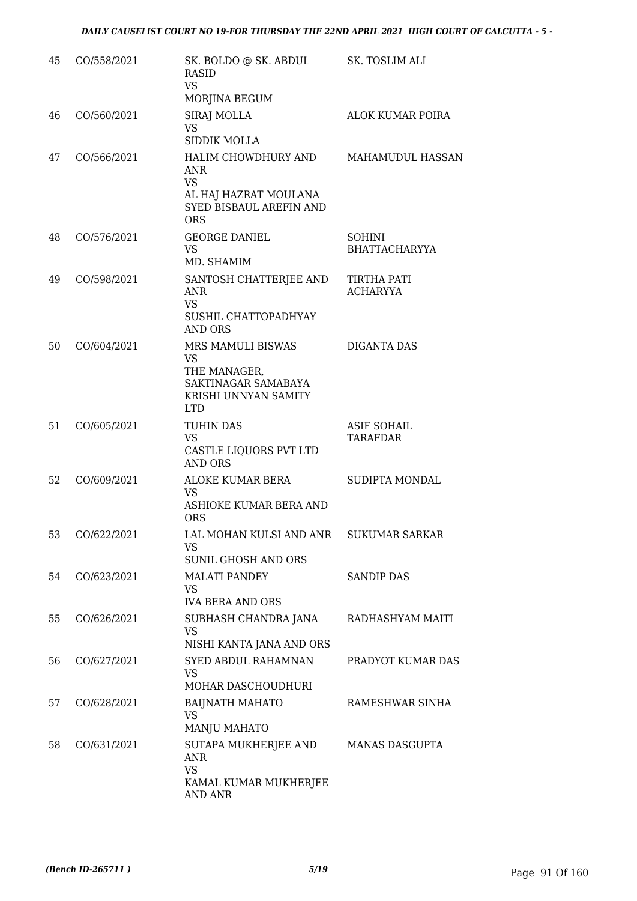| 45 | CO/558/2021 | SK. BOLDO @ SK. ABDUL RASID<br>VS<br>MORJINA BEGUM | SK. TOSLIM ALI |
|---|---|---|---|
| 46 | CO/560/2021 | SIRAJ MOLLA<br>VS<br>SIDDIK MOLLA | ALOK KUMAR POIRA |
| 47 | CO/566/2021 | HALIM CHOWDHURY AND ANR<br>VS<br>AL HAJ HAZRAT MOULANA SYED BISBAUL AREFIN AND ORS | MAHAMUDUL HASSAN |
| 48 | CO/576/2021 | GEORGE DANIEL<br>VS<br>MD. SHAMIM | SOHINI BHATTACHARYYA |
| 49 | CO/598/2021 | SANTOSH CHATTERJEE AND ANR<br>VS<br>SUSHIL CHATTOPADHYAY AND ORS | TIRTHA PATI ACHARYYA |
| 50 | CO/604/2021 | MRS MAMULI BISWAS<br>VS<br>THE MANAGER, SAKTINAGAR SAMABAYA KRISHI UNNYAN SAMITY LTD | DIGANTA DAS |
| 51 | CO/605/2021 | TUHIN DAS<br>VS<br>CASTLE LIQUORS PVT LTD AND ORS | ASIF SOHAIL TARAFDAR |
| 52 | CO/609/2021 | ALOKE KUMAR BERA<br>VS<br>ASHIOKE KUMAR BERA AND ORS | SUDIPTA MONDAL |
| 53 | CO/622/2021 | LAL MOHAN KULSI AND ANR<br>VS<br>SUNIL GHOSH AND ORS | SUKUMAR SARKAR |
| 54 | CO/623/2021 | MALATI PANDEY<br>VS<br>IVA BERA AND ORS | SANDIP DAS |
| 55 | CO/626/2021 | SUBHASH CHANDRA JANA<br>VS<br>NISHI KANTA JANA AND ORS | RADHASHYAM MAITI |
| 56 | CO/627/2021 | SYED ABDUL RAHAMNAN<br>VS<br>MOHAR DASCHOUDHURI | PRADYOT KUMAR DAS |
| 57 | CO/628/2021 | BAIJNATH MAHATO<br>VS<br>MANJU MAHATO | RAMESHWAR SINHA |
| 58 | CO/631/2021 | SUTAPA MUKHERJEE AND ANR<br>VS<br>KAMAL KUMAR MUKHERJEE AND ANR | MANAS DASGUPTA |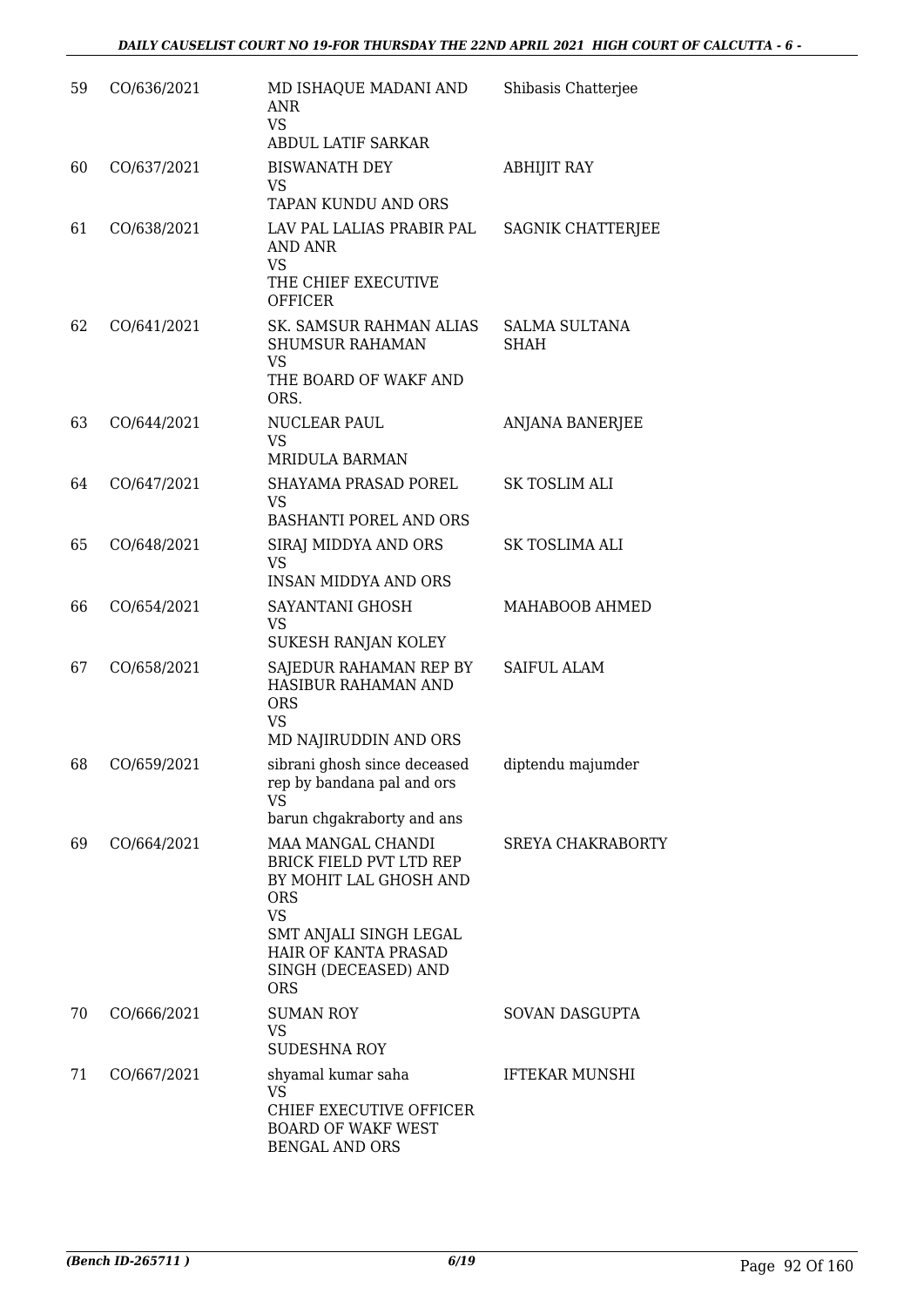| | | | |
|---|---|---|---|
| 59 | CO/636/2021 | MD ISHAQUE MADANI AND ANR<br>VS<br>ABDUL LATIF SARKAR | Shibasis Chatterjee |
| 60 | CO/637/2021 | BISWANATH DEY<br>VS<br>TAPAN KUNDU AND ORS | ABHIJIT RAY |
| 61 | CO/638/2021 | LAV PAL LALIAS PRABIR PAL AND ANR<br>VS<br>THE CHIEF EXECUTIVE OFFICER | SAGNIK CHATTERJEE |
| 62 | CO/641/2021 | SK. SAMSUR RAHMAN ALIAS SHUMSUR RAHAMAN<br>VS<br>THE BOARD OF WAKF AND ORS. | SALMA SULTANA SHAH |
| 63 | CO/644/2021 | NUCLEAR PAUL<br>VS<br>MRIDULA BARMAN | ANJANA BANERJEE |
| 64 | CO/647/2021 | SHAYAMA PRASAD POREL<br>VS<br>BASHANTI POREL AND ORS | SK TOSLIM ALI |
| 65 | CO/648/2021 | SIRAJ MIDDYA AND ORS<br>VS<br>INSAN MIDDYA AND ORS | SK TOSLIMA ALI |
| 66 | CO/654/2021 | SAYANTANI GHOSH<br>VS<br>SUKESH RANJAN KOLEY | MAHABOOB AHMED |
| 67 | CO/658/2021 | SAJEDUR RAHAMAN REP BY HASIBUR RAHAMAN AND ORS<br>VS<br>MD NAJIRUDDIN AND ORS | SAIFUL ALAM |
| 68 | CO/659/2021 | sibrani ghosh since deceased rep by bandana pal and ors<br>VS<br>barun chgakraborty and ans | diptendu majumder |
| 69 | CO/664/2021 | MAA MANGAL CHANDI BRICK FIELD PVT LTD REP BY MOHIT LAL GHOSH AND ORS<br>VS<br>SMT ANJALI SINGH LEGAL HAIR OF KANTA PRASAD SINGH (DECEASED) AND ORS | SREYA CHAKRABORTY |
| 70 | CO/666/2021 | SUMAN ROY<br>VS<br>SUDESHNA ROY | SOVAN DASGUPTA |
| 71 | CO/667/2021 | shyamal kumar saha<br>VS<br>CHIEF EXECUTIVE OFFICER BOARD OF WAKF WEST BENGAL AND ORS | IFTEKAR MUNSHI |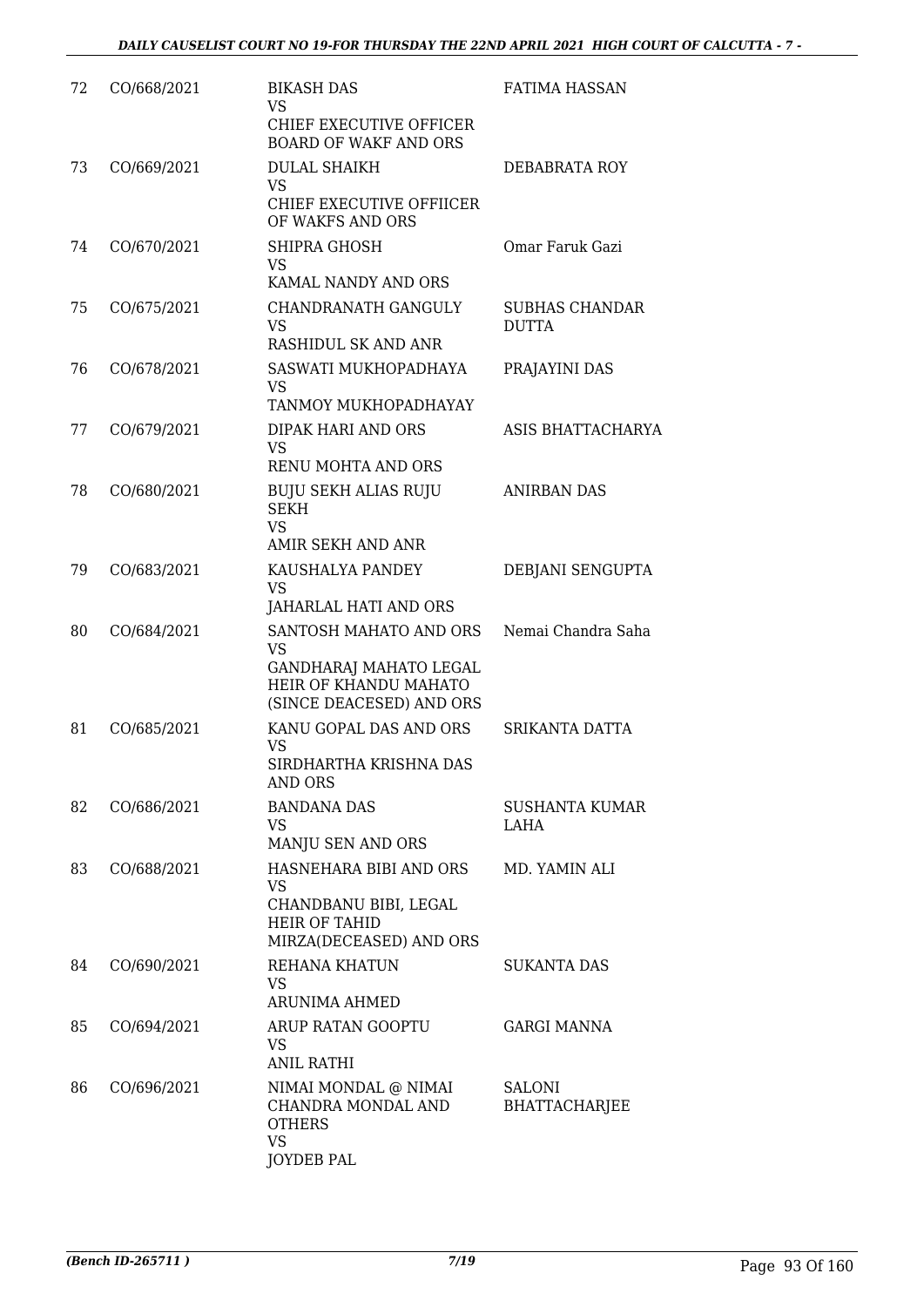| | | | |
|---|---|---|---|
| 72 | CO/668/2021 | BIKASH DAS<br>VS<br>CHIEF EXECUTIVE OFFICER BOARD OF WAKF AND ORS | FATIMA HASSAN |
| 73 | CO/669/2021 | DULAL SHAIKH<br>VS<br>CHIEF EXECUTIVE OFFIICER OF WAKFS AND ORS | DEBABRATA ROY |
| 74 | CO/670/2021 | SHIPRA GHOSH<br>VS<br>KAMAL NANDY AND ORS | Omar Faruk Gazi |
| 75 | CO/675/2021 | CHANDRANATH GANGULY<br>VS<br>RASHIDUL SK AND ANR | SUBHAS CHANDAR DUTTA |
| 76 | CO/678/2021 | SASWATI MUKHOPADHAYA<br>VS<br>TANMOY MUKHOPADHAYAY | PRAJAYINI DAS |
| 77 | CO/679/2021 | DIPAK HARI AND ORS<br>VS<br>RENU MOHTA AND ORS | ASIS BHATTACHARYA |
| 78 | CO/680/2021 | BUJU SEKH ALIAS RUJU SEKH<br>VS<br>AMIR SEKH AND ANR | ANIRBAN DAS |
| 79 | CO/683/2021 | KAUSHALYA PANDEY<br>VS<br>JAHARLAL HATI AND ORS | DEBJANI SENGUPTA |
| 80 | CO/684/2021 | SANTOSH MAHATO AND ORS<br>VS<br>GANDHARAJ MAHATO LEGAL HEIR OF KHANDU MAHATO (SINCE DEACESED) AND ORS | Nemai Chandra Saha |
| 81 | CO/685/2021 | KANU GOPAL DAS AND ORS<br>VS<br>SIRDHARTHA KRISHNA DAS AND ORS | SRIKANTA DATTA |
| 82 | CO/686/2021 | BANDANA DAS<br>VS<br>MANJU SEN AND ORS | SUSHANTA KUMAR LAHA |
| 83 | CO/688/2021 | HASNEHARA BIBI AND ORS<br>VS<br>CHANDBANU BIBI, LEGAL HEIR OF TAHID MIRZA(DECEASED) AND ORS | MD. YAMIN ALI |
| 84 | CO/690/2021 | REHANA KHATUN<br>VS<br>ARUNIMA AHMED | SUKANTA DAS |
| 85 | CO/694/2021 | ARUP RATAN GOOPTU<br>VS<br>ANIL RATHI | GARGI MANNA |
| 86 | CO/696/2021 | NIMAI MONDAL @ NIMAI CHANDRA MONDAL AND OTHERS<br>VS<br>JOYDEB PAL | SALONI BHATTACHARJEE |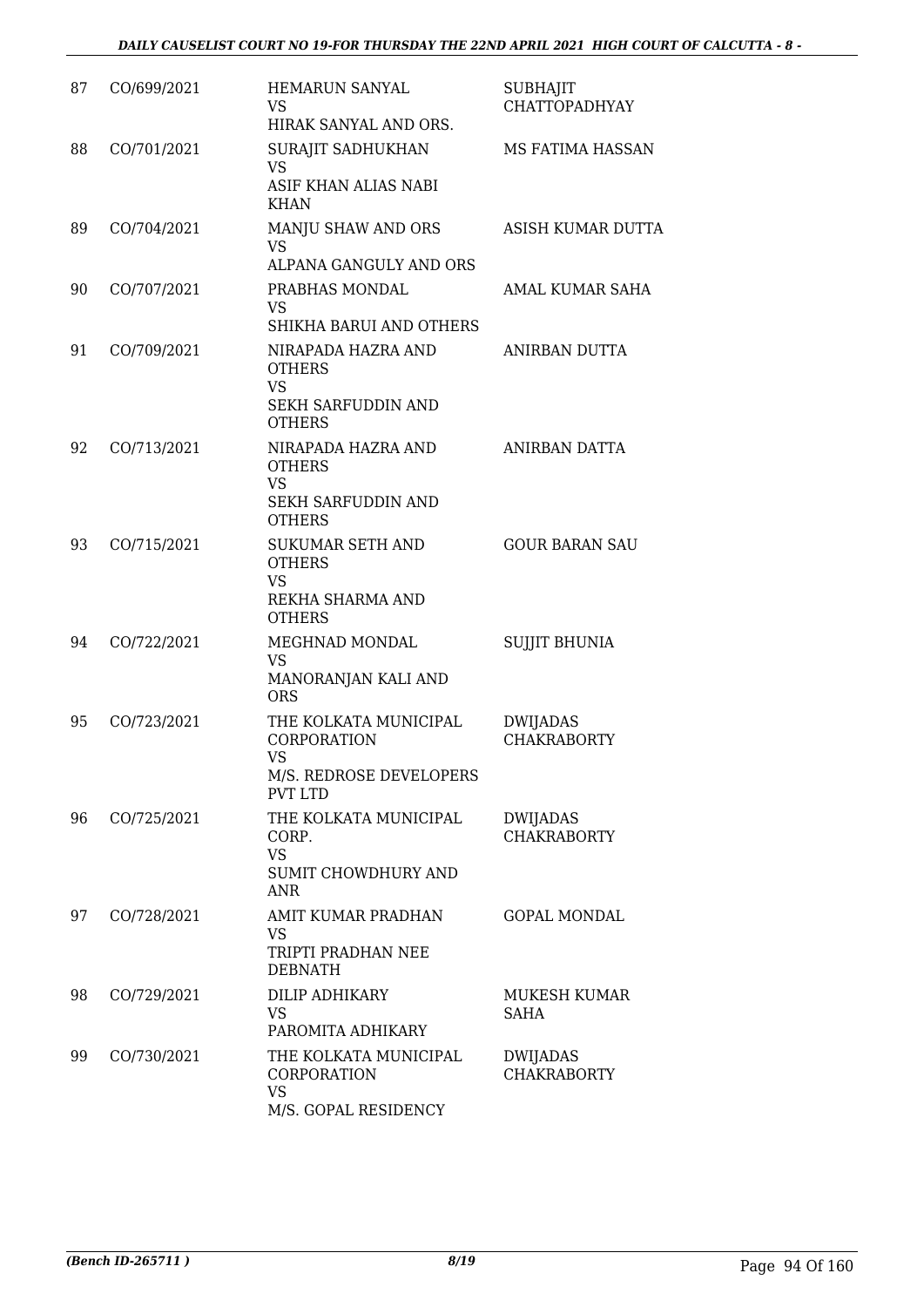| | | | |
|---|---|---|---|
| 87 | CO/699/2021 | HEMARUN SANYAL<br>VS<br>HIRAK SANYAL AND ORS. | SUBHAJIT CHATTOPADHYAY |
| 88 | CO/701/2021 | SURAJIT SADHUKHAN<br>VS<br>ASIF KHAN ALIAS NABI KHAN | MS FATIMA HASSAN |
| 89 | CO/704/2021 | MANJU SHAW AND ORS<br>VS<br>ALPANA GANGULY AND ORS | ASISH KUMAR DUTTA |
| 90 | CO/707/2021 | PRABHAS MONDAL<br>VS<br>SHIKHA BARUI AND OTHERS | AMAL KUMAR SAHA |
| 91 | CO/709/2021 | NIRAPADA HAZRA AND OTHERS<br>VS<br>SEKH SARFUDDIN AND OTHERS | ANIRBAN DUTTA |
| 92 | CO/713/2021 | NIRAPADA HAZRA AND OTHERS<br>VS<br>SEKH SARFUDDIN AND OTHERS | ANIRBAN DATTA |
| 93 | CO/715/2021 | SUKUMAR SETH AND OTHERS<br>VS<br>REKHA SHARMA AND OTHERS | GOUR BARAN SAU |
| 94 | CO/722/2021 | MEGHNAD MONDAL<br>VS<br>MANORANJAN KALI AND ORS | SUJJIT BHUNIA |
| 95 | CO/723/2021 | THE KOLKATA MUNICIPAL CORPORATION<br>VS<br>M/S. REDROSE DEVELOPERS PVT LTD | DWIJADAS CHAKRABORTY |
| 96 | CO/725/2021 | THE KOLKATA MUNICIPAL CORP.<br>VS<br>SUMIT CHOWDHURY AND ANR | DWIJADAS CHAKRABORTY |
| 97 | CO/728/2021 | AMIT KUMAR PRADHAN<br>VS<br>TRIPTI PRADHAN NEE DEBNATH | GOPAL MONDAL |
| 98 | CO/729/2021 | DILIP ADHIKARY<br>VS<br>PAROMITA ADHIKARY | MUKESH KUMAR SAHA |
| 99 | CO/730/2021 | THE KOLKATA MUNICIPAL CORPORATION<br>VS<br>M/S. GOPAL RESIDENCY | DWIJADAS CHAKRABORTY |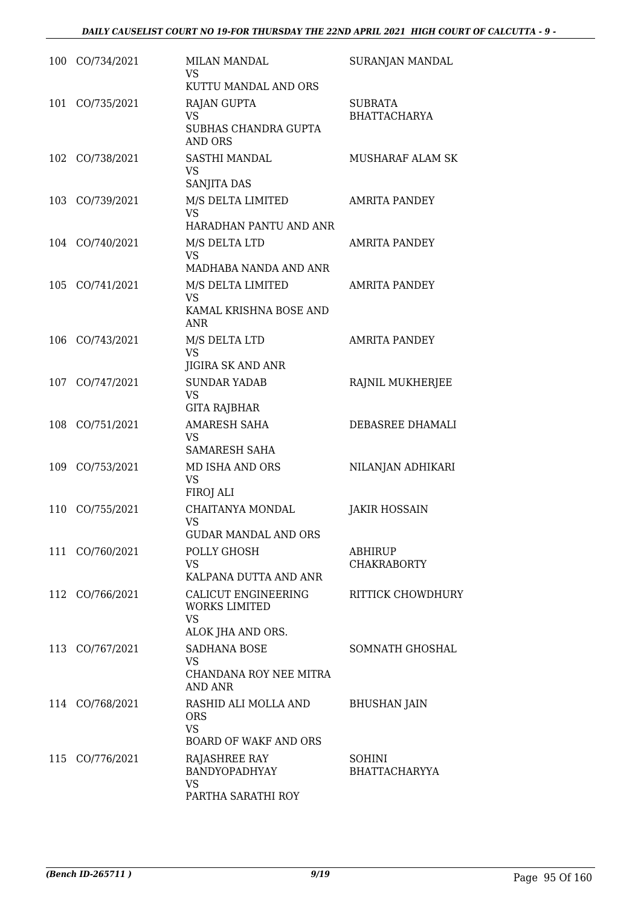| | | | |
|---|---|---|---|
| 100 | CO/734/2021 | MILAN MANDAL<br>VS<br>KUTTU MANDAL AND ORS | SURANJAN MANDAL |
| 101 | CO/735/2021 | RAJAN GUPTA<br>VS<br>SUBHAS CHANDRA GUPTA AND ORS | SUBRATA BHATTACHARYA |
| 102 | CO/738/2021 | SASTHI MANDAL<br>VS<br>SANJITA DAS | MUSHARAF ALAM SK |
| 103 | CO/739/2021 | M/S DELTA LIMITED<br>VS<br>HARADHAN PANTU AND ANR | AMRITA PANDEY |
| 104 | CO/740/2021 | M/S DELTA LTD<br>VS<br>MADHABA NANDA AND ANR | AMRITA PANDEY |
| 105 | CO/741/2021 | M/S DELTA LIMITED<br>VS<br>KAMAL KRISHNA BOSE AND ANR | AMRITA PANDEY |
| 106 | CO/743/2021 | M/S DELTA LTD<br>VS<br>JIGIRA SK AND ANR | AMRITA PANDEY |
| 107 | CO/747/2021 | SUNDAR YADAB<br>VS<br>GITA RAJBHAR | RAJNIL MUKHERJEE |
| 108 | CO/751/2021 | AMARESH SAHA<br>VS<br>SAMARESH SAHA | DEBASREE DHAMALI |
| 109 | CO/753/2021 | MD ISHA AND ORS<br>VS<br>FIROJ ALI | NILANJAN ADHIKARI |
| 110 | CO/755/2021 | CHAITANYA MONDAL<br>VS<br>GUDAR MANDAL AND ORS | JAKIR HOSSAIN |
| 111 | CO/760/2021 | POLLY GHOSH<br>VS<br>KALPANA DUTTA AND ANR | ABHIRUP CHAKRABORTY |
| 112 | CO/766/2021 | CALICUT ENGINEERING WORKS LIMITED<br>VS<br>ALOK JHA AND ORS. | RITTICK CHOWDHURY |
| 113 | CO/767/2021 | SADHANA BOSE<br>VS<br>CHANDANA ROY NEE MITRA AND ANR | SOMNATH GHOSHAL |
| 114 | CO/768/2021 | RASHID ALI MOLLA AND ORS<br>VS<br>BOARD OF WAKF AND ORS | BHUSHAN JAIN |
| 115 | CO/776/2021 | RAJASHREE RAY BANDYOPADHYAY<br>VS<br>PARTHA SARATHI ROY | SOHINI BHATTACHARYYA |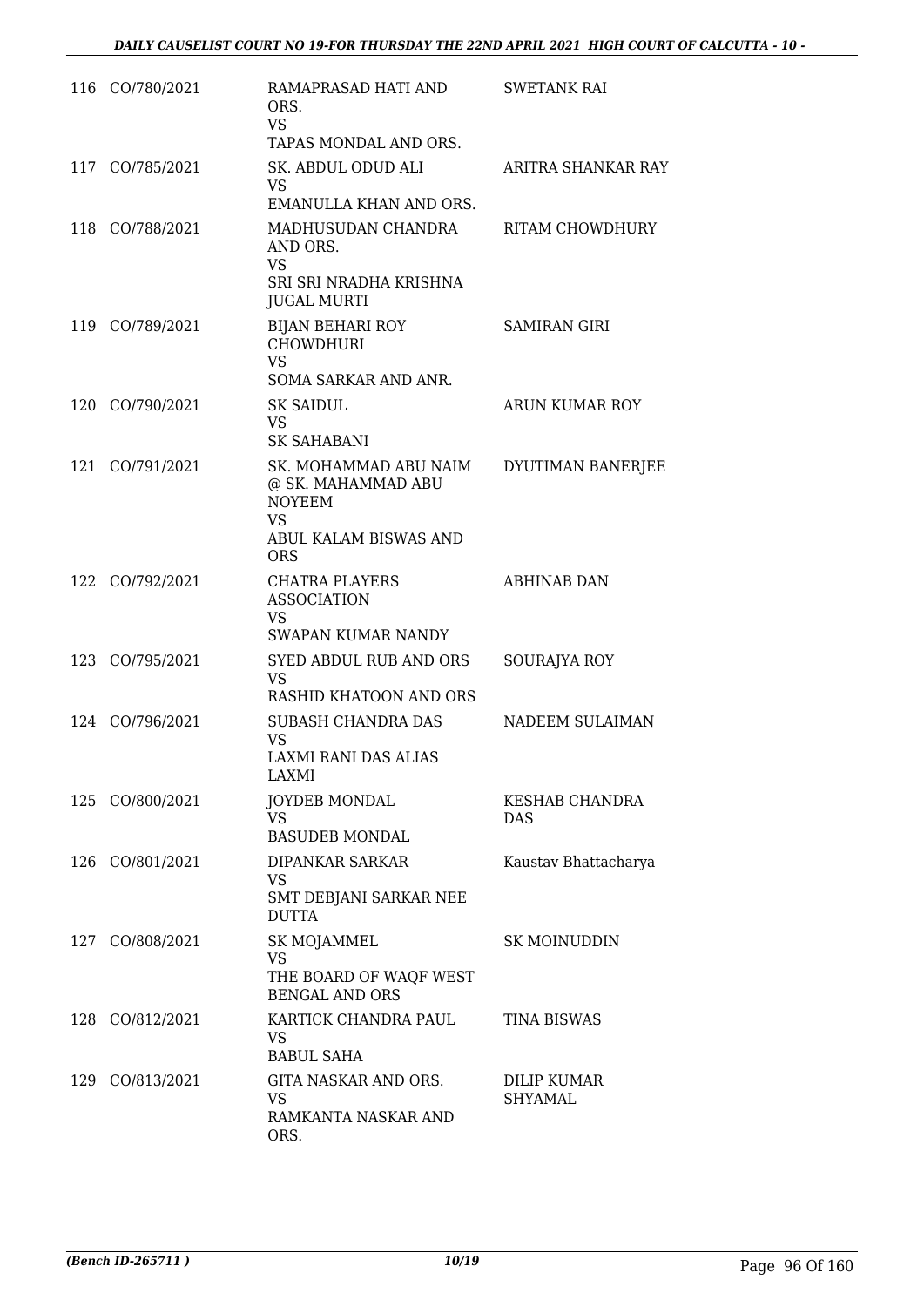| | | | |
|---|---|---|---|
| 116 | CO/780/2021 | RAMAPRASAD HATI AND ORS.<br>VS<br>TAPAS MONDAL AND ORS. | SWETANK RAI |
| 117 | CO/785/2021 | SK. ABDUL ODUD ALI<br>VS<br>EMANULLA KHAN AND ORS. | ARITRA SHANKAR RAY |
| 118 | CO/788/2021 | MADHUSUDAN CHANDRA AND ORS.<br>VS<br>SRI SRI NRADHA KRISHNA JUGAL MURTI | RITAM CHOWDHURY |
| 119 | CO/789/2021 | BIJAN BEHARI ROY CHOWDHURI<br>VS<br>SOMA SARKAR AND ANR. | SAMIRAN GIRI |
| 120 | CO/790/2021 | SK SAIDUL<br>VS<br>SK SAHABANI | ARUN KUMAR ROY |
| 121 | CO/791/2021 | SK. MOHAMMAD ABU NAIM @ SK. MAHAMMAD ABU NOYEEM<br>VS<br>ABUL KALAM BISWAS AND ORS | DYUTIMAN BANERJEE |
| 122 | CO/792/2021 | CHATRA PLAYERS ASSOCIATION<br>VS<br>SWAPAN KUMAR NANDY | ABHINAB DAN |
| 123 | CO/795/2021 | SYED ABDUL RUB AND ORS<br>VS<br>RASHID KHATOON AND ORS | SOURAJYA ROY |
| 124 | CO/796/2021 | SUBASH CHANDRA DAS<br>VS<br>LAXMI RANI DAS ALIAS LAXMI | NADEEM SULAIMAN |
| 125 | CO/800/2021 | JOYDEB MONDAL<br>VS<br>BASUDEB MONDAL | KESHAB CHANDRA DAS |
| 126 | CO/801/2021 | DIPANKAR SARKAR<br>VS<br>SMT DEBJANI SARKAR NEE DUTTA | Kaustav Bhattacharya |
| 127 | CO/808/2021 | SK MOJAMMEL<br>VS<br>THE BOARD OF WAQF WEST BENGAL AND ORS | SK MOINUDDIN |
| 128 | CO/812/2021 | KARTICK CHANDRA PAUL<br>VS<br>BABUL SAHA | TINA BISWAS |
| 129 | CO/813/2021 | GITA NASKAR AND ORS.<br>VS<br>RAMKANTA NASKAR AND ORS. | DILIP KUMAR SHYAMAL |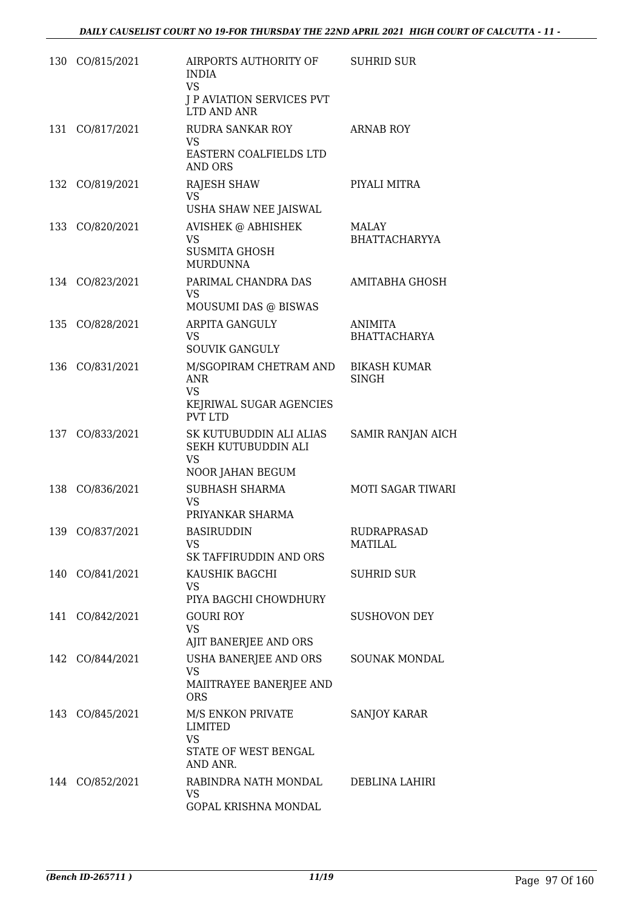| | | | |
|---|---|---|---|
| 130 | CO/815/2021 | AIRPORTS AUTHORITY OF INDIA<br>VS<br>J P AVIATION SERVICES PVT LTD AND ANR | SUHRID SUR |
| 131 | CO/817/2021 | RUDRA SANKAR ROY<br>VS<br>EASTERN COALFIELDS LTD AND ORS | ARNAB ROY |
| 132 | CO/819/2021 | RAJESH SHAW<br>VS<br>USHA SHAW NEE JAISWAL | PIYALI MITRA |
| 133 | CO/820/2021 | AVISHEK @ ABHISHEK<br>VS<br>SUSMITA GHOSH MURDUNNA | MALAY BHATTACHARYYA |
| 134 | CO/823/2021 | PARIMAL CHANDRA DAS<br>VS<br>MOUSUMI DAS @ BISWAS | AMITABHA GHOSH |
| 135 | CO/828/2021 | ARPITA GANGULY<br>VS<br>SOUVIK GANGULY | ANIMITA BHATTACHARYA |
| 136 | CO/831/2021 | M/SGOPIRAM CHETRAM AND ANR<br>VS<br>KEJRIWAL SUGAR AGENCIES PVT LTD | BIKASH KUMAR SINGH |
| 137 | CO/833/2021 | SK KUTUBUDDIN ALI ALIAS SEKH KUTUBUDDIN ALI<br>VS<br>NOOR JAHAN BEGUM | SAMIR RANJAN AICH |
| 138 | CO/836/2021 | SUBHASH SHARMA<br>VS<br>PRIYANKAR SHARMA | MOTI SAGAR TIWARI |
| 139 | CO/837/2021 | BASIRUDDIN<br>VS<br>SK TAFFIRUDDIN AND ORS | RUDRAPRASAD MATILAL |
| 140 | CO/841/2021 | KAUSHIK BAGCHI<br>VS<br>PIYA BAGCHI CHOWDHURY | SUHRID SUR |
| 141 | CO/842/2021 | GOURI ROY<br>VS<br>AJIT BANERJEE AND ORS | SUSHOVON DEY |
| 142 | CO/844/2021 | USHA BANERJEE AND ORS<br>VS<br>MAIITRAYEE BANERJEE AND ORS | SOUNAK MONDAL |
| 143 | CO/845/2021 | M/S ENKON PRIVATE LIMITED<br>VS<br>STATE OF WEST BENGAL AND ANR. | SANJOY KARAR |
| 144 | CO/852/2021 | RABINDRA NATH MONDAL<br>VS<br>GOPAL KRISHNA MONDAL | DEBLINA LAHIRI |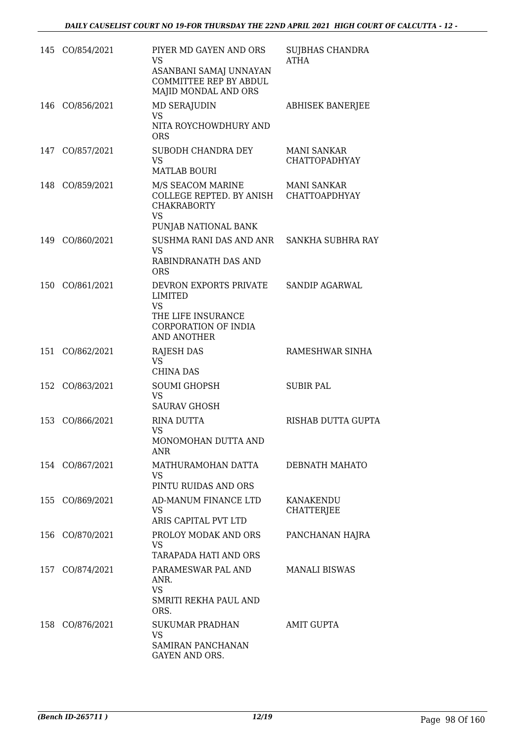| | | | |
|---|---|---|---|
| 145 | CO/854/2021 | PIYER MD GAYEN AND ORS<br>VS<br>ASANBANI SAMAJ UNNAYAN COMMITTEE REP BY ABDUL MAJID MONDAL AND ORS | SUJBHAS CHANDRA ATHA |
| 146 | CO/856/2021 | MD SERAJUDIN<br>VS<br>NITA ROYCHOWDHURY AND ORS | ABHISEK BANERJEE |
| 147 | CO/857/2021 | SUBODH CHANDRA DEY<br>VS<br>MATLAB BOURI | MANI SANKAR CHATTOPADHYAY |
| 148 | CO/859/2021 | M/S SEACOM MARINE COLLEGE REPTED. BY ANISH CHAKRABORTY<br>VS<br>PUNJAB NATIONAL BANK | MANI SANKAR CHATTOAPDHYAY |
| 149 | CO/860/2021 | SUSHMA RANI DAS AND ANR<br>VS<br>RABINDRANATH DAS AND ORS | SANKHA SUBHRA RAY |
| 150 | CO/861/2021 | DEVRON EXPORTS PRIVATE LIMITED<br>VS<br>THE LIFE INSURANCE CORPORATION OF INDIA AND ANOTHER | SANDIP AGARWAL |
| 151 | CO/862/2021 | RAJESH DAS<br>VS<br>CHINA DAS | RAMESHWAR SINHA |
| 152 | CO/863/2021 | SOUMI GHOPSH<br>VS<br>SAURAV GHOSH | SUBIR PAL |
| 153 | CO/866/2021 | RINA DUTTA<br>VS<br>MONOMOHAN DUTTA AND ANR | RISHAB DUTTA GUPTA |
| 154 | CO/867/2021 | MATHURAMOHAN DATTA<br>VS<br>PINTU RUIDAS AND ORS | DEBNATH MAHATO |
| 155 | CO/869/2021 | AD-MANUM FINANCE LTD<br>VS<br>ARIS CAPITAL PVT LTD | KANAKENDU CHATTERJEE |
| 156 | CO/870/2021 | PROLOY MODAK AND ORS<br>VS<br>TARAPADA HATI AND ORS | PANCHANAN HAJRA |
| 157 | CO/874/2021 | PARAMESWAR PAL AND ANR.<br>VS<br>SMRITI REKHA PAUL AND ORS. | MANALI BISWAS |
| 158 | CO/876/2021 | SUKUMAR PRADHAN<br>VS<br>SAMIRAN PANCHANAN GAYEN AND ORS. | AMIT GUPTA |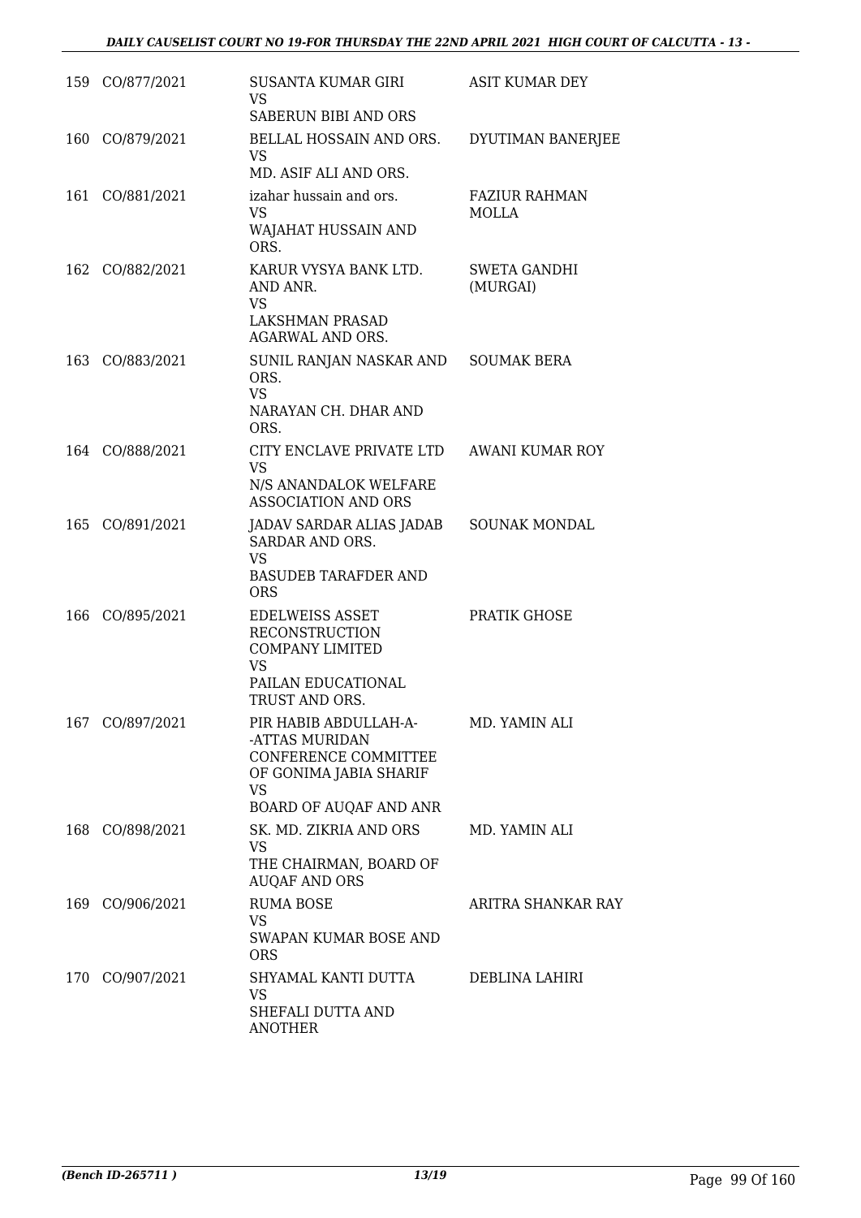| | | | |
|---|---|---|---|
| 159 | CO/877/2021 | SUSANTA KUMAR GIRI<br>VS<br>SABERUN BIBI AND ORS | ASIT KUMAR DEY |
| 160 | CO/879/2021 | BELLAL HOSSAIN AND ORS.<br>VS<br>MD. ASIF ALI AND ORS. | DYUTIMAN BANERJEE |
| 161 | CO/881/2021 | izahar hussain and ors.<br>VS<br>WAJAHAT HUSSAIN AND ORS. | FAZIUR RAHMAN MOLLA |
| 162 | CO/882/2021 | KARUR VYSYA BANK LTD. AND ANR.<br>VS<br>LAKSHMAN PRASAD AGARWAL AND ORS. | SWETA GANDHI (MURGAI) |
| 163 | CO/883/2021 | SUNIL RANJAN NASKAR AND ORS.<br>VS<br>NARAYAN CH. DHAR AND ORS. | SOUMAK BERA |
| 164 | CO/888/2021 | CITY ENCLAVE PRIVATE LTD<br>VS<br>N/S ANANDALOK WELFARE ASSOCIATION AND ORS | AWANI KUMAR ROY |
| 165 | CO/891/2021 | JADAV SARDAR ALIAS JADAB SARDAR AND ORS.<br>VS<br>BASUDEB TARAFDER AND ORS | SOUNAK MONDAL |
| 166 | CO/895/2021 | EDELWEISS ASSET RECONSTRUCTION COMPANY LIMITED<br>VS<br>PAILAN EDUCATIONAL TRUST AND ORS. | PRATIK GHOSE |
| 167 | CO/897/2021 | PIR HABIB ABDULLAH-A--ATTAS MURIDAN CONFERENCE COMMITTEE OF GONIMA JABIA SHARIF<br>VS<br>BOARD OF AUQAF AND ANR | MD. YAMIN ALI |
| 168 | CO/898/2021 | SK. MD. ZIKRIA AND ORS<br>VS<br>THE CHAIRMAN, BOARD OF AUQAF AND ORS | MD. YAMIN ALI |
| 169 | CO/906/2021 | RUMA BOSE<br>VS<br>SWAPAN KUMAR BOSE AND ORS | ARITRA SHANKAR RAY |
| 170 | CO/907/2021 | SHYAMAL KANTI DUTTA<br>VS<br>SHEFALI DUTTA AND ANOTHER | DEBLINA LAHIRI |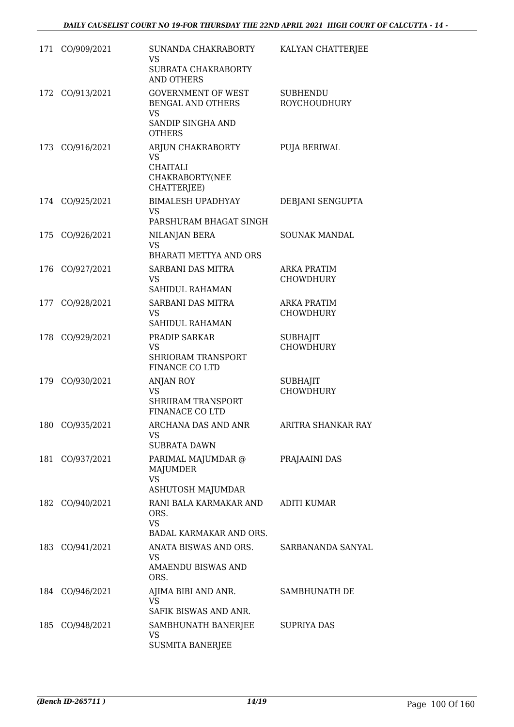| | | | |
|---|---|---|---|
| 171 | CO/909/2021 | SUNANDA CHAKRABORTY<br>VS<br>SUBRATA CHAKRABORTY AND OTHERS | KALYAN CHATTERJEE |
| 172 | CO/913/2021 | GOVERNMENT OF WEST BENGAL AND OTHERS<br>VS<br>SANDIP SINGHA AND OTHERS | SUBHENDU ROYCHOUDHURY |
| 173 | CO/916/2021 | ARJUN CHAKRABORTY<br>VS<br>CHAITALI CHAKRABORTY(NEE CHATTERJEE) | PUJA BERIWAL |
| 174 | CO/925/2021 | BIMALESH UPADHYAY<br>VS<br>PARSHURAM BHAGAT SINGH | DEBJANI SENGUPTA |
| 175 | CO/926/2021 | NILANJAN BERA<br>VS<br>BHARATI METTYA AND ORS | SOUNAK MANDAL |
| 176 | CO/927/2021 | SARBANI DAS MITRA<br>VS<br>SAHIDUL RAHAMAN | ARKA PRATIM CHOWDHURY |
| 177 | CO/928/2021 | SARBANI DAS MITRA<br>VS<br>SAHIDUL RAHAMAN | ARKA PRATIM CHOWDHURY |
| 178 | CO/929/2021 | PRADIP SARKAR<br>VS<br>SHRIORAM TRANSPORT FINANCE CO LTD | SUBHAJIT CHOWDHURY |
| 179 | CO/930/2021 | ANJAN ROY<br>VS<br>SHRIIRAM TRANSPORT FINANACE CO LTD | SUBHAJIT CHOWDHURY |
| 180 | CO/935/2021 | ARCHANA DAS AND ANR<br>VS<br>SUBRATA DAWN | ARITRA SHANKAR RAY |
| 181 | CO/937/2021 | PARIMAL MAJUMDAR @ MAJUMDER<br>VS<br>ASHUTOSH MAJUMDAR | PRAJAAINI DAS |
| 182 | CO/940/2021 | RANI BALA KARMAKAR AND ORS.<br>VS<br>BADAL KARMAKAR AND ORS. | ADITI KUMAR |
| 183 | CO/941/2021 | ANATA BISWAS AND ORS.<br>VS<br>AMAENDU BISWAS AND ORS. | SARBANANDA SANYAL |
| 184 | CO/946/2021 | AJIMA BIBI AND ANR.<br>VS<br>SAFIK BISWAS AND ANR. | SAMBHUNATH DE |
| 185 | CO/948/2021 | SAMBHUNATH BANERJEE<br>VS<br>SUSMITA BANERJEE | SUPRIYA DAS |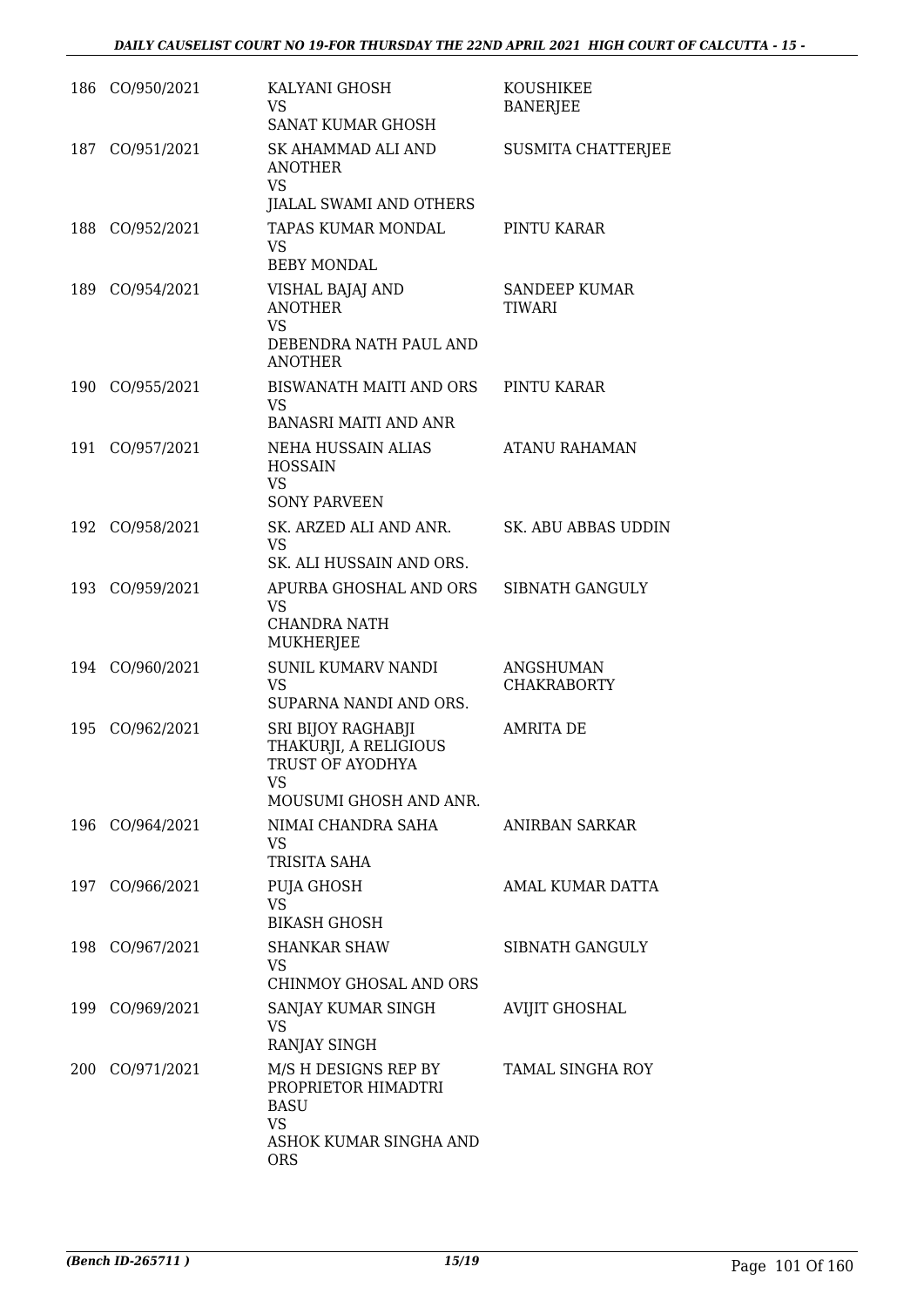| | | | |
|---|---|---|---|
| 186 | CO/950/2021 | KALYANI GHOSH<br>VS<br>SANAT KUMAR GHOSH | KOUSHIKEE BANERJEE |
| 187 | CO/951/2021 | SK AHAMMAD ALI AND ANOTHER<br>VS<br>JIALAL SWAMI AND OTHERS | SUSMITA CHATTERJEE |
| 188 | CO/952/2021 | TAPAS KUMAR MONDAL<br>VS<br>BEBY MONDAL | PINTU KARAR |
| 189 | CO/954/2021 | VISHAL BAJAJ AND ANOTHER<br>VS<br>DEBENDRA NATH PAUL AND ANOTHER | SANDEEP KUMAR TIWARI |
| 190 | CO/955/2021 | BISWANATH MAITI AND ORS<br>VS<br>BANASRI MAITI AND ANR | PINTU KARAR |
| 191 | CO/957/2021 | NEHA HUSSAIN ALIAS HOSSAIN<br>VS<br>SONY PARVEEN | ATANU RAHAMAN |
| 192 | CO/958/2021 | SK. ARZED ALI AND ANR.<br>VS<br>SK. ALI HUSSAIN AND ORS. | SK. ABU ABBAS UDDIN |
| 193 | CO/959/2021 | APURBA GHOSHAL AND ORS<br>VS<br>CHANDRA NATH MUKHERJEE | SIBNATH GANGULY |
| 194 | CO/960/2021 | SUNIL KUMARV NANDI<br>VS<br>SUPARNA NANDI AND ORS. | ANGSHUMAN CHAKRABORTY |
| 195 | CO/962/2021 | SRI BIJOY RAGHABJI THAKURJI, A RELIGIOUS TRUST OF AYODHYA<br>VS<br>MOUSUMI GHOSH AND ANR. | AMRITA DE |
| 196 | CO/964/2021 | NIMAI CHANDRA SAHA<br>VS<br>TRISITA SAHA | ANIRBAN SARKAR |
| 197 | CO/966/2021 | PUJA GHOSH<br>VS<br>BIKASH GHOSH | AMAL KUMAR DATTA |
| 198 | CO/967/2021 | SHANKAR SHAW<br>VS<br>CHINMOY GHOSAL AND ORS | SIBNATH GANGULY |
| 199 | CO/969/2021 | SANJAY KUMAR SINGH<br>VS<br>RANJAY SINGH | AVIJIT GHOSHAL |
| 200 | CO/971/2021 | M/S H DESIGNS REP BY PROPRIETOR HIMADTRI BASU<br>VS<br>ASHOK KUMAR SINGHA AND ORS | TAMAL SINGHA ROY |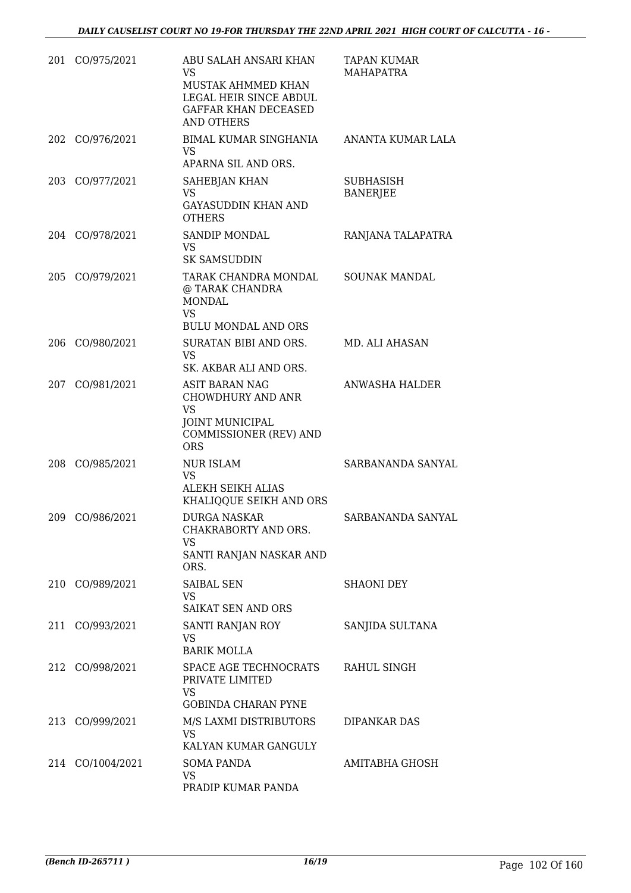| | | | |
|---|---|---|---|
| 201 | CO/975/2021 | ABU SALAH ANSARI KHAN<br>VS<br>MUSTAK AHMMED KHAN LEGAL HEIR SINCE ABDUL GAFFAR KHAN DECEASED AND OTHERS | TAPAN KUMAR MAHAPATRA |
| 202 | CO/976/2021 | BIMAL KUMAR SINGHANIA<br>VS<br>APARNA SIL AND ORS. | ANANTA KUMAR LALA |
| 203 | CO/977/2021 | SAHEBJAN KHAN<br>VS<br>GAYASUDDIN KHAN AND OTHERS | SUBHASISH BANERJEE |
| 204 | CO/978/2021 | SANDIP MONDAL<br>VS<br>SK SAMSUDDIN | RANJANA TALAPATRA |
| 205 | CO/979/2021 | TARAK CHANDRA MONDAL @ TARAK CHANDRA MONDAL<br>VS<br>BULU MONDAL AND ORS | SOUNAK MANDAL |
| 206 | CO/980/2021 | SURATAN BIBI AND ORS.<br>VS<br>SK. AKBAR ALI AND ORS. | MD. ALI AHASAN |
| 207 | CO/981/2021 | ASIT BARAN NAG CHOWDHURY AND ANR<br>VS<br>JOINT MUNICIPAL COMMISSIONER (REV) AND ORS | ANWASHA HALDER |
| 208 | CO/985/2021 | NUR ISLAM<br>VS<br>ALEKH SEIKH ALIAS KHALIQQUE SEIKH AND ORS | SARBANANDA SANYAL |
| 209 | CO/986/2021 | DURGA NASKAR CHAKRABORTY AND ORS.<br>VS<br>SANTI RANJAN NASKAR AND ORS. | SARBANANDA SANYAL |
| 210 | CO/989/2021 | SAIBAL SEN<br>VS<br>SAIKAT SEN AND ORS | SHAONI DEY |
| 211 | CO/993/2021 | SANTI RANJAN ROY<br>VS<br>BARIK MOLLA | SANJIDA SULTANA |
| 212 | CO/998/2021 | SPACE AGE TECHNOCRATS PRIVATE LIMITED<br>VS<br>GOBINDA CHARAN PYNE | RAHUL SINGH |
| 213 | CO/999/2021 | M/S LAXMI DISTRIBUTORS<br>VS<br>KALYAN KUMAR GANGULY | DIPANKAR DAS |
| 214 | CO/1004/2021 | SOMA PANDA<br>VS<br>PRADIP KUMAR PANDA | AMITABHA GHOSH |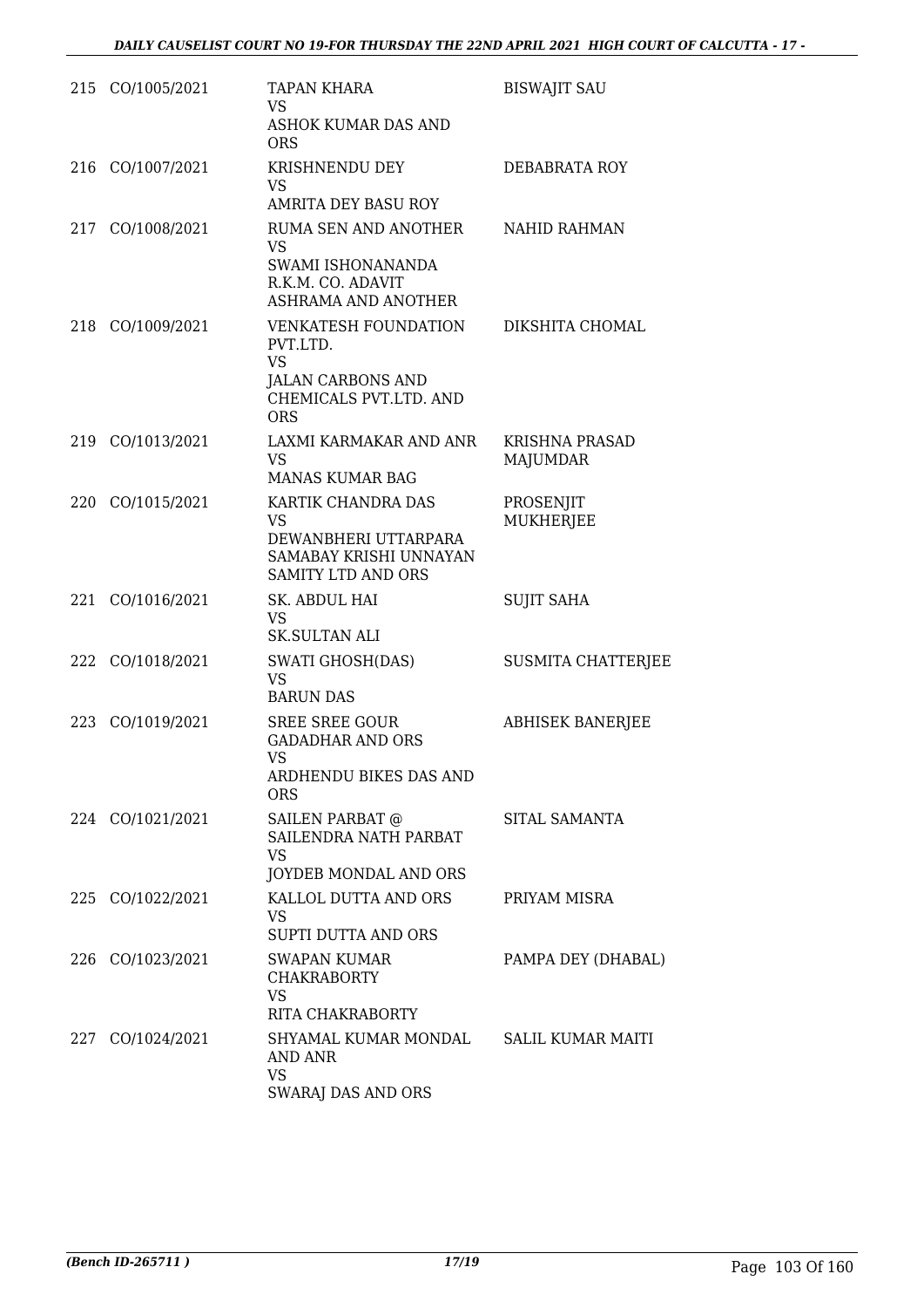| | | | |
|---|---|---|---|
| 215 | CO/1005/2021 | TAPAN KHARA<br>VS<br>ASHOK KUMAR DAS AND ORS | BISWAJIT SAU |
| 216 | CO/1007/2021 | KRISHNENDU DEY<br>VS<br>AMRITA DEY BASU ROY | DEBABRATA ROY |
| 217 | CO/1008/2021 | RUMA SEN AND ANOTHER<br>VS<br>SWAMI ISHONANANDA R.K.M. CO. ADAVIT ASHRAMA AND ANOTHER | NAHID RAHMAN |
| 218 | CO/1009/2021 | VENKATESH FOUNDATION PVT.LTD.<br>VS<br>JALAN CARBONS AND CHEMICALS PVT.LTD. AND ORS | DIKSHITA CHOMAL |
| 219 | CO/1013/2021 | LAXMI KARMAKAR AND ANR<br>VS<br>MANAS KUMAR BAG | KRISHNA PRASAD MAJUMDAR |
| 220 | CO/1015/2021 | KARTIK CHANDRA DAS<br>VS<br>DEWANBHERI UTTARPARA SAMABAY KRISHI UNNAYAN SAMITY LTD AND ORS | PROSENJIT MUKHERJEE |
| 221 | CO/1016/2021 | SK. ABDUL HAI<br>VS<br>SK.SULTAN ALI | SUJIT SAHA |
| 222 | CO/1018/2021 | SWATI GHOSH(DAS)<br>VS<br>BARUN DAS | SUSMITA CHATTERJEE |
| 223 | CO/1019/2021 | SREE SREE GOUR GADADHAR AND ORS<br>VS<br>ARDHENDU BIKES DAS AND ORS | ABHISEK BANERJEE |
| 224 | CO/1021/2021 | SAILEN PARBAT @ SAILENDRA NATH PARBAT<br>VS<br>JOYDEB MONDAL AND ORS | SITAL SAMANTA |
| 225 | CO/1022/2021 | KALLOL DUTTA AND ORS<br>VS<br>SUPTI DUTTA AND ORS | PRIYAM MISRA |
| 226 | CO/1023/2021 | SWAPAN KUMAR CHAKRABORTY<br>VS<br>RITA CHAKRABORTY | PAMPA DEY (DHABAL) |
| 227 | CO/1024/2021 | SHYAMAL KUMAR MONDAL AND ANR<br>VS<br>SWARAJ DAS AND ORS | SALIL KUMAR MAITI |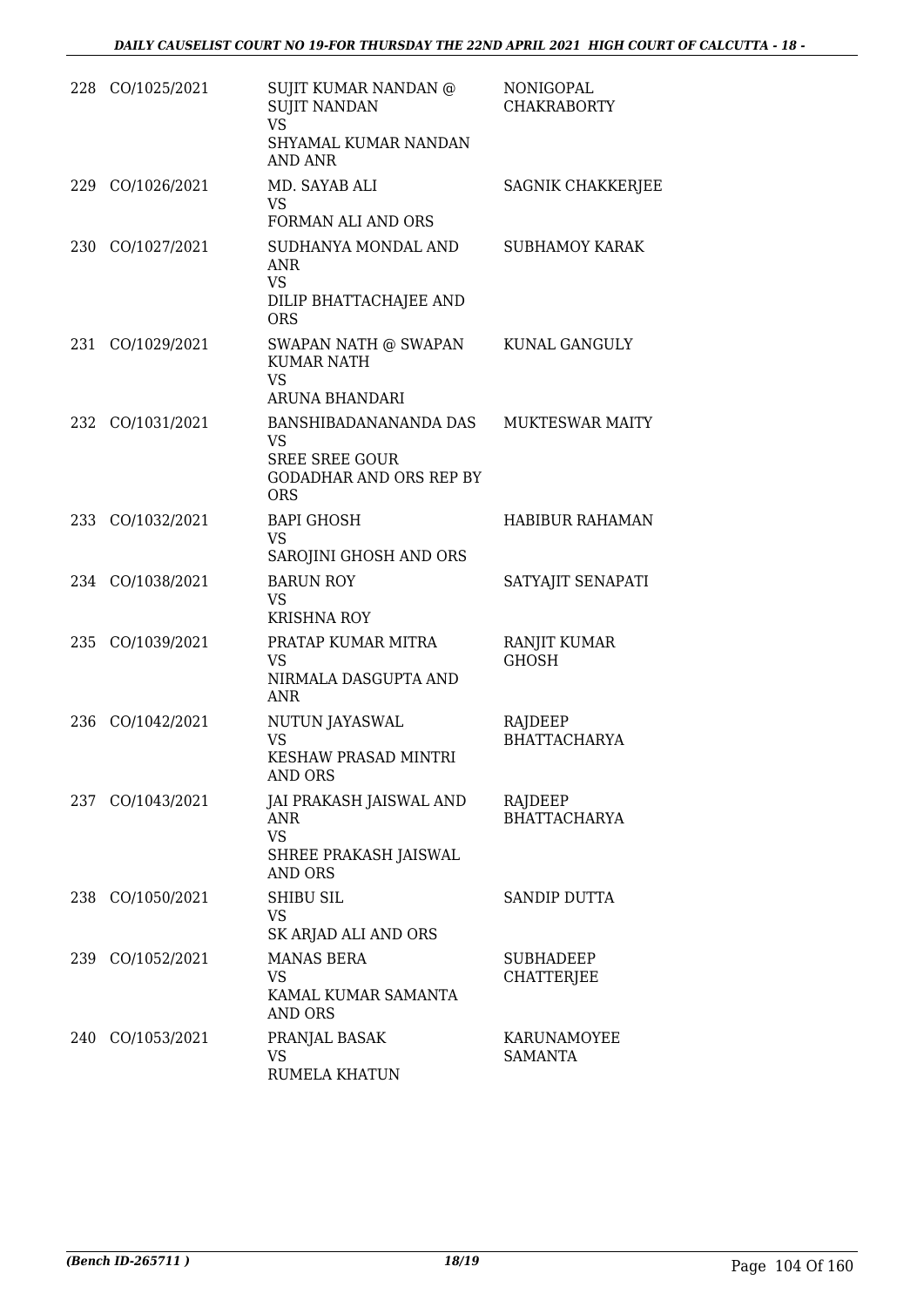| | | | |
|---|---|---|---|
| 228 | CO/1025/2021 | SUJIT KUMAR NANDAN @ SUJIT NANDAN<br>VS<br>SHYAMAL KUMAR NANDAN AND ANR | NONIGOPAL CHAKRABORTY |
| 229 | CO/1026/2021 | MD. SAYAB ALI<br>VS<br>FORMAN ALI AND ORS | SAGNIK CHAKKERJEE |
| 230 | CO/1027/2021 | SUDHANYA MONDAL AND ANR<br>VS<br>DILIP BHATTACHAJEE AND ORS | SUBHAMOY KARAK |
| 231 | CO/1029/2021 | SWAPAN NATH @ SWAPAN KUMAR NATH<br>VS<br>ARUNA BHANDARI | KUNAL GANGULY |
| 232 | CO/1031/2021 | BANSHIBADANANANDA DAS<br>VS<br>SREE SREE GOUR GODADHAR AND ORS REP BY ORS | MUKTESWAR MAITY |
| 233 | CO/1032/2021 | BAPI GHOSH<br>VS<br>SAROJINI GHOSH AND ORS | HABIBUR RAHAMAN |
| 234 | CO/1038/2021 | BARUN ROY<br>VS<br>KRISHNA ROY | SATYAJIT SENAPATI |
| 235 | CO/1039/2021 | PRATAP KUMAR MITRA<br>VS<br>NIRMALA DASGUPTA AND ANR | RANJIT KUMAR GHOSH |
| 236 | CO/1042/2021 | NUTUN JAYASWAL<br>VS<br>KESHAW PRASAD MINTRI AND ORS | RAJDEEP BHATTACHARYA |
| 237 | CO/1043/2021 | JAI PRAKASH JAISWAL AND ANR<br>VS<br>SHREE PRAKASH JAISWAL AND ORS | RAJDEEP BHATTACHARYA |
| 238 | CO/1050/2021 | SHIBU SIL<br>VS<br>SK ARJAD ALI AND ORS | SANDIP DUTTA |
| 239 | CO/1052/2021 | MANAS BERA<br>VS<br>KAMAL KUMAR SAMANTA AND ORS | SUBHADEEP CHATTERJEE |
| 240 | CO/1053/2021 | PRANJAL BASAK<br>VS<br>RUMELA KHATUN | KARUNAMOYEE SAMANTA |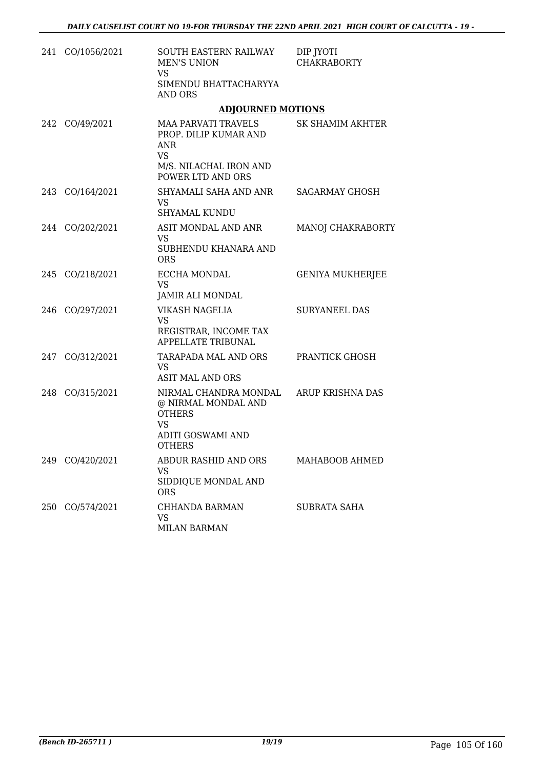| | | | |
|---|---|---|---|
| 241 | CO/1056/2021 | SOUTH EASTERN RAILWAY MEN'S UNION<br>VS<br>SIMENDU BHATTACHARYYA AND ORS | DIP JYOTI CHAKRABORTY |

## ADJOURNED MOTIONS

| | | | |
|---|---|---|---|
| 242 | CO/49/2021 | MAA PARVATI TRAVELS PROP. DILIP KUMAR AND ANR<br>VS<br>M/S. NILACHAL IRON AND POWER LTD AND ORS | SK SHAMIM AKHTER |
| 243 | CO/164/2021 | SHYAMALI SAHA AND ANR<br>VS<br>SHYAMAL KUNDU | SAGARMAY GHOSH |
| 244 | CO/202/2021 | ASIT MONDAL AND ANR<br>VS<br>SUBHENDU KHANARA AND ORS | MANOJ CHAKRABORTY |
| 245 | CO/218/2021 | ECCHA MONDAL<br>VS<br>JAMIR ALI MONDAL | GENIYA MUKHERJEE |
| 246 | CO/297/2021 | VIKASH NAGELIA<br>VS<br>REGISTRAR, INCOME TAX APPELLATE TRIBUNAL | SURYANEEL DAS |
| 247 | CO/312/2021 | TARAPADA MAL AND ORS<br>VS<br>ASIT MAL AND ORS | PRANTICK GHOSH |
| 248 | CO/315/2021 | NIRMAL CHANDRA MONDAL @ NIRMAL MONDAL AND OTHERS<br>VS<br>ADITI GOSWAMI AND OTHERS | ARUP KRISHNA DAS |
| 249 | CO/420/2021 | ABDUR RASHID AND ORS<br>VS<br>SIDDIQUE MONDAL AND ORS | MAHABOOB AHMED |
| 250 | CO/574/2021 | CHHANDA BARMAN<br>VS<br>MILAN BARMAN | SUBRATA SAHA |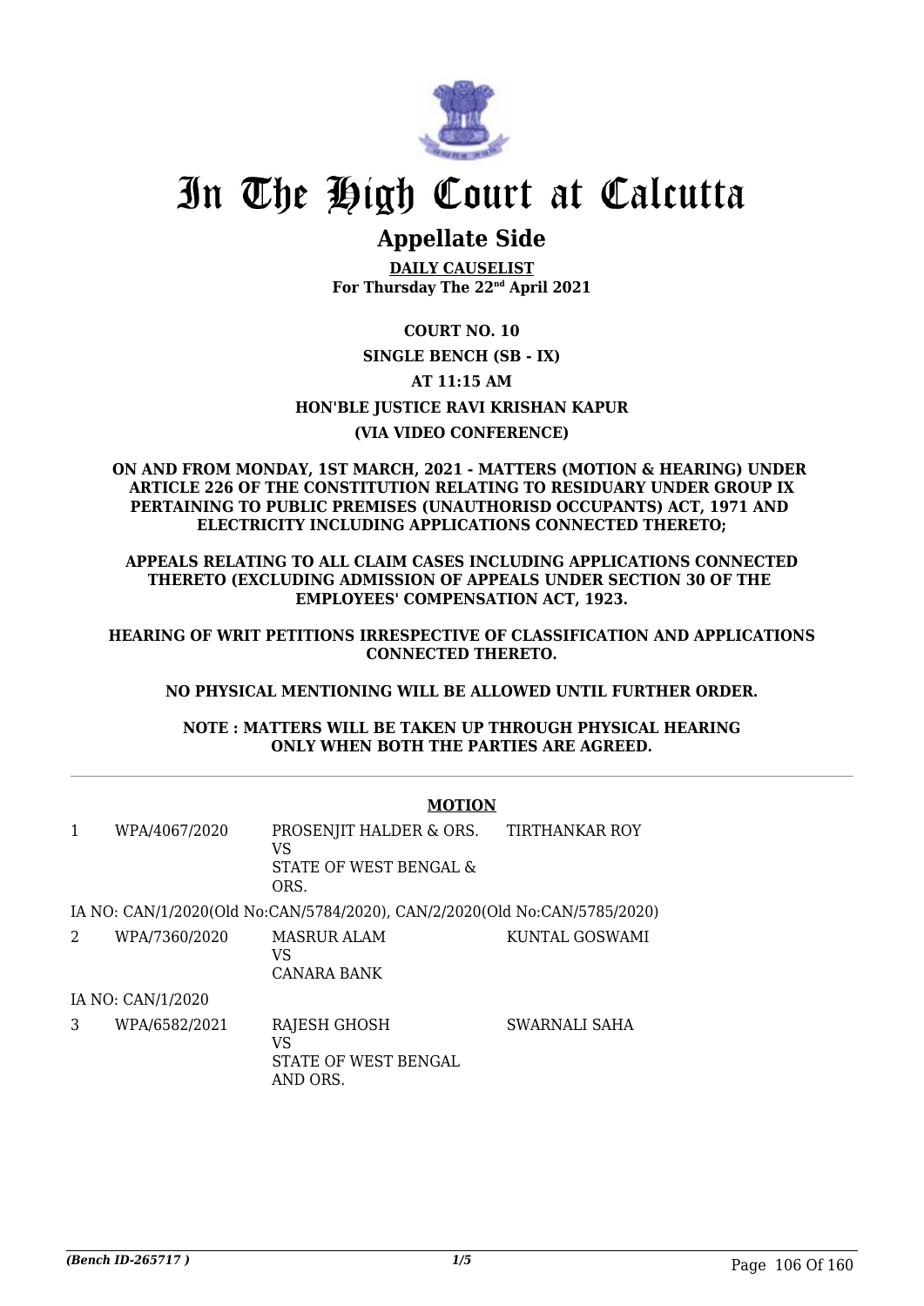# In The High Court at Calcutta

## Appellate Side

**DAILY CAUSELIST**
**For Thursday The 22nd April 2021**

**COURT NO. 10**

**SINGLE BENCH (SB - IX)**

**AT 11:15 AM**

**HON'BLE JUSTICE RAVI KRISHAN KAPUR**

**(VIA VIDEO CONFERENCE)**

**ON AND FROM MONDAY, 1ST MARCH, 2021 - MATTERS (MOTION & HEARING) UNDER ARTICLE 226 OF THE CONSTITUTION RELATING TO RESIDUARY UNDER GROUP IX PERTAINING TO PUBLIC PREMISES (UNAUTHORISD OCCUPANTS) ACT, 1971 AND ELECTRICITY INCLUDING APPLICATIONS CONNECTED THERETO;**

**APPEALS RELATING TO ALL CLAIM CASES INCLUDING APPLICATIONS CONNECTED THERETO (EXCLUDING ADMISSION OF APPEALS UNDER SECTION 30 OF THE EMPLOYEES' COMPENSATION ACT, 1923.**

**HEARING OF WRIT PETITIONS IRRESPECTIVE OF CLASSIFICATION AND APPLICATIONS CONNECTED THERETO.**

**NO PHYSICAL MENTIONING WILL BE ALLOWED UNTIL FURTHER ORDER.**

**NOTE : MATTERS WILL BE TAKEN UP THROUGH PHYSICAL HEARING ONLY WHEN BOTH THE PARTIES ARE AGREED.**

**MOTION**

| | | | |
|---|---|---|---|
| 1 | WPA/4067/2020 | PROSENJIT HALDER & ORS. VS STATE OF WEST BENGAL & ORS. | TIRTHANKAR ROY |

IA NO: CAN/1/2020(Old No:CAN/5784/2020), CAN/2/2020(Old No:CAN/5785/2020)

| | | | |
|---|---|---|---|
| 2 | WPA/7360/2020 | MASRUR ALAM VS CANARA BANK | KUNTAL GOSWAMI |

IA NO: CAN/1/2020

| | | | |
|---|---|---|---|
| 3 | WPA/6582/2021 | RAJESH GHOSH VS STATE OF WEST BENGAL AND ORS. | SWARNALI SAHA |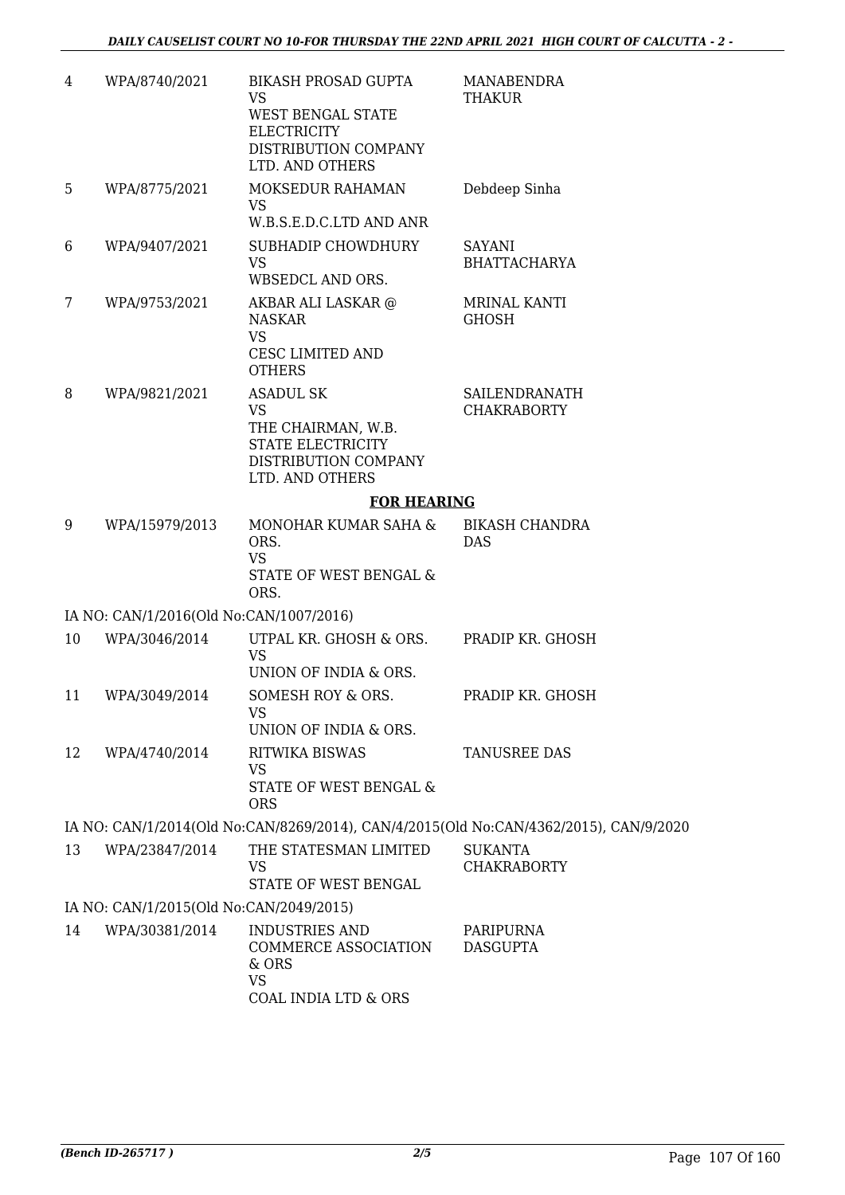| | | | |
|---|---|---|---|
| 4 | WPA/8740/2021 | BIKASH PROSAD GUPTA<br>VS<br>WEST BENGAL STATE ELECTRICITY DISTRIBUTION COMPANY LTD. AND OTHERS | MANABENDRA THAKUR |
| 5 | WPA/8775/2021 | MOKSEDUR RAHAMAN<br>VS<br>W.B.S.E.D.C.LTD AND ANR | Debdeep Sinha |
| 6 | WPA/9407/2021 | SUBHADIP CHOWDHURY<br>VS<br>WBSEDCL AND ORS. | SAYANI BHATTACHARYA |
| 7 | WPA/9753/2021 | AKBAR ALI LASKAR @ NASKAR<br>VS<br>CESC LIMITED AND OTHERS | MRINAL KANTI GHOSH |
| 8 | WPA/9821/2021 | ASADUL SK<br>VS<br>THE CHAIRMAN, W.B. STATE ELECTRICITY DISTRIBUTION COMPANY LTD. AND OTHERS | SAILENDRANATH CHAKRABORTY |

**FOR HEARING**

| | | | |
|---|---|---|---|
| 9 | WPA/15979/2013 | MONOHAR KUMAR SAHA & ORS.<br>VS<br>STATE OF WEST BENGAL & ORS. | BIKASH CHANDRA DAS |
| | IA NO: CAN/1/2016(Old No:CAN/1007/2016) | | |
| 10 | WPA/3046/2014 | UTPAL KR. GHOSH & ORS.<br>VS<br>UNION OF INDIA & ORS. | PRADIP KR. GHOSH |
| 11 | WPA/3049/2014 | SOMESH ROY & ORS.<br>VS<br>UNION OF INDIA & ORS. | PRADIP KR. GHOSH |
| 12 | WPA/4740/2014 | RITWIKA BISWAS<br>VS<br>STATE OF WEST BENGAL & ORS | TANUSREE DAS |
| | IA NO: CAN/1/2014(Old No:CAN/8269/2014), CAN/4/2015(Old No:CAN/4362/2015), CAN/9/2020 | | |
| 13 | WPA/23847/2014 | THE STATESMAN LIMITED<br>VS<br>STATE OF WEST BENGAL | SUKANTA CHAKRABORTY |
| | IA NO: CAN/1/2015(Old No:CAN/2049/2015) | | |
| 14 | WPA/30381/2014 | INDUSTRIES AND COMMERCE ASSOCIATION & ORS<br>VS<br>COAL INDIA LTD & ORS | PARIPURNA DASGUPTA |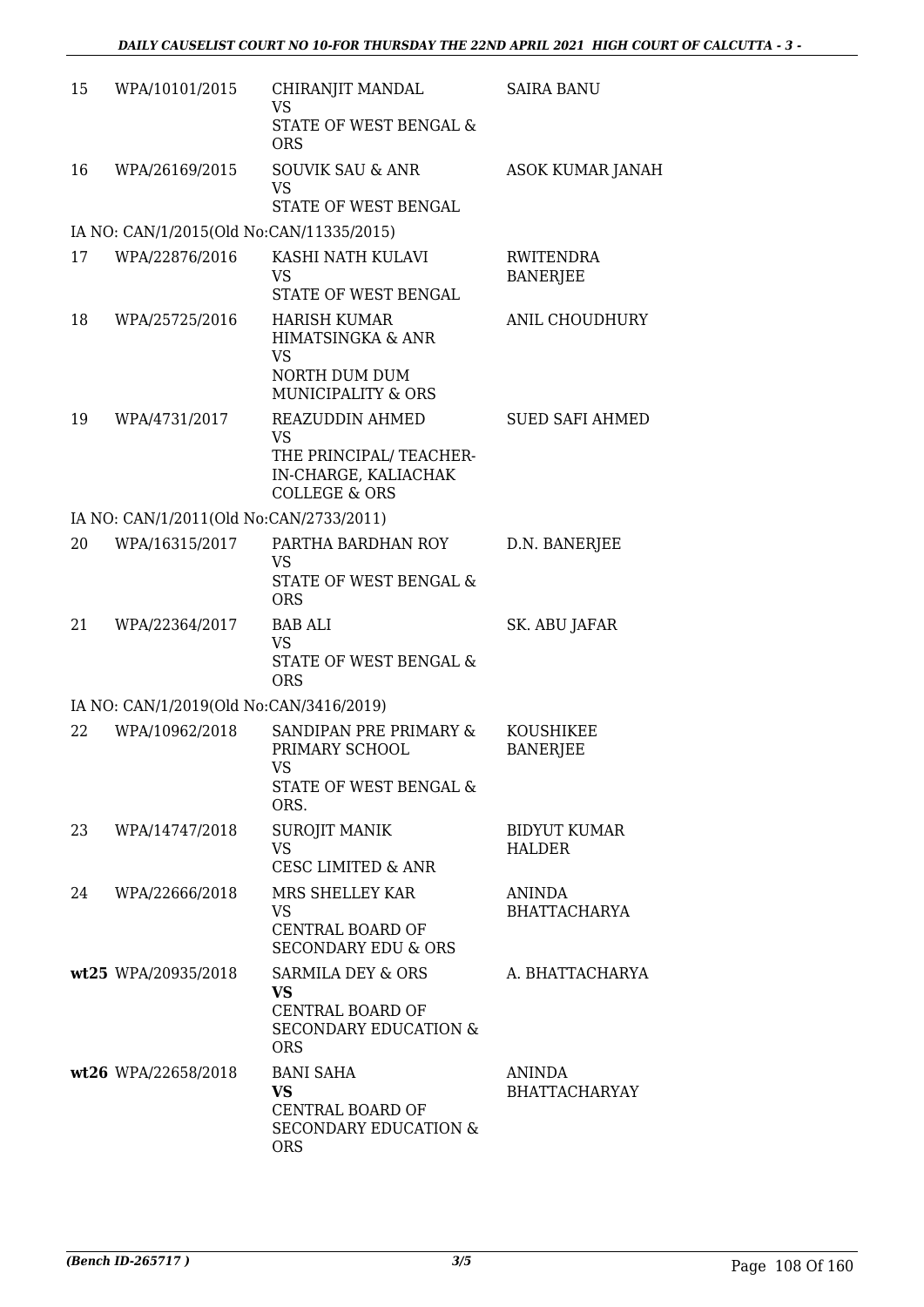| | | | |
|---|---|---|---|
| 15 | WPA/10101/2015 | CHIRANJIT MANDAL<br>VS<br>STATE OF WEST BENGAL & ORS | SAIRA BANU |
| 16 | WPA/26169/2015 | SOUVIK SAU & ANR<br>VS<br>STATE OF WEST BENGAL | ASOK KUMAR JANAH |
| IA NO: CAN/1/2015(Old No:CAN/11335/2015) | | | |
| 17 | WPA/22876/2016 | KASHI NATH KULAVI<br>VS<br>STATE OF WEST BENGAL | RWITENDRA BANERJEE |
| 18 | WPA/25725/2016 | HARISH KUMAR HIMATSINGKA & ANR<br>VS<br>NORTH DUM DUM MUNICIPALITY & ORS | ANIL CHOUDHURY |
| 19 | WPA/4731/2017 | REAZUDDIN AHMED<br>VS<br>THE PRINCIPAL/ TEACHER-IN-CHARGE, KALIACHAK COLLEGE & ORS | SUED SAFI AHMED |
| IA NO: CAN/1/2011(Old No:CAN/2733/2011) | | | |
| 20 | WPA/16315/2017 | PARTHA BARDHAN ROY<br>VS<br>STATE OF WEST BENGAL & ORS | D.N. BANERJEE |
| 21 | WPA/22364/2017 | BAB ALI<br>VS<br>STATE OF WEST BENGAL & ORS | SK. ABU JAFAR |
| IA NO: CAN/1/2019(Old No:CAN/3416/2019) | | | |
| 22 | WPA/10962/2018 | SANDIPAN PRE PRIMARY & PRIMARY SCHOOL<br>VS<br>STATE OF WEST BENGAL & ORS. | KOUSHIKEE BANERJEE |
| 23 | WPA/14747/2018 | SUROJIT MANIK<br>VS<br>CESC LIMITED & ANR | BIDYUT KUMAR HALDER |
| 24 | WPA/22666/2018 | MRS SHELLEY KAR<br>VS<br>CENTRAL BOARD OF SECONDARY EDU & ORS | ANINDA BHATTACHARYA |
| **wt25** | WPA/20935/2018 | SARMILA DEY & ORS<br>**VS**<br>CENTRAL BOARD OF SECONDARY EDUCATION & ORS | A. BHATTACHARYA |
| **wt26** | WPA/22658/2018 | BANI SAHA<br>**VS**<br>CENTRAL BOARD OF SECONDARY EDUCATION & ORS | ANINDA BHATTACHARYAY |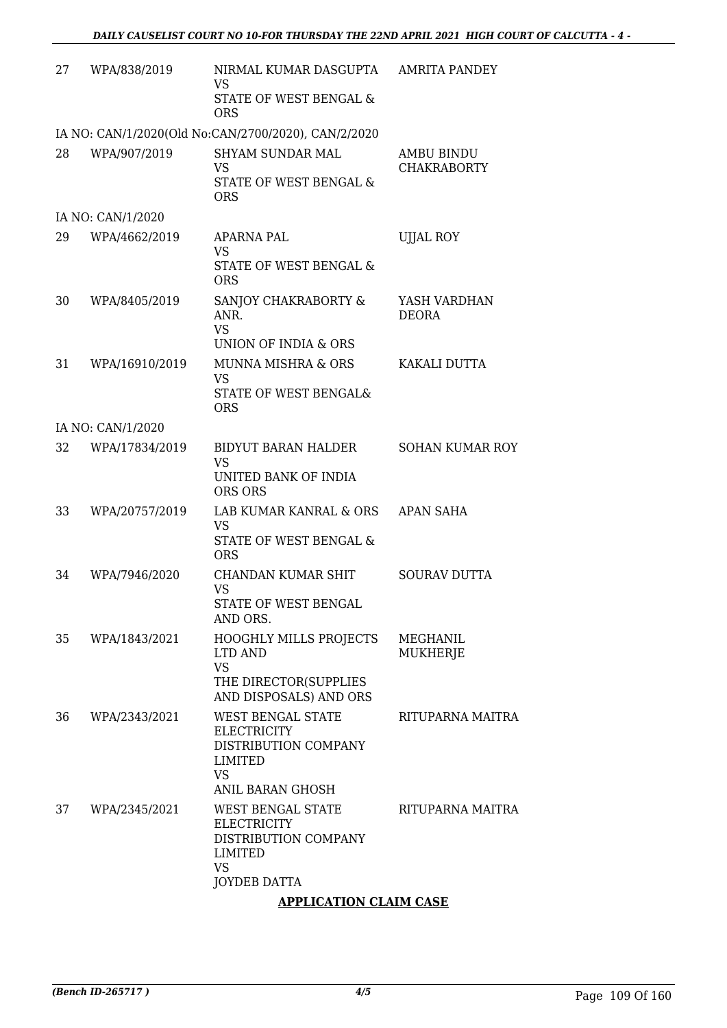| | | | |
|---|---|---|---|
| 27 | WPA/838/2019 | NIRMAL KUMAR DASGUPTA<br>VS<br>STATE OF WEST BENGAL & ORS | AMRITA PANDEY |
| | IA NO: CAN/1/2020(Old No:CAN/2700/2020), CAN/2/2020 | | |
| 28 | WPA/907/2019 | SHYAM SUNDAR MAL<br>VS<br>STATE OF WEST BENGAL & ORS | AMBU BINDU CHAKRABORTY |
| | IA NO: CAN/1/2020 | | |
| 29 | WPA/4662/2019 | APARNA PAL<br>VS<br>STATE OF WEST BENGAL & ORS | UJJAL ROY |
| 30 | WPA/8405/2019 | SANJOY CHAKRABORTY & ANR.<br>VS<br>UNION OF INDIA & ORS | YASH VARDHAN DEORA |
| 31 | WPA/16910/2019 | MUNNA MISHRA & ORS<br>VS<br>STATE OF WEST BENGAL& ORS | KAKALI DUTTA |
| | IA NO: CAN/1/2020 | | |
| 32 | WPA/17834/2019 | BIDYUT BARAN HALDER<br>VS<br>UNITED BANK OF INDIA ORS ORS | SOHAN KUMAR ROY |
| 33 | WPA/20757/2019 | LAB KUMAR KANRAL & ORS<br>VS<br>STATE OF WEST BENGAL & ORS | APAN SAHA |
| 34 | WPA/7946/2020 | CHANDAN KUMAR SHIT<br>VS<br>STATE OF WEST BENGAL AND ORS. | SOURAV DUTTA |
| 35 | WPA/1843/2021 | HOOGHLY MILLS PROJECTS LTD AND<br>VS<br>THE DIRECTOR(SUPPLIES AND DISPOSALS) AND ORS | MEGHANIL MUKHERJE |
| 36 | WPA/2343/2021 | WEST BENGAL STATE ELECTRICITY DISTRIBUTION COMPANY LIMITED<br>VS<br>ANIL BARAN GHOSH | RITUPARNA MAITRA |
| 37 | WPA/2345/2021 | WEST BENGAL STATE ELECTRICITY DISTRIBUTION COMPANY LIMITED<br>VS<br>JOYDEB DATTA | RITUPARNA MAITRA |

**APPLICATION CLAIM CASE**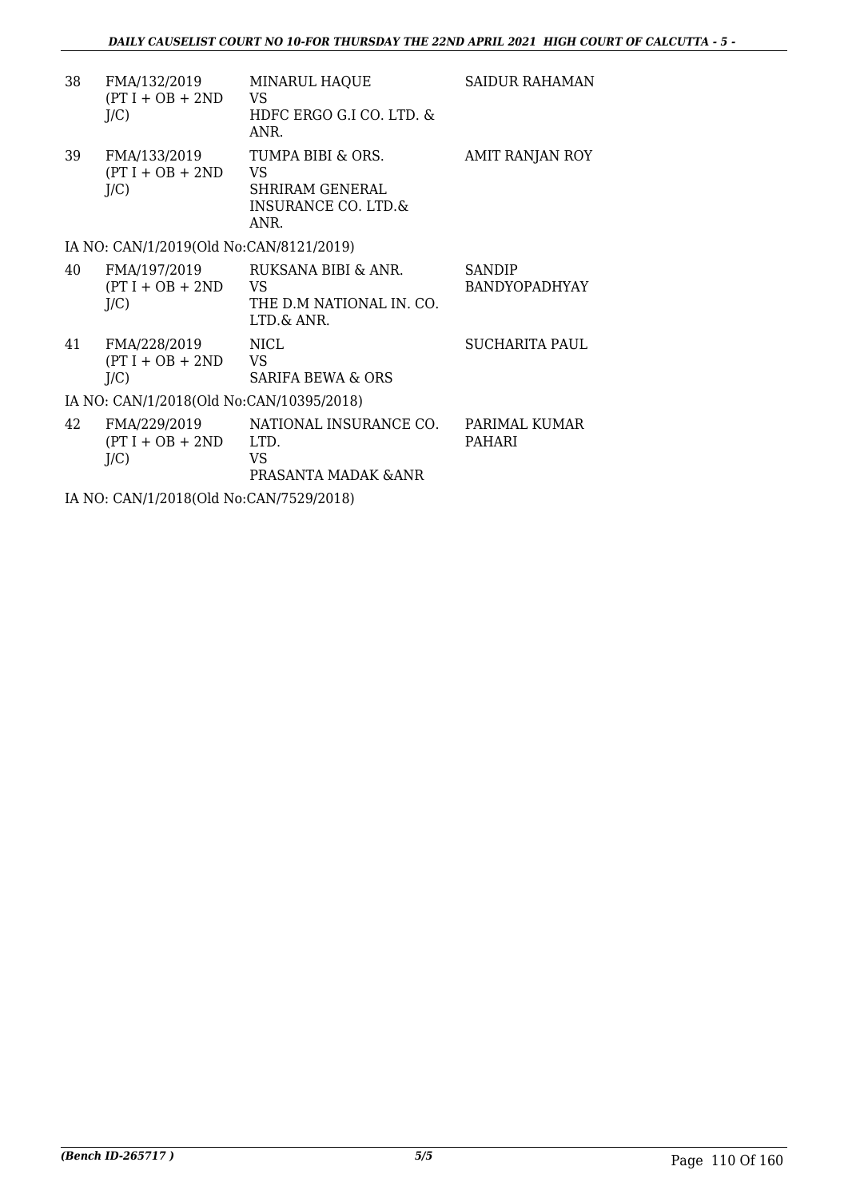| | | | |
|---|---|---|---|
| 38 | FMA/132/2019 (PT I + OB + 2ND J/C) | MINARUL HAQUE VS HDFC ERGO G.I CO. LTD. & ANR. | SAIDUR RAHAMAN |
| 39 | FMA/133/2019 (PT I + OB + 2ND J/C) | TUMPA BIBI & ORS. VS SHRIRAM GENERAL INSURANCE CO. LTD.& ANR. | AMIT RANJAN ROY |

IA NO: CAN/1/2019(Old No:CAN/8121/2019)

| | | | |
|---|---|---|---|
| 40 | FMA/197/2019 (PT I + OB + 2ND J/C) | RUKSANA BIBI & ANR. VS THE D.M NATIONAL IN. CO. LTD.& ANR. | SANDIP BANDYOPADHYAY |
| 41 | FMA/228/2019 (PT I + OB + 2ND J/C) | NICL VS SARIFA BEWA & ORS | SUCHARITA PAUL |

IA NO: CAN/1/2018(Old No:CAN/10395/2018)

| | | | |
|---|---|---|---|
| 42 | FMA/229/2019 (PT I + OB + 2ND J/C) | NATIONAL INSURANCE CO. LTD. VS PRASANTA MADAK &ANR | PARIMAL KUMAR PAHARI |

IA NO: CAN/1/2018(Old No:CAN/7529/2018)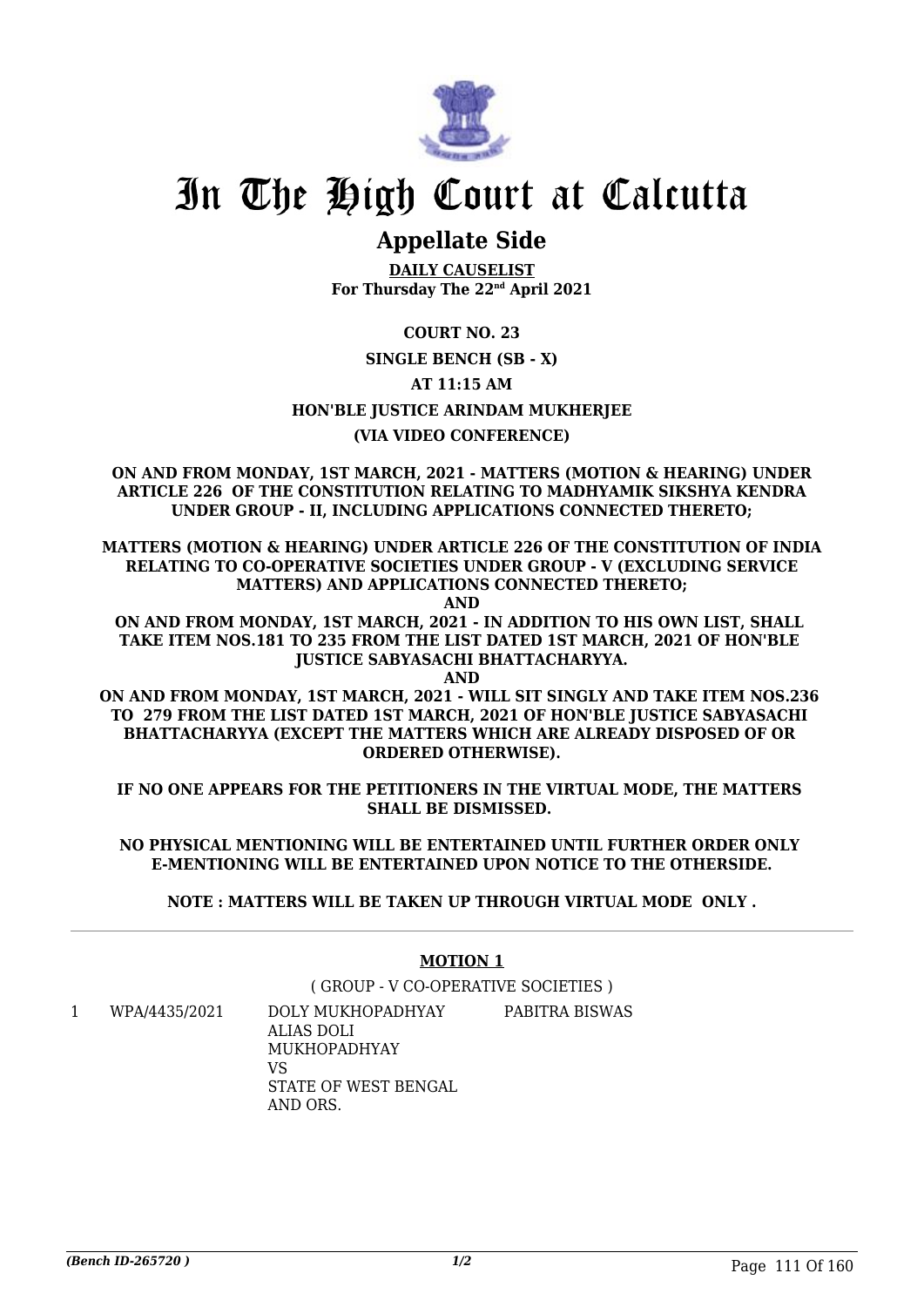# In The High Court at Calcutta

## Appellate Side

**DAILY CAUSELIST**
**For Thursday The 22nd April 2021**

**COURT NO. 23**

**SINGLE BENCH (SB - X)**

**AT 11:15 AM**

**HON'BLE JUSTICE ARINDAM MUKHERJEE**

**(VIA VIDEO CONFERENCE)**

**ON AND FROM MONDAY, 1ST MARCH, 2021 - MATTERS (MOTION & HEARING) UNDER ARTICLE 226 OF THE CONSTITUTION RELATING TO MADHYAMIK SIKSHYA KENDRA UNDER GROUP - II, INCLUDING APPLICATIONS CONNECTED THERETO;**

**MATTERS (MOTION & HEARING) UNDER ARTICLE 226 OF THE CONSTITUTION OF INDIA RELATING TO CO-OPERATIVE SOCIETIES UNDER GROUP - V (EXCLUDING SERVICE MATTERS) AND APPLICATIONS CONNECTED THERETO;**
**AND**
**ON AND FROM MONDAY, 1ST MARCH, 2021 - IN ADDITION TO HIS OWN LIST, SHALL TAKE ITEM NOS.181 TO 235 FROM THE LIST DATED 1ST MARCH, 2021 OF HON'BLE JUSTICE SABYASACHI BHATTACHARYYA.**
**AND**
**ON AND FROM MONDAY, 1ST MARCH, 2021 - WILL SIT SINGLY AND TAKE ITEM NOS.236 TO 279 FROM THE LIST DATED 1ST MARCH, 2021 OF HON'BLE JUSTICE SABYASACHI BHATTACHARYYA (EXCEPT THE MATTERS WHICH ARE ALREADY DISPOSED OF OR ORDERED OTHERWISE).**

**IF NO ONE APPEARS FOR THE PETITIONERS IN THE VIRTUAL MODE, THE MATTERS SHALL BE DISMISSED.**

**NO PHYSICAL MENTIONING WILL BE ENTERTAINED UNTIL FURTHER ORDER ONLY E-MENTIONING WILL BE ENTERTAINED UPON NOTICE TO THE OTHERSIDE.**

**NOTE : MATTERS WILL BE TAKEN UP THROUGH VIRTUAL MODE ONLY .**

---

**MOTION 1**

( GROUP - V CO-OPERATIVE SOCIETIES )

| | | | |
|---|---|---|---|
| 1 | WPA/4435/2021 | DOLY MUKHOPADHYAY ALIAS DOLI MUKHOPADHYAY VS STATE OF WEST BENGAL AND ORS. | PABITRA BISWAS |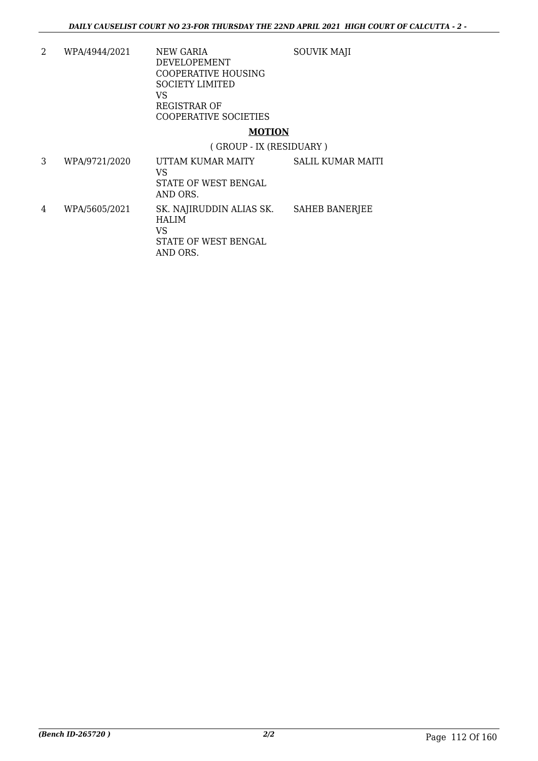| | | | |
|---|---|---|---|
| 2 | WPA/4944/2021 | NEW GARIA DEVELOPEMENT COOPERATIVE HOUSING SOCIETY LIMITED VS REGISTRAR OF COOPERATIVE SOCIETIES | SOUVIK MAJI |

## **MOTION**

( GROUP - IX (RESIDUARY )

| | | | |
|---|---|---|---|
| 3 | WPA/9721/2020 | UTTAM KUMAR MAITY VS STATE OF WEST BENGAL AND ORS. | SALIL KUMAR MAITI |
| 4 | WPA/5605/2021 | SK. NAJIRUDDIN ALIAS SK. HALIM VS STATE OF WEST BENGAL AND ORS. | SAHEB BANERJEE |

*(Bench ID-265720 )*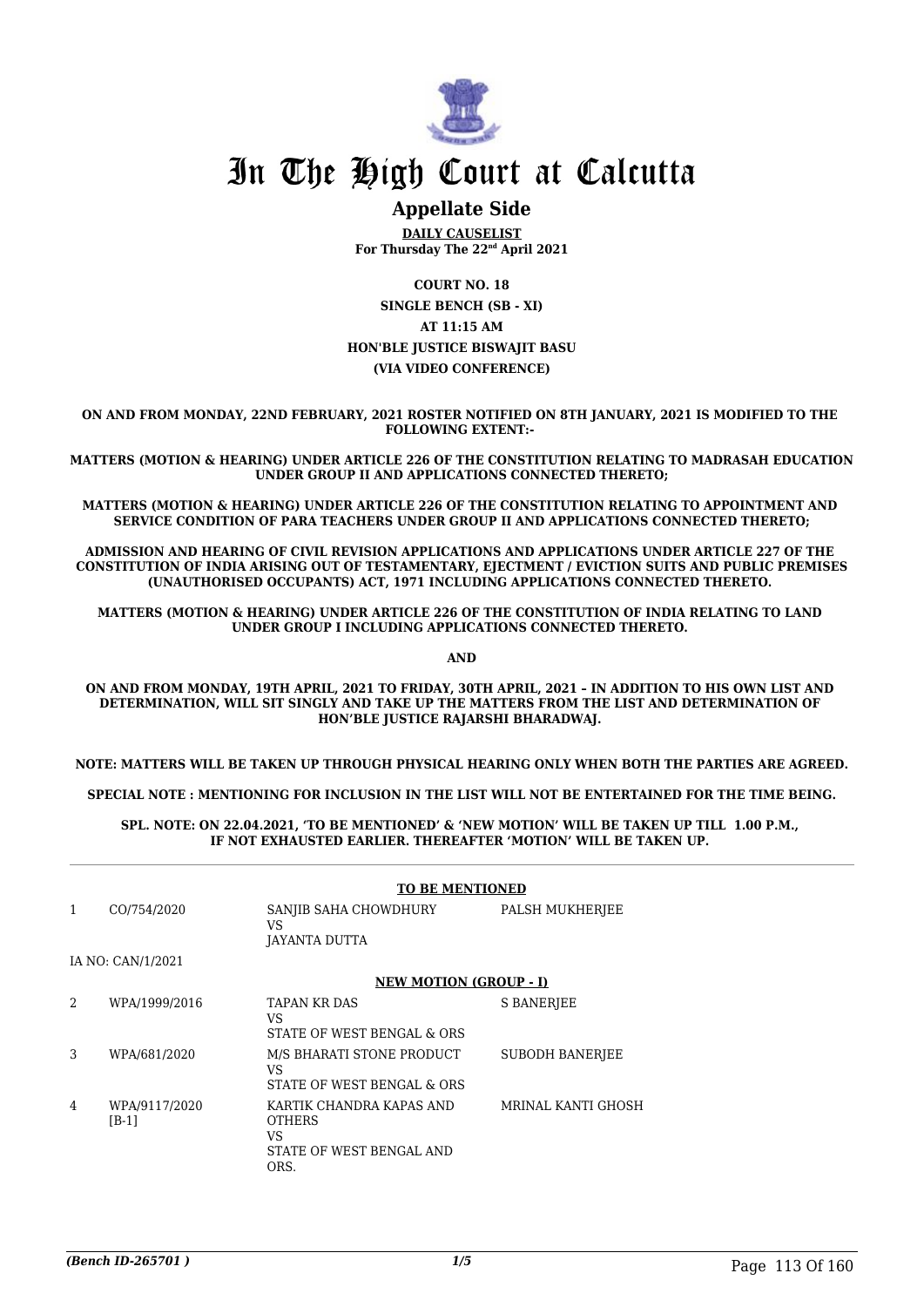# In The High Court at Calcutta

## Appellate Side

**DAILY CAUSELIST**
**For Thursday The 22nd April 2021**

**COURT NO. 18**
**SINGLE BENCH (SB - XI)**
**AT 11:15 AM**
**HON'BLE JUSTICE BISWAJIT BASU**
**(VIA VIDEO CONFERENCE)**

**ON AND FROM MONDAY, 22ND FEBRUARY, 2021 ROSTER NOTIFIED ON 8TH JANUARY, 2021 IS MODIFIED TO THE FOLLOWING EXTENT:-**

**MATTERS (MOTION & HEARING) UNDER ARTICLE 226 OF THE CONSTITUTION RELATING TO MADRASAH EDUCATION UNDER GROUP II AND APPLICATIONS CONNECTED THERETO;**

**MATTERS (MOTION & HEARING) UNDER ARTICLE 226 OF THE CONSTITUTION RELATING TO APPOINTMENT AND SERVICE CONDITION OF PARA TEACHERS UNDER GROUP II AND APPLICATIONS CONNECTED THERETO;**

**ADMISSION AND HEARING OF CIVIL REVISION APPLICATIONS AND APPLICATIONS UNDER ARTICLE 227 OF THE CONSTITUTION OF INDIA ARISING OUT OF TESTAMENTARY, EJECTMENT / EVICTION SUITS AND PUBLIC PREMISES (UNAUTHORISED OCCUPANTS) ACT, 1971 INCLUDING APPLICATIONS CONNECTED THERETO.**

**MATTERS (MOTION & HEARING) UNDER ARTICLE 226 OF THE CONSTITUTION OF INDIA RELATING TO LAND UNDER GROUP I INCLUDING APPLICATIONS CONNECTED THERETO.**

**AND**

**ON AND FROM MONDAY, 19TH APRIL, 2021 TO FRIDAY, 30TH APRIL, 2021 – IN ADDITION TO HIS OWN LIST AND DETERMINATION, WILL SIT SINGLY AND TAKE UP THE MATTERS FROM THE LIST AND DETERMINATION OF HON'BLE JUSTICE RAJARSHI BHARADWAJ.**

**NOTE: MATTERS WILL BE TAKEN UP THROUGH PHYSICAL HEARING ONLY WHEN BOTH THE PARTIES ARE AGREED.**

**SPECIAL NOTE : MENTIONING FOR INCLUSION IN THE LIST WILL NOT BE ENTERTAINED FOR THE TIME BEING.**

**SPL. NOTE: ON 22.04.2021, 'TO BE MENTIONED' & 'NEW MOTION' WILL BE TAKEN UP TILL 1.00 P.M., IF NOT EXHAUSTED EARLIER. THEREAFTER 'MOTION' WILL BE TAKEN UP.**

**TO BE MENTIONED**

| | | | |
|---|---|---|---|
| 1 | CO/754/2020 | SANJIB SAHA CHOWDHURY<br>VS<br>JAYANTA DUTTA | PALSH MUKHERJEE |

IA NO: CAN/1/2021

**NEW MOTION (GROUP - I)**

| | | | |
|---|---|---|---|
| 2 | WPA/1999/2016 | TAPAN KR DAS<br>VS<br>STATE OF WEST BENGAL & ORS | S BANERJEE |
| 3 | WPA/681/2020 | M/S BHARATI STONE PRODUCT<br>VS<br>STATE OF WEST BENGAL & ORS | SUBODH BANERJEE |
| 4 | WPA/9117/2020 [B-1] | KARTIK CHANDRA KAPAS AND OTHERS<br>VS<br>STATE OF WEST BENGAL AND ORS. | MRINAL KANTI GHOSH |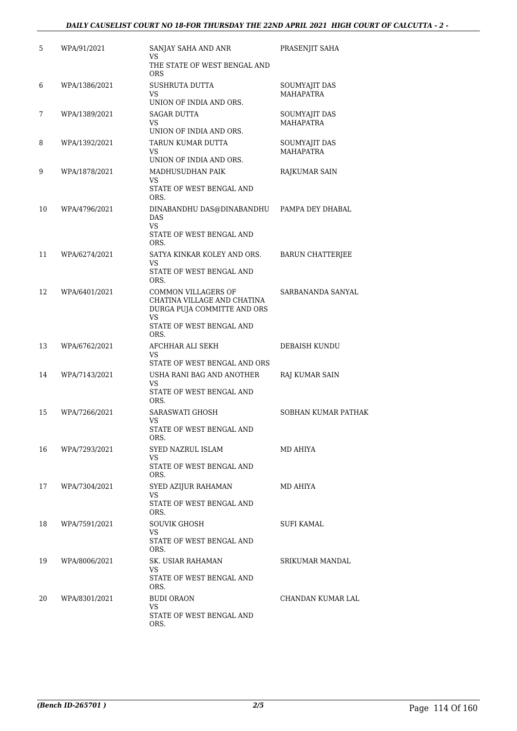| | | | |
|---|---|---|---|
| 5 | WPA/91/2021 | SANJAY SAHA AND ANR<br>VS<br>THE STATE OF WEST BENGAL AND ORS | PRASENJIT SAHA |
| 6 | WPA/1386/2021 | SUSHRUTA DUTTA<br>VS<br>UNION OF INDIA AND ORS. | SOUMYAJIT DAS MAHAPATRA |
| 7 | WPA/1389/2021 | SAGAR DUTTA<br>VS<br>UNION OF INDIA AND ORS. | SOUMYAJIT DAS MAHAPATRA |
| 8 | WPA/1392/2021 | TARUN KUMAR DUTTA<br>VS<br>UNION OF INDIA AND ORS. | SOUMYAJIT DAS MAHAPATRA |
| 9 | WPA/1878/2021 | MADHUSUDHAN PAIK<br>VS<br>STATE OF WEST BENGAL AND ORS. | RAJKUMAR SAIN |
| 10 | WPA/4796/2021 | DINABANDHU DAS@DINABANDHU DAS<br>VS<br>STATE OF WEST BENGAL AND ORS. | PAMPA DEY DHABAL |
| 11 | WPA/6274/2021 | SATYA KINKAR KOLEY AND ORS.<br>VS<br>STATE OF WEST BENGAL AND ORS. | BARUN CHATTERJEE |
| 12 | WPA/6401/2021 | COMMON VILLAGERS OF CHATINA VILLAGE AND CHATINA DURGA PUJA COMMITTE AND ORS<br>VS<br>STATE OF WEST BENGAL AND ORS. | SARBANANDA SANYAL |
| 13 | WPA/6762/2021 | AFCHHAR ALI SEKH<br>VS<br>STATE OF WEST BENGAL AND ORS | DEBAISH KUNDU |
| 14 | WPA/7143/2021 | USHA RANI BAG AND ANOTHER<br>VS<br>STATE OF WEST BENGAL AND ORS. | RAJ KUMAR SAIN |
| 15 | WPA/7266/2021 | SARASWATI GHOSH<br>VS<br>STATE OF WEST BENGAL AND ORS. | SOBHAN KUMAR PATHAK |
| 16 | WPA/7293/2021 | SYED NAZRUL ISLAM<br>VS<br>STATE OF WEST BENGAL AND ORS. | MD AHIYA |
| 17 | WPA/7304/2021 | SYED AZIJUR RAHAMAN<br>VS<br>STATE OF WEST BENGAL AND ORS. | MD AHIYA |
| 18 | WPA/7591/2021 | SOUVIK GHOSH<br>VS<br>STATE OF WEST BENGAL AND ORS. | SUFI KAMAL |
| 19 | WPA/8006/2021 | SK. USIAR RAHAMAN<br>VS<br>STATE OF WEST BENGAL AND ORS. | SRIKUMAR MANDAL |
| 20 | WPA/8301/2021 | BUDI ORAON<br>VS<br>STATE OF WEST BENGAL AND ORS. | CHANDAN KUMAR LAL |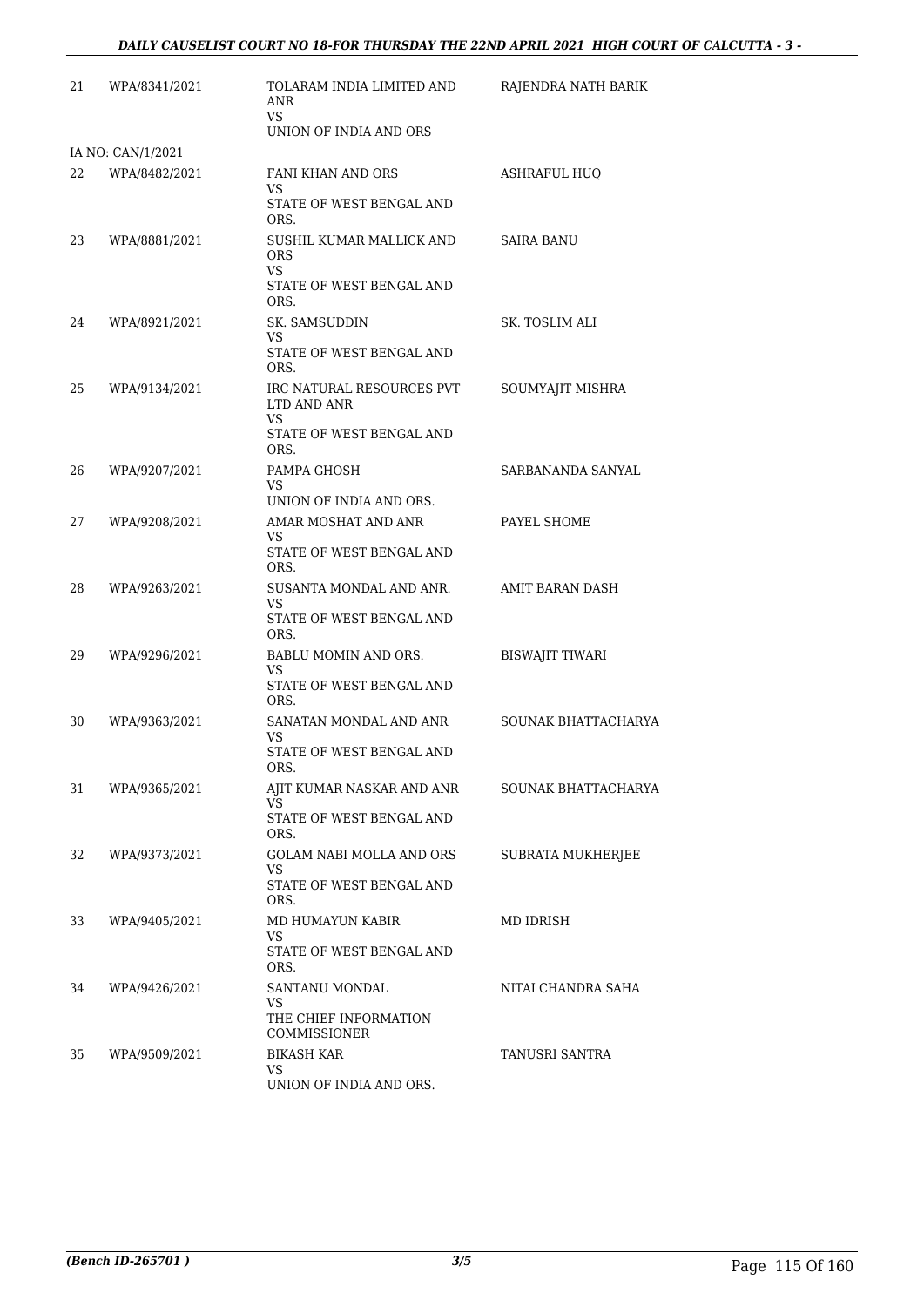| | | | |
|---|---|---|---|
| 21 | WPA/8341/2021 | TOLARAM INDIA LIMITED AND ANR<br>VS<br>UNION OF INDIA AND ORS | RAJENDRA NATH BARIK |
| | IA NO: CAN/1/2021 | | |
| 22 | WPA/8482/2021 | FANI KHAN AND ORS<br>VS<br>STATE OF WEST BENGAL AND ORS. | ASHRAFUL HUQ |
| 23 | WPA/8881/2021 | SUSHIL KUMAR MALLICK AND ORS<br>VS<br>STATE OF WEST BENGAL AND ORS. | SAIRA BANU |
| 24 | WPA/8921/2021 | SK. SAMSUDDIN<br>VS<br>STATE OF WEST BENGAL AND ORS. | SK. TOSLIM ALI |
| 25 | WPA/9134/2021 | IRC NATURAL RESOURCES PVT LTD AND ANR<br>VS<br>STATE OF WEST BENGAL AND ORS. | SOUMYAJIT MISHRA |
| 26 | WPA/9207/2021 | PAMPA GHOSH<br>VS<br>UNION OF INDIA AND ORS. | SARBANANDA SANYAL |
| 27 | WPA/9208/2021 | AMAR MOSHAT AND ANR<br>VS<br>STATE OF WEST BENGAL AND ORS. | PAYEL SHOME |
| 28 | WPA/9263/2021 | SUSANTA MONDAL AND ANR.<br>VS<br>STATE OF WEST BENGAL AND ORS. | AMIT BARAN DASH |
| 29 | WPA/9296/2021 | BABLU MOMIN AND ORS.<br>VS<br>STATE OF WEST BENGAL AND ORS. | BISWAJIT TIWARI |
| 30 | WPA/9363/2021 | SANATAN MONDAL AND ANR<br>VS<br>STATE OF WEST BENGAL AND ORS. | SOUNAK BHATTACHARYA |
| 31 | WPA/9365/2021 | AJIT KUMAR NASKAR AND ANR<br>VS<br>STATE OF WEST BENGAL AND ORS. | SOUNAK BHATTACHARYA |
| 32 | WPA/9373/2021 | GOLAM NABI MOLLA AND ORS<br>VS<br>STATE OF WEST BENGAL AND ORS. | SUBRATA MUKHERJEE |
| 33 | WPA/9405/2021 | MD HUMAYUN KABIR<br>VS<br>STATE OF WEST BENGAL AND ORS. | MD IDRISH |
| 34 | WPA/9426/2021 | SANTANU MONDAL<br>VS<br>THE CHIEF INFORMATION COMMISSIONER | NITAI CHANDRA SAHA |
| 35 | WPA/9509/2021 | BIKASH KAR<br>VS<br>UNION OF INDIA AND ORS. | TANUSRI SANTRA |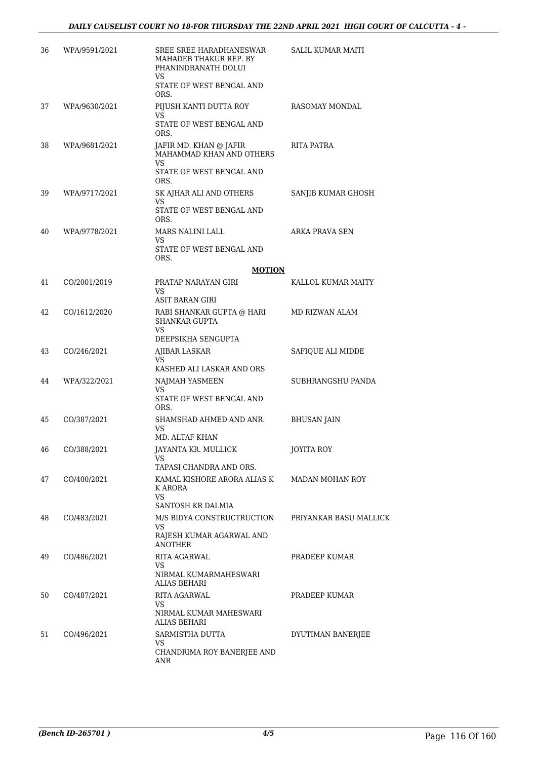| | | | |
|---|---|---|---|
| 36 | WPA/9591/2021 | SREE SREE HARADHANESWAR MAHADEB THAKUR REP. BY PHANINDRANATH DOLUI<br>VS<br>STATE OF WEST BENGAL AND ORS. | SALIL KUMAR MAITI |
| 37 | WPA/9630/2021 | PIJUSH KANTI DUTTA ROY<br>VS<br>STATE OF WEST BENGAL AND ORS. | RASOMAY MONDAL |
| 38 | WPA/9681/2021 | JAFIR MD. KHAN @ JAFIR MAHAMMAD KHAN AND OTHERS<br>VS<br>STATE OF WEST BENGAL AND ORS. | RITA PATRA |
| 39 | WPA/9717/2021 | SK AJHAR ALI AND OTHERS<br>VS<br>STATE OF WEST BENGAL AND ORS. | SANJIB KUMAR GHOSH |
| 40 | WPA/9778/2021 | MARS NALINI LALL<br>VS<br>STATE OF WEST BENGAL AND ORS. | ARKA PRAVA SEN |

**MOTION**

| | | | |
|---|---|---|---|
| 41 | CO/2001/2019 | PRATAP NARAYAN GIRI<br>VS<br>ASIT BARAN GIRI | KALLOL KUMAR MAITY |
| 42 | CO/1612/2020 | RABI SHANKAR GUPTA @ HARI SHANKAR GUPTA<br>VS<br>DEEPSIKHA SENGUPTA | MD RIZWAN ALAM |
| 43 | CO/246/2021 | AJIBAR LASKAR<br>VS<br>KASHED ALI LASKAR AND ORS | SAFIQUE ALI MIDDE |
| 44 | WPA/322/2021 | NAJMAH YASMEEN<br>VS<br>STATE OF WEST BENGAL AND ORS. | SUBHRANGSHU PANDA |
| 45 | CO/387/2021 | SHAMSHAD AHMED AND ANR.<br>VS<br>MD. ALTAF KHAN | BHUSAN JAIN |
| 46 | CO/388/2021 | JAYANTA KR. MULLICK<br>VS<br>TAPASI CHANDRA AND ORS. | JOYITA ROY |
| 47 | CO/400/2021 | KAMAL KISHORE ARORA ALIAS K K ARORA<br>VS<br>SANTOSH KR DALMIA | MADAN MOHAN ROY |
| 48 | CO/483/2021 | M/S BIDYA CONSTRUCTRUCTION<br>VS<br>RAJESH KUMAR AGARWAL AND ANOTHER | PRIYANKAR BASU MALLICK |
| 49 | CO/486/2021 | RITA AGARWAL<br>VS<br>NIRMAL KUMARMAHESWARI ALIAS BEHARI | PRADEEP KUMAR |
| 50 | CO/487/2021 | RITA AGARWAL<br>VS<br>NIRMAL KUMAR MAHESWARI ALIAS BEHARI | PRADEEP KUMAR |
| 51 | CO/496/2021 | SARMISTHA DUTTA<br>VS<br>CHANDRIMA ROY BANERJEE AND ANR | DYUTIMAN BANERJEE |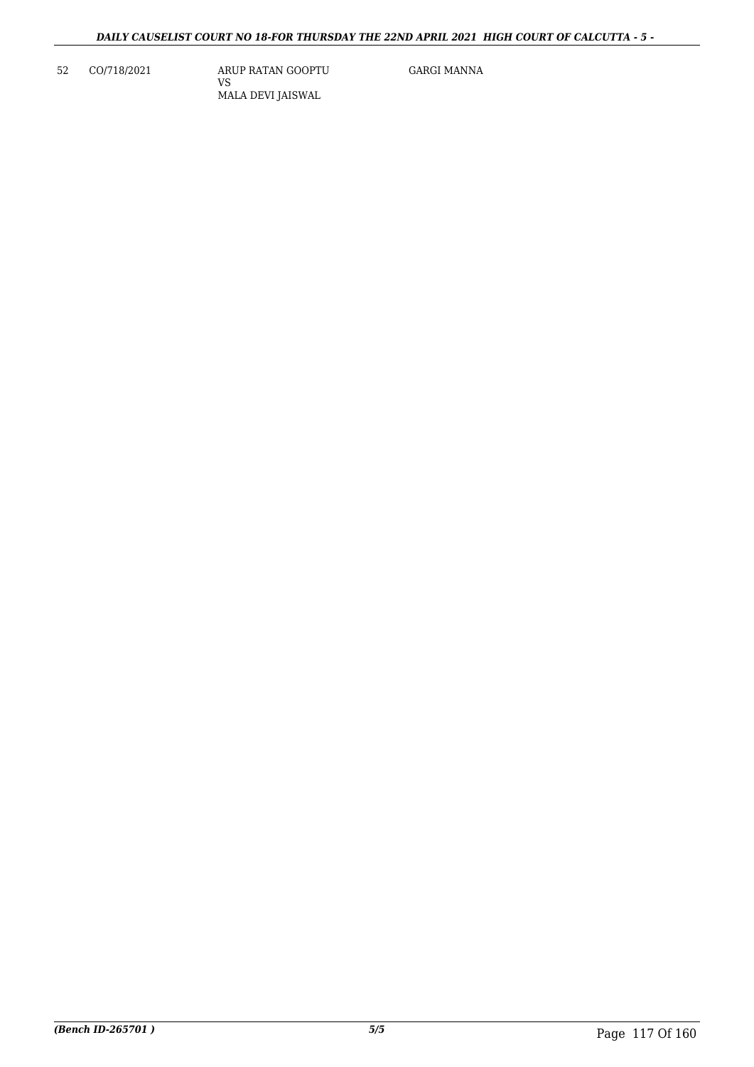| 52 | CO/718/2021 | ARUP RATAN GOOPTU<br>VS<br>MALA DEVI JAISWAL | GARGI MANNA |
|---|---|---|---|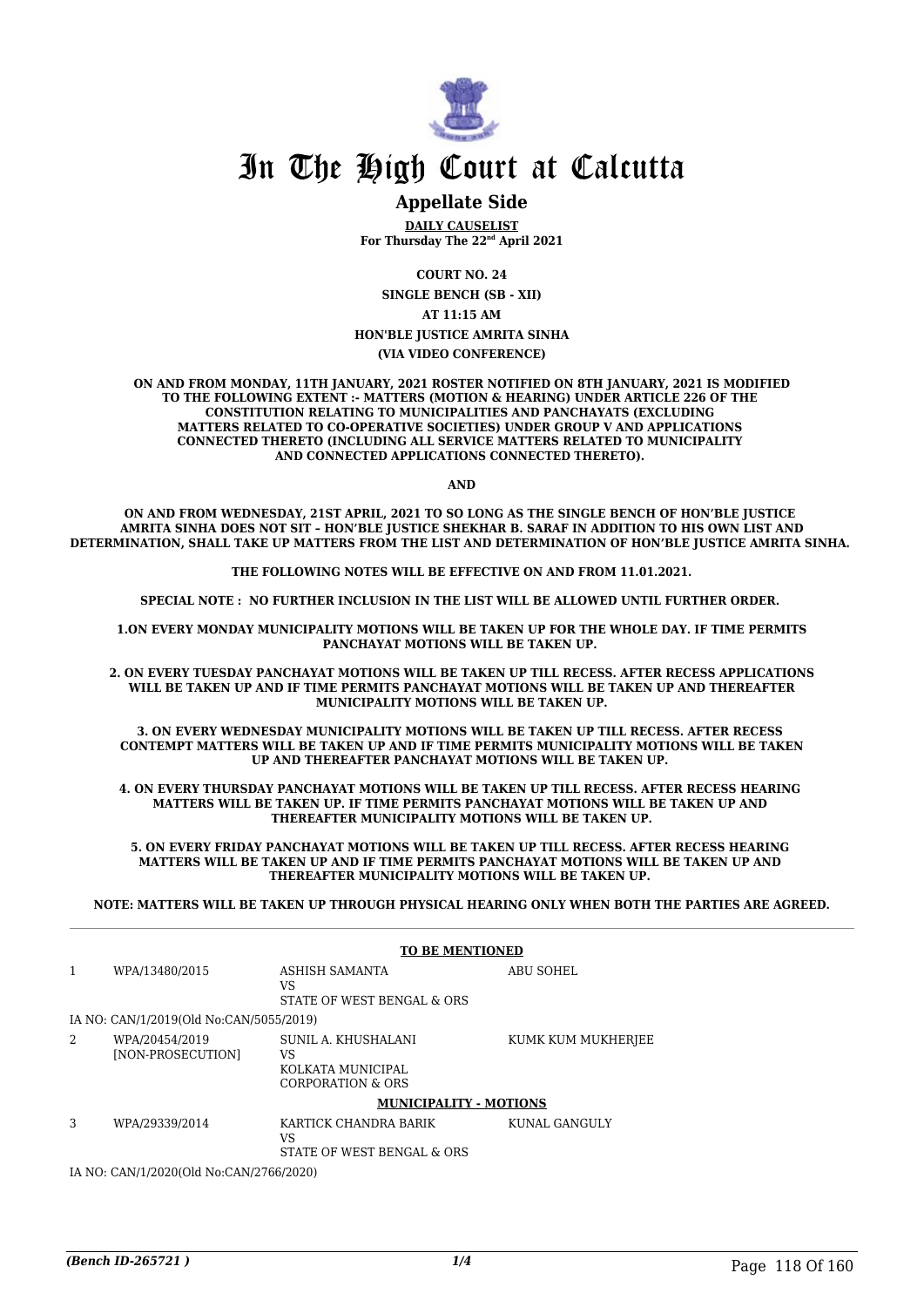# In The High Court at Calcutta

## Appellate Side

**DAILY CAUSELIST**
**For Thursday The 22nd April 2021**

**COURT NO. 24**

**SINGLE BENCH (SB - XII)**

**AT 11:15 AM**

**HON'BLE JUSTICE AMRITA SINHA**

**(VIA VIDEO CONFERENCE)**

**ON AND FROM MONDAY, 11TH JANUARY, 2021 ROSTER NOTIFIED ON 8TH JANUARY, 2021 IS MODIFIED TO THE FOLLOWING EXTENT :- MATTERS (MOTION & HEARING) UNDER ARTICLE 226 OF THE CONSTITUTION RELATING TO MUNICIPALITIES AND PANCHAYATS (EXCLUDING MATTERS RELATED TO CO-OPERATIVE SOCIETIES) UNDER GROUP V AND APPLICATIONS CONNECTED THERETO (INCLUDING ALL SERVICE MATTERS RELATED TO MUNICIPALITY AND CONNECTED APPLICATIONS CONNECTED THERETO).**

**AND**

**ON AND FROM WEDNESDAY, 21ST APRIL, 2021 TO SO LONG AS THE SINGLE BENCH OF HON'BLE JUSTICE AMRITA SINHA DOES NOT SIT – HON'BLE JUSTICE SHEKHAR B. SARAF IN ADDITION TO HIS OWN LIST AND DETERMINATION, SHALL TAKE UP MATTERS FROM THE LIST AND DETERMINATION OF HON'BLE JUSTICE AMRITA SINHA.**

**THE FOLLOWING NOTES WILL BE EFFECTIVE ON AND FROM 11.01.2021.**

**SPECIAL NOTE : NO FURTHER INCLUSION IN THE LIST WILL BE ALLOWED UNTIL FURTHER ORDER.**

**1.ON EVERY MONDAY MUNICIPALITY MOTIONS WILL BE TAKEN UP FOR THE WHOLE DAY. IF TIME PERMITS PANCHAYAT MOTIONS WILL BE TAKEN UP.**

**2. ON EVERY TUESDAY PANCHAYAT MOTIONS WILL BE TAKEN UP TILL RECESS. AFTER RECESS APPLICATIONS WILL BE TAKEN UP AND IF TIME PERMITS PANCHAYAT MOTIONS WILL BE TAKEN UP AND THEREAFTER MUNICIPALITY MOTIONS WILL BE TAKEN UP.**

**3. ON EVERY WEDNESDAY MUNICIPALITY MOTIONS WILL BE TAKEN UP TILL RECESS. AFTER RECESS CONTEMPT MATTERS WILL BE TAKEN UP AND IF TIME PERMITS MUNICIPALITY MOTIONS WILL BE TAKEN UP AND THEREAFTER PANCHAYAT MOTIONS WILL BE TAKEN UP.**

**4. ON EVERY THURSDAY PANCHAYAT MOTIONS WILL BE TAKEN UP TILL RECESS. AFTER RECESS HEARING MATTERS WILL BE TAKEN UP. IF TIME PERMITS PANCHAYAT MOTIONS WILL BE TAKEN UP AND THEREAFTER MUNICIPALITY MOTIONS WILL BE TAKEN UP.**

**5. ON EVERY FRIDAY PANCHAYAT MOTIONS WILL BE TAKEN UP TILL RECESS. AFTER RECESS HEARING MATTERS WILL BE TAKEN UP AND IF TIME PERMITS PANCHAYAT MOTIONS WILL BE TAKEN UP AND THEREAFTER MUNICIPALITY MOTIONS WILL BE TAKEN UP.**

**NOTE: MATTERS WILL BE TAKEN UP THROUGH PHYSICAL HEARING ONLY WHEN BOTH THE PARTIES ARE AGREED.**

**TO BE MENTIONED**

| | | | |
|---|---|---|---|
| 1 | WPA/13480/2015 | ASHISH SAMANTA<br>VS<br>STATE OF WEST BENGAL & ORS | ABU SOHEL |
| | IA NO: CAN/1/2019(Old No:CAN/5055/2019) | | |
| 2 | WPA/20454/2019<br>[NON-PROSECUTION] | SUNIL A. KHUSHALANI<br>VS<br>KOLKATA MUNICIPAL CORPORATION & ORS | KUMK KUM MUKHERJEE |

**MUNICIPALITY - MOTIONS**

| | | | |
|---|---|---|---|
| 3 | WPA/29339/2014 | KARTICK CHANDRA BARIK<br>VS<br>STATE OF WEST BENGAL & ORS | KUNAL GANGULY |
| | IA NO: CAN/1/2020(Old No:CAN/2766/2020) | | |

*(Bench ID-265721 )*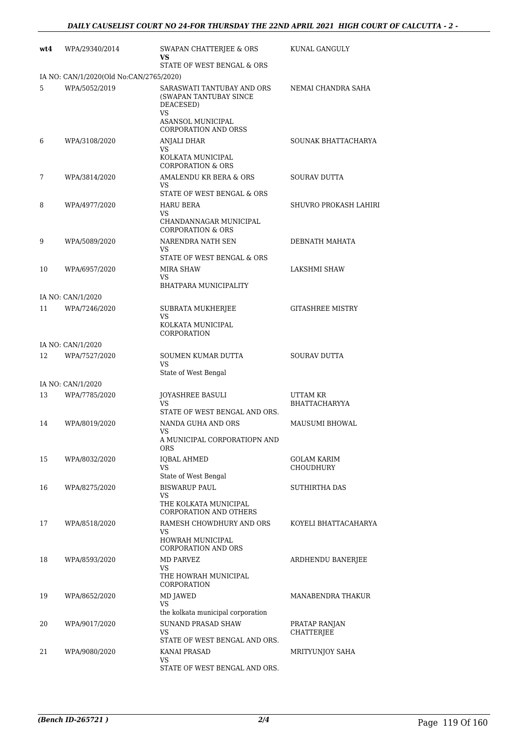| | | | |
|---|---|---|---|
| wt4 | WPA/29340/2014 | SWAPAN CHATTERJEE & ORS<br>**VS**<br>STATE OF WEST BENGAL & ORS | KUNAL GANGULY |
| | IA NO: CAN/1/2020(Old No:CAN/2765/2020) | | |
| 5 | WPA/5052/2019 | SARASWATI TANTUBAY AND ORS (SWAPAN TANTUBAY SINCE DEACESED)<br>VS<br>ASANSOL MUNICIPAL CORPORATION AND ORSS | NEMAI CHANDRA SAHA |
| 6 | WPA/3108/2020 | ANJALI DHAR<br>VS<br>KOLKATA MUNICIPAL CORPORATION & ORS | SOUNAK BHATTACHARYA |
| 7 | WPA/3814/2020 | AMALENDU KR BERA & ORS<br>VS<br>STATE OF WEST BENGAL & ORS | SOURAV DUTTA |
| 8 | WPA/4977/2020 | HARU BERA<br>VS<br>CHANDANNAGAR MUNICIPAL CORPORATION & ORS | SHUVRO PROKASH LAHIRI |
| 9 | WPA/5089/2020 | NARENDRA NATH SEN<br>VS<br>STATE OF WEST BENGAL & ORS | DEBNATH MAHATA |
| 10 | WPA/6957/2020 | MIRA SHAW<br>VS<br>BHATPARA MUNICIPALITY | LAKSHMI SHAW |
| | IA NO: CAN/1/2020 | | |
| 11 | WPA/7246/2020 | SUBRATA MUKHERJEE<br>VS<br>KOLKATA MUNICIPAL CORPORATION | GITASHREE MISTRY |
| | IA NO: CAN/1/2020 | | |
| 12 | WPA/7527/2020 | SOUMEN KUMAR DUTTA<br>VS<br>State of West Bengal | SOURAV DUTTA |
| | IA NO: CAN/1/2020 | | |
| 13 | WPA/7785/2020 | JOYASHREE BASULI<br>VS<br>STATE OF WEST BENGAL AND ORS. | UTTAM KR BHATTACHARYYA |
| 14 | WPA/8019/2020 | NANDA GUHA AND ORS<br>VS<br>A MUNICIPAL CORPORATIOPN AND ORS | MAUSUMI BHOWAL |
| 15 | WPA/8032/2020 | IQBAL AHMED<br>VS<br>State of West Bengal | GOLAM KARIM CHOUDHURY |
| 16 | WPA/8275/2020 | BISWARUP PAUL<br>VS<br>THE KOLKATA MUNICIPAL CORPORATION AND OTHERS | SUTHIRTHA DAS |
| 17 | WPA/8518/2020 | RAMESH CHOWDHURY AND ORS<br>VS<br>HOWRAH MUNICIPAL CORPORATION AND ORS | KOYELI BHATTACAHARYA |
| 18 | WPA/8593/2020 | MD PARVEZ<br>VS<br>THE HOWRAH MUNICIPAL CORPORATION | ARDHENDU BANERJEE |
| 19 | WPA/8652/2020 | MD JAWED<br>VS<br>the kolkata municipal corporation | MANABENDRA THAKUR |
| 20 | WPA/9017/2020 | SUNAND PRASAD SHAW<br>VS<br>STATE OF WEST BENGAL AND ORS. | PRATAP RANJAN CHATTERJEE |
| 21 | WPA/9080/2020 | KANAI PRASAD<br>VS<br>STATE OF WEST BENGAL AND ORS. | MRITYUNJOY SAHA |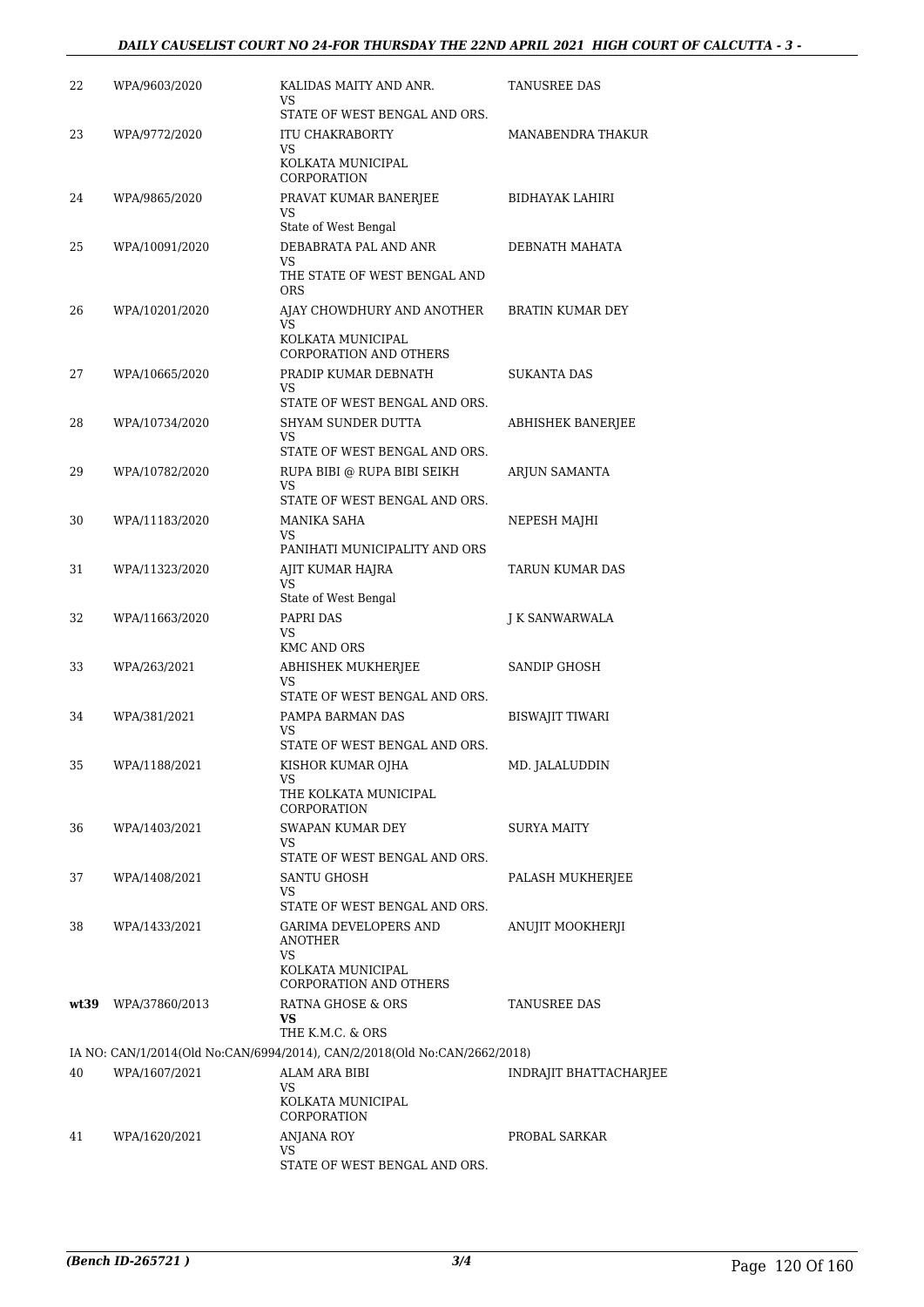| | | | |
|---|---|---|---|
| 22 | WPA/9603/2020 | KALIDAS MAITY AND ANR.<br>VS<br>STATE OF WEST BENGAL AND ORS. | TANUSREE DAS |
| 23 | WPA/9772/2020 | ITU CHAKRABORTY<br>VS<br>KOLKATA MUNICIPAL CORPORATION | MANABENDRA THAKUR |
| 24 | WPA/9865/2020 | PRAVAT KUMAR BANERJEE<br>VS<br>State of West Bengal | BIDHAYAK LAHIRI |
| 25 | WPA/10091/2020 | DEBABRATA PAL AND ANR<br>VS<br>THE STATE OF WEST BENGAL AND ORS | DEBNATH MAHATA |
| 26 | WPA/10201/2020 | AJAY CHOWDHURY AND ANOTHER<br>VS<br>KOLKATA MUNICIPAL CORPORATION AND OTHERS | BRATIN KUMAR DEY |
| 27 | WPA/10665/2020 | PRADIP KUMAR DEBNATH<br>VS<br>STATE OF WEST BENGAL AND ORS. | SUKANTA DAS |
| 28 | WPA/10734/2020 | SHYAM SUNDER DUTTA<br>VS<br>STATE OF WEST BENGAL AND ORS. | ABHISHEK BANERJEE |
| 29 | WPA/10782/2020 | RUPA BIBI @ RUPA BIBI SEIKH<br>VS<br>STATE OF WEST BENGAL AND ORS. | ARJUN SAMANTA |
| 30 | WPA/11183/2020 | MANIKA SAHA<br>VS<br>PANIHATI MUNICIPALITY AND ORS | NEPESH MAJHI |
| 31 | WPA/11323/2020 | AJIT KUMAR HAJRA<br>VS<br>State of West Bengal | TARUN KUMAR DAS |
| 32 | WPA/11663/2020 | PAPRI DAS<br>VS<br>KMC AND ORS | J K SANWARWALA |
| 33 | WPA/263/2021 | ABHISHEK MUKHERJEE<br>VS<br>STATE OF WEST BENGAL AND ORS. | SANDIP GHOSH |
| 34 | WPA/381/2021 | PAMPA BARMAN DAS<br>VS<br>STATE OF WEST BENGAL AND ORS. | BISWAJIT TIWARI |
| 35 | WPA/1188/2021 | KISHOR KUMAR OJHA<br>VS<br>THE KOLKATA MUNICIPAL CORPORATION | MD. JALALUDDIN |
| 36 | WPA/1403/2021 | SWAPAN KUMAR DEY<br>VS<br>STATE OF WEST BENGAL AND ORS. | SURYA MAITY |
| 37 | WPA/1408/2021 | SANTU GHOSH<br>VS<br>STATE OF WEST BENGAL AND ORS. | PALASH MUKHERJEE |
| 38 | WPA/1433/2021 | GARIMA DEVELOPERS AND ANOTHER<br>VS<br>KOLKATA MUNICIPAL CORPORATION AND OTHERS | ANUJIT MOOKHERJI |
| **wt39** | WPA/37860/2013 | RATNA GHOSE & ORS<br>**VS**<br>THE K.M.C. & ORS | TANUSREE DAS |
| | IA NO: CAN/1/2014(Old No:CAN/6994/2014), CAN/2/2018(Old No:CAN/2662/2018) | | |
| 40 | WPA/1607/2021 | ALAM ARA BIBI<br>VS<br>KOLKATA MUNICIPAL CORPORATION | INDRAJIT BHATTACHARJEE |
| 41 | WPA/1620/2021 | ANJANA ROY<br>VS<br>STATE OF WEST BENGAL AND ORS. | PROBAL SARKAR |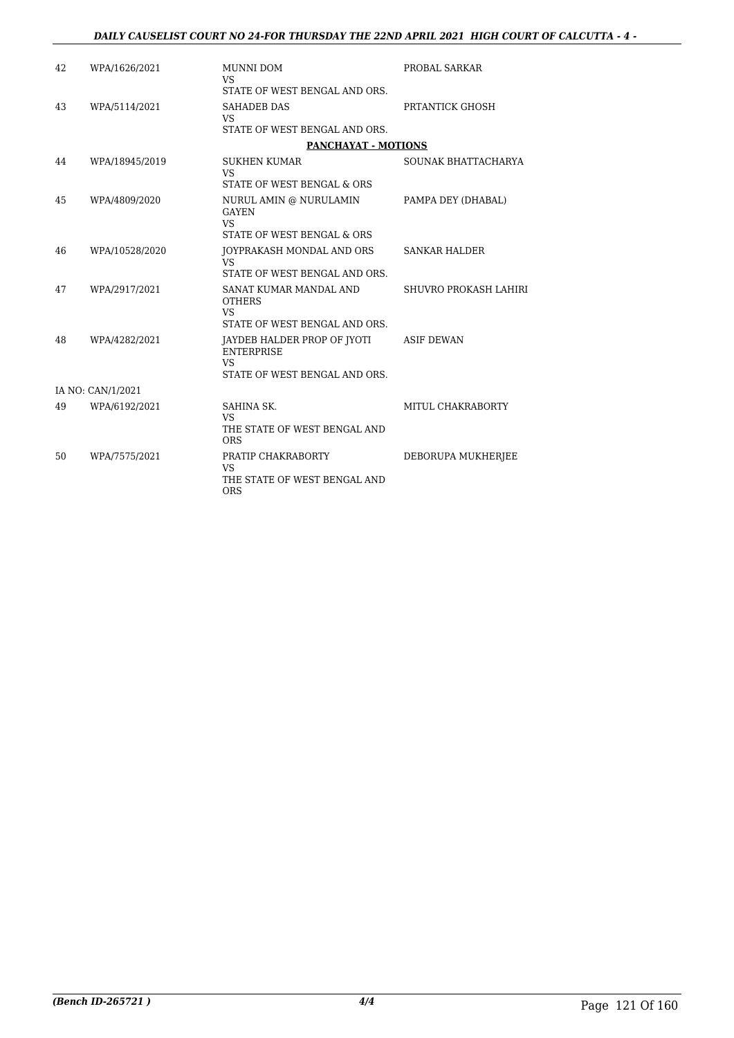| | | | |
|---|---|---|---|
| 42 | WPA/1626/2021 | MUNNI DOM<br>VS<br>STATE OF WEST BENGAL AND ORS. | PROBAL SARKAR |
| 43 | WPA/5114/2021 | SAHADEB DAS<br>VS<br>STATE OF WEST BENGAL AND ORS. | PRTANTICK GHOSH |
| | | **PANCHAYAT - MOTIONS** | |
| 44 | WPA/18945/2019 | SUKHEN KUMAR<br>VS<br>STATE OF WEST BENGAL & ORS | SOUNAK BHATTACHARYA |
| 45 | WPA/4809/2020 | NURUL AMIN @ NURULAMIN GAYEN<br>VS<br>STATE OF WEST BENGAL & ORS | PAMPA DEY (DHABAL) |
| 46 | WPA/10528/2020 | JOYPRAKASH MONDAL AND ORS<br>VS<br>STATE OF WEST BENGAL AND ORS. | SANKAR HALDER |
| 47 | WPA/2917/2021 | SANAT KUMAR MANDAL AND OTHERS<br>VS<br>STATE OF WEST BENGAL AND ORS. | SHUVRO PROKASH LAHIRI |
| 48 | WPA/4282/2021 | JAYDEB HALDER PROP OF JYOTI ENTERPRISE<br>VS<br>STATE OF WEST BENGAL AND ORS. | ASIF DEWAN |
| | IA NO: CAN/1/2021 | | |
| 49 | WPA/6192/2021 | SAHINA SK.<br>VS<br>THE STATE OF WEST BENGAL AND ORS | MITUL CHAKRABORTY |
| 50 | WPA/7575/2021 | PRATIP CHAKRABORTY<br>VS<br>THE STATE OF WEST BENGAL AND ORS | DEBORUPA MUKHERJEE |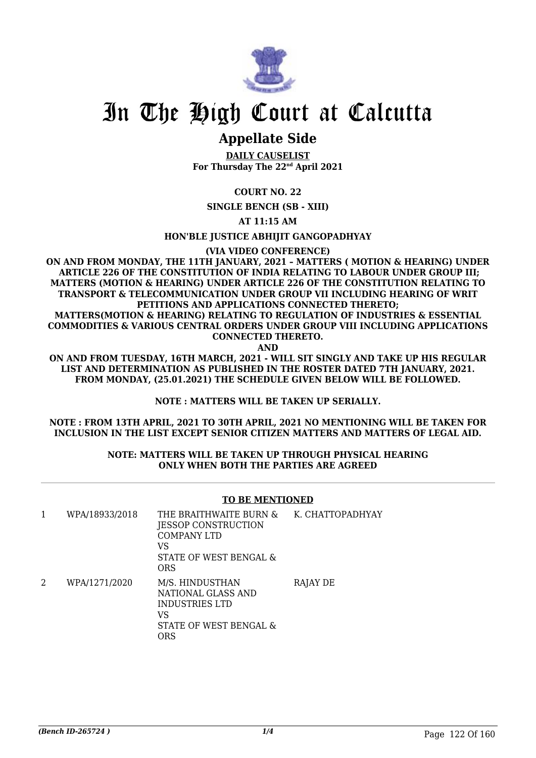# In The High Court at Calcutta

## Appellate Side

**DAILY CAUSELIST**
**For Thursday The 22nd April 2021**

**COURT NO. 22**

**SINGLE BENCH (SB - XIII)**

**AT 11:15 AM**

**HON'BLE JUSTICE ABHIJIT GANGOPADHYAY**

**(VIA VIDEO CONFERENCE)**

**ON AND FROM MONDAY, THE 11TH JANUARY, 2021 – MATTERS ( MOTION & HEARING) UNDER ARTICLE 226 OF THE CONSTITUTION OF INDIA RELATING TO LABOUR UNDER GROUP III; MATTERS (MOTION & HEARING) UNDER ARTICLE 226 OF THE CONSTITUTION RELATING TO TRANSPORT & TELECOMMUNICATION UNDER GROUP VII INCLUDING HEARING OF WRIT PETITIONS AND APPLICATIONS CONNECTED THERETO;**
**MATTERS(MOTION & HEARING) RELATING TO REGULATION OF INDUSTRIES & ESSENTIAL COMMODITIES & VARIOUS CENTRAL ORDERS UNDER GROUP VIII INCLUDING APPLICATIONS CONNECTED THERETO.**
**AND**
**ON AND FROM TUESDAY, 16TH MARCH, 2021 - WILL SIT SINGLY AND TAKE UP HIS REGULAR LIST AND DETERMINATION AS PUBLISHED IN THE ROSTER DATED 7TH JANUARY, 2021. FROM MONDAY, (25.01.2021) THE SCHEDULE GIVEN BELOW WILL BE FOLLOWED.**

**NOTE : MATTERS WILL BE TAKEN UP SERIALLY.**

**NOTE : FROM 13TH APRIL, 2021 TO 30TH APRIL, 2021 NO MENTIONING WILL BE TAKEN FOR INCLUSION IN THE LIST EXCEPT SENIOR CITIZEN MATTERS AND MATTERS OF LEGAL AID.**

**NOTE: MATTERS WILL BE TAKEN UP THROUGH PHYSICAL HEARING ONLY WHEN BOTH THE PARTIES ARE AGREED**

**TO BE MENTIONED**

| | | | |
|---|---|---|---|
| 1 | WPA/18933/2018 | THE BRAITHWAITE BURN & JESSOP CONSTRUCTION COMPANY LTD<br>VS<br>STATE OF WEST BENGAL & ORS | K. CHATTOPADHYAY |
| 2 | WPA/1271/2020 | M/S. HINDUSTHAN NATIONAL GLASS AND INDUSTRIES LTD<br>VS<br>STATE OF WEST BENGAL & ORS | RAJAY DE |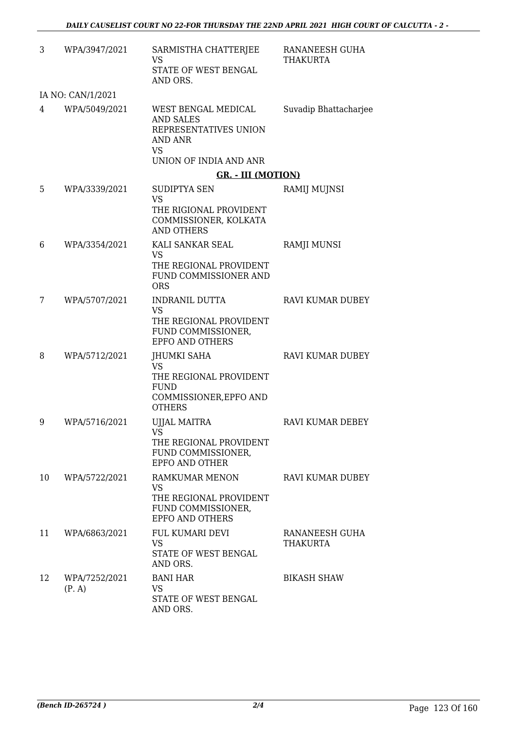| | | | |
|---|---|---|---|
| 3 | WPA/3947/2021 | SARMISTHA CHATTERJEE<br>VS<br>STATE OF WEST BENGAL AND ORS. | RANANEESH GUHA THAKURTA |
| | IA NO: CAN/1/2021 | | |
| 4 | WPA/5049/2021 | WEST BENGAL MEDICAL AND SALES REPRESENTATIVES UNION AND ANR<br>VS<br>UNION OF INDIA AND ANR | Suvadip Bhattacharjee |

**GR. - III (MOTION)**

| | | | |
|---|---|---|---|
| 5 | WPA/3339/2021 | SUDIPTYA SEN<br>VS<br>THE RIGIONAL PROVIDENT COMMISSIONER, KOLKATA AND OTHERS | RAMIJ MUJNSI |
| 6 | WPA/3354/2021 | KALI SANKAR SEAL<br>VS<br>THE REGIONAL PROVIDENT FUND COMMISSIONER AND ORS | RAMJI MUNSI |
| 7 | WPA/5707/2021 | INDRANIL DUTTA<br>VS<br>THE REGIONAL PROVIDENT FUND COMMISSIONER, EPFO AND OTHERS | RAVI KUMAR DUBEY |
| 8 | WPA/5712/2021 | JHUMKI SAHA<br>VS<br>THE REGIONAL PROVIDENT FUND COMMISSIONER,EPFO AND OTHERS | RAVI KUMAR DUBEY |
| 9 | WPA/5716/2021 | UJJAL MAITRA<br>VS<br>THE REGIONAL PROVIDENT FUND COMMISSIONER, EPFO AND OTHER | RAVI KUMAR DEBEY |
| 10 | WPA/5722/2021 | RAMKUMAR MENON<br>VS<br>THE REGIONAL PROVIDENT FUND COMMISSIONER, EPFO AND OTHERS | RAVI KUMAR DUBEY |
| 11 | WPA/6863/2021 | FUL KUMARI DEVI<br>VS<br>STATE OF WEST BENGAL AND ORS. | RANANEESH GUHA THAKURTA |
| 12 | WPA/7252/2021 (P. A) | BANI HAR<br>VS<br>STATE OF WEST BENGAL AND ORS. | BIKASH SHAW |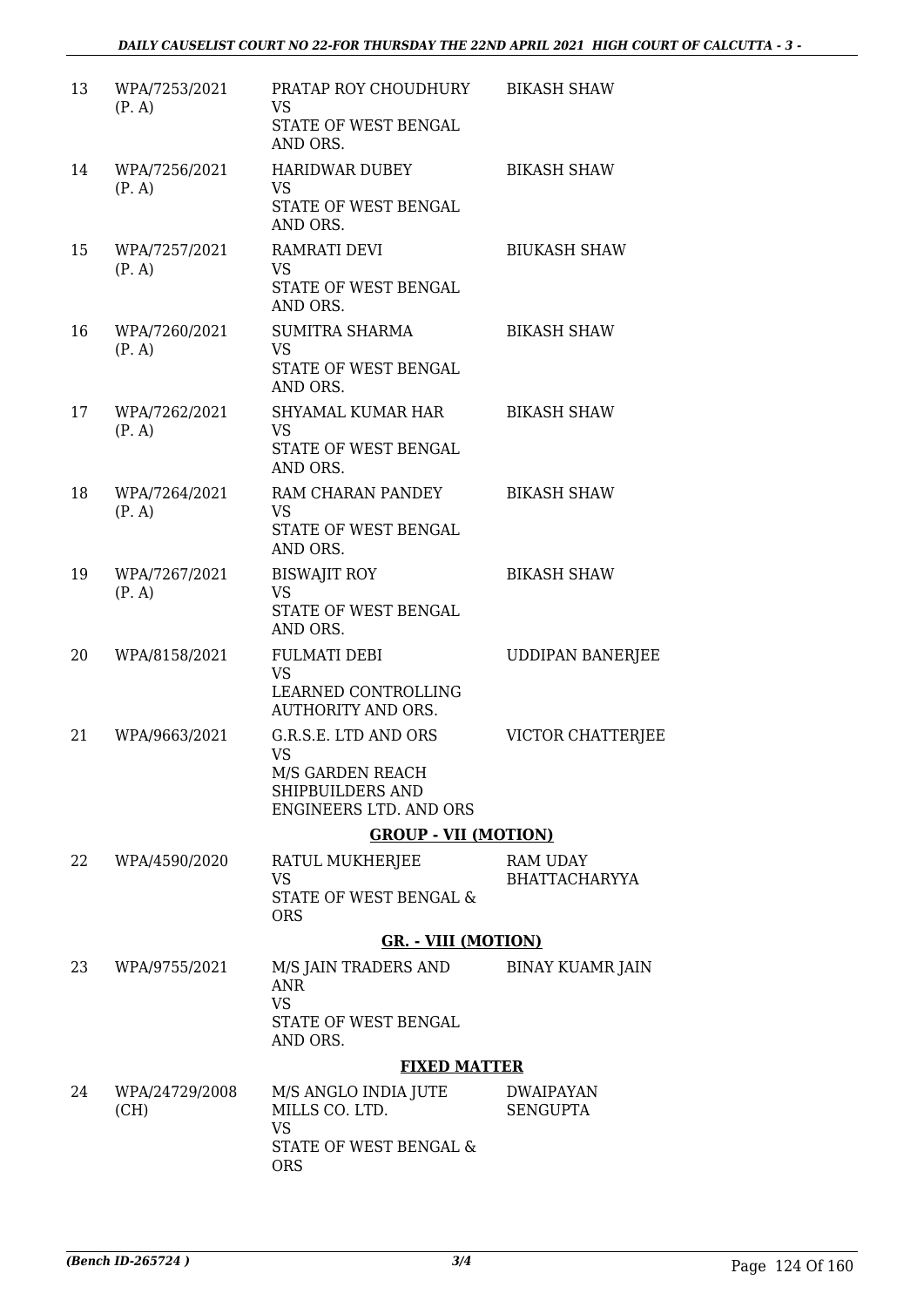| 13 | WPA/7253/2021 (P. A) | PRATAP ROY CHOUDHURY VS STATE OF WEST BENGAL AND ORS. | BIKASH SHAW |
|---|---|---|---|
| 14 | WPA/7256/2021 (P. A) | HARIDWAR DUBEY VS STATE OF WEST BENGAL AND ORS. | BIKASH SHAW |
| 15 | WPA/7257/2021 (P. A) | RAMRATI DEVI VS STATE OF WEST BENGAL AND ORS. | BIUKASH SHAW |
| 16 | WPA/7260/2021 (P. A) | SUMITRA SHARMA VS STATE OF WEST BENGAL AND ORS. | BIKASH SHAW |
| 17 | WPA/7262/2021 (P. A) | SHYAMAL KUMAR HAR VS STATE OF WEST BENGAL AND ORS. | BIKASH SHAW |
| 18 | WPA/7264/2021 (P. A) | RAM CHARAN PANDEY VS STATE OF WEST BENGAL AND ORS. | BIKASH SHAW |
| 19 | WPA/7267/2021 (P. A) | BISWAJIT ROY VS STATE OF WEST BENGAL AND ORS. | BIKASH SHAW |
| 20 | WPA/8158/2021 | FULMATI DEBI VS LEARNED CONTROLLING AUTHORITY AND ORS. | UDDIPAN BANERJEE |
| 21 | WPA/9663/2021 | G.R.S.E. LTD AND ORS VS M/S GARDEN REACH SHIPBUILDERS AND ENGINEERS LTD. AND ORS | VICTOR CHATTERJEE |

**GROUP - VII (MOTION)**

| 22 | WPA/4590/2020 | RATUL MUKHERJEE VS STATE OF WEST BENGAL & ORS | RAM UDAY BHATTACHARYYA |
|---|---|---|---|

**GR. - VIII (MOTION)**

| 23 | WPA/9755/2021 | M/S JAIN TRADERS AND ANR VS STATE OF WEST BENGAL AND ORS. | BINAY KUAMR JAIN |
|---|---|---|---|

**FIXED MATTER**

| 24 | WPA/24729/2008 (CH) | M/S ANGLO INDIA JUTE MILLS CO. LTD. VS STATE OF WEST BENGAL & ORS | DWAIPAYAN SENGUPTA |
|---|---|---|---|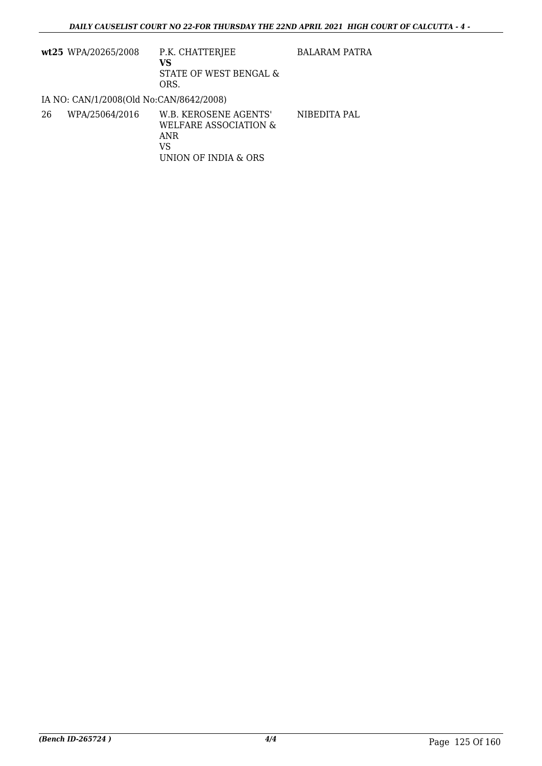| | | | |
|---|---|---|---|
| **wt25** | WPA/20265/2008 | P.K. CHATTERJEE<br>**VS**<br>STATE OF WEST BENGAL & ORS. | BALARAM PATRA |

IA NO: CAN/1/2008(Old No:CAN/8642/2008)

| | | | |
|---|---|---|---|
| 26 | WPA/25064/2016 | W.B. KEROSENE AGENTS' WELFARE ASSOCIATION & ANR<br>VS<br>UNION OF INDIA & ORS | NIBEDITA PAL |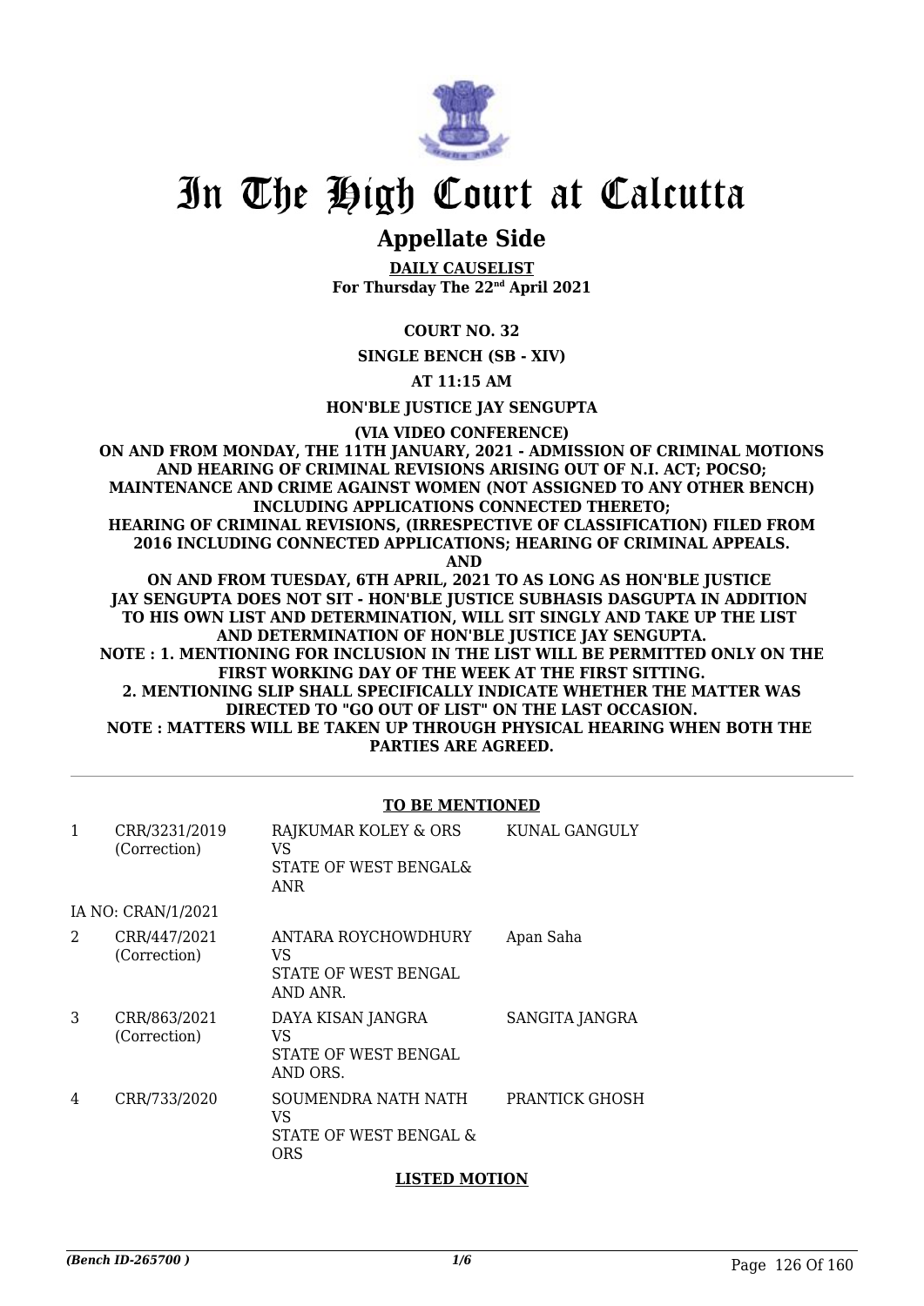# In The High Court at Calcutta

## Appellate Side

**DAILY CAUSELIST**
**For Thursday The 22nd April 2021**

**COURT NO. 32**

**SINGLE BENCH (SB - XIV)**

**AT 11:15 AM**

**HON'BLE JUSTICE JAY SENGUPTA**

**(VIA VIDEO CONFERENCE)**

**ON AND FROM MONDAY, THE 11TH JANUARY, 2021 - ADMISSION OF CRIMINAL MOTIONS AND HEARING OF CRIMINAL REVISIONS ARISING OUT OF N.I. ACT; POCSO; MAINTENANCE AND CRIME AGAINST WOMEN (NOT ASSIGNED TO ANY OTHER BENCH) INCLUDING APPLICATIONS CONNECTED THERETO;**
**HEARING OF CRIMINAL REVISIONS, (IRRESPECTIVE OF CLASSIFICATION) FILED FROM 2016 INCLUDING CONNECTED APPLICATIONS; HEARING OF CRIMINAL APPEALS.**
**AND**
**ON AND FROM TUESDAY, 6TH APRIL, 2021 TO AS LONG AS HON'BLE JUSTICE JAY SENGUPTA DOES NOT SIT - HON'BLE JUSTICE SUBHASIS DASGUPTA IN ADDITION TO HIS OWN LIST AND DETERMINATION, WILL SIT SINGLY AND TAKE UP THE LIST AND DETERMINATION OF HON'BLE JUSTICE JAY SENGUPTA.**
**NOTE : 1. MENTIONING FOR INCLUSION IN THE LIST WILL BE PERMITTED ONLY ON THE FIRST WORKING DAY OF THE WEEK AT THE FIRST SITTING.**
**2. MENTIONING SLIP SHALL SPECIFICALLY INDICATE WHETHER THE MATTER WAS DIRECTED TO "GO OUT OF LIST" ON THE LAST OCCASION.**
**NOTE : MATTERS WILL BE TAKEN UP THROUGH PHYSICAL HEARING WHEN BOTH THE PARTIES ARE AGREED.**

**TO BE MENTIONED**

| | | | |
|---|---|---|---|
| 1 | CRR/3231/2019 (Correction) | RAJKUMAR KOLEY & ORS VS STATE OF WEST BENGAL& ANR | KUNAL GANGULY |
| | IA NO: CRAN/1/2021 | | |
| 2 | CRR/447/2021 (Correction) | ANTARA ROYCHOWDHURY VS STATE OF WEST BENGAL AND ANR. | Apan Saha |
| 3 | CRR/863/2021 (Correction) | DAYA KISAN JANGRA VS STATE OF WEST BENGAL AND ORS. | SANGITA JANGRA |
| 4 | CRR/733/2020 | SOUMENDRA NATH NATH VS STATE OF WEST BENGAL & ORS | PRANTICK GHOSH |

**LISTED MOTION**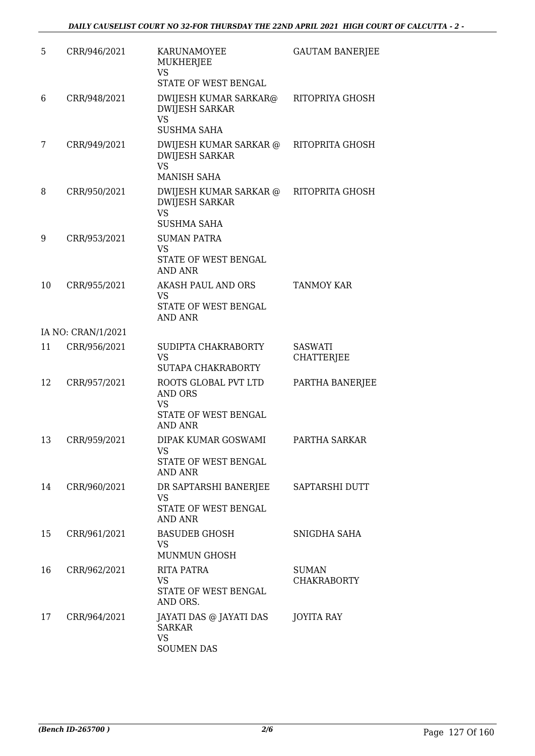| | | | |
|---|---|---|---|
| 5 | CRR/946/2021 | KARUNAMOYEE MUKHERJEE<br>VS<br>STATE OF WEST BENGAL | GAUTAM BANERJEE |
| 6 | CRR/948/2021 | DWIJESH KUMAR SARKAR@ DWIJESH SARKAR<br>VS<br>SUSHMA SAHA | RITOPRIYA GHOSH |
| 7 | CRR/949/2021 | DWIJESH KUMAR SARKAR @ DWIJESH SARKAR<br>VS<br>MANISH SAHA | RITOPRITA GHOSH |
| 8 | CRR/950/2021 | DWIJESH KUMAR SARKAR @ DWIJESH SARKAR<br>VS<br>SUSHMA SAHA | RITOPRITA GHOSH |
| 9 | CRR/953/2021 | SUMAN PATRA<br>VS<br>STATE OF WEST BENGAL AND ANR | |
| 10 | CRR/955/2021 | AKASH PAUL AND ORS<br>VS<br>STATE OF WEST BENGAL AND ANR | TANMOY KAR |
| | IA NO: CRAN/1/2021 | | |
| 11 | CRR/956/2021 | SUDIPTA CHAKRABORTY<br>VS<br>SUTAPA CHAKRABORTY | SASWATI CHATTERJEE |
| 12 | CRR/957/2021 | ROOTS GLOBAL PVT LTD AND ORS<br>VS<br>STATE OF WEST BENGAL AND ANR | PARTHA BANERJEE |
| 13 | CRR/959/2021 | DIPAK KUMAR GOSWAMI<br>VS<br>STATE OF WEST BENGAL AND ANR | PARTHA SARKAR |
| 14 | CRR/960/2021 | DR SAPTARSHI BANERJEE<br>VS<br>STATE OF WEST BENGAL AND ANR | SAPTARSHI DUTT |
| 15 | CRR/961/2021 | BASUDEB GHOSH<br>VS<br>MUNMUN GHOSH | SNIGDHA SAHA |
| 16 | CRR/962/2021 | RITA PATRA<br>VS<br>STATE OF WEST BENGAL AND ORS. | SUMAN CHAKRABORTY |
| 17 | CRR/964/2021 | JAYATI DAS @ JAYATI DAS SARKAR<br>VS<br>SOUMEN DAS | JOYITA RAY |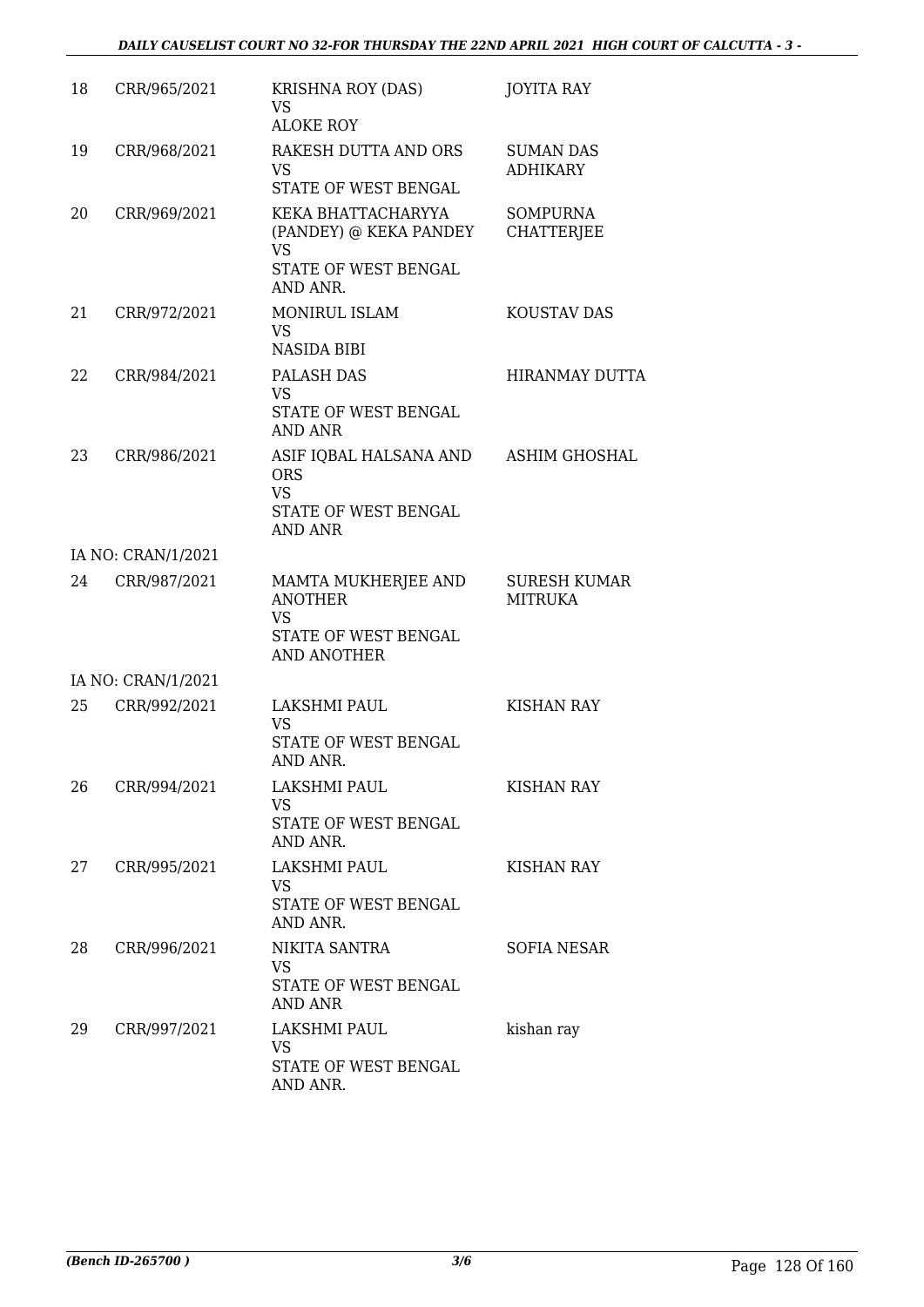| | | | |
|---|---|---|---|
| 18 | CRR/965/2021 | KRISHNA ROY (DAS)<br>VS<br>ALOKE ROY | JOYITA RAY |
| 19 | CRR/968/2021 | RAKESH DUTTA AND ORS<br>VS<br>STATE OF WEST BENGAL | SUMAN DAS ADHIKARY |
| 20 | CRR/969/2021 | KEKA BHATTACHARYYA (PANDEY) @ KEKA PANDEY<br>VS<br>STATE OF WEST BENGAL AND ANR. | SOMPURNA CHATTERJEE |
| 21 | CRR/972/2021 | MONIRUL ISLAM<br>VS<br>NASIDA BIBI | KOUSTAV DAS |
| 22 | CRR/984/2021 | PALASH DAS<br>VS<br>STATE OF WEST BENGAL AND ANR | HIRANMAY DUTTA |
| 23 | CRR/986/2021 | ASIF IQBAL HALSANA AND ORS<br>VS<br>STATE OF WEST BENGAL AND ANR | ASHIM GHOSHAL |
| | IA NO: CRAN/1/2021 | | |
| 24 | CRR/987/2021 | MAMTA MUKHERJEE AND ANOTHER<br>VS<br>STATE OF WEST BENGAL AND ANOTHER | SURESH KUMAR MITRUKA |
| | IA NO: CRAN/1/2021 | | |
| 25 | CRR/992/2021 | LAKSHMI PAUL<br>VS<br>STATE OF WEST BENGAL AND ANR. | KISHAN RAY |
| 26 | CRR/994/2021 | LAKSHMI PAUL<br>VS<br>STATE OF WEST BENGAL AND ANR. | KISHAN RAY |
| 27 | CRR/995/2021 | LAKSHMI PAUL<br>VS<br>STATE OF WEST BENGAL AND ANR. | KISHAN RAY |
| 28 | CRR/996/2021 | NIKITA SANTRA<br>VS<br>STATE OF WEST BENGAL AND ANR | SOFIA NESAR |
| 29 | CRR/997/2021 | LAKSHMI PAUL<br>VS<br>STATE OF WEST BENGAL AND ANR. | kishan ray |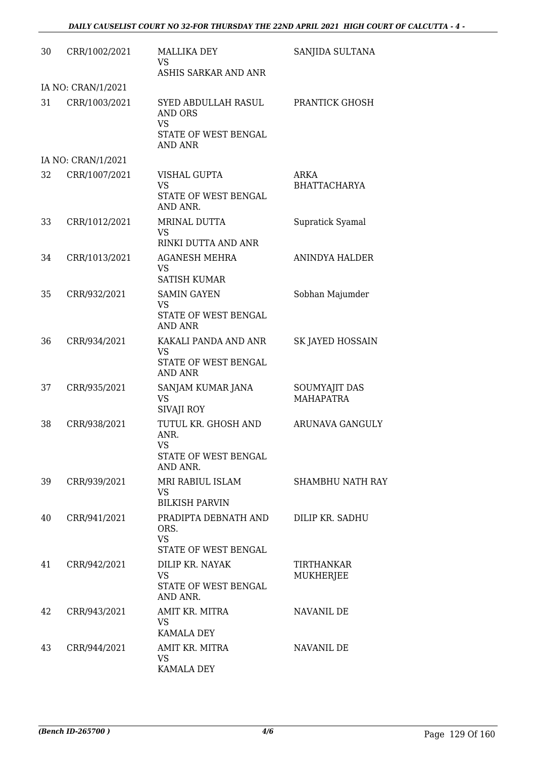| | | | |
|---|---|---|---|
| 30 | CRR/1002/2021 | MALLIKA DEY<br>VS<br>ASHIS SARKAR AND ANR | SANJIDA SULTANA |
| | IA NO: CRAN/1/2021 | | |
| 31 | CRR/1003/2021 | SYED ABDULLAH RASUL AND ORS<br>VS<br>STATE OF WEST BENGAL AND ANR | PRANTICK GHOSH |
| | IA NO: CRAN/1/2021 | | |
| 32 | CRR/1007/2021 | VISHAL GUPTA<br>VS<br>STATE OF WEST BENGAL AND ANR. | ARKA BHATTACHARYA |
| 33 | CRR/1012/2021 | MRINAL DUTTA<br>VS<br>RINKI DUTTA AND ANR | Supratick Syamal |
| 34 | CRR/1013/2021 | AGANESH MEHRA<br>VS<br>SATISH KUMAR | ANINDYA HALDER |
| 35 | CRR/932/2021 | SAMIN GAYEN<br>VS<br>STATE OF WEST BENGAL AND ANR | Sobhan Majumder |
| 36 | CRR/934/2021 | KAKALI PANDA AND ANR<br>VS<br>STATE OF WEST BENGAL AND ANR | SK JAYED HOSSAIN |
| 37 | CRR/935/2021 | SANJAM KUMAR JANA<br>VS<br>SIVAJI ROY | SOUMYAJIT DAS MAHAPATRA |
| 38 | CRR/938/2021 | TUTUL KR. GHOSH AND ANR.<br>VS<br>STATE OF WEST BENGAL AND ANR. | ARUNAVA GANGULY |
| 39 | CRR/939/2021 | MRI RABIUL ISLAM<br>VS<br>BILKISH PARVIN | SHAMBHU NATH RAY |
| 40 | CRR/941/2021 | PRADIPTA DEBNATH AND ORS.<br>VS<br>STATE OF WEST BENGAL | DILIP KR. SADHU |
| 41 | CRR/942/2021 | DILIP KR. NAYAK<br>VS<br>STATE OF WEST BENGAL AND ANR. | TIRTHANKAR MUKHERJEE |
| 42 | CRR/943/2021 | AMIT KR. MITRA<br>VS<br>KAMALA DEY | NAVANIL DE |
| 43 | CRR/944/2021 | AMIT KR. MITRA<br>VS<br>KAMALA DEY | NAVANIL DE |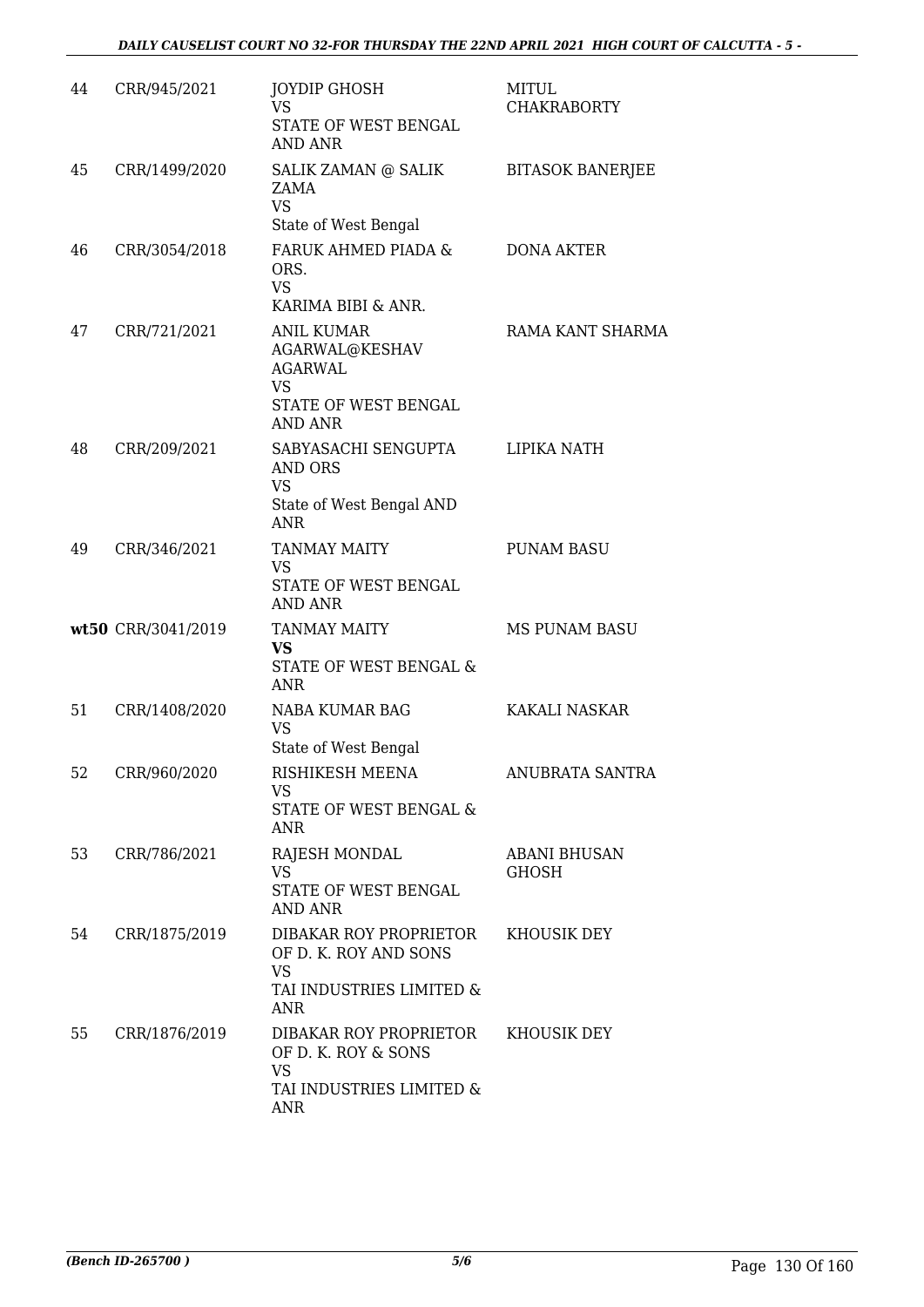| | | | |
|---|---|---|---|
| 44 | CRR/945/2021 | JOYDIP GHOSH<br>VS<br>STATE OF WEST BENGAL AND ANR | MITUL CHAKRABORTY |
| 45 | CRR/1499/2020 | SALIK ZAMAN @ SALIK ZAMA<br>VS<br>State of West Bengal | BITASOK BANERJEE |
| 46 | CRR/3054/2018 | FARUK AHMED PIADA & ORS.<br>VS<br>KARIMA BIBI & ANR. | DONA AKTER |
| 47 | CRR/721/2021 | ANIL KUMAR AGARWAL@KESHAV AGARWAL<br>VS<br>STATE OF WEST BENGAL AND ANR | RAMA KANT SHARMA |
| 48 | CRR/209/2021 | SABYASACHI SENGUPTA AND ORS<br>VS<br>State of West Bengal AND ANR | LIPIKA NATH |
| 49 | CRR/346/2021 | TANMAY MAITY<br>VS<br>STATE OF WEST BENGAL AND ANR | PUNAM BASU |
| **wt50** | CRR/3041/2019 | TANMAY MAITY<br>**VS**<br>STATE OF WEST BENGAL & ANR | MS PUNAM BASU |
| 51 | CRR/1408/2020 | NABA KUMAR BAG<br>VS<br>State of West Bengal | KAKALI NASKAR |
| 52 | CRR/960/2020 | RISHIKESH MEENA<br>VS<br>STATE OF WEST BENGAL & ANR | ANUBRATA SANTRA |
| 53 | CRR/786/2021 | RAJESH MONDAL<br>VS<br>STATE OF WEST BENGAL AND ANR | ABANI BHUSAN GHOSH |
| 54 | CRR/1875/2019 | DIBAKAR ROY PROPRIETOR OF D. K. ROY AND SONS<br>VS<br>TAI INDUSTRIES LIMITED & ANR | KHOUSIK DEY |
| 55 | CRR/1876/2019 | DIBAKAR ROY PROPRIETOR OF D. K. ROY & SONS<br>VS<br>TAI INDUSTRIES LIMITED & ANR | KHOUSIK DEY |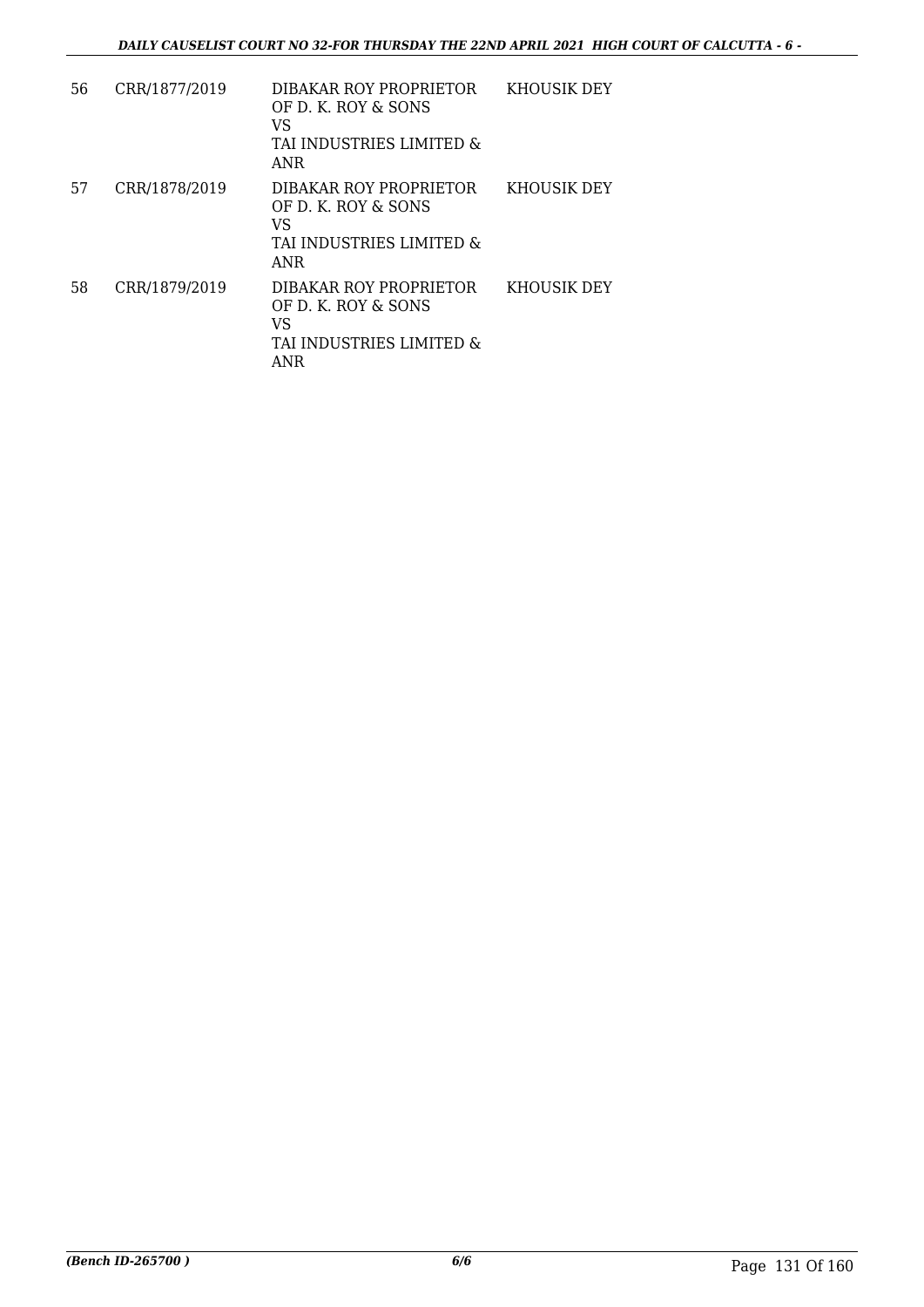| 56 | CRR/1877/2019 | DIBAKAR ROY PROPRIETOR OF D. K. ROY & SONS<br>VS<br>TAI INDUSTRIES LIMITED & ANR | KHOUSIK DEY |
|---|---|---|---|
| 57 | CRR/1878/2019 | DIBAKAR ROY PROPRIETOR OF D. K. ROY & SONS<br>VS<br>TAI INDUSTRIES LIMITED & ANR | KHOUSIK DEY |
| 58 | CRR/1879/2019 | DIBAKAR ROY PROPRIETOR OF D. K. ROY & SONS<br>VS<br>TAI INDUSTRIES LIMITED & ANR | KHOUSIK DEY |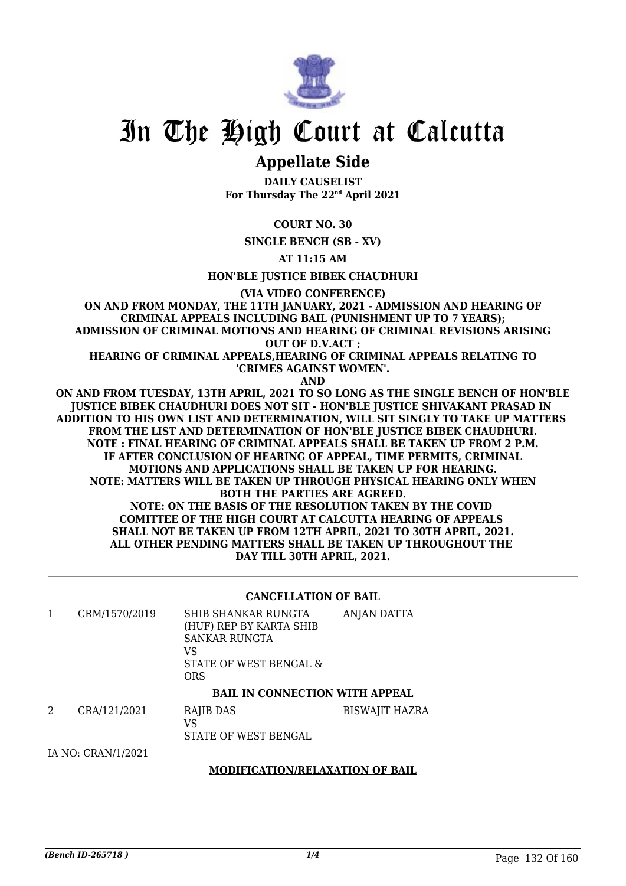# In The High Court at Calcutta

## Appellate Side

**DAILY CAUSELIST**
**For Thursday The 22nd April 2021**

**COURT NO. 30**

**SINGLE BENCH (SB - XV)**

**AT 11:15 AM**

**HON'BLE JUSTICE BIBEK CHAUDHURI**

**(VIA VIDEO CONFERENCE)**
**ON AND FROM MONDAY, THE 11TH JANUARY, 2021 - ADMISSION AND HEARING OF CRIMINAL APPEALS INCLUDING BAIL (PUNISHMENT UP TO 7 YEARS); ADMISSION OF CRIMINAL MOTIONS AND HEARING OF CRIMINAL REVISIONS ARISING OUT OF D.V.ACT ;**
**HEARING OF CRIMINAL APPEALS,HEARING OF CRIMINAL APPEALS RELATING TO 'CRIMES AGAINST WOMEN'.**
**AND**
**ON AND FROM TUESDAY, 13TH APRIL, 2021 TO SO LONG AS THE SINGLE BENCH OF HON'BLE JUSTICE BIBEK CHAUDHURI DOES NOT SIT - HON'BLE JUSTICE SHIVAKANT PRASAD IN ADDITION TO HIS OWN LIST AND DETERMINATION, WILL SIT SINGLY TO TAKE UP MATTERS FROM THE LIST AND DETERMINATION OF HON'BLE JUSTICE BIBEK CHAUDHURI.**
**NOTE : FINAL HEARING OF CRIMINAL APPEALS SHALL BE TAKEN UP FROM 2 P.M. IF AFTER CONCLUSION OF HEARING OF APPEAL, TIME PERMITS, CRIMINAL MOTIONS AND APPLICATIONS SHALL BE TAKEN UP FOR HEARING.**
**NOTE: MATTERS WILL BE TAKEN UP THROUGH PHYSICAL HEARING ONLY WHEN BOTH THE PARTIES ARE AGREED.**
**NOTE: ON THE BASIS OF THE RESOLUTION TAKEN BY THE COVID COMITTEE OF THE HIGH COURT AT CALCUTTA HEARING OF APPEALS SHALL NOT BE TAKEN UP FROM 12TH APRIL, 2021 TO 30TH APRIL, 2021. ALL OTHER PENDING MATTERS SHALL BE TAKEN UP THROUGHOUT THE DAY TILL 30TH APRIL, 2021.**

---

**CANCELLATION OF BAIL**

| | | | |
|---|---|---|---|
| 1 | CRM/1570/2019 | SHIB SHANKAR RUNGTA (HUF) REP BY KARTA SHIB SANKAR RUNGTA<br>VS<br>STATE OF WEST BENGAL & ORS | ANJAN DATTA |

**BAIL IN CONNECTION WITH APPEAL**

| | | | |
|---|---|---|---|
| 2 | CRA/121/2021 | RAJIB DAS<br>VS<br>STATE OF WEST BENGAL | BISWAJIT HAZRA |

IA NO: CRAN/1/2021

**MODIFICATION/RELAXATION OF BAIL**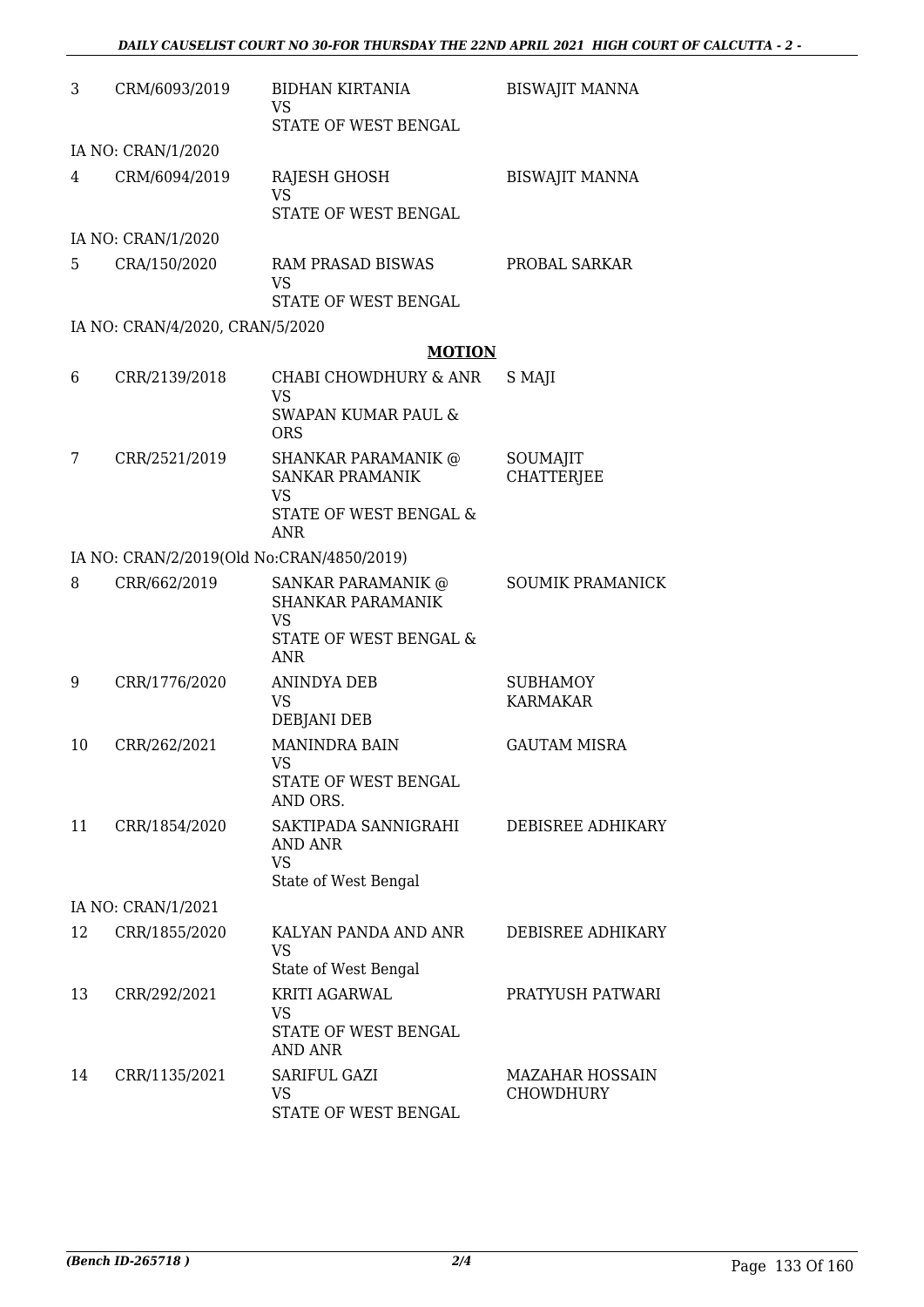| | | | |
|---|---|---|---|
| 3 | CRM/6093/2019 | BIDHAN KIRTANIA<br>VS<br>STATE OF WEST BENGAL | BISWAJIT MANNA |
| | IA NO: CRAN/1/2020 | | |
| 4 | CRM/6094/2019 | RAJESH GHOSH<br>VS<br>STATE OF WEST BENGAL | BISWAJIT MANNA |
| | IA NO: CRAN/1/2020 | | |
| 5 | CRA/150/2020 | RAM PRASAD BISWAS<br>VS<br>STATE OF WEST BENGAL | PROBAL SARKAR |
| | IA NO: CRAN/4/2020, CRAN/5/2020 | | |

**MOTION**

| | | | |
|---|---|---|---|
| 6 | CRR/2139/2018 | CHABI CHOWDHURY & ANR<br>VS<br>SWAPAN KUMAR PAUL & ORS | S MAJI |
| 7 | CRR/2521/2019 | SHANKAR PARAMANIK @ SANKAR PRAMANIK<br>VS<br>STATE OF WEST BENGAL & ANR | SOUMAJIT CHATTERJEE |
| | IA NO: CRAN/2/2019(Old No:CRAN/4850/2019) | | |
| 8 | CRR/662/2019 | SANKAR PARAMANIK @ SHANKAR PARAMANIK<br>VS<br>STATE OF WEST BENGAL & ANR | SOUMIK PRAMANICK |
| 9 | CRR/1776/2020 | ANINDYA DEB<br>VS<br>DEBJANI DEB | SUBHAMOY KARMAKAR |
| 10 | CRR/262/2021 | MANINDRA BAIN<br>VS<br>STATE OF WEST BENGAL AND ORS. | GAUTAM MISRA |
| 11 | CRR/1854/2020 | SAKTIPADA SANNIGRAHI AND ANR<br>VS<br>State of West Bengal | DEBISREE ADHIKARY |
| | IA NO: CRAN/1/2021 | | |
| 12 | CRR/1855/2020 | KALYAN PANDA AND ANR<br>VS<br>State of West Bengal | DEBISREE ADHIKARY |
| 13 | CRR/292/2021 | KRITI AGARWAL<br>VS<br>STATE OF WEST BENGAL AND ANR | PRATYUSH PATWARI |
| 14 | CRR/1135/2021 | SARIFUL GAZI<br>VS<br>STATE OF WEST BENGAL | MAZAHAR HOSSAIN CHOWDHURY |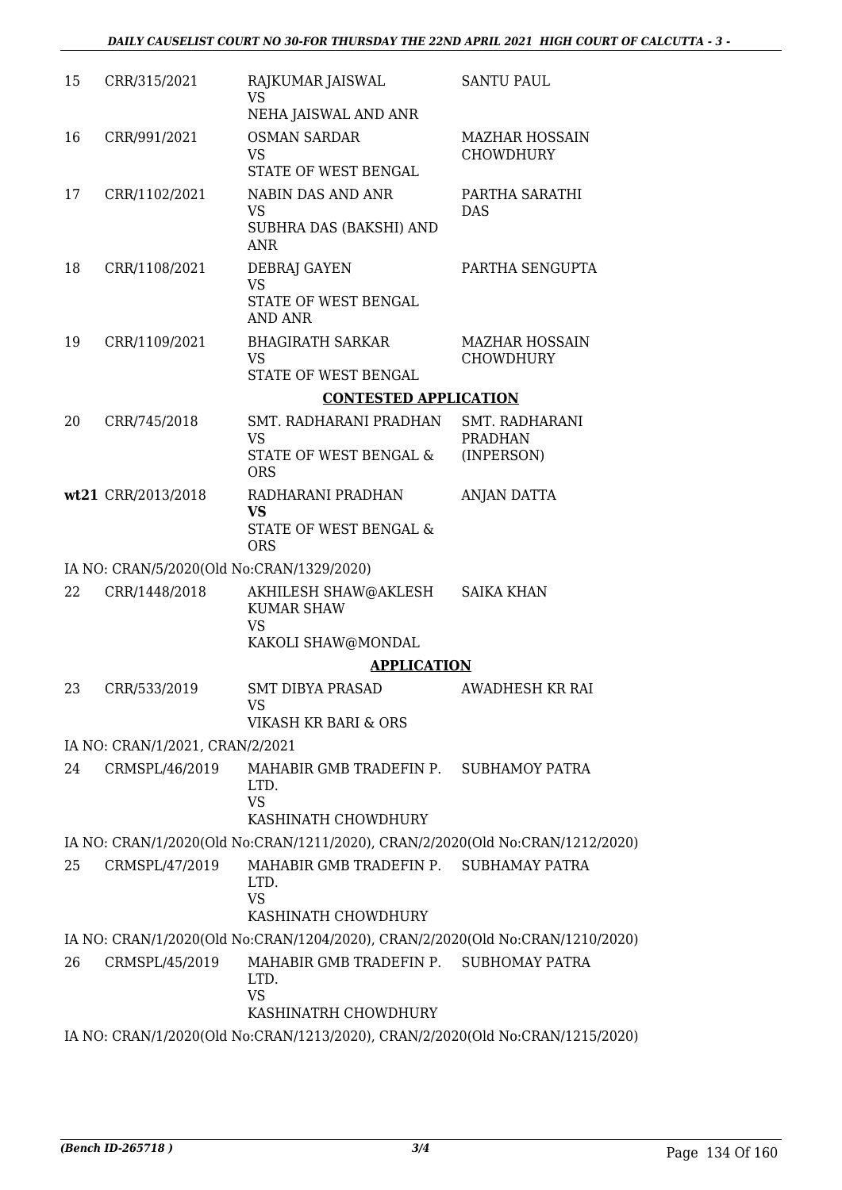| | | | |
|---|---|---|---|
| 15 | CRR/315/2021 | RAJKUMAR JAISWAL<br>VS<br>NEHA JAISWAL AND ANR | SANTU PAUL |
| 16 | CRR/991/2021 | OSMAN SARDAR<br>VS<br>STATE OF WEST BENGAL | MAZHAR HOSSAIN CHOWDHURY |
| 17 | CRR/1102/2021 | NABIN DAS AND ANR<br>VS<br>SUBHRA DAS (BAKSHI) AND ANR | PARTHA SARATHI DAS |
| 18 | CRR/1108/2021 | DEBRAJ GAYEN<br>VS<br>STATE OF WEST BENGAL AND ANR | PARTHA SENGUPTA |
| 19 | CRR/1109/2021 | BHAGIRATH SARKAR<br>VS<br>STATE OF WEST BENGAL | MAZHAR HOSSAIN CHOWDHURY |

**CONTESTED APPLICATION**

| | | | |
|---|---|---|---|
| 20 | CRR/745/2018 | SMT. RADHARANI PRADHAN<br>VS<br>STATE OF WEST BENGAL & ORS | SMT. RADHARANI PRADHAN (INPERSON) |
| wt21 | CRR/2013/2018 | RADHARANI PRADHAN<br>**VS**<br>STATE OF WEST BENGAL & ORS | ANJAN DATTA |

IA NO: CRAN/5/2020(Old No:CRAN/1329/2020)

| | | | |
|---|---|---|---|
| 22 | CRR/1448/2018 | AKHILESH SHAW@AKLESH KUMAR SHAW<br>VS<br>KAKOLI SHAW@MONDAL | SAIKA KHAN |

**APPLICATION**

| | | | |
|---|---|---|---|
| 23 | CRR/533/2019 | SMT DIBYA PRASAD<br>VS<br>VIKASH KR BARI & ORS | AWADHESH KR RAI |

IA NO: CRAN/1/2021, CRAN/2/2021

| | | | |
|---|---|---|---|
| 24 | CRMSPL/46/2019 | MAHABIR GMB TRADEFIN P. LTD.<br>VS<br>KASHINATH CHOWDHURY | SUBHAMOY PATRA |

IA NO: CRAN/1/2020(Old No:CRAN/1211/2020), CRAN/2/2020(Old No:CRAN/1212/2020)

| | | | |
|---|---|---|---|
| 25 | CRMSPL/47/2019 | MAHABIR GMB TRADEFIN P. LTD.<br>VS<br>KASHINATH CHOWDHURY | SUBHAMAY PATRA |

IA NO: CRAN/1/2020(Old No:CRAN/1204/2020), CRAN/2/2020(Old No:CRAN/1210/2020)

| | | | |
|---|---|---|---|
| 26 | CRMSPL/45/2019 | MAHABIR GMB TRADEFIN P. LTD.<br>VS<br>KASHINATRH CHOWDHURY | SUBHOMAY PATRA |

IA NO: CRAN/1/2020(Old No:CRAN/1213/2020), CRAN/2/2020(Old No:CRAN/1215/2020)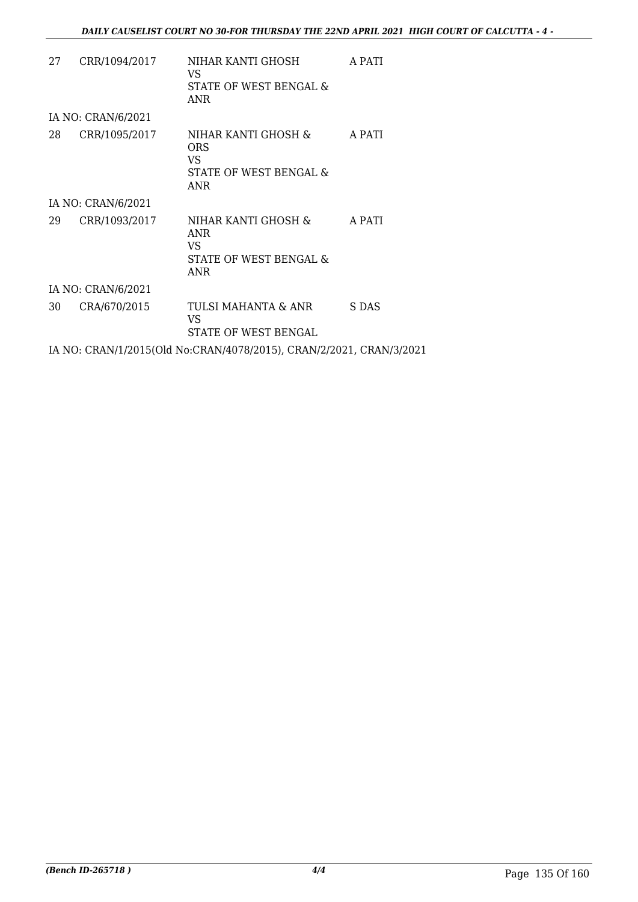| | | | |
|---|---|---|---|
| 27 | CRR/1094/2017 | NIHAR KANTI GHOSH<br>VS<br>STATE OF WEST BENGAL & ANR | A PATI |
| IA NO: CRAN/6/2021 | | | |
| 28 | CRR/1095/2017 | NIHAR KANTI GHOSH & ORS<br>VS<br>STATE OF WEST BENGAL & ANR | A PATI |
| IA NO: CRAN/6/2021 | | | |
| 29 | CRR/1093/2017 | NIHAR KANTI GHOSH & ANR<br>VS<br>STATE OF WEST BENGAL & ANR | A PATI |
| IA NO: CRAN/6/2021 | | | |
| 30 | CRA/670/2015 | TULSI MAHANTA & ANR<br>VS<br>STATE OF WEST BENGAL | S DAS |

IA NO: CRAN/1/2015(Old No:CRAN/4078/2015), CRAN/2/2021, CRAN/3/2021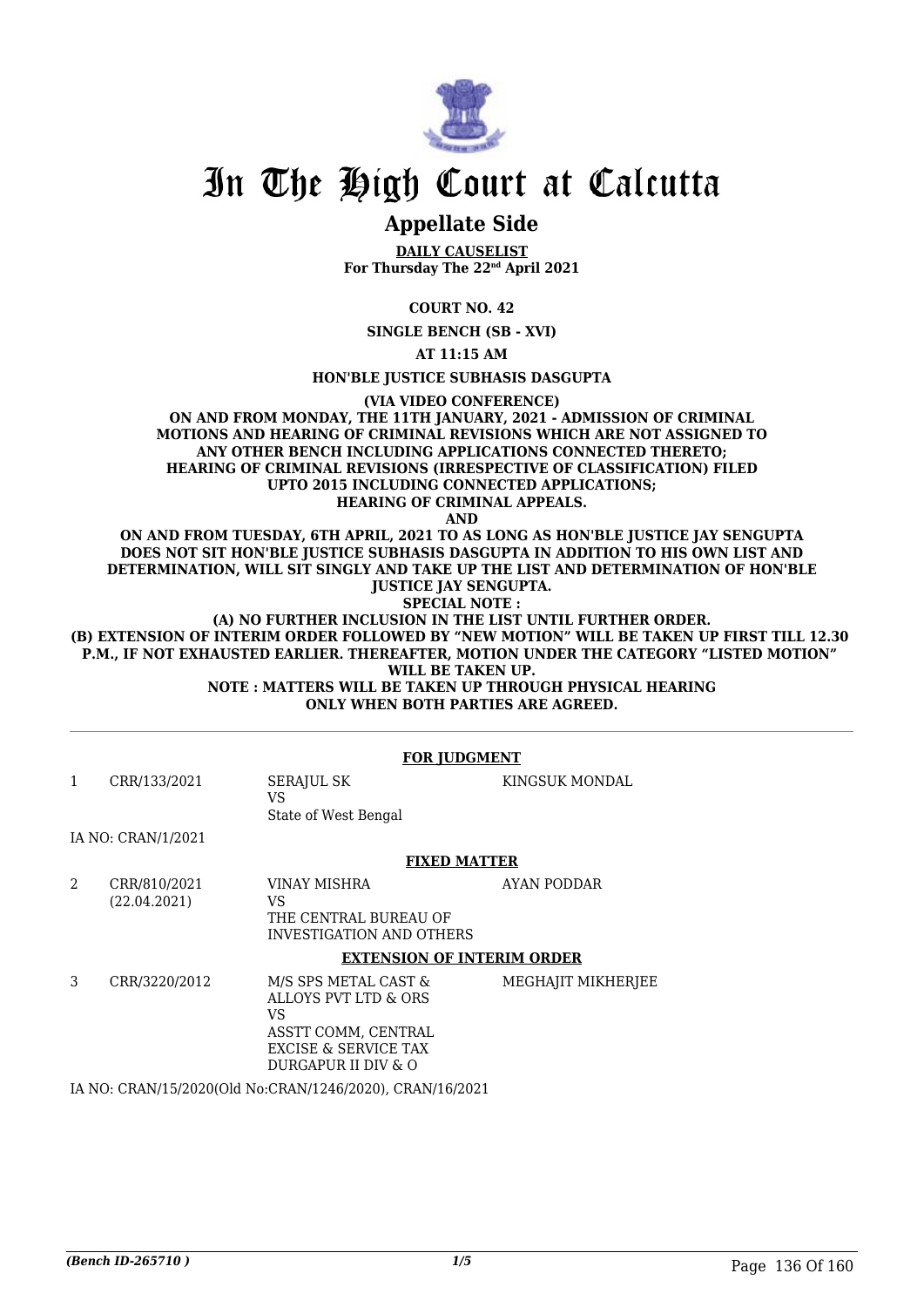# In The High Court at Calcutta

## Appellate Side

**DAILY CAUSELIST**
**For Thursday The 22nd April 2021**

**COURT NO. 42**

**SINGLE BENCH (SB - XVI)**

**AT 11:15 AM**

**HON'BLE JUSTICE SUBHASIS DASGUPTA**

**(VIA VIDEO CONFERENCE)**
**ON AND FROM MONDAY, THE 11TH JANUARY, 2021 - ADMISSION OF CRIMINAL MOTIONS AND HEARING OF CRIMINAL REVISIONS WHICH ARE NOT ASSIGNED TO ANY OTHER BENCH INCLUDING APPLICATIONS CONNECTED THERETO; HEARING OF CRIMINAL REVISIONS (IRRESPECTIVE OF CLASSIFICATION) FILED UPTO 2015 INCLUDING CONNECTED APPLICATIONS; HEARING OF CRIMINAL APPEALS.**
**AND**
**ON AND FROM TUESDAY, 6TH APRIL, 2021 TO AS LONG AS HON'BLE JUSTICE JAY SENGUPTA DOES NOT SIT HON'BLE JUSTICE SUBHASIS DASGUPTA IN ADDITION TO HIS OWN LIST AND DETERMINATION, WILL SIT SINGLY AND TAKE UP THE LIST AND DETERMINATION OF HON'BLE JUSTICE JAY SENGUPTA.**
**SPECIAL NOTE :**
**(A) NO FURTHER INCLUSION IN THE LIST UNTIL FURTHER ORDER.**
**(B) EXTENSION OF INTERIM ORDER FOLLOWED BY "NEW MOTION" WILL BE TAKEN UP FIRST TILL 12.30 P.M., IF NOT EXHAUSTED EARLIER. THEREAFTER, MOTION UNDER THE CATEGORY "LISTED MOTION" WILL BE TAKEN UP.**
**NOTE : MATTERS WILL BE TAKEN UP THROUGH PHYSICAL HEARING ONLY WHEN BOTH PARTIES ARE AGREED.**

**FOR JUDGMENT**

| | | | |
|---|---|---|---|
| 1 | CRR/133/2021 | SERAJUL SK<br>VS<br>State of West Bengal | KINGSUK MONDAL |

IA NO: CRAN/1/2021

**FIXED MATTER**

| | | | |
|---|---|---|---|
| 2 | CRR/810/2021<br>(22.04.2021) | VINAY MISHRA<br>VS<br>THE CENTRAL BUREAU OF INVESTIGATION AND OTHERS | AYAN PODDAR |

**EXTENSION OF INTERIM ORDER**

| | | | |
|---|---|---|---|
| 3 | CRR/3220/2012 | M/S SPS METAL CAST & ALLOYS PVT LTD & ORS<br>VS<br>ASSTT COMM, CENTRAL EXCISE & SERVICE TAX DURGAPUR II DIV & O | MEGHAJIT MIKHERJEE |

IA NO: CRAN/15/2020(Old No:CRAN/1246/2020), CRAN/16/2021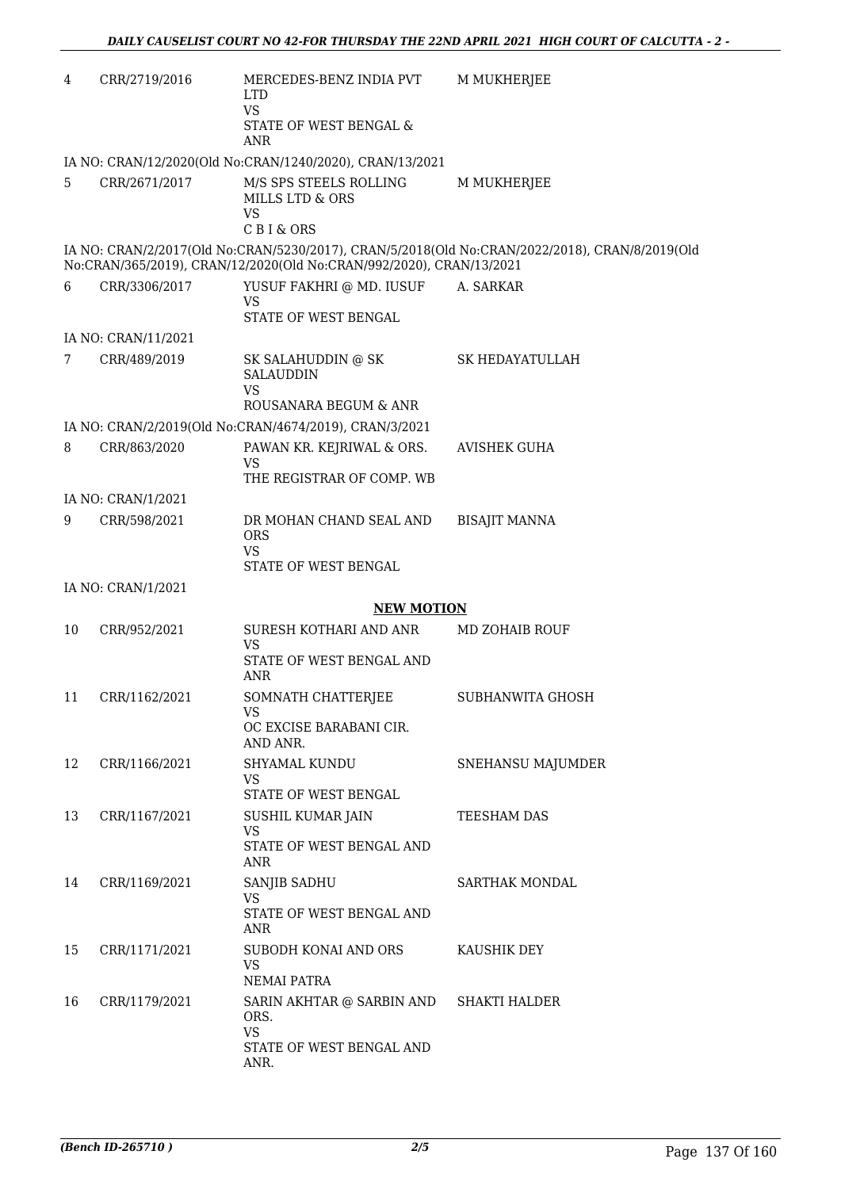| | | | |
|---|---|---|---|
| 4 | CRR/2719/2016 | MERCEDES-BENZ INDIA PVT LTD<br>VS<br>STATE OF WEST BENGAL & ANR | M MUKHERJEE |
| | IA NO: CRAN/12/2020(Old No:CRAN/1240/2020), CRAN/13/2021 | | |
| 5 | CRR/2671/2017 | M/S SPS STEELS ROLLING MILLS LTD & ORS<br>VS<br>C B I & ORS | M MUKHERJEE |
| | IA NO: CRAN/2/2017(Old No:CRAN/5230/2017), CRAN/5/2018(Old No:CRAN/2022/2018), CRAN/8/2019(Old No:CRAN/365/2019), CRAN/12/2020(Old No:CRAN/992/2020), CRAN/13/2021 | | |
| 6 | CRR/3306/2017 | YUSUF FAKHRI @ MD. IUSUF<br>VS<br>STATE OF WEST BENGAL | A. SARKAR |
| | IA NO: CRAN/11/2021 | | |
| 7 | CRR/489/2019 | SK SALAHUDDIN @ SK SALAUDDIN<br>VS<br>ROUSANARA BEGUM & ANR | SK HEDAYATULLAH |
| | IA NO: CRAN/2/2019(Old No:CRAN/4674/2019), CRAN/3/2021 | | |
| 8 | CRR/863/2020 | PAWAN KR. KEJRIWAL & ORS.<br>VS<br>THE REGISTRAR OF COMP. WB | AVISHEK GUHA |
| | IA NO: CRAN/1/2021 | | |
| 9 | CRR/598/2021 | DR MOHAN CHAND SEAL AND ORS<br>VS<br>STATE OF WEST BENGAL | BISAJIT MANNA |
| | IA NO: CRAN/1/2021 | | |

**NEW MOTION**

| | | | |
|---|---|---|---|
| 10 | CRR/952/2021 | SURESH KOTHARI AND ANR<br>VS<br>STATE OF WEST BENGAL AND ANR | MD ZOHAIB ROUF |
| 11 | CRR/1162/2021 | SOMNATH CHATTERJEE<br>VS<br>OC EXCISE BARABANI CIR. AND ANR. | SUBHANWITA GHOSH |
| 12 | CRR/1166/2021 | SHYAMAL KUNDU<br>VS<br>STATE OF WEST BENGAL | SNEHANSU MAJUMDER |
| 13 | CRR/1167/2021 | SUSHIL KUMAR JAIN<br>VS<br>STATE OF WEST BENGAL AND ANR | TEESHAM DAS |
| 14 | CRR/1169/2021 | SANJIB SADHU<br>VS<br>STATE OF WEST BENGAL AND ANR | SARTHAK MONDAL |
| 15 | CRR/1171/2021 | SUBODH KONAI AND ORS<br>VS<br>NEMAI PATRA | KAUSHIK DEY |
| 16 | CRR/1179/2021 | SARIN AKHTAR @ SARBIN AND ORS.<br>VS<br>STATE OF WEST BENGAL AND ANR. | SHAKTI HALDER |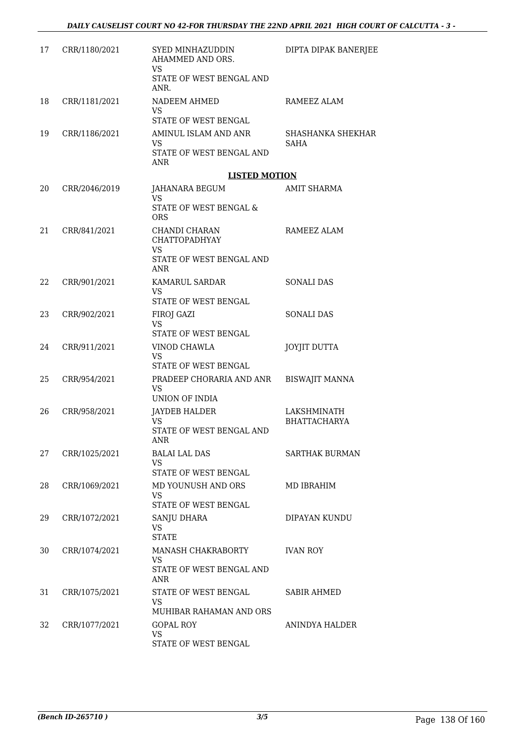| | | | |
|---|---|---|---|
| 17 | CRR/1180/2021 | SYED MINHAZUDDIN AHAMMED AND ORS.<br>VS<br>STATE OF WEST BENGAL AND ANR. | DIPTA DIPAK BANERJEE |
| 18 | CRR/1181/2021 | NADEEM AHMED<br>VS<br>STATE OF WEST BENGAL | RAMEEZ ALAM |
| 19 | CRR/1186/2021 | AMINUL ISLAM AND ANR<br>VS<br>STATE OF WEST BENGAL AND ANR | SHASHANKA SHEKHAR SAHA |

**LISTED MOTION**

| | | | |
|---|---|---|---|
| 20 | CRR/2046/2019 | JAHANARA BEGUM<br>VS<br>STATE OF WEST BENGAL & ORS | AMIT SHARMA |
| 21 | CRR/841/2021 | CHANDI CHARAN CHATTOPADHYAY<br>VS<br>STATE OF WEST BENGAL AND ANR | RAMEEZ ALAM |
| 22 | CRR/901/2021 | KAMARUL SARDAR<br>VS<br>STATE OF WEST BENGAL | SONALI DAS |
| 23 | CRR/902/2021 | FIROJ GAZI<br>VS<br>STATE OF WEST BENGAL | SONALI DAS |
| 24 | CRR/911/2021 | VINOD CHAWLA<br>VS<br>STATE OF WEST BENGAL | JOYJIT DUTTA |
| 25 | CRR/954/2021 | PRADEEP CHORARIA AND ANR<br>VS<br>UNION OF INDIA | BISWAJIT MANNA |
| 26 | CRR/958/2021 | JAYDEB HALDER<br>VS<br>STATE OF WEST BENGAL AND ANR | LAKSHMINATH BHATTACHARYA |
| 27 | CRR/1025/2021 | BALAI LAL DAS<br>VS<br>STATE OF WEST BENGAL | SARTHAK BURMAN |
| 28 | CRR/1069/2021 | MD YOUNUSH AND ORS<br>VS<br>STATE OF WEST BENGAL | MD IBRAHIM |
| 29 | CRR/1072/2021 | SANJU DHARA<br>VS<br>STATE | DIPAYAN KUNDU |
| 30 | CRR/1074/2021 | MANASH CHAKRABORTY<br>VS<br>STATE OF WEST BENGAL AND ANR | IVAN ROY |
| 31 | CRR/1075/2021 | STATE OF WEST BENGAL<br>VS<br>MUHIBAR RAHAMAN AND ORS | SABIR AHMED |
| 32 | CRR/1077/2021 | GOPAL ROY<br>VS<br>STATE OF WEST BENGAL | ANINDYA HALDER |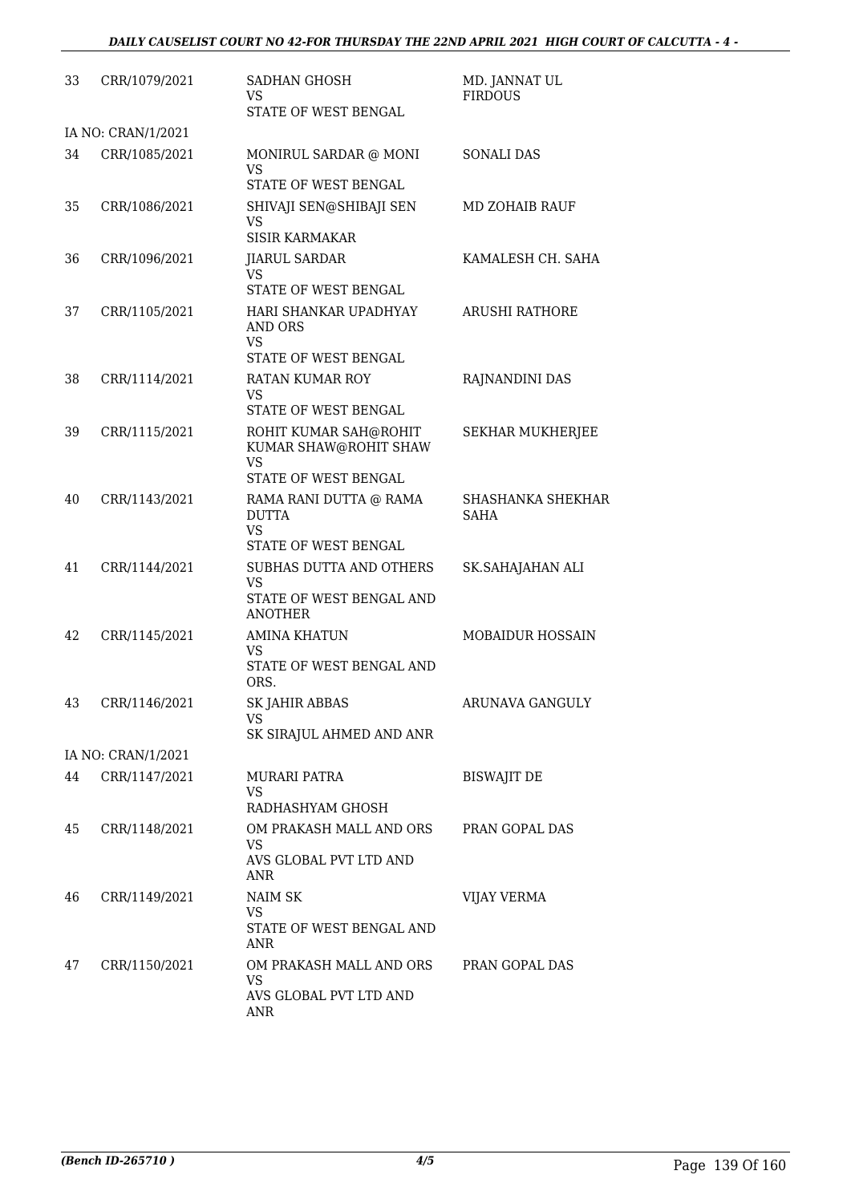| | | | |
|---|---|---|---|
| 33 | CRR/1079/2021 | SADHAN GHOSH<br>VS<br>STATE OF WEST BENGAL | MD. JANNAT UL FIRDOUS |
| | IA NO: CRAN/1/2021 | | |
| 34 | CRR/1085/2021 | MONIRUL SARDAR @ MONI<br>VS<br>STATE OF WEST BENGAL | SONALI DAS |
| 35 | CRR/1086/2021 | SHIVAJI SEN@SHIBAJI SEN<br>VS<br>SISIR KARMAKAR | MD ZOHAIB RAUF |
| 36 | CRR/1096/2021 | JIARUL SARDAR<br>VS<br>STATE OF WEST BENGAL | KAMALESH CH. SAHA |
| 37 | CRR/1105/2021 | HARI SHANKAR UPADHYAY AND ORS<br>VS<br>STATE OF WEST BENGAL | ARUSHI RATHORE |
| 38 | CRR/1114/2021 | RATAN KUMAR ROY<br>VS<br>STATE OF WEST BENGAL | RAJNANDINI DAS |
| 39 | CRR/1115/2021 | ROHIT KUMAR SAH@ROHIT KUMAR SHAW@ROHIT SHAW<br>VS<br>STATE OF WEST BENGAL | SEKHAR MUKHERJEE |
| 40 | CRR/1143/2021 | RAMA RANI DUTTA @ RAMA DUTTA<br>VS<br>STATE OF WEST BENGAL | SHASHANKA SHEKHAR SAHA |
| 41 | CRR/1144/2021 | SUBHAS DUTTA AND OTHERS<br>VS<br>STATE OF WEST BENGAL AND ANOTHER | SK.SAHAJAHAN ALI |
| 42 | CRR/1145/2021 | AMINA KHATUN<br>VS<br>STATE OF WEST BENGAL AND ORS. | MOBAIDUR HOSSAIN |
| 43 | CRR/1146/2021 | SK JAHIR ABBAS<br>VS<br>SK SIRAJUL AHMED AND ANR | ARUNAVA GANGULY |
| | IA NO: CRAN/1/2021 | | |
| 44 | CRR/1147/2021 | MURARI PATRA<br>VS<br>RADHASHYAM GHOSH | BISWAJIT DE |
| 45 | CRR/1148/2021 | OM PRAKASH MALL AND ORS<br>VS<br>AVS GLOBAL PVT LTD AND ANR | PRAN GOPAL DAS |
| 46 | CRR/1149/2021 | NAIM SK<br>VS<br>STATE OF WEST BENGAL AND ANR | VIJAY VERMA |
| 47 | CRR/1150/2021 | OM PRAKASH MALL AND ORS<br>VS<br>AVS GLOBAL PVT LTD AND ANR | PRAN GOPAL DAS |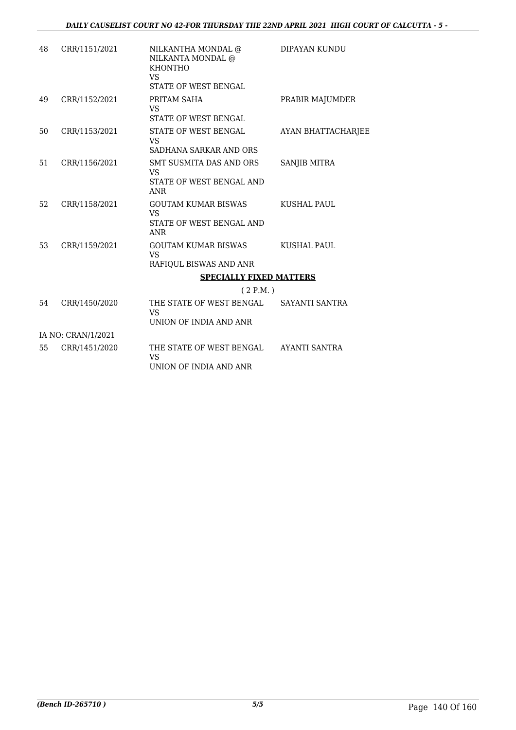| | | | |
|---|---|---|---|
| 48 | CRR/1151/2021 | NILKANTHA MONDAL @ NILKANTA MONDAL @ KHONTHO<br>VS<br>STATE OF WEST BENGAL | DIPAYAN KUNDU |
| 49 | CRR/1152/2021 | PRITAM SAHA<br>VS<br>STATE OF WEST BENGAL | PRABIR MAJUMDER |
| 50 | CRR/1153/2021 | STATE OF WEST BENGAL<br>VS<br>SADHANA SARKAR AND ORS | AYAN BHATTACHARJEE |
| 51 | CRR/1156/2021 | SMT SUSMITA DAS AND ORS<br>VS<br>STATE OF WEST BENGAL AND ANR | SANJIB MITRA |
| 52 | CRR/1158/2021 | GOUTAM KUMAR BISWAS<br>VS<br>STATE OF WEST BENGAL AND ANR | KUSHAL PAUL |
| 53 | CRR/1159/2021 | GOUTAM KUMAR BISWAS<br>VS<br>RAFIQUL BISWAS AND ANR | KUSHAL PAUL |

**SPECIALLY FIXED MATTERS**

( 2 P.M. )

| | | | |
|---|---|---|---|
| 54 | CRR/1450/2020 | THE STATE OF WEST BENGAL<br>VS<br>UNION OF INDIA AND ANR | SAYANTI SANTRA |
| | IA NO: CRAN/1/2021 | | |
| 55 | CRR/1451/2020 | THE STATE OF WEST BENGAL<br>VS<br>UNION OF INDIA AND ANR | AYANTI SANTRA |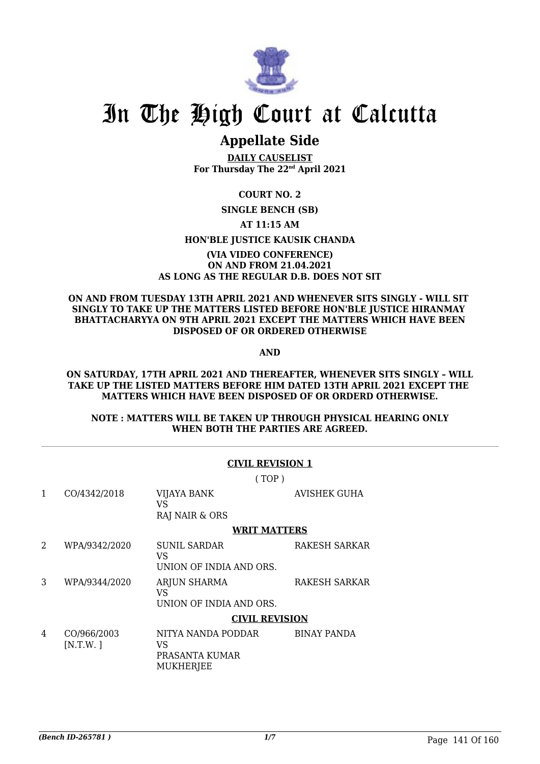# In The High Court at Calcutta

## Appellate Side

**DAILY CAUSELIST**
**For Thursday The 22nd April 2021**

**COURT NO. 2**

**SINGLE BENCH (SB)**

**AT 11:15 AM**

**HON'BLE JUSTICE KAUSIK CHANDA**

**(VIA VIDEO CONFERENCE)**
**ON AND FROM 21.04.2021**
**AS LONG AS THE REGULAR D.B. DOES NOT SIT**

**ON AND FROM TUESDAY 13TH APRIL 2021 AND WHENEVER SITS SINGLY - WILL SIT SINGLY TO TAKE UP THE MATTERS LISTED BEFORE HON'BLE JUSTICE HIRANMAY BHATTACHARYYA ON 9TH APRIL 2021 EXCEPT THE MATTERS WHICH HAVE BEEN DISPOSED OF OR ORDERED OTHERWISE**

**AND**

**ON SATURDAY, 17TH APRIL 2021 AND THEREAFTER, WHENEVER SITS SINGLY – WILL TAKE UP THE LISTED MATTERS BEFORE HIM DATED 13TH APRIL 2021 EXCEPT THE MATTERS WHICH HAVE BEEN DISPOSED OF OR ORDERD OTHERWISE.**

**NOTE : MATTERS WILL BE TAKEN UP THROUGH PHYSICAL HEARING ONLY WHEN BOTH THE PARTIES ARE AGREED.**

---

**CIVIL REVISION 1**

( TOP )

| | | | |
|---|---|---|---|
| 1 | CO/4342/2018 | VIJAYA BANK<br>VS<br>RAJ NAIR & ORS | AVISHEK GUHA |

**WRIT MATTERS**

| | | | |
|---|---|---|---|
| 2 | WPA/9342/2020 | SUNIL SARDAR<br>VS<br>UNION OF INDIA AND ORS. | RAKESH SARKAR |
| 3 | WPA/9344/2020 | ARJUN SHARMA<br>VS<br>UNION OF INDIA AND ORS. | RAKESH SARKAR |

**CIVIL REVISION**

| | | | |
|---|---|---|---|
| 4 | CO/966/2003<br>[N.T.W. ] | NITYA NANDA PODDAR<br>VS<br>PRASANTA KUMAR MUKHERJEE | BINAY PANDA |

*(Bench ID-265781 )*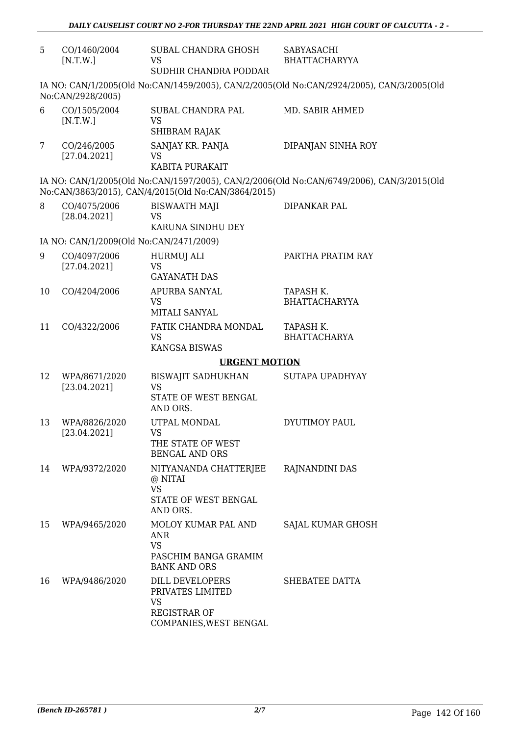| | | | |
|---|---|---|---|
| 5 | CO/1460/2004 [N.T.W.] | SUBAL CHANDRA GHOSH VS SUDHIR CHANDRA PODDAR | SABYASACHI BHATTACHARYYA |

IA NO: CAN/1/2005(Old No:CAN/1459/2005), CAN/2/2005(Old No:CAN/2924/2005), CAN/3/2005(Old No:CAN/2928/2005)

| | | | |
|---|---|---|---|
| 6 | CO/1505/2004 [N.T.W.] | SUBAL CHANDRA PAL VS SHIBRAM RAJAK | MD. SABIR AHMED |
| 7 | CO/246/2005 [27.04.2021] | SANJAY KR. PANJA VS KABITA PURAKAIT | DIPANJAN SINHA ROY |

IA NO: CAN/1/2005(Old No:CAN/1597/2005), CAN/2/2006(Old No:CAN/6749/2006), CAN/3/2015(Old No:CAN/3863/2015), CAN/4/2015(Old No:CAN/3864/2015)

| | | | |
|---|---|---|---|
| 8 | CO/4075/2006 [28.04.2021] | BISWAATH MAJI VS KARUNA SINDHU DEY | DIPANKAR PAL |

IA NO: CAN/1/2009(Old No:CAN/2471/2009)

| | | | |
|---|---|---|---|
| 9 | CO/4097/2006 [27.04.2021] | HURMUJ ALI VS GAYANATH DAS | PARTHA PRATIM RAY |
| 10 | CO/4204/2006 | APURBA SANYAL VS MITALI SANYAL | TAPASH K. BHATTACHARYYA |
| 11 | CO/4322/2006 | FATIK CHANDRA MONDAL VS KANGSA BISWAS | TAPASH K. BHATTACHARYA |

**URGENT MOTION**

| | | | |
|---|---|---|---|
| 12 | WPA/8671/2020 [23.04.2021] | BISWAJIT SADHUKHAN VS STATE OF WEST BENGAL AND ORS. | SUTAPA UPADHYAY |
| 13 | WPA/8826/2020 [23.04.2021] | UTPAL MONDAL VS THE STATE OF WEST BENGAL AND ORS | DYUTIMOY PAUL |
| 14 | WPA/9372/2020 | NITYANANDA CHATTERJEE @ NITAI VS STATE OF WEST BENGAL AND ORS. | RAJNANDINI DAS |
| 15 | WPA/9465/2020 | MOLOY KUMAR PAL AND ANR VS PASCHIM BANGA GRAMIM BANK AND ORS | SAJAL KUMAR GHOSH |
| 16 | WPA/9486/2020 | DILL DEVELOPERS PRIVATES LIMITED VS REGISTRAR OF COMPANIES,WEST BENGAL | SHEBATEE DATTA |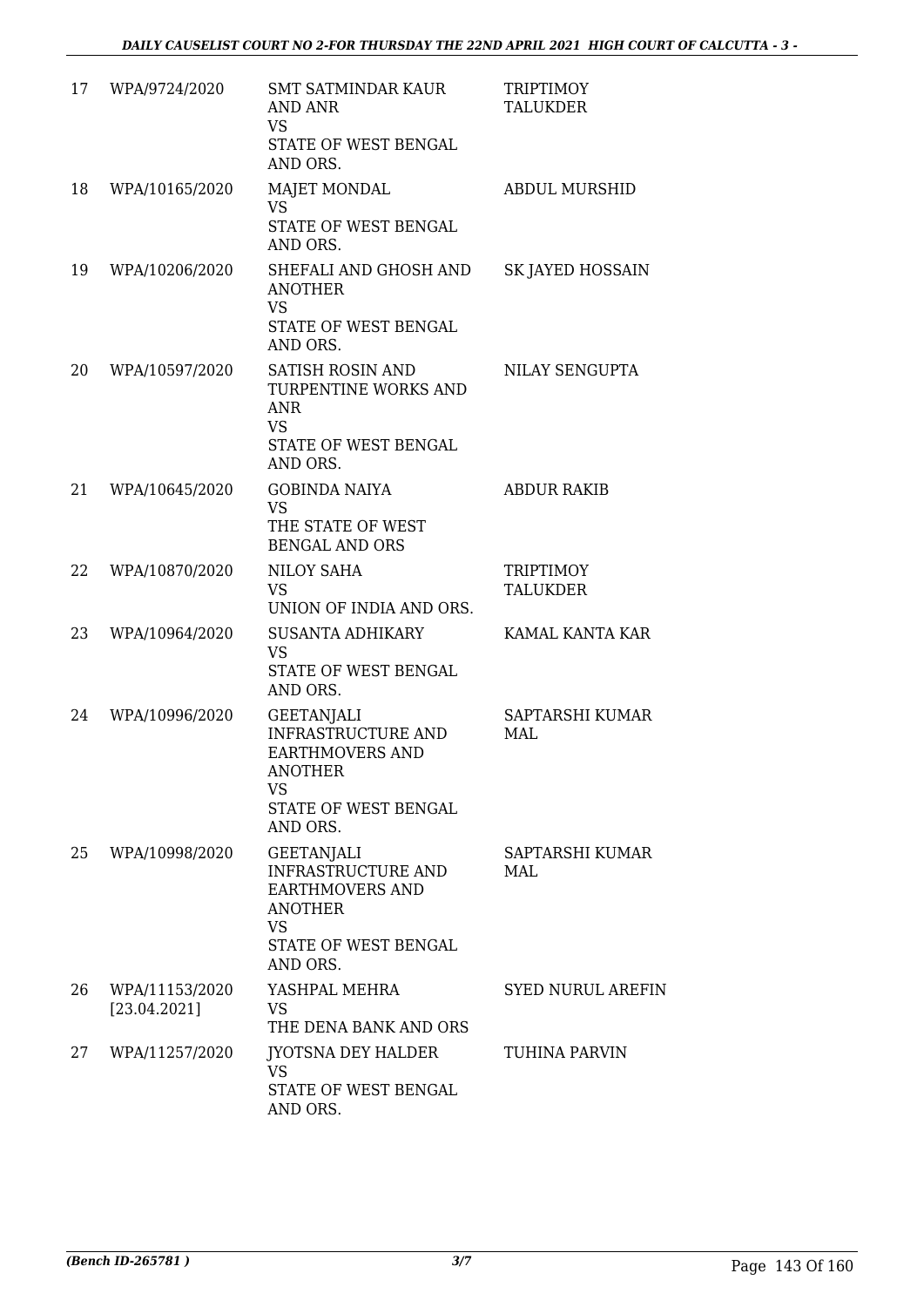| 17 | WPA/9724/2020 | SMT SATMINDAR KAUR AND ANR<br>VS<br>STATE OF WEST BENGAL AND ORS. | TRIPTIMOY TALUKDER |
|---|---|---|---|
| 18 | WPA/10165/2020 | MAJET MONDAL<br>VS<br>STATE OF WEST BENGAL AND ORS. | ABDUL MURSHID |
| 19 | WPA/10206/2020 | SHEFALI AND GHOSH AND ANOTHER<br>VS<br>STATE OF WEST BENGAL AND ORS. | SK JAYED HOSSAIN |
| 20 | WPA/10597/2020 | SATISH ROSIN AND TURPENTINE WORKS AND ANR<br>VS<br>STATE OF WEST BENGAL AND ORS. | NILAY SENGUPTA |
| 21 | WPA/10645/2020 | GOBINDA NAIYA<br>VS<br>THE STATE OF WEST BENGAL AND ORS | ABDUR RAKIB |
| 22 | WPA/10870/2020 | NILOY SAHA<br>VS<br>UNION OF INDIA AND ORS. | TRIPTIMOY TALUKDER |
| 23 | WPA/10964/2020 | SUSANTA ADHIKARY<br>VS<br>STATE OF WEST BENGAL AND ORS. | KAMAL KANTA KAR |
| 24 | WPA/10996/2020 | GEETANJALI INFRASTRUCTURE AND EARTHMOVERS AND ANOTHER<br>VS<br>STATE OF WEST BENGAL AND ORS. | SAPTARSHI KUMAR MAL |
| 25 | WPA/10998/2020 | GEETANJALI INFRASTRUCTURE AND EARTHMOVERS AND ANOTHER<br>VS<br>STATE OF WEST BENGAL AND ORS. | SAPTARSHI KUMAR MAL |
| 26 | WPA/11153/2020 [23.04.2021] | YASHPAL MEHRA<br>VS<br>THE DENA BANK AND ORS | SYED NURUL AREFIN |
| 27 | WPA/11257/2020 | JYOTSNA DEY HALDER<br>VS<br>STATE OF WEST BENGAL AND ORS. | TUHINA PARVIN |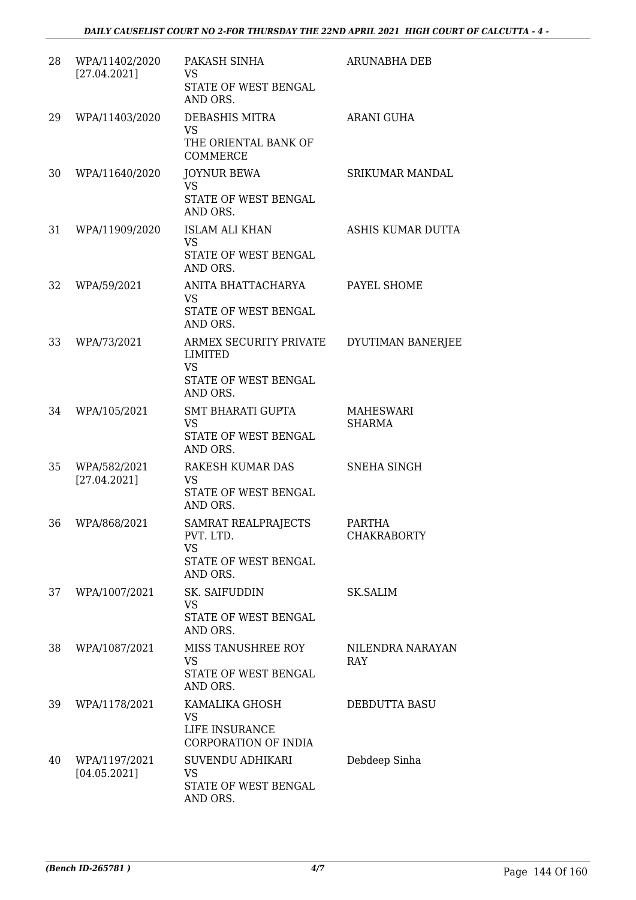| | | | |
|---|---|---|---|
| 28 | WPA/11402/2020 [27.04.2021] | PAKASH SINHA VS STATE OF WEST BENGAL AND ORS. | ARUNABHA DEB |
| 29 | WPA/11403/2020 | DEBASHIS MITRA VS THE ORIENTAL BANK OF COMMERCE | ARANI GUHA |
| 30 | WPA/11640/2020 | JOYNUR BEWA VS STATE OF WEST BENGAL AND ORS. | SRIKUMAR MANDAL |
| 31 | WPA/11909/2020 | ISLAM ALI KHAN VS STATE OF WEST BENGAL AND ORS. | ASHIS KUMAR DUTTA |
| 32 | WPA/59/2021 | ANITA BHATTACHARYA VS STATE OF WEST BENGAL AND ORS. | PAYEL SHOME |
| 33 | WPA/73/2021 | ARMEX SECURITY PRIVATE LIMITED VS STATE OF WEST BENGAL AND ORS. | DYUTIMAN BANERJEE |
| 34 | WPA/105/2021 | SMT BHARATI GUPTA VS STATE OF WEST BENGAL AND ORS. | MAHESWARI SHARMA |
| 35 | WPA/582/2021 [27.04.2021] | RAKESH KUMAR DAS VS STATE OF WEST BENGAL AND ORS. | SNEHA SINGH |
| 36 | WPA/868/2021 | SAMRAT REALPRAJECTS PVT. LTD. VS STATE OF WEST BENGAL AND ORS. | PARTHA CHAKRABORTY |
| 37 | WPA/1007/2021 | SK. SAIFUDDIN VS STATE OF WEST BENGAL AND ORS. | SK.SALIM |
| 38 | WPA/1087/2021 | MISS TANUSHREE ROY VS STATE OF WEST BENGAL AND ORS. | NILENDRA NARAYAN RAY |
| 39 | WPA/1178/2021 | KAMALIKA GHOSH VS LIFE INSURANCE CORPORATION OF INDIA | DEBDUTTA BASU |
| 40 | WPA/1197/2021 [04.05.2021] | SUVENDU ADHIKARI VS STATE OF WEST BENGAL AND ORS. | Debdeep Sinha |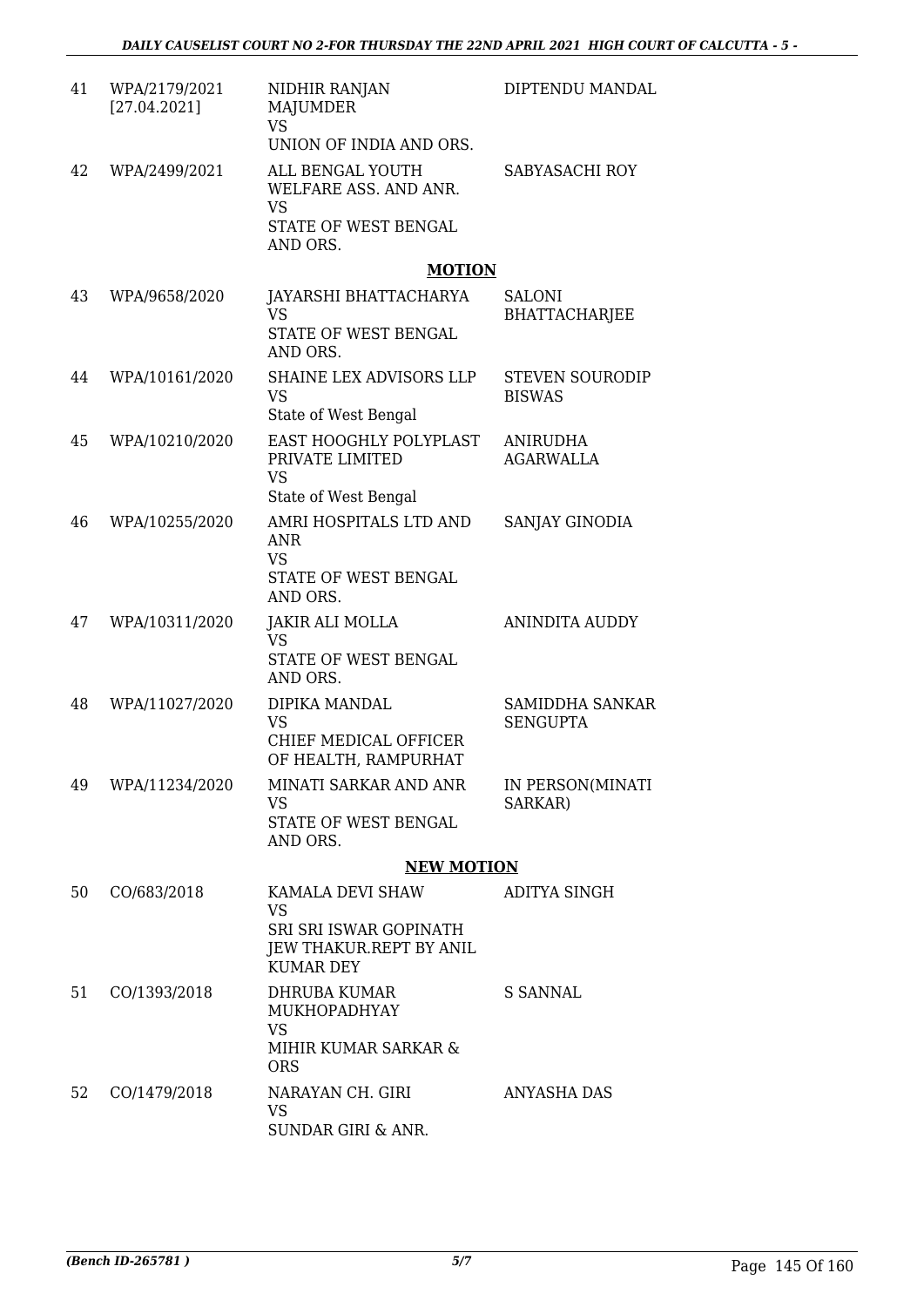| | | | |
|---|---|---|---|
| 41 | WPA/2179/2021 [27.04.2021] | NIDHIR RANJAN MAJUMDER VS UNION OF INDIA AND ORS. | DIPTENDU MANDAL |
| 42 | WPA/2499/2021 | ALL BENGAL YOUTH WELFARE ASS. AND ANR. VS STATE OF WEST BENGAL AND ORS. | SABYASACHI ROY |

**MOTION**

| | | | |
|---|---|---|---|
| 43 | WPA/9658/2020 | JAYARSHI BHATTACHARYA VS STATE OF WEST BENGAL AND ORS. | SALONI BHATTACHARJEE |
| 44 | WPA/10161/2020 | SHAINE LEX ADVISORS LLP VS State of West Bengal | STEVEN SOURODIP BISWAS |
| 45 | WPA/10210/2020 | EAST HOOGHLY POLYPLAST PRIVATE LIMITED VS State of West Bengal | ANIRUDHA AGARWALLA |
| 46 | WPA/10255/2020 | AMRI HOSPITALS LTD AND ANR VS STATE OF WEST BENGAL AND ORS. | SANJAY GINODIA |
| 47 | WPA/10311/2020 | JAKIR ALI MOLLA VS STATE OF WEST BENGAL AND ORS. | ANINDITA AUDDY |
| 48 | WPA/11027/2020 | DIPIKA MANDAL VS CHIEF MEDICAL OFFICER OF HEALTH, RAMPURHAT | SAMIDDHA SANKAR SENGUPTA |
| 49 | WPA/11234/2020 | MINATI SARKAR AND ANR VS STATE OF WEST BENGAL AND ORS. | IN PERSON(MINATI SARKAR) |

**NEW MOTION**

| | | | |
|---|---|---|---|
| 50 | CO/683/2018 | KAMALA DEVI SHAW VS SRI SRI ISWAR GOPINATH JEW THAKUR.REPT BY ANIL KUMAR DEY | ADITYA SINGH |
| 51 | CO/1393/2018 | DHRUBA KUMAR MUKHOPADHYAY VS MIHIR KUMAR SARKAR & ORS | S SANNAL |
| 52 | CO/1479/2018 | NARAYAN CH. GIRI VS SUNDAR GIRI & ANR. | ANYASHA DAS |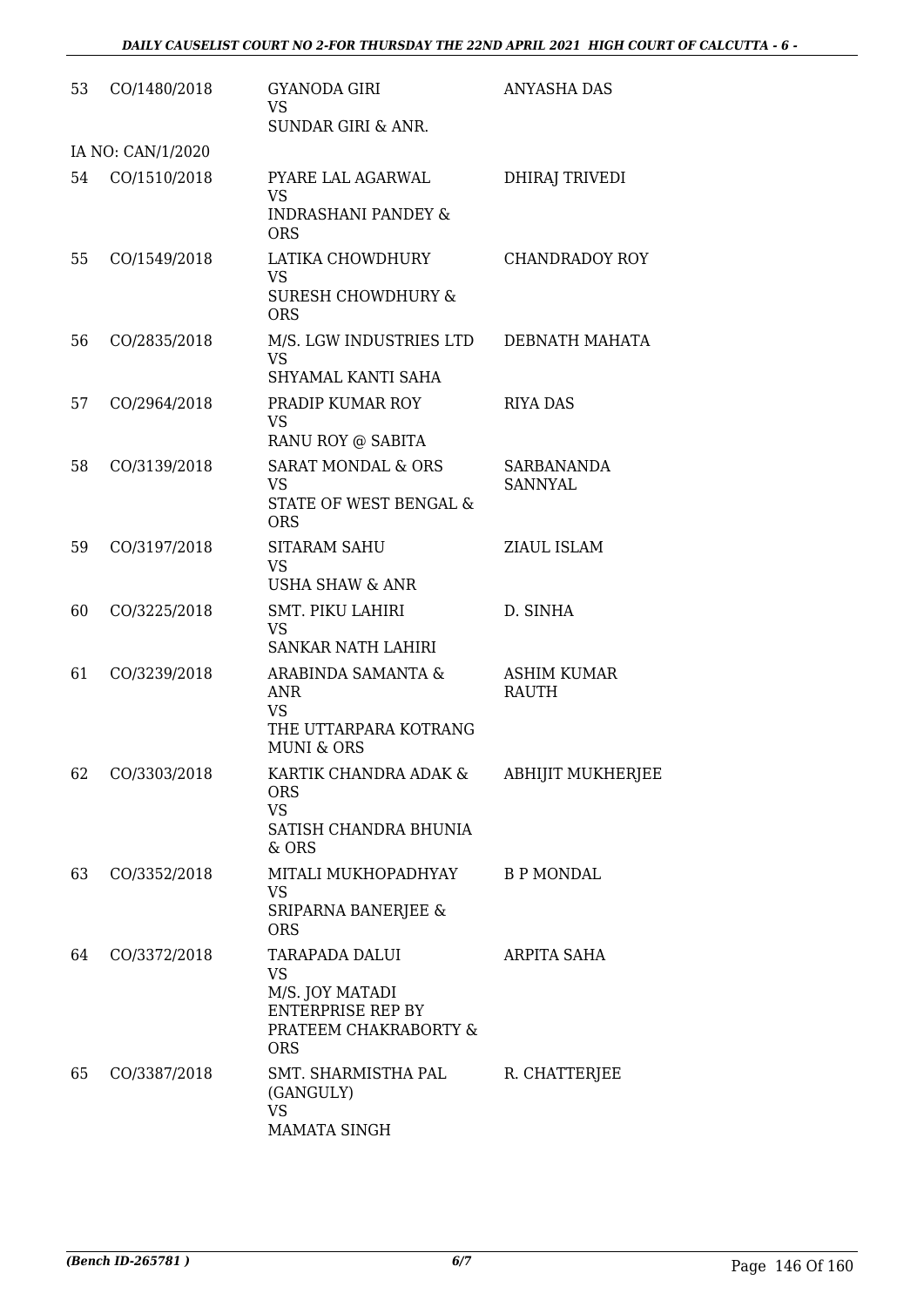| 53 | CO/1480/2018 | GYANODA GIRI<br>VS<br>SUNDAR GIRI & ANR. | ANYASHA DAS |
|---|---|---|---|
| | IA NO: CAN/1/2020 | | |
| 54 | CO/1510/2018 | PYARE LAL AGARWAL<br>VS<br>INDRASHANI PANDEY & ORS | DHIRAJ TRIVEDI |
| 55 | CO/1549/2018 | LATIKA CHOWDHURY<br>VS<br>SURESH CHOWDHURY & ORS | CHANDRADOY ROY |
| 56 | CO/2835/2018 | M/S. LGW INDUSTRIES LTD<br>VS<br>SHYAMAL KANTI SAHA | DEBNATH MAHATA |
| 57 | CO/2964/2018 | PRADIP KUMAR ROY<br>VS<br>RANU ROY @ SABITA | RIYA DAS |
| 58 | CO/3139/2018 | SARAT MONDAL & ORS<br>VS<br>STATE OF WEST BENGAL & ORS | SARBANANDA SANNYAL |
| 59 | CO/3197/2018 | SITARAM SAHU<br>VS<br>USHA SHAW & ANR | ZIAUL ISLAM |
| 60 | CO/3225/2018 | SMT. PIKU LAHIRI<br>VS<br>SANKAR NATH LAHIRI | D. SINHA |
| 61 | CO/3239/2018 | ARABINDA SAMANTA & ANR<br>VS<br>THE UTTARPARA KOTRANG MUNI & ORS | ASHIM KUMAR RAUTH |
| 62 | CO/3303/2018 | KARTIK CHANDRA ADAK & ORS<br>VS<br>SATISH CHANDRA BHUNIA & ORS | ABHIJIT MUKHERJEE |
| 63 | CO/3352/2018 | MITALI MUKHOPADHYAY<br>VS<br>SRIPARNA BANERJEE & ORS | B P MONDAL |
| 64 | CO/3372/2018 | TARAPADA DALUI<br>VS<br>M/S. JOY MATADI ENTERPRISE REP BY PRATEEM CHAKRABORTY & ORS | ARPITA SAHA |
| 65 | CO/3387/2018 | SMT. SHARMISTHA PAL (GANGULY)<br>VS<br>MAMATA SINGH | R. CHATTERJEE |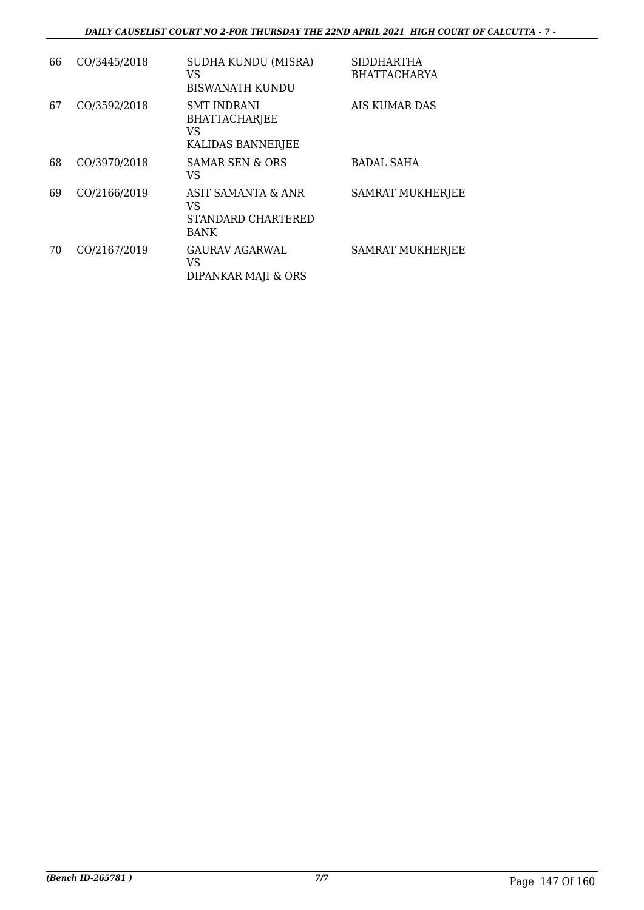| | | | |
|---|---|---|---|
| 66 | CO/3445/2018 | SUDHA KUNDU (MISRA)<br>VS<br>BISWANATH KUNDU | SIDDHARTHA BHATTACHARYA |
| 67 | CO/3592/2018 | SMT INDRANI BHATTACHARJEE<br>VS<br>KALIDAS BANNERJEE | AIS KUMAR DAS |
| 68 | CO/3970/2018 | SAMAR SEN & ORS<br>VS | BADAL SAHA |
| 69 | CO/2166/2019 | ASIT SAMANTA & ANR<br>VS<br>STANDARD CHARTERED BANK | SAMRAT MUKHERJEE |
| 70 | CO/2167/2019 | GAURAV AGARWAL<br>VS<br>DIPANKAR MAJI & ORS | SAMRAT MUKHERJEE |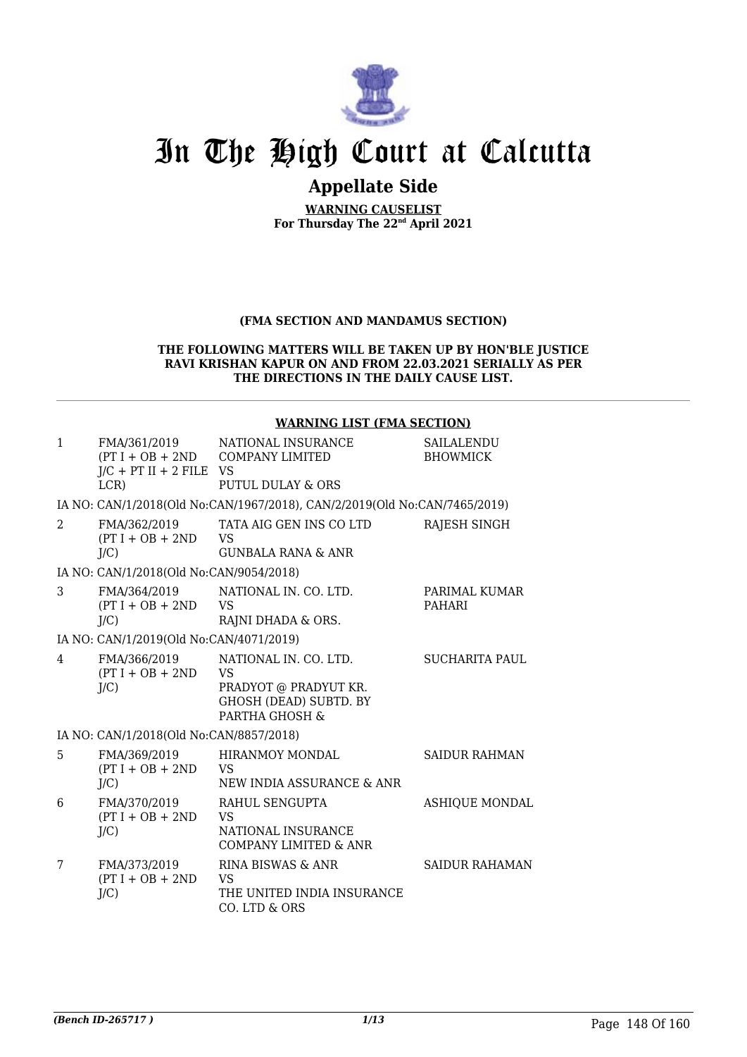# In The High Court at Calcutta

## Appellate Side

**WARNING CAUSELIST**
**For Thursday The 22nd April 2021**

**(FMA SECTION AND MANDAMUS SECTION)**

**THE FOLLOWING MATTERS WILL BE TAKEN UP BY HON'BLE JUSTICE RAVI KRISHAN KAPUR ON AND FROM 22.03.2021 SERIALLY AS PER THE DIRECTIONS IN THE DAILY CAUSE LIST.**

**WARNING LIST (FMA SECTION)**

| | | | |
|---|---|---|---|
| 1 | FMA/361/2019 (PT I + OB + 2ND J/C + PT II + 2 FILE LCR) | NATIONAL INSURANCE COMPANY LIMITED VS PUTUL DULAY & ORS | SAILALENDU BHOWMICK |
| | IA NO: CAN/1/2018(Old No:CAN/1967/2018), CAN/2/2019(Old No:CAN/7465/2019) | | |
| 2 | FMA/362/2019 (PT I + OB + 2ND J/C) | TATA AIG GEN INS CO LTD VS GUNBALA RANA & ANR | RAJESH SINGH |
| | IA NO: CAN/1/2018(Old No:CAN/9054/2018) | | |
| 3 | FMA/364/2019 (PT I + OB + 2ND J/C) | NATIONAL IN. CO. LTD. VS RAJNI DHADA & ORS. | PARIMAL KUMAR PAHARI |
| | IA NO: CAN/1/2019(Old No:CAN/4071/2019) | | |
| 4 | FMA/366/2019 (PT I + OB + 2ND J/C) | NATIONAL IN. CO. LTD. VS PRADYOT @ PRADYUT KR. GHOSH (DEAD) SUBTD. BY PARTHA GHOSH & | SUCHARITA PAUL |
| | IA NO: CAN/1/2018(Old No:CAN/8857/2018) | | |
| 5 | FMA/369/2019 (PT I + OB + 2ND J/C) | HIRANMOY MONDAL VS NEW INDIA ASSURANCE & ANR | SAIDUR RAHMAN |
| 6 | FMA/370/2019 (PT I + OB + 2ND J/C) | RAHUL SENGUPTA VS NATIONAL INSURANCE COMPANY LIMITED & ANR | ASHIQUE MONDAL |
| 7 | FMA/373/2019 (PT I + OB + 2ND J/C) | RINA BISWAS & ANR VS THE UNITED INDIA INSURANCE CO. LTD & ORS | SAIDUR RAHAMAN |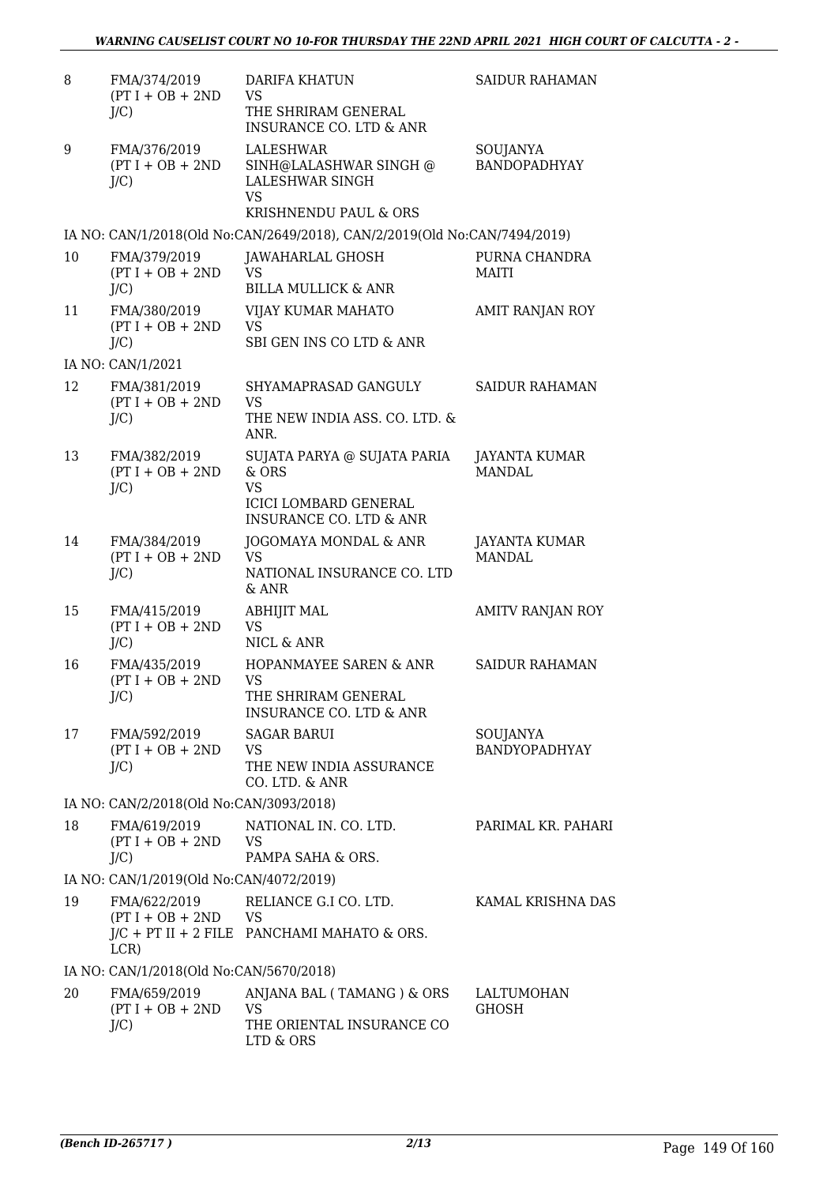| | | | |
|---|---|---|---|
| 8 | FMA/374/2019 (PT I + OB + 2ND J/C) | DARIFA KHATUN VS THE SHRIRAM GENERAL INSURANCE CO. LTD & ANR | SAIDUR RAHAMAN |
| 9 | FMA/376/2019 (PT I + OB + 2ND J/C) | LALESHWAR SINH@LALASHWAR SINGH @ LALESHWAR SINGH VS KRISHNENDU PAUL & ORS | SOUJANYA BANDOPADHYAY |
| | IA NO: CAN/1/2018(Old No:CAN/2649/2018), CAN/2/2019(Old No:CAN/7494/2019) | | |
| 10 | FMA/379/2019 (PT I + OB + 2ND J/C) | JAWAHARLAL GHOSH VS BILLA MULLICK & ANR | PURNA CHANDRA MAITI |
| 11 | FMA/380/2019 (PT I + OB + 2ND J/C) | VIJAY KUMAR MAHATO VS SBI GEN INS CO LTD & ANR | AMIT RANJAN ROY |
| | IA NO: CAN/1/2021 | | |
| 12 | FMA/381/2019 (PT I + OB + 2ND J/C) | SHYAMAPRASAD GANGULY VS THE NEW INDIA ASS. CO. LTD. & ANR. | SAIDUR RAHAMAN |
| 13 | FMA/382/2019 (PT I + OB + 2ND J/C) | SUJATA PARYA @ SUJATA PARIA & ORS VS ICICI LOMBARD GENERAL INSURANCE CO. LTD & ANR | JAYANTA KUMAR MANDAL |
| 14 | FMA/384/2019 (PT I + OB + 2ND J/C) | JOGOMAYA MONDAL & ANR VS NATIONAL INSURANCE CO. LTD & ANR | JAYANTA KUMAR MANDAL |
| 15 | FMA/415/2019 (PT I + OB + 2ND J/C) | ABHIJIT MAL VS NICL & ANR | AMITV RANJAN ROY |
| 16 | FMA/435/2019 (PT I + OB + 2ND J/C) | HOPANMAYEE SAREN & ANR VS THE SHRIRAM GENERAL INSURANCE CO. LTD & ANR | SAIDUR RAHAMAN |
| 17 | FMA/592/2019 (PT I + OB + 2ND J/C) | SAGAR BARUI VS THE NEW INDIA ASSURANCE CO. LTD. & ANR | SOUJANYA BANDYOPADHYAY |
| | IA NO: CAN/2/2018(Old No:CAN/3093/2018) | | |
| 18 | FMA/619/2019 (PT I + OB + 2ND J/C) | NATIONAL IN. CO. LTD. VS PAMPA SAHA & ORS. | PARIMAL KR. PAHARI |
| | IA NO: CAN/1/2019(Old No:CAN/4072/2019) | | |
| 19 | FMA/622/2019 (PT I + OB + 2ND J/C + PT II + 2 FILE LCR) | RELIANCE G.I CO. LTD. VS PANCHAMI MAHATO & ORS. | KAMAL KRISHNA DAS |
| | IA NO: CAN/1/2018(Old No:CAN/5670/2018) | | |
| 20 | FMA/659/2019 (PT I + OB + 2ND J/C) | ANJANA BAL ( TAMANG ) & ORS VS THE ORIENTAL INSURANCE CO LTD & ORS | LALTUMOHAN GHOSH |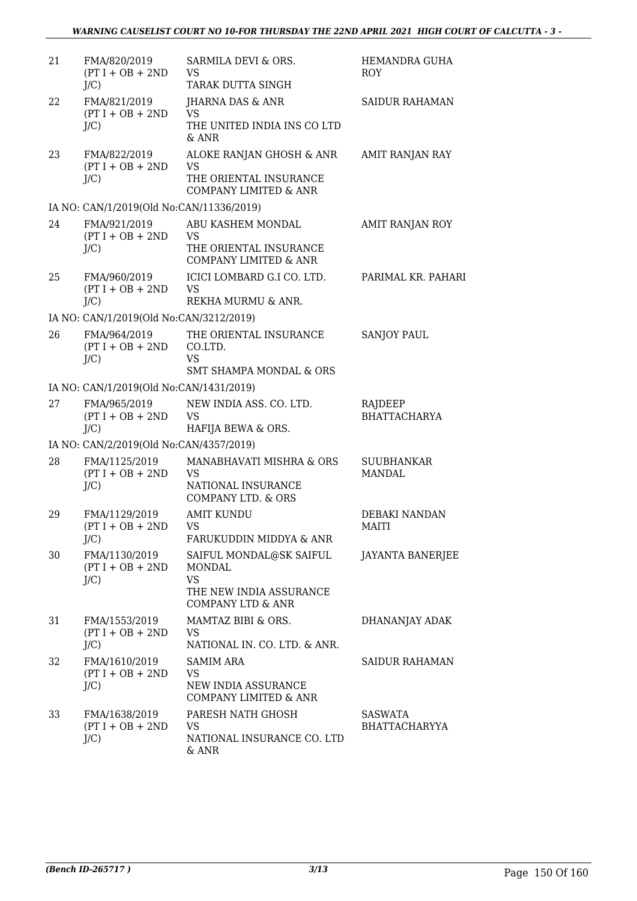| | | | |
|---|---|---|---|
| 21 | FMA/820/2019 (PT I + OB + 2ND J/C) | SARMILA DEVI & ORS. VS TARAK DUTTA SINGH | HEMANDRA GUHA ROY |
| 22 | FMA/821/2019 (PT I + OB + 2ND J/C) | JHARNA DAS & ANR VS THE UNITED INDIA INS CO LTD & ANR | SAIDUR RAHAMAN |
| 23 | FMA/822/2019 (PT I + OB + 2ND J/C) | ALOKE RANJAN GHOSH & ANR VS THE ORIENTAL INSURANCE COMPANY LIMITED & ANR | AMIT RANJAN RAY |
| | IA NO: CAN/1/2019(Old No:CAN/11336/2019) | | |
| 24 | FMA/921/2019 (PT I + OB + 2ND J/C) | ABU KASHEM MONDAL VS THE ORIENTAL INSURANCE COMPANY LIMITED & ANR | AMIT RANJAN ROY |
| 25 | FMA/960/2019 (PT I + OB + 2ND J/C) | ICICI LOMBARD G.I CO. LTD. VS REKHA MURMU & ANR. | PARIMAL KR. PAHARI |
| | IA NO: CAN/1/2019(Old No:CAN/3212/2019) | | |
| 26 | FMA/964/2019 (PT I + OB + 2ND J/C) | THE ORIENTAL INSURANCE CO.LTD. VS SMT SHAMPA MONDAL & ORS | SANJOY PAUL |
| | IA NO: CAN/1/2019(Old No:CAN/1431/2019) | | |
| 27 | FMA/965/2019 (PT I + OB + 2ND J/C) | NEW INDIA ASS. CO. LTD. VS HAFIJA BEWA & ORS. | RAJDEEP BHATTACHARYA |
| | IA NO: CAN/2/2019(Old No:CAN/4357/2019) | | |
| 28 | FMA/1125/2019 (PT I + OB + 2ND J/C) | MANABHAVATI MISHRA & ORS VS NATIONAL INSURANCE COMPANY LTD. & ORS | SUUBHANKAR MANDAL |
| 29 | FMA/1129/2019 (PT I + OB + 2ND J/C) | AMIT KUNDU VS FARUKUDDIN MIDDYA & ANR | DEBAKI NANDAN MAITI |
| 30 | FMA/1130/2019 (PT I + OB + 2ND J/C) | SAIFUL MONDAL@SK SAIFUL MONDAL VS THE NEW INDIA ASSURANCE COMPANY LTD & ANR | JAYANTA BANERJEE |
| 31 | FMA/1553/2019 (PT I + OB + 2ND J/C) | MAMTAZ BIBI & ORS. VS NATIONAL IN. CO. LTD. & ANR. | DHANANJAY ADAK |
| 32 | FMA/1610/2019 (PT I + OB + 2ND J/C) | SAMIM ARA VS NEW INDIA ASSURANCE COMPANY LIMITED & ANR | SAIDUR RAHAMAN |
| 33 | FMA/1638/2019 (PT I + OB + 2ND J/C) | PARESH NATH GHOSH VS NATIONAL INSURANCE CO. LTD & ANR | SASWATA BHATTACHARYYA |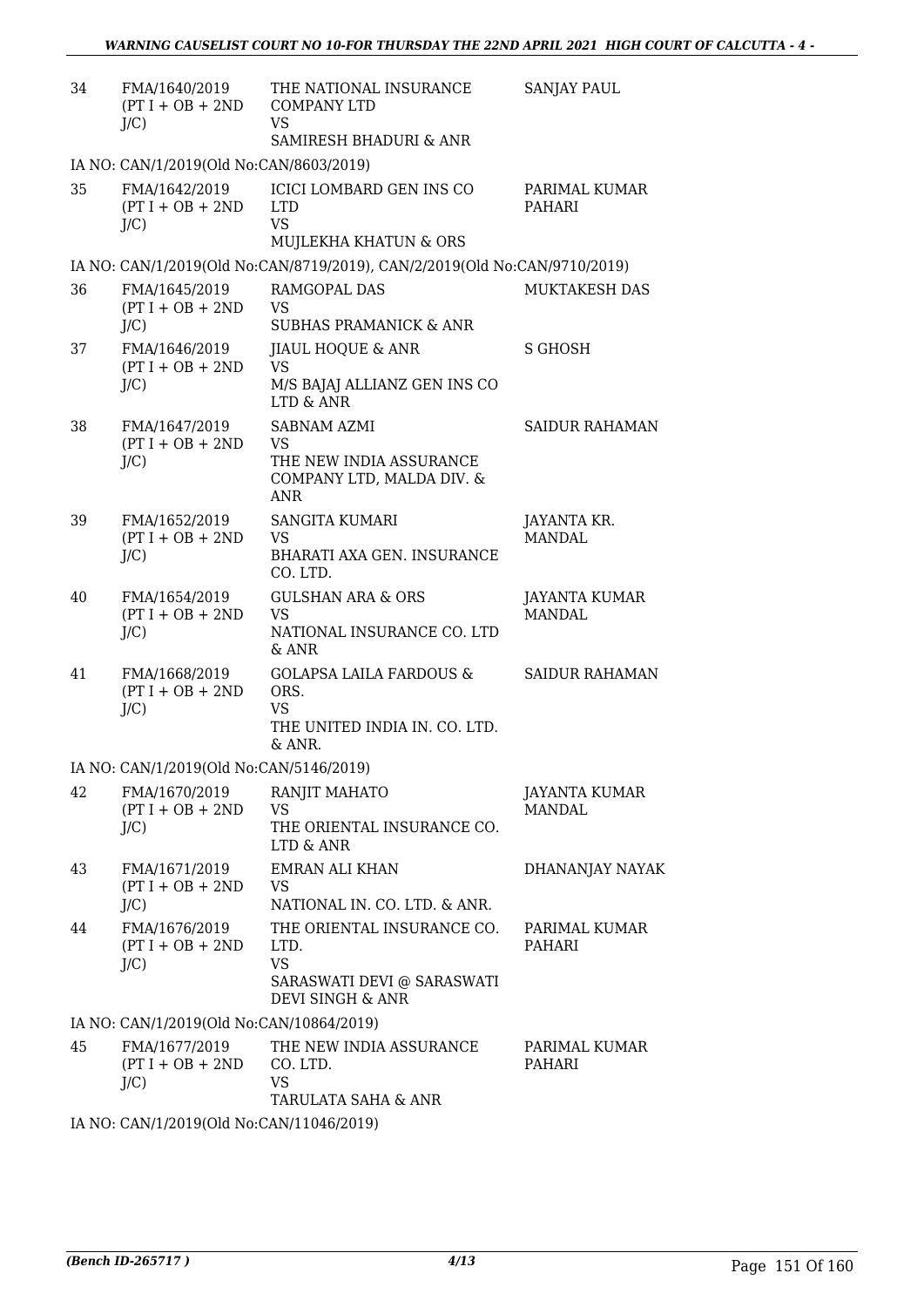| 34 | FMA/1640/2019 (PT I + OB + 2ND J/C) | THE NATIONAL INSURANCE COMPANY LTD VS SAMIRESH BHADURI & ANR | SANJAY PAUL |
|---|---|---|---|
| IA NO: CAN/1/2019(Old No:CAN/8603/2019) | | | |
| 35 | FMA/1642/2019 (PT I + OB + 2ND J/C) | ICICI LOMBARD GEN INS CO LTD VS MUJLEKHA KHATUN & ORS | PARIMAL KUMAR PAHARI |
| IA NO: CAN/1/2019(Old No:CAN/8719/2019), CAN/2/2019(Old No:CAN/9710/2019) | | | |
| 36 | FMA/1645/2019 (PT I + OB + 2ND J/C) | RAMGOPAL DAS VS SUBHAS PRAMANICK & ANR | MUKTAKESH DAS |
| 37 | FMA/1646/2019 (PT I + OB + 2ND J/C) | JIAUL HOQUE & ANR VS M/S BAJAJ ALLIANZ GEN INS CO LTD & ANR | S GHOSH |
| 38 | FMA/1647/2019 (PT I + OB + 2ND J/C) | SABNAM AZMI VS THE NEW INDIA ASSURANCE COMPANY LTD, MALDA DIV. & ANR | SAIDUR RAHAMAN |
| 39 | FMA/1652/2019 (PT I + OB + 2ND J/C) | SANGITA KUMARI VS BHARATI AXA GEN. INSURANCE CO. LTD. | JAYANTA KR. MANDAL |
| 40 | FMA/1654/2019 (PT I + OB + 2ND J/C) | GULSHAN ARA & ORS VS NATIONAL INSURANCE CO. LTD & ANR | JAYANTA KUMAR MANDAL |
| 41 | FMA/1668/2019 (PT I + OB + 2ND J/C) | GOLAPSA LAILA FARDOUS & ORS. VS THE UNITED INDIA IN. CO. LTD. & ANR. | SAIDUR RAHAMAN |
| IA NO: CAN/1/2019(Old No:CAN/5146/2019) | | | |
| 42 | FMA/1670/2019 (PT I + OB + 2ND J/C) | RANJIT MAHATO VS THE ORIENTAL INSURANCE CO. LTD & ANR | JAYANTA KUMAR MANDAL |
| 43 | FMA/1671/2019 (PT I + OB + 2ND J/C) | EMRAN ALI KHAN VS NATIONAL IN. CO. LTD. & ANR. | DHANANJAY NAYAK |
| 44 | FMA/1676/2019 (PT I + OB + 2ND J/C) | THE ORIENTAL INSURANCE CO. LTD. VS SARASWATI DEVI @ SARASWATI DEVI SINGH & ANR | PARIMAL KUMAR PAHARI |
| IA NO: CAN/1/2019(Old No:CAN/10864/2019) | | | |
| 45 | FMA/1677/2019 (PT I + OB + 2ND J/C) | THE NEW INDIA ASSURANCE CO. LTD. VS TARULATA SAHA & ANR | PARIMAL KUMAR PAHARI |
| IA NO: CAN/1/2019(Old No:CAN/11046/2019) | | | |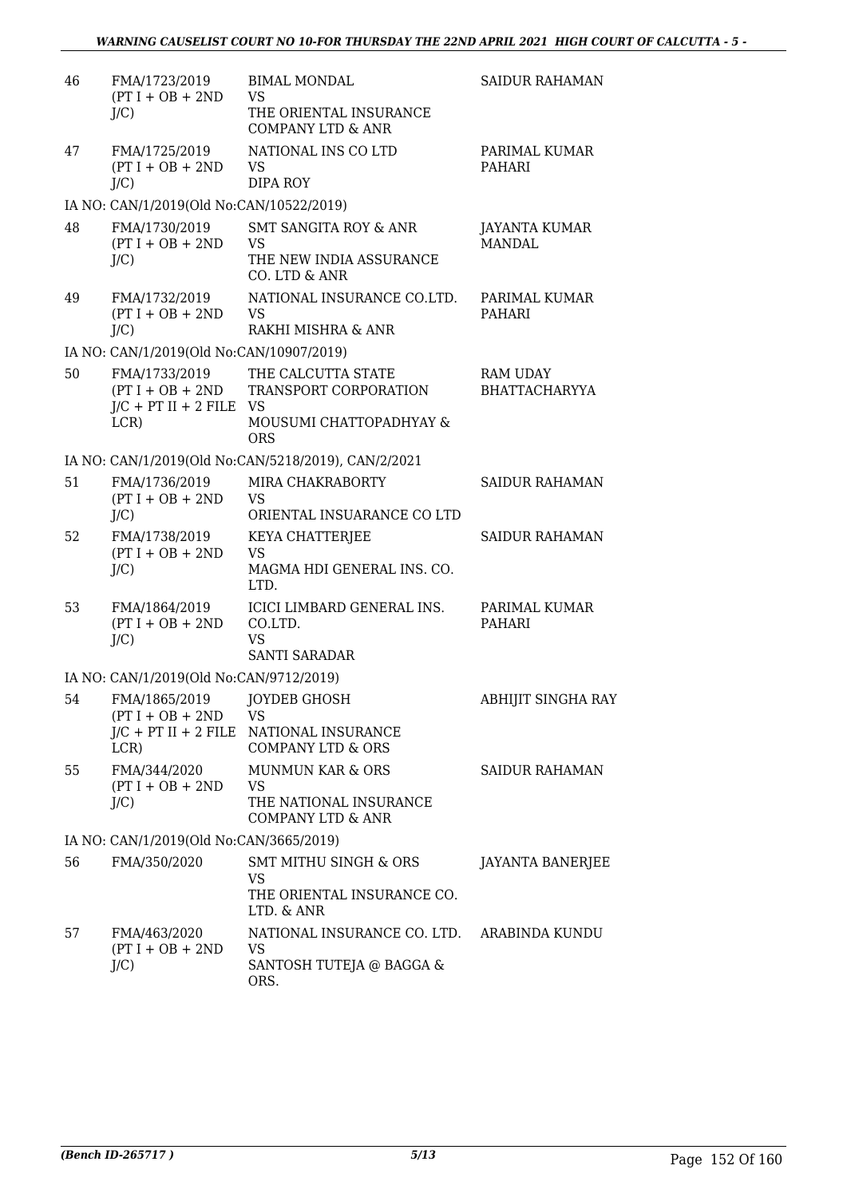| | | | |
|---|---|---|---|
| 46 | FMA/1723/2019 (PT I + OB + 2ND J/C) | BIMAL MONDAL VS THE ORIENTAL INSURANCE COMPANY LTD & ANR | SAIDUR RAHAMAN |
| 47 | FMA/1725/2019 (PT I + OB + 2ND J/C) | NATIONAL INS CO LTD VS DIPA ROY | PARIMAL KUMAR PAHARI |
| | IA NO: CAN/1/2019(Old No:CAN/10522/2019) | | |
| 48 | FMA/1730/2019 (PT I + OB + 2ND J/C) | SMT SANGITA ROY & ANR VS THE NEW INDIA ASSURANCE CO. LTD & ANR | JAYANTA KUMAR MANDAL |
| 49 | FMA/1732/2019 (PT I + OB + 2ND J/C) | NATIONAL INSURANCE CO.LTD. VS RAKHI MISHRA & ANR | PARIMAL KUMAR PAHARI |
| | IA NO: CAN/1/2019(Old No:CAN/10907/2019) | | |
| 50 | FMA/1733/2019 (PT I + OB + 2ND J/C + PT II + 2 FILE LCR) | THE CALCUTTA STATE TRANSPORT CORPORATION VS MOUSUMI CHATTOPADHYAY & ORS | RAM UDAY BHATTACHARYYA |
| | IA NO: CAN/1/2019(Old No:CAN/5218/2019), CAN/2/2021 | | |
| 51 | FMA/1736/2019 (PT I + OB + 2ND J/C) | MIRA CHAKRABORTY VS ORIENTAL INSUARANCE CO LTD | SAIDUR RAHAMAN |
| 52 | FMA/1738/2019 (PT I + OB + 2ND J/C) | KEYA CHATTERJEE VS MAGMA HDI GENERAL INS. CO. LTD. | SAIDUR RAHAMAN |
| 53 | FMA/1864/2019 (PT I + OB + 2ND J/C) | ICICI LIMBARD GENERAL INS. CO.LTD. VS SANTI SARADAR | PARIMAL KUMAR PAHARI |
| | IA NO: CAN/1/2019(Old No:CAN/9712/2019) | | |
| 54 | FMA/1865/2019 (PT I + OB + 2ND J/C + PT II + 2 FILE LCR) | JOYDEB GHOSH VS NATIONAL INSURANCE COMPANY LTD & ORS | ABHIJIT SINGHA RAY |
| 55 | FMA/344/2020 (PT I + OB + 2ND J/C) | MUNMUN KAR & ORS VS THE NATIONAL INSURANCE COMPANY LTD & ANR | SAIDUR RAHAMAN |
| | IA NO: CAN/1/2019(Old No:CAN/3665/2019) | | |
| 56 | FMA/350/2020 | SMT MITHU SINGH & ORS VS THE ORIENTAL INSURANCE CO. LTD. & ANR | JAYANTA BANERJEE |
| 57 | FMA/463/2020 (PT I + OB + 2ND J/C) | NATIONAL INSURANCE CO. LTD. VS SANTOSH TUTEJA @ BAGGA & ORS. | ARABINDA KUNDU |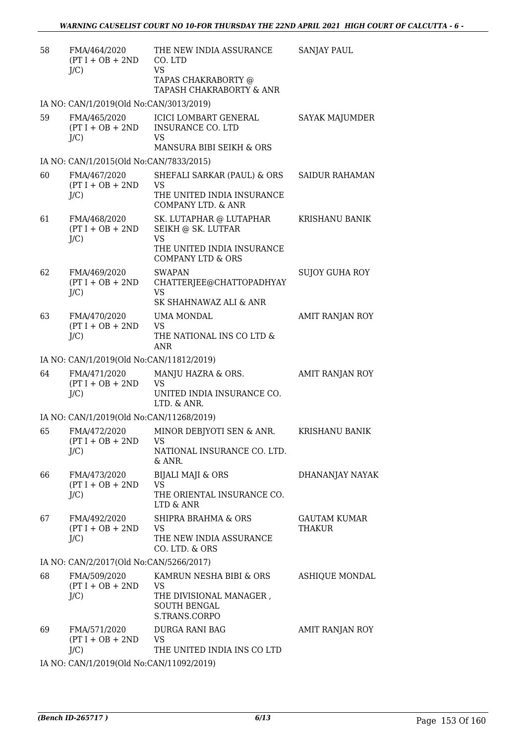| | | | |
|---|---|---|---|
| 58 | FMA/464/2020 (PT I + OB + 2ND J/C) | THE NEW INDIA ASSURANCE CO. LTD VS TAPAS CHAKRABORTY @ TAPASH CHAKRABORTY & ANR | SANJAY PAUL |
| IA NO: CAN/1/2019(Old No:CAN/3013/2019) | | | |
| 59 | FMA/465/2020 (PT I + OB + 2ND J/C) | ICICI LOMBART GENERAL INSURANCE CO. LTD VS MANSURA BIBI SEIKH & ORS | SAYAK MAJUMDER |
| IA NO: CAN/1/2015(Old No:CAN/7833/2015) | | | |
| 60 | FMA/467/2020 (PT I + OB + 2ND J/C) | SHEFALI SARKAR (PAUL) & ORS VS THE UNITED INDIA INSURANCE COMPANY LTD. & ANR | SAIDUR RAHAMAN |
| 61 | FMA/468/2020 (PT I + OB + 2ND J/C) | SK. LUTAPHAR @ LUTAPHAR SEIKH @ SK. LUTFAR VS THE UNITED INDIA INSURANCE COMPANY LTD & ORS | KRISHANU BANIK |
| 62 | FMA/469/2020 (PT I + OB + 2ND J/C) | SWAPAN CHATTERJEE@CHATTOPADHYAY VS SK SHAHNAWAZ ALI & ANR | SUJOY GUHA ROY |
| 63 | FMA/470/2020 (PT I + OB + 2ND J/C) | UMA MONDAL VS THE NATIONAL INS CO LTD & ANR | AMIT RANJAN ROY |
| IA NO: CAN/1/2019(Old No:CAN/11812/2019) | | | |
| 64 | FMA/471/2020 (PT I + OB + 2ND J/C) | MANJU HAZRA & ORS. VS UNITED INDIA INSURANCE CO. LTD. & ANR. | AMIT RANJAN ROY |
| IA NO: CAN/1/2019(Old No:CAN/11268/2019) | | | |
| 65 | FMA/472/2020 (PT I + OB + 2ND J/C) | MINOR DEBJYOTI SEN & ANR. VS NATIONAL INSURANCE CO. LTD. & ANR. | KRISHANU BANIK |
| 66 | FMA/473/2020 (PT I + OB + 2ND J/C) | BIJALI MAJI & ORS VS THE ORIENTAL INSURANCE CO. LTD & ANR | DHANANJAY NAYAK |
| 67 | FMA/492/2020 (PT I + OB + 2ND J/C) | SHIPRA BRAHMA & ORS VS THE NEW INDIA ASSURANCE CO. LTD. & ORS | GAUTAM KUMAR THAKUR |
| IA NO: CAN/2/2017(Old No:CAN/5266/2017) | | | |
| 68 | FMA/509/2020 (PT I + OB + 2ND J/C) | KAMRUN NESHA BIBI & ORS VS THE DIVISIONAL MANAGER , SOUTH BENGAL S.TRANS.CORPO | ASHIQUE MONDAL |
| 69 | FMA/571/2020 (PT I + OB + 2ND J/C) | DURGA RANI BAG VS THE UNITED INDIA INS CO LTD | AMIT RANJAN ROY |
| IA NO: CAN/1/2019(Old No:CAN/11092/2019) | | | |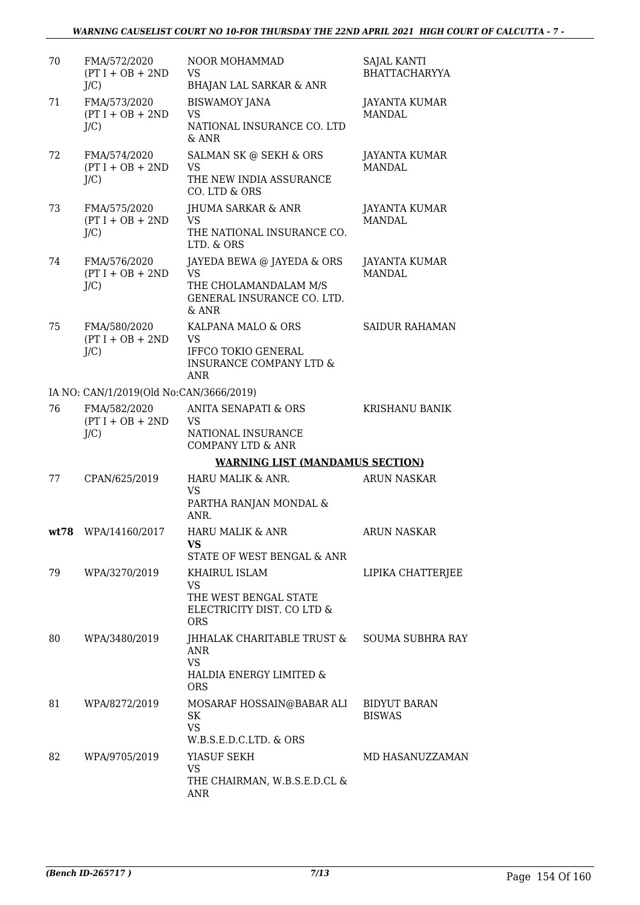| | | | |
|---|---|---|---|
| 70 | FMA/572/2020 (PT I + OB + 2ND J/C) | NOOR MOHAMMAD VS BHAJAN LAL SARKAR & ANR | SAJAL KANTI BHATTACHARYYA |
| 71 | FMA/573/2020 (PT I + OB + 2ND J/C) | BISWAMOY JANA VS NATIONAL INSURANCE CO. LTD & ANR | JAYANTA KUMAR MANDAL |
| 72 | FMA/574/2020 (PT I + OB + 2ND J/C) | SALMAN SK @ SEKH & ORS VS THE NEW INDIA ASSURANCE CO. LTD & ORS | JAYANTA KUMAR MANDAL |
| 73 | FMA/575/2020 (PT I + OB + 2ND J/C) | JHUMA SARKAR & ANR VS THE NATIONAL INSURANCE CO. LTD. & ORS | JAYANTA KUMAR MANDAL |
| 74 | FMA/576/2020 (PT I + OB + 2ND J/C) | JAYEDA BEWA @ JAYEDA & ORS VS THE CHOLAMANDALAM M/S GENERAL INSURANCE CO. LTD. & ANR | JAYANTA KUMAR MANDAL |
| 75 | FMA/580/2020 (PT I + OB + 2ND J/C) | KALPANA MALO & ORS VS IFFCO TOKIO GENERAL INSURANCE COMPANY LTD & ANR | SAIDUR RAHAMAN |
| | IA NO: CAN/1/2019(Old No:CAN/3666/2019) | | |
| 76 | FMA/582/2020 (PT I + OB + 2ND J/C) | ANITA SENAPATI & ORS VS NATIONAL INSURANCE COMPANY LTD & ANR | KRISHANU BANIK |

**WARNING LIST (MANDAMUS SECTION)**

| | | | |
|---|---|---|---|
| 77 | CPAN/625/2019 | HARU MALIK & ANR. VS PARTHA RANJAN MONDAL & ANR. | ARUN NASKAR |
| **wt78** | WPA/14160/2017 | HARU MALIK & ANR **VS** STATE OF WEST BENGAL & ANR | ARUN NASKAR |
| 79 | WPA/3270/2019 | KHAIRUL ISLAM VS THE WEST BENGAL STATE ELECTRICITY DIST. CO LTD & ORS | LIPIKA CHATTERJEE |
| 80 | WPA/3480/2019 | JHHALAK CHARITABLE TRUST & ANR VS HALDIA ENERGY LIMITED & ORS | SOUMA SUBHRA RAY |
| 81 | WPA/8272/2019 | MOSARAF HOSSAIN@BABAR ALI SK VS W.B.S.E.D.C.LTD. & ORS | BIDYUT BARAN BISWAS |
| 82 | WPA/9705/2019 | YIASUF SEKH VS THE CHAIRMAN, W.B.S.E.D.CL & ANR | MD HASANUZZAMAN |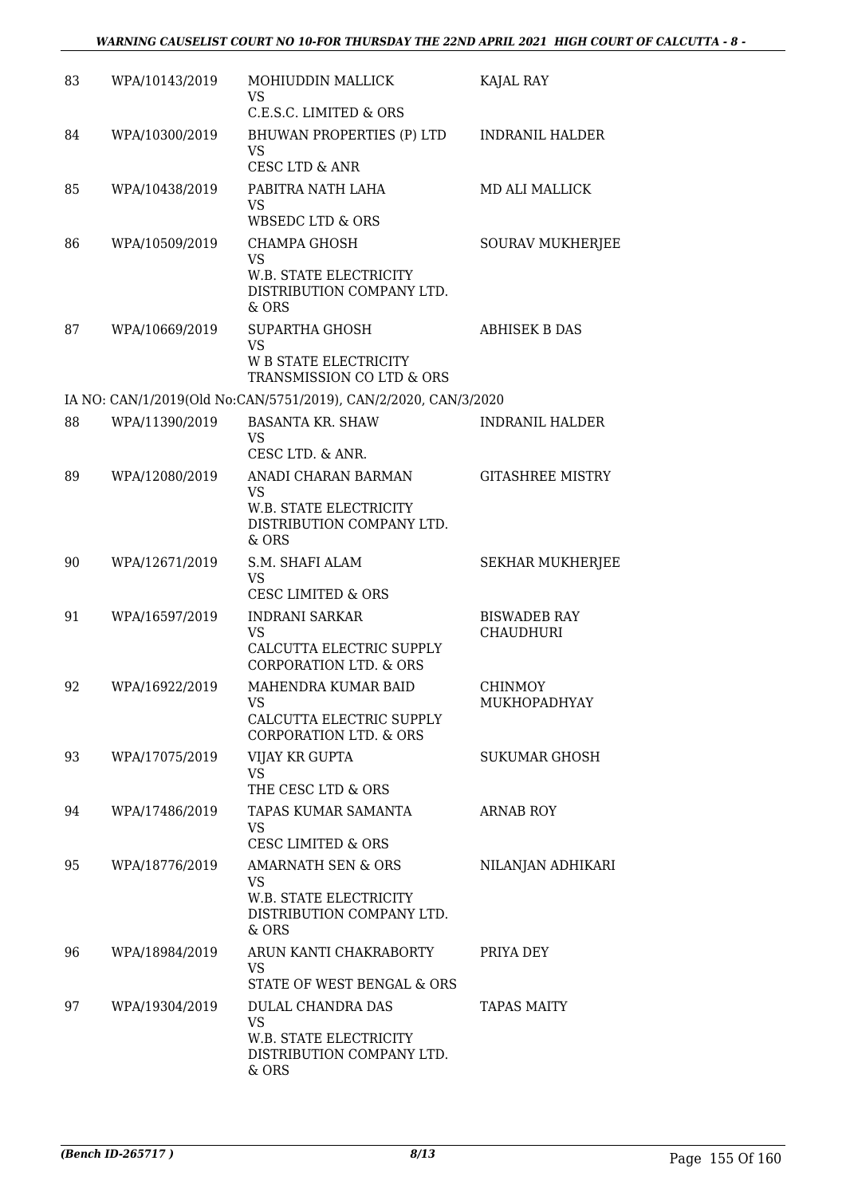| | | | |
|---|---|---|---|
| 83 | WPA/10143/2019 | MOHIUDDIN MALLICK<br>VS<br>C.E.S.C. LIMITED & ORS | KAJAL RAY |
| 84 | WPA/10300/2019 | BHUWAN PROPERTIES (P) LTD<br>VS<br>CESC LTD & ANR | INDRANIL HALDER |
| 85 | WPA/10438/2019 | PABITRA NATH LAHA<br>VS<br>WBSEDC LTD & ORS | MD ALI MALLICK |
| 86 | WPA/10509/2019 | CHAMPA GHOSH<br>VS<br>W.B. STATE ELECTRICITY DISTRIBUTION COMPANY LTD. & ORS | SOURAV MUKHERJEE |
| 87 | WPA/10669/2019 | SUPARTHA GHOSH<br>VS<br>W B STATE ELECTRICITY TRANSMISSION CO LTD & ORS | ABHISEK B DAS |
| | IA NO: CAN/1/2019(Old No:CAN/5751/2019), CAN/2/2020, CAN/3/2020 | | |
| 88 | WPA/11390/2019 | BASANTA KR. SHAW<br>VS<br>CESC LTD. & ANR. | INDRANIL HALDER |
| 89 | WPA/12080/2019 | ANADI CHARAN BARMAN<br>VS<br>W.B. STATE ELECTRICITY DISTRIBUTION COMPANY LTD. & ORS | GITASHREE MISTRY |
| 90 | WPA/12671/2019 | S.M. SHAFI ALAM<br>VS<br>CESC LIMITED & ORS | SEKHAR MUKHERJEE |
| 91 | WPA/16597/2019 | INDRANI SARKAR<br>VS<br>CALCUTTA ELECTRIC SUPPLY CORPORATION LTD. & ORS | BISWADEB RAY CHAUDHURI |
| 92 | WPA/16922/2019 | MAHENDRA KUMAR BAID<br>VS<br>CALCUTTA ELECTRIC SUPPLY CORPORATION LTD. & ORS | CHINMOY MUKHOPADHYAY |
| 93 | WPA/17075/2019 | VIJAY KR GUPTA<br>VS<br>THE CESC LTD & ORS | SUKUMAR GHOSH |
| 94 | WPA/17486/2019 | TAPAS KUMAR SAMANTA<br>VS<br>CESC LIMITED & ORS | ARNAB ROY |
| 95 | WPA/18776/2019 | AMARNATH SEN & ORS<br>VS<br>W.B. STATE ELECTRICITY DISTRIBUTION COMPANY LTD. & ORS | NILANJAN ADHIKARI |
| 96 | WPA/18984/2019 | ARUN KANTI CHAKRABORTY<br>VS<br>STATE OF WEST BENGAL & ORS | PRIYA DEY |
| 97 | WPA/19304/2019 | DULAL CHANDRA DAS<br>VS<br>W.B. STATE ELECTRICITY DISTRIBUTION COMPANY LTD. & ORS | TAPAS MAITY |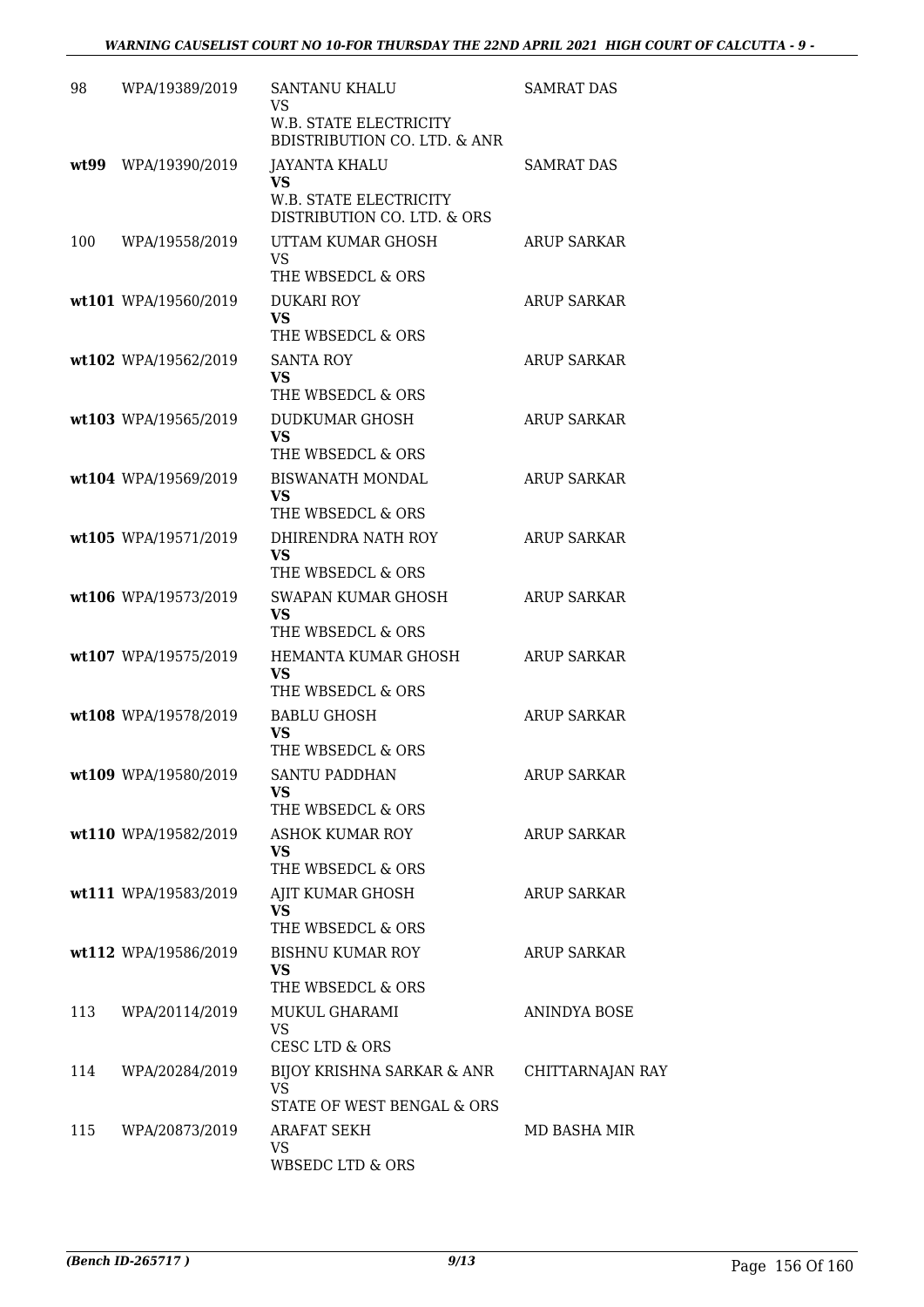| | | | |
|---|---|---|---|
| 98 | WPA/19389/2019 | SANTANU KHALU<br>VS<br>W.B. STATE ELECTRICITY BDISTRIBUTION CO. LTD. & ANR | SAMRAT DAS |
| wt99 | WPA/19390/2019 | JAYANTA KHALU<br>**VS**<br>W.B. STATE ELECTRICITY DISTRIBUTION CO. LTD. & ORS | SAMRAT DAS |
| 100 | WPA/19558/2019 | UTTAM KUMAR GHOSH<br>VS<br>THE WBSEDCL & ORS | ARUP SARKAR |
| wt101 | WPA/19560/2019 | DUKARI ROY<br>**VS**<br>THE WBSEDCL & ORS | ARUP SARKAR |
| wt102 | WPA/19562/2019 | SANTA ROY<br>**VS**<br>THE WBSEDCL & ORS | ARUP SARKAR |
| wt103 | WPA/19565/2019 | DUDKUMAR GHOSH<br>**VS**<br>THE WBSEDCL & ORS | ARUP SARKAR |
| wt104 | WPA/19569/2019 | BISWANATH MONDAL<br>**VS**<br>THE WBSEDCL & ORS | ARUP SARKAR |
| wt105 | WPA/19571/2019 | DHIRENDRA NATH ROY<br>**VS**<br>THE WBSEDCL & ORS | ARUP SARKAR |
| wt106 | WPA/19573/2019 | SWAPAN KUMAR GHOSH<br>**VS**<br>THE WBSEDCL & ORS | ARUP SARKAR |
| wt107 | WPA/19575/2019 | HEMANTA KUMAR GHOSH<br>**VS**<br>THE WBSEDCL & ORS | ARUP SARKAR |
| wt108 | WPA/19578/2019 | BABLU GHOSH<br>**VS**<br>THE WBSEDCL & ORS | ARUP SARKAR |
| wt109 | WPA/19580/2019 | SANTU PADDHAN<br>**VS**<br>THE WBSEDCL & ORS | ARUP SARKAR |
| wt110 | WPA/19582/2019 | ASHOK KUMAR ROY<br>**VS**<br>THE WBSEDCL & ORS | ARUP SARKAR |
| wt111 | WPA/19583/2019 | AJIT KUMAR GHOSH<br>**VS**<br>THE WBSEDCL & ORS | ARUP SARKAR |
| wt112 | WPA/19586/2019 | BISHNU KUMAR ROY<br>**VS**<br>THE WBSEDCL & ORS | ARUP SARKAR |
| 113 | WPA/20114/2019 | MUKUL GHARAMI<br>VS<br>CESC LTD & ORS | ANINDYA BOSE |
| 114 | WPA/20284/2019 | BIJOY KRISHNA SARKAR & ANR<br>VS<br>STATE OF WEST BENGAL & ORS | CHITTARNAJAN RAY |
| 115 | WPA/20873/2019 | ARAFAT SEKH<br>VS<br>WBSEDC LTD & ORS | MD BASHA MIR |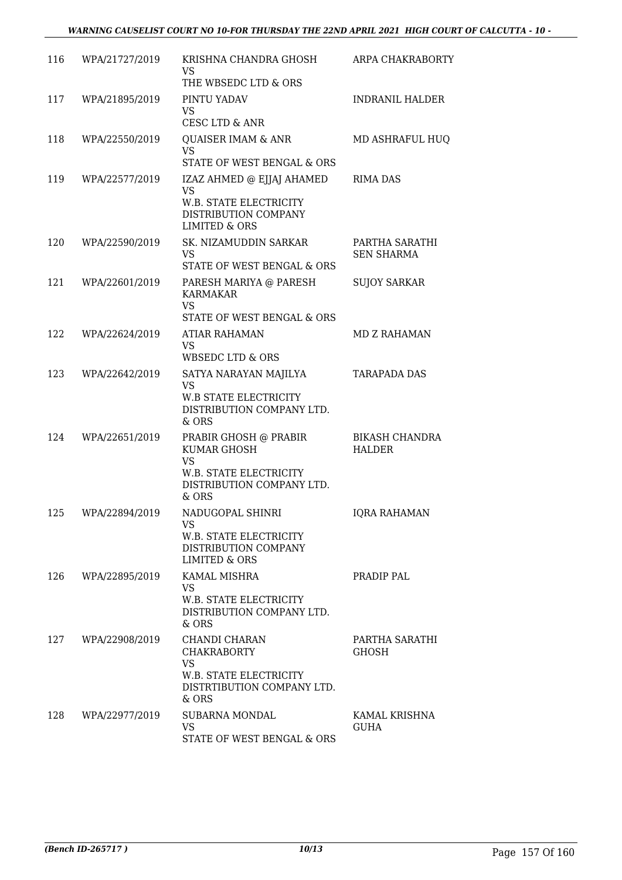| | | | |
|---|---|---|---|
| 116 | WPA/21727/2019 | KRISHNA CHANDRA GHOSH<br>VS<br>THE WBSEDC LTD & ORS | ARPA CHAKRABORTY |
| 117 | WPA/21895/2019 | PINTU YADAV<br>VS<br>CESC LTD & ANR | INDRANIL HALDER |
| 118 | WPA/22550/2019 | QUAISER IMAM & ANR<br>VS<br>STATE OF WEST BENGAL & ORS | MD ASHRAFUL HUQ |
| 119 | WPA/22577/2019 | IZAZ AHMED @ EJJAJ AHAMED<br>VS<br>W.B. STATE ELECTRICITY DISTRIBUTION COMPANY LIMITED & ORS | RIMA DAS |
| 120 | WPA/22590/2019 | SK. NIZAMUDDIN SARKAR<br>VS<br>STATE OF WEST BENGAL & ORS | PARTHA SARATHI SEN SHARMA |
| 121 | WPA/22601/2019 | PARESH MARIYA @ PARESH KARMAKAR<br>VS<br>STATE OF WEST BENGAL & ORS | SUJOY SARKAR |
| 122 | WPA/22624/2019 | ATIAR RAHAMAN<br>VS<br>WBSEDC LTD & ORS | MD Z RAHAMAN |
| 123 | WPA/22642/2019 | SATYA NARAYAN MAJILYA<br>VS<br>W.B STATE ELECTRICITY DISTRIBUTION COMPANY LTD. & ORS | TARAPADA DAS |
| 124 | WPA/22651/2019 | PRABIR GHOSH @ PRABIR KUMAR GHOSH<br>VS<br>W.B. STATE ELECTRICITY DISTRIBUTION COMPANY LTD. & ORS | BIKASH CHANDRA HALDER |
| 125 | WPA/22894/2019 | NADUGOPAL SHINRI<br>VS<br>W.B. STATE ELECTRICITY DISTRIBUTION COMPANY LIMITED & ORS | IQRA RAHAMAN |
| 126 | WPA/22895/2019 | KAMAL MISHRA<br>VS<br>W.B. STATE ELECTRICITY DISTRIBUTION COMPANY LTD. & ORS | PRADIP PAL |
| 127 | WPA/22908/2019 | CHANDI CHARAN CHAKRABORTY<br>VS<br>W.B. STATE ELECTRICITY DISTRTIBUTION COMPANY LTD. & ORS | PARTHA SARATHI GHOSH |
| 128 | WPA/22977/2019 | SUBARNA MONDAL<br>VS<br>STATE OF WEST BENGAL & ORS | KAMAL KRISHNA GUHA |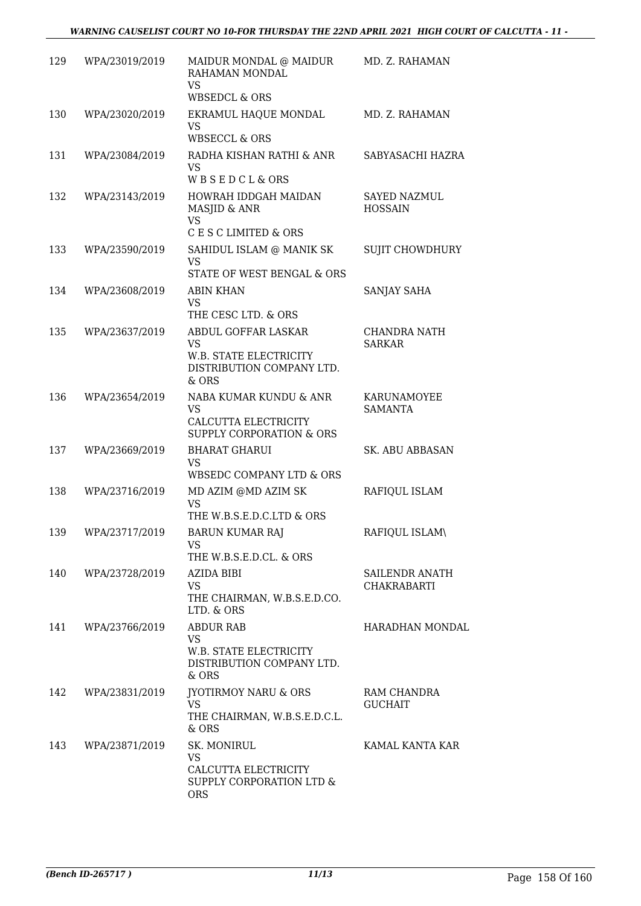| 129 | WPA/23019/2019 | MAIDUR MONDAL @ MAIDUR RAHAMAN MONDAL VS WBSEDCL & ORS | MD. Z. RAHAMAN |
|---|---|---|---|
| 130 | WPA/23020/2019 | EKRAMUL HAQUE MONDAL VS WBSECCL & ORS | MD. Z. RAHAMAN |
| 131 | WPA/23084/2019 | RADHA KISHAN RATHI & ANR VS W B S E D C L & ORS | SABYASACHI HAZRA |
| 132 | WPA/23143/2019 | HOWRAH IDDGAH MAIDAN MASJID & ANR VS C E S C LIMITED & ORS | SAYED NAZMUL HOSSAIN |
| 133 | WPA/23590/2019 | SAHIDUL ISLAM @ MANIK SK VS STATE OF WEST BENGAL & ORS | SUJIT CHOWDHURY |
| 134 | WPA/23608/2019 | ABIN KHAN VS THE CESC LTD. & ORS | SANJAY SAHA |
| 135 | WPA/23637/2019 | ABDUL GOFFAR LASKAR VS W.B. STATE ELECTRICITY DISTRIBUTION COMPANY LTD. & ORS | CHANDRA NATH SARKAR |
| 136 | WPA/23654/2019 | NABA KUMAR KUNDU & ANR VS CALCUTTA ELECTRICITY SUPPLY CORPORATION & ORS | KARUNAMOYEE SAMANTA |
| 137 | WPA/23669/2019 | BHARAT GHARUI VS WBSEDC COMPANY LTD & ORS | SK. ABU ABBASAN |
| 138 | WPA/23716/2019 | MD AZIM @MD AZIM SK VS THE W.B.S.E.D.C.LTD & ORS | RAFIQUL ISLAM |
| 139 | WPA/23717/2019 | BARUN KUMAR RAJ VS THE W.B.S.E.D.CL. & ORS | RAFIQUL ISLAM\ |
| 140 | WPA/23728/2019 | AZIDA BIBI VS THE CHAIRMAN, W.B.S.E.D.CO. LTD. & ORS | SAILENDR ANATH CHAKRABARTI |
| 141 | WPA/23766/2019 | ABDUR RAB VS W.B. STATE ELECTRICITY DISTRIBUTION COMPANY LTD. & ORS | HARADHAN MONDAL |
| 142 | WPA/23831/2019 | JYOTIRMOY NARU & ORS VS THE CHAIRMAN, W.B.S.E.D.C.L. & ORS | RAM CHANDRA GUCHAIT |
| 143 | WPA/23871/2019 | SK. MONIRUL VS CALCUTTA ELECTRICITY SUPPLY CORPORATION LTD & ORS | KAMAL KANTA KAR |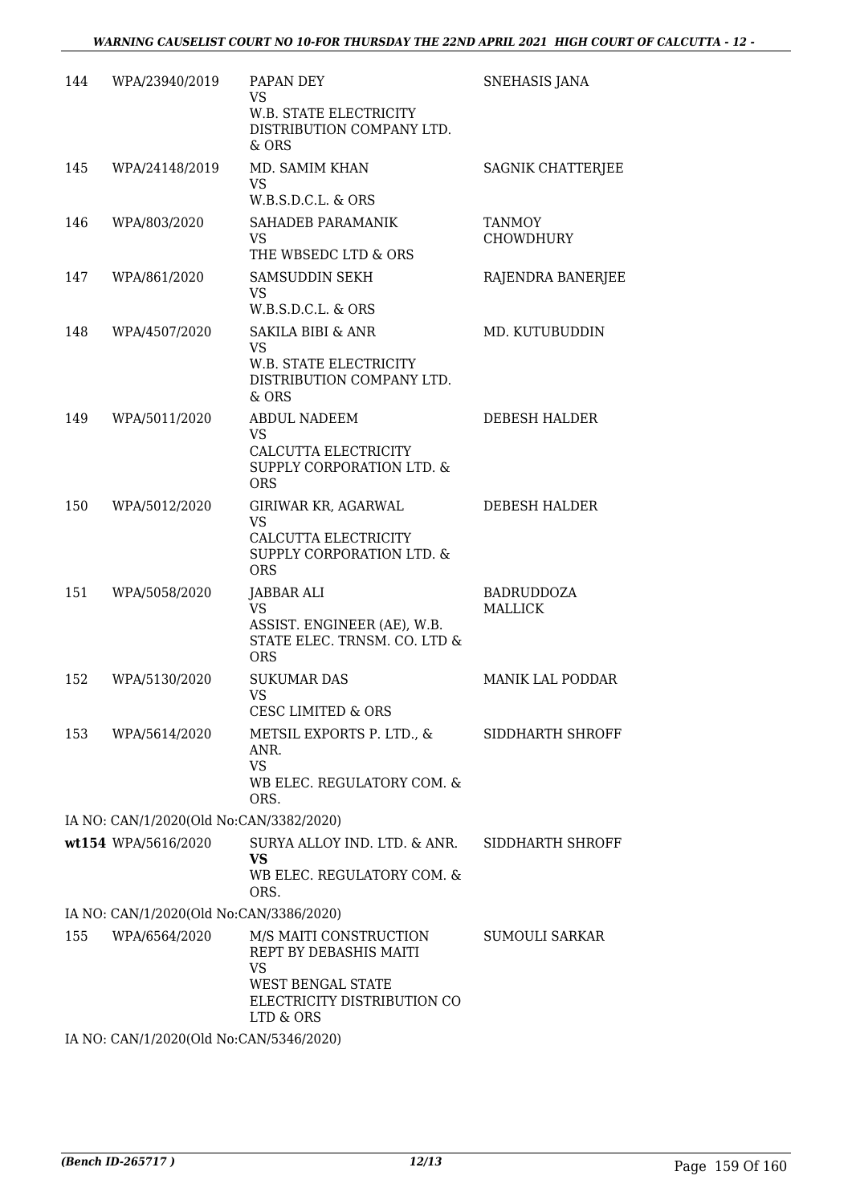| | | | |
|---|---|---|---|
| 144 | WPA/23940/2019 | PAPAN DEY<br>VS<br>W.B. STATE ELECTRICITY DISTRIBUTION COMPANY LTD. & ORS | SNEHASIS JANA |
| 145 | WPA/24148/2019 | MD. SAMIM KHAN<br>VS<br>W.B.S.D.C.L. & ORS | SAGNIK CHATTERJEE |
| 146 | WPA/803/2020 | SAHADEB PARAMANIK<br>VS<br>THE WBSEDC LTD & ORS | TANMOY CHOWDHURY |
| 147 | WPA/861/2020 | SAMSUDDIN SEKH<br>VS<br>W.B.S.D.C.L. & ORS | RAJENDRA BANERJEE |
| 148 | WPA/4507/2020 | SAKILA BIBI & ANR<br>VS<br>W.B. STATE ELECTRICITY DISTRIBUTION COMPANY LTD. & ORS | MD. KUTUBUDDIN |
| 149 | WPA/5011/2020 | ABDUL NADEEM<br>VS<br>CALCUTTA ELECTRICITY SUPPLY CORPORATION LTD. & ORS | DEBESH HALDER |
| 150 | WPA/5012/2020 | GIRIWAR KR, AGARWAL<br>VS<br>CALCUTTA ELECTRICITY SUPPLY CORPORATION LTD. & ORS | DEBESH HALDER |
| 151 | WPA/5058/2020 | JABBAR ALI<br>VS<br>ASSIST. ENGINEER (AE), W.B. STATE ELEC. TRNSM. CO. LTD & ORS | BADRUDDOZA MALLICK |
| 152 | WPA/5130/2020 | SUKUMAR DAS<br>VS<br>CESC LIMITED & ORS | MANIK LAL PODDAR |
| 153 | WPA/5614/2020 | METSIL EXPORTS P. LTD., & ANR.<br>VS<br>WB ELEC. REGULATORY COM. & ORS. | SIDDHARTH SHROFF |
| | IA NO: CAN/1/2020(Old No:CAN/3382/2020) | | |
| wt154 | WPA/5616/2020 | SURYA ALLOY IND. LTD. & ANR.<br>**VS**<br>WB ELEC. REGULATORY COM. & ORS. | SIDDHARTH SHROFF |
| | IA NO: CAN/1/2020(Old No:CAN/3386/2020) | | |
| 155 | WPA/6564/2020 | M/S MAITI CONSTRUCTION REPT BY DEBASHIS MAITI<br>VS<br>WEST BENGAL STATE ELECTRICITY DISTRIBUTION CO LTD & ORS | SUMOULI SARKAR |
| | IA NO: CAN/1/2020(Old No:CAN/5346/2020) | | |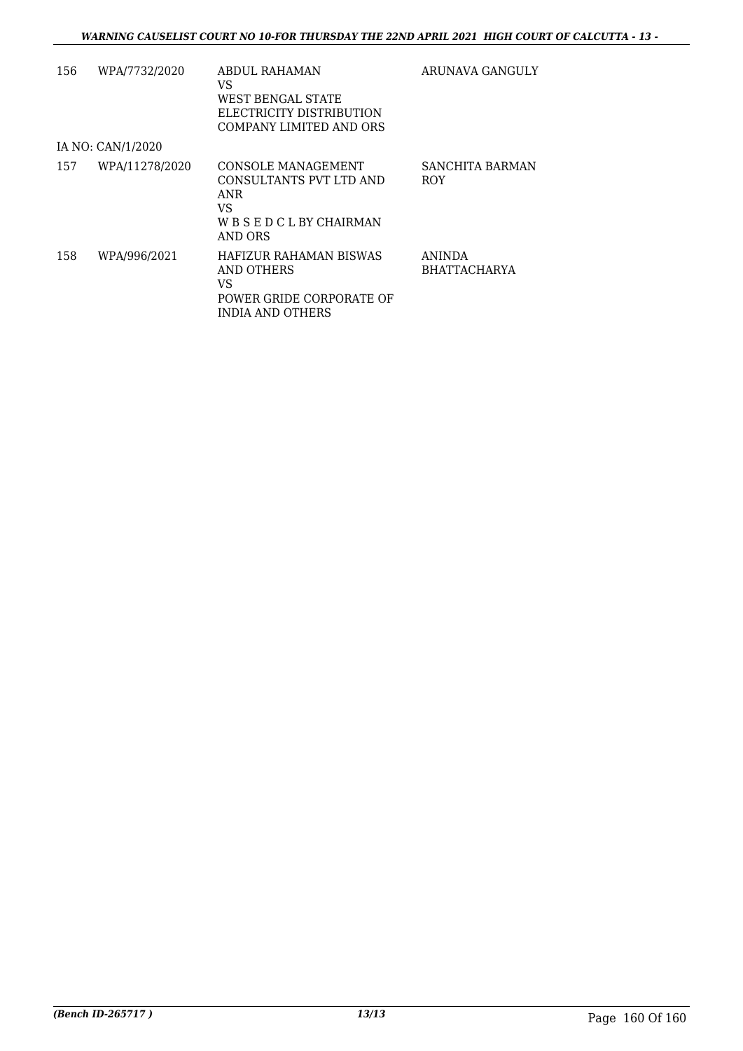| | | | |
|---|---|---|---|
| 156 | WPA/7732/2020 | ABDUL RAHAMAN<br>VS<br>WEST BENGAL STATE ELECTRICITY DISTRIBUTION COMPANY LIMITED AND ORS | ARUNAVA GANGULY |
| IA NO: CAN/1/2020 | | | |
| 157 | WPA/11278/2020 | CONSOLE MANAGEMENT CONSULTANTS PVT LTD AND ANR<br>VS<br>W B S E D C L BY CHAIRMAN AND ORS | SANCHITA BARMAN ROY |
| 158 | WPA/996/2021 | HAFIZUR RAHAMAN BISWAS AND OTHERS<br>VS<br>POWER GRIDE CORPORATE OF INDIA AND OTHERS | ANINDA BHATTACHARYA |